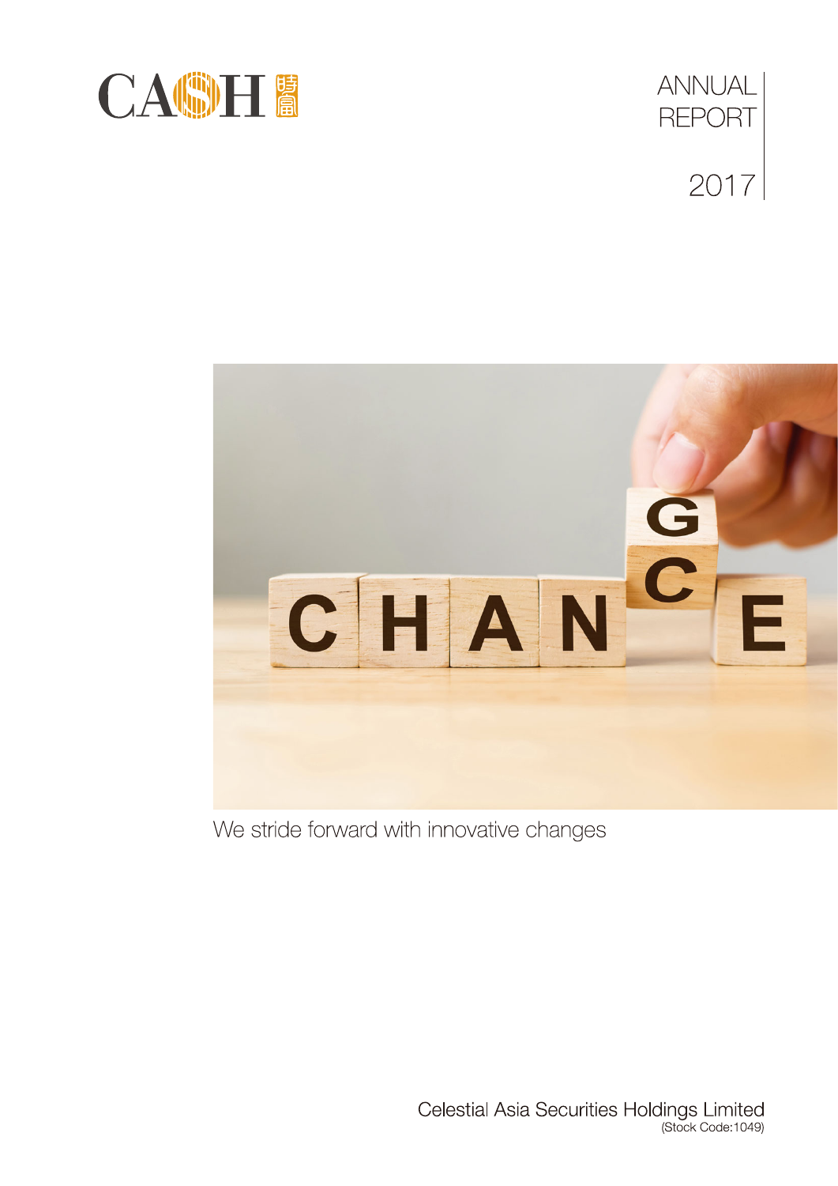CASH 時富

# ANNUAL REPORT 2017

We stride forward with innovative changes

Celestial Asia Securities Holdings Limited
(Stock Code:1049)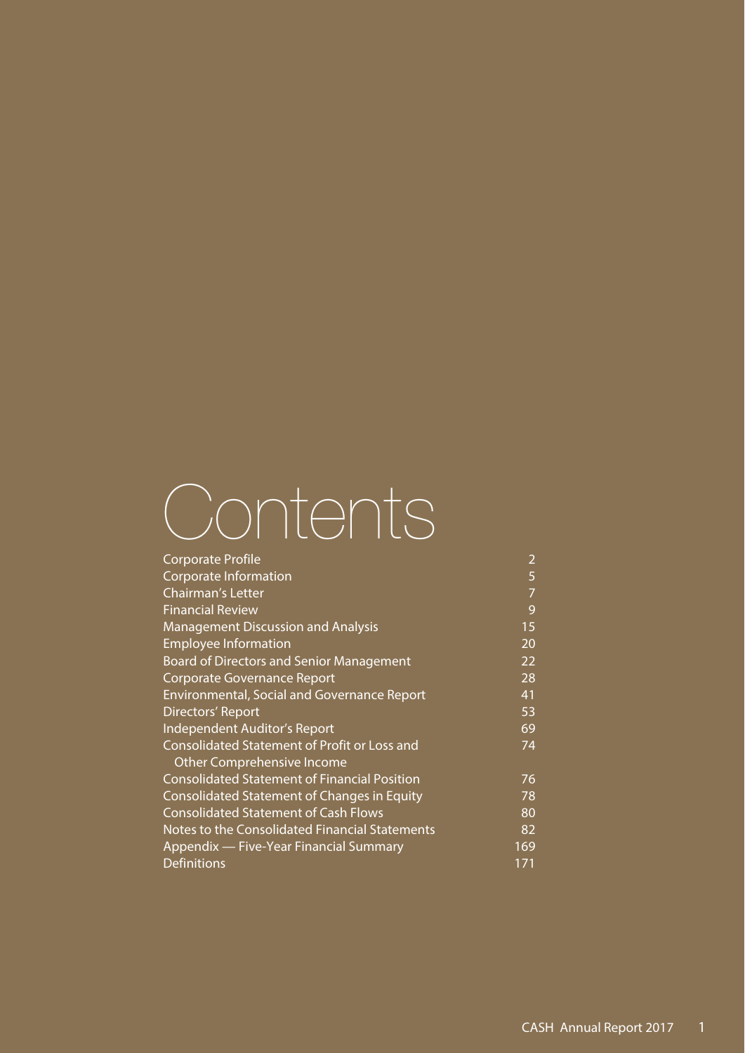# Contents

| | |
|---|---|
| Corporate Profile | 2 |
| Corporate Information | 5 |
| Chairman's Letter | 7 |
| Financial Review | 9 |
| Management Discussion and Analysis | 15 |
| Employee Information | 20 |
| Board of Directors and Senior Management | 22 |
| Corporate Governance Report | 28 |
| Environmental, Social and Governance Report | 41 |
| Directors' Report | 53 |
| Independent Auditor's Report | 69 |
| Consolidated Statement of Profit or Loss and Other Comprehensive Income | 74 |
| Consolidated Statement of Financial Position | 76 |
| Consolidated Statement of Changes in Equity | 78 |
| Consolidated Statement of Cash Flows | 80 |
| Notes to the Consolidated Financial Statements | 82 |
| Appendix — Five-Year Financial Summary | 169 |
| Definitions | 171 |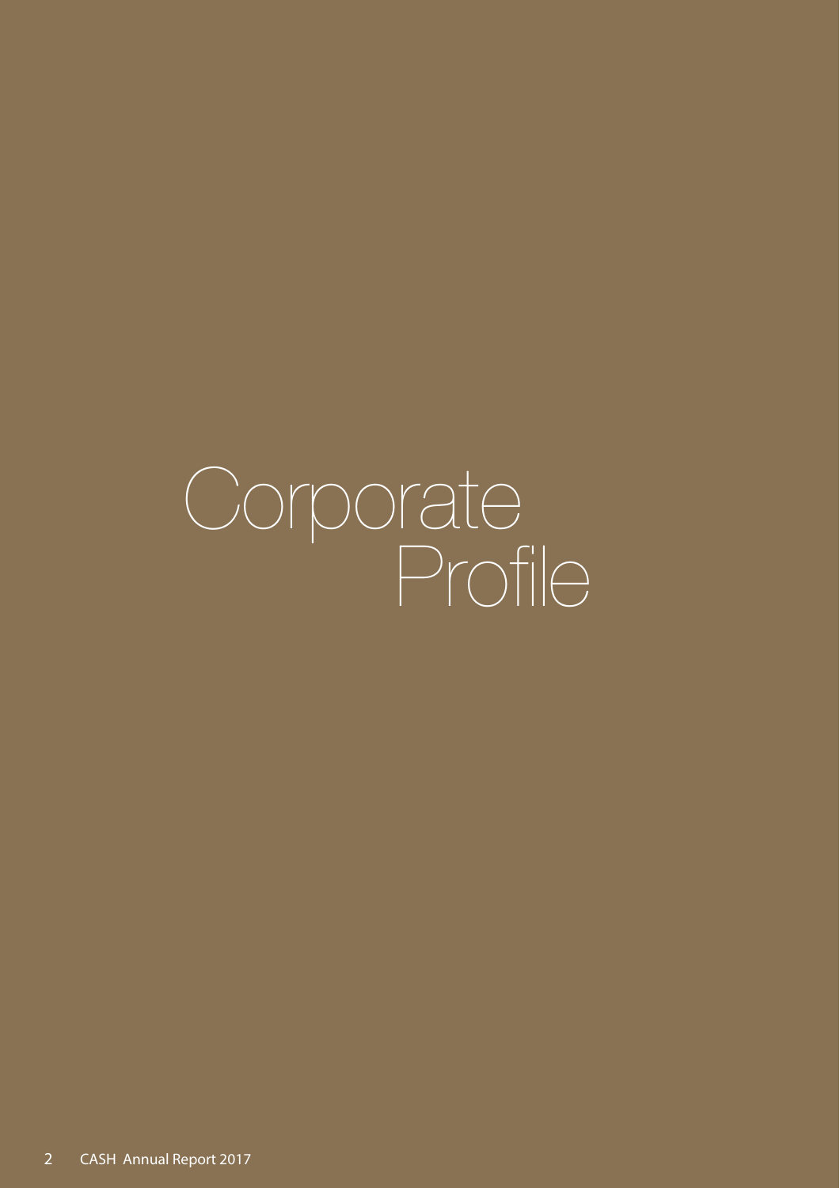# Corporate Profile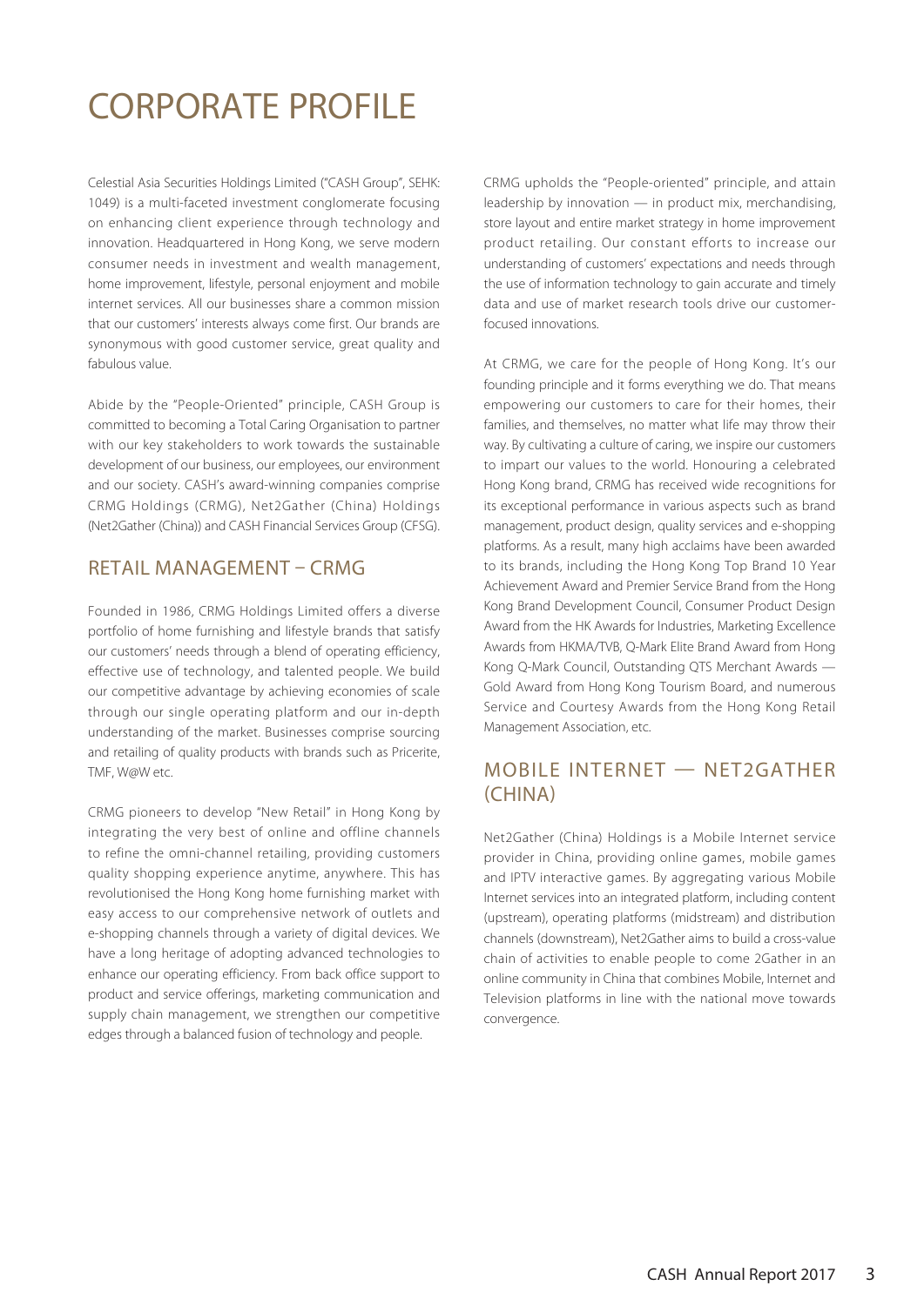# CORPORATE PROFILE

Celestial Asia Securities Holdings Limited ("CASH Group", SEHK: 1049) is a multi-faceted investment conglomerate focusing on enhancing client experience through technology and innovation. Headquartered in Hong Kong, we serve modern consumer needs in investment and wealth management, home improvement, lifestyle, personal enjoyment and mobile internet services. All our businesses share a common mission that our customers' interests always come first. Our brands are synonymous with good customer service, great quality and fabulous value.

Abide by the "People-Oriented" principle, CASH Group is committed to becoming a Total Caring Organisation to partner with our key stakeholders to work towards the sustainable development of our business, our employees, our environment and our society. CASH's award-winning companies comprise CRMG Holdings (CRMG), Net2Gather (China) Holdings (Net2Gather (China)) and CASH Financial Services Group (CFSG).

## RETAIL MANAGEMENT – CRMG

Founded in 1986, CRMG Holdings Limited offers a diverse portfolio of home furnishing and lifestyle brands that satisfy our customers' needs through a blend of operating efficiency, effective use of technology, and talented people. We build our competitive advantage by achieving economies of scale through our single operating platform and our in-depth understanding of the market. Businesses comprise sourcing and retailing of quality products with brands such as Pricerite, TMF, W@W etc.

CRMG pioneers to develop "New Retail" in Hong Kong by integrating the very best of online and offline channels to refine the omni-channel retailing, providing customers quality shopping experience anytime, anywhere. This has revolutionised the Hong Kong home furnishing market with easy access to our comprehensive network of outlets and e-shopping channels through a variety of digital devices. We have a long heritage of adopting advanced technologies to enhance our operating efficiency. From back office support to product and service offerings, marketing communication and supply chain management, we strengthen our competitive edges through a balanced fusion of technology and people.

CRMG upholds the "People-oriented" principle, and attain leadership by innovation — in product mix, merchandising, store layout and entire market strategy in home improvement product retailing. Our constant efforts to increase our understanding of customers' expectations and needs through the use of information technology to gain accurate and timely data and use of market research tools drive our customer-focused innovations.

At CRMG, we care for the people of Hong Kong. It's our founding principle and it forms everything we do. That means empowering our customers to care for their homes, their families, and themselves, no matter what life may throw their way. By cultivating a culture of caring, we inspire our customers to impart our values to the world. Honouring a celebrated Hong Kong brand, CRMG has received wide recognitions for its exceptional performance in various aspects such as brand management, product design, quality services and e-shopping platforms. As a result, many high acclaims have been awarded to its brands, including the Hong Kong Top Brand 10 Year Achievement Award and Premier Service Brand from the Hong Kong Brand Development Council, Consumer Product Design Award from the HK Awards for Industries, Marketing Excellence Awards from HKMA/TVB, Q-Mark Elite Brand Award from Hong Kong Q-Mark Council, Outstanding QTS Merchant Awards — Gold Award from Hong Kong Tourism Board, and numerous Service and Courtesy Awards from the Hong Kong Retail Management Association, etc.

## MOBILE INTERNET — NET2GATHER (CHINA)

Net2Gather (China) Holdings is a Mobile Internet service provider in China, providing online games, mobile games and IPTV interactive games. By aggregating various Mobile Internet services into an integrated platform, including content (upstream), operating platforms (midstream) and distribution channels (downstream), Net2Gather aims to build a cross-value chain of activities to enable people to come 2Gather in an online community in China that combines Mobile, Internet and Television platforms in line with the national move towards convergence.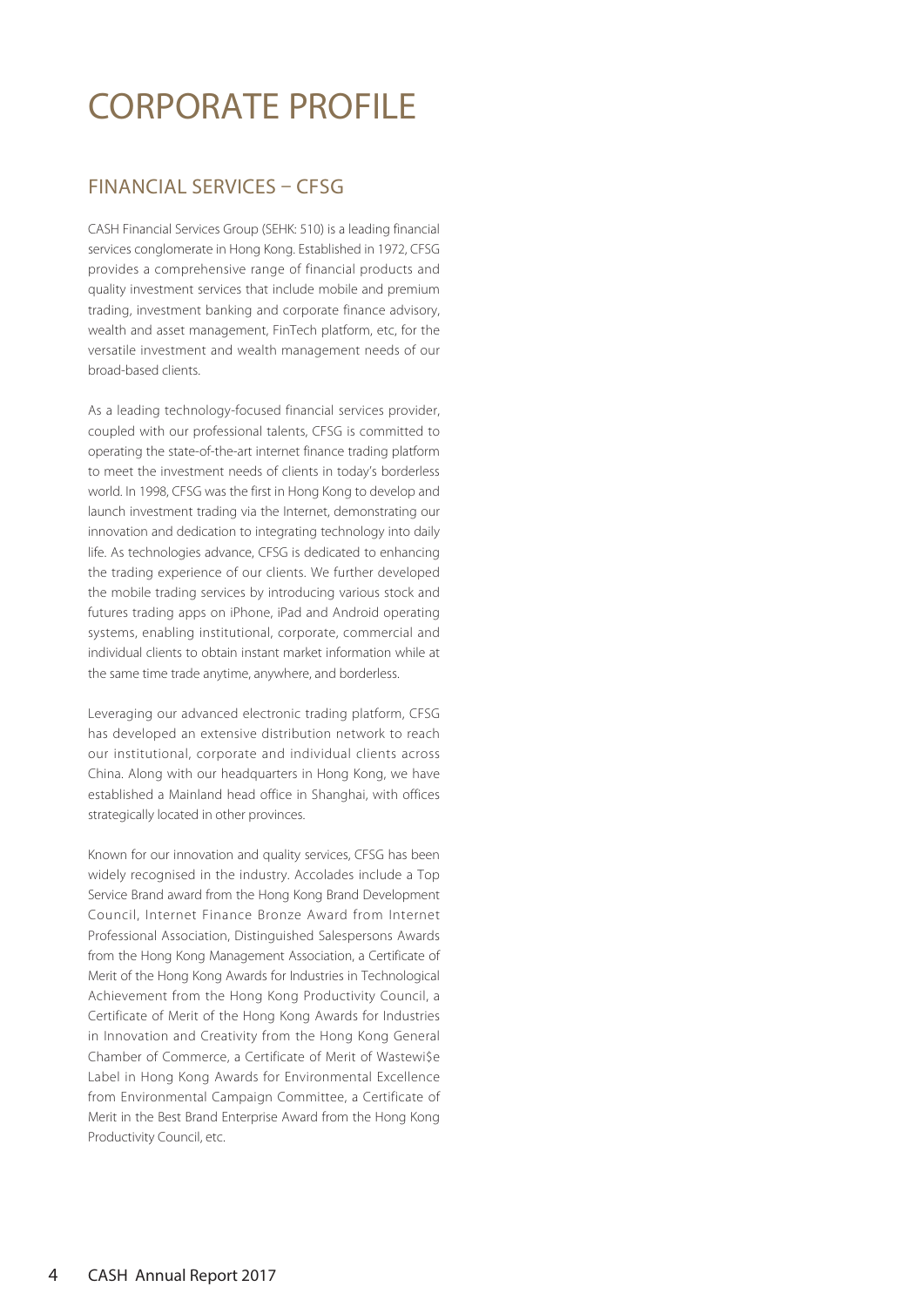# CORPORATE PROFILE

## FINANCIAL SERVICES – CFSG

CASH Financial Services Group (SEHK: 510) is a leading financial services conglomerate in Hong Kong. Established in 1972, CFSG provides a comprehensive range of financial products and quality investment services that include mobile and premium trading, investment banking and corporate finance advisory, wealth and asset management, FinTech platform, etc, for the versatile investment and wealth management needs of our broad-based clients.

As a leading technology-focused financial services provider, coupled with our professional talents, CFSG is committed to operating the state-of-the-art internet finance trading platform to meet the investment needs of clients in today's borderless world. In 1998, CFSG was the first in Hong Kong to develop and launch investment trading via the Internet, demonstrating our innovation and dedication to integrating technology into daily life. As technologies advance, CFSG is dedicated to enhancing the trading experience of our clients. We further developed the mobile trading services by introducing various stock and futures trading apps on iPhone, iPad and Android operating systems, enabling institutional, corporate, commercial and individual clients to obtain instant market information while at the same time trade anytime, anywhere, and borderless.

Leveraging our advanced electronic trading platform, CFSG has developed an extensive distribution network to reach our institutional, corporate and individual clients across China. Along with our headquarters in Hong Kong, we have established a Mainland head office in Shanghai, with offices strategically located in other provinces.

Known for our innovation and quality services, CFSG has been widely recognised in the industry. Accolades include a Top Service Brand award from the Hong Kong Brand Development Council, Internet Finance Bronze Award from Internet Professional Association, Distinguished Salespersons Awards from the Hong Kong Management Association, a Certificate of Merit of the Hong Kong Awards for Industries in Technological Achievement from the Hong Kong Productivity Council, a Certificate of Merit of the Hong Kong Awards for Industries in Innovation and Creativity from the Hong Kong General Chamber of Commerce, a Certificate of Merit of Wastewi$e Label in Hong Kong Awards for Environmental Excellence from Environmental Campaign Committee, a Certificate of Merit in the Best Brand Enterprise Award from the Hong Kong Productivity Council, etc.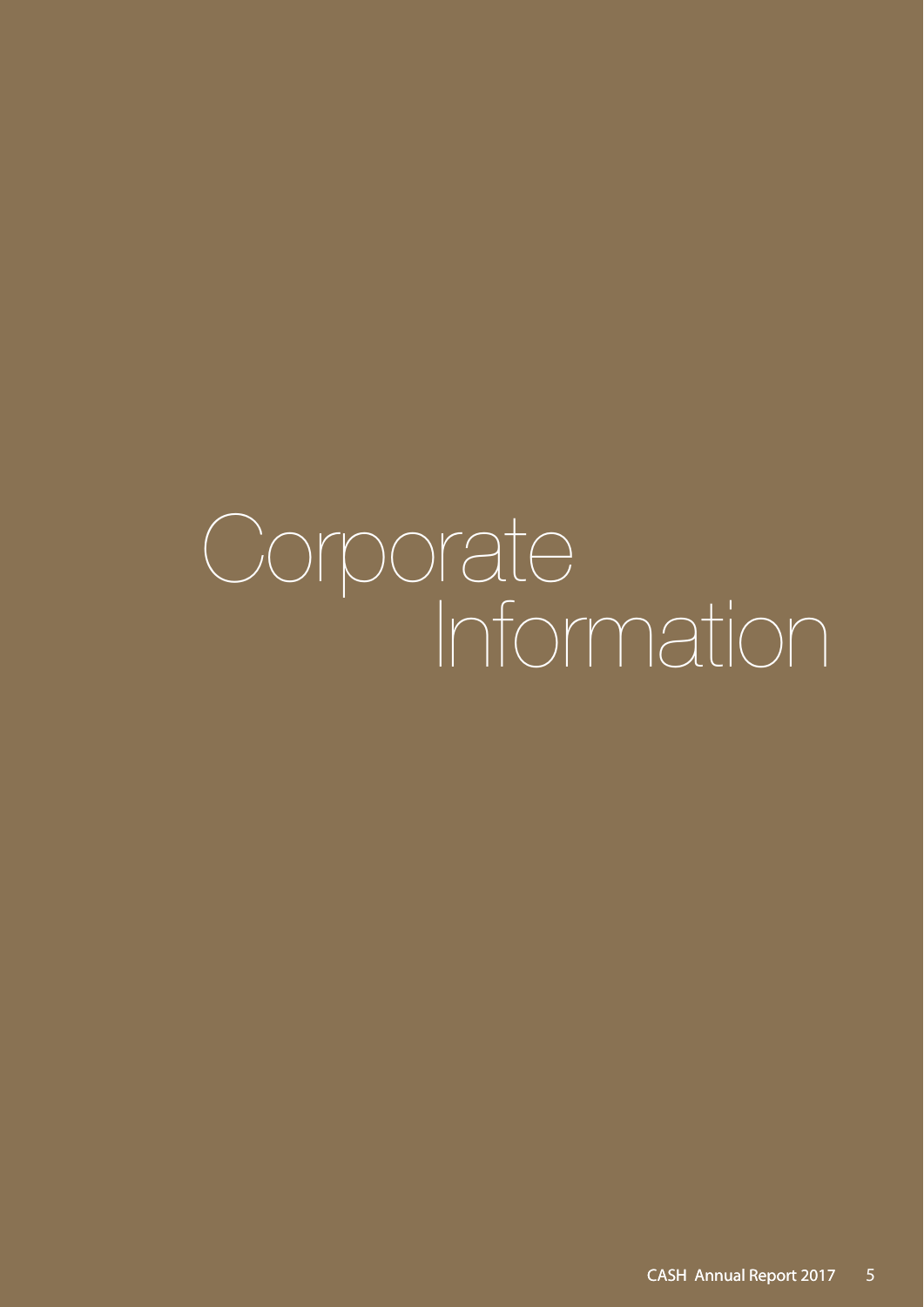# Corporate Information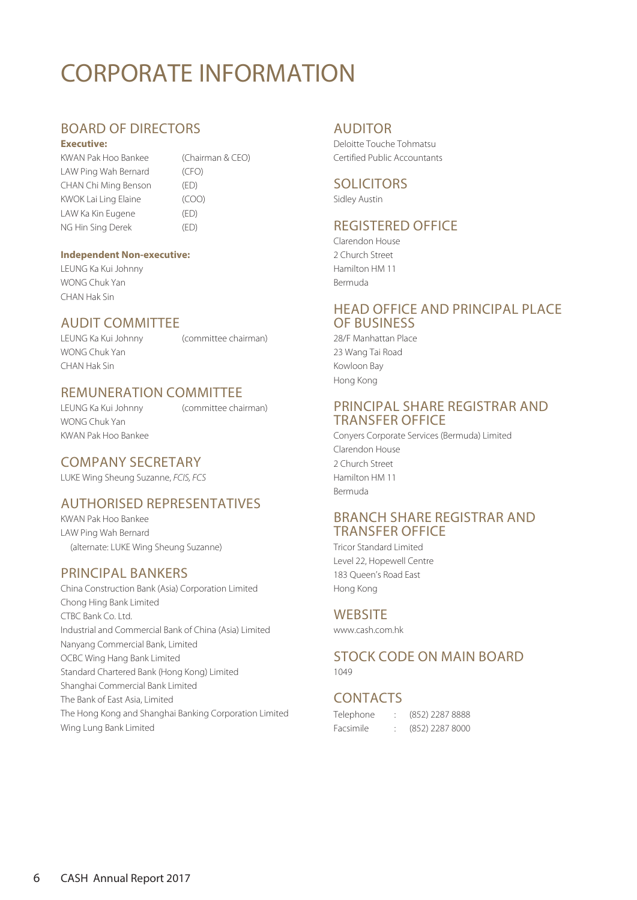# CORPORATE INFORMATION

## BOARD OF DIRECTORS

**Executive:**

| | |
|---|---|
| KWAN Pak Hoo Bankee | (Chairman & CEO) |
| LAW Ping Wah Bernard | (CFO) |
| CHAN Chi Ming Benson | (ED) |
| KWOK Lai Ling Elaine | (COO) |
| LAW Ka Kin Eugene | (ED) |
| NG Hin Sing Derek | (ED) |

**Independent Non-executive:**

LEUNG Ka Kui Johnny
WONG Chuk Yan
CHAN Hak Sin

## AUDIT COMMITTEE

LEUNG Ka Kui Johnny (committee chairman)
WONG Chuk Yan
CHAN Hak Sin

## REMUNERATION COMMITTEE

LEUNG Ka Kui Johnny (committee chairman)
WONG Chuk Yan
KWAN Pak Hoo Bankee

## COMPANY SECRETARY

LUKE Wing Sheung Suzanne, *FCIS, FCS*

## AUTHORISED REPRESENTATIVES

KWAN Pak Hoo Bankee
LAW Ping Wah Bernard
(alternate: LUKE Wing Sheung Suzanne)

## PRINCIPAL BANKERS

China Construction Bank (Asia) Corporation Limited
Chong Hing Bank Limited
CTBC Bank Co. Ltd.
Industrial and Commercial Bank of China (Asia) Limited
Nanyang Commercial Bank, Limited
OCBC Wing Hang Bank Limited
Standard Chartered Bank (Hong Kong) Limited
Shanghai Commercial Bank Limited
The Bank of East Asia, Limited
The Hong Kong and Shanghai Banking Corporation Limited
Wing Lung Bank Limited

## AUDITOR

Deloitte Touche Tohmatsu
Certified Public Accountants

## SOLICITORS

Sidley Austin

## REGISTERED OFFICE

Clarendon House
2 Church Street
Hamilton HM 11
Bermuda

## HEAD OFFICE AND PRINCIPAL PLACE OF BUSINESS

28/F Manhattan Place
23 Wang Tai Road
Kowloon Bay
Hong Kong

## PRINCIPAL SHARE REGISTRAR AND TRANSFER OFFICE

Conyers Corporate Services (Bermuda) Limited
Clarendon House
2 Church Street
Hamilton HM 11
Bermuda

## BRANCH SHARE REGISTRAR AND TRANSFER OFFICE

Tricor Standard Limited
Level 22, Hopewell Centre
183 Queen's Road East
Hong Kong

## WEBSITE

www.cash.com.hk

## STOCK CODE ON MAIN BOARD

1049

## CONTACTS

| | | |
|---|---|---|
| Telephone | : | (852) 2287 8888 |
| Facsimile | : | (852) 2287 8000 |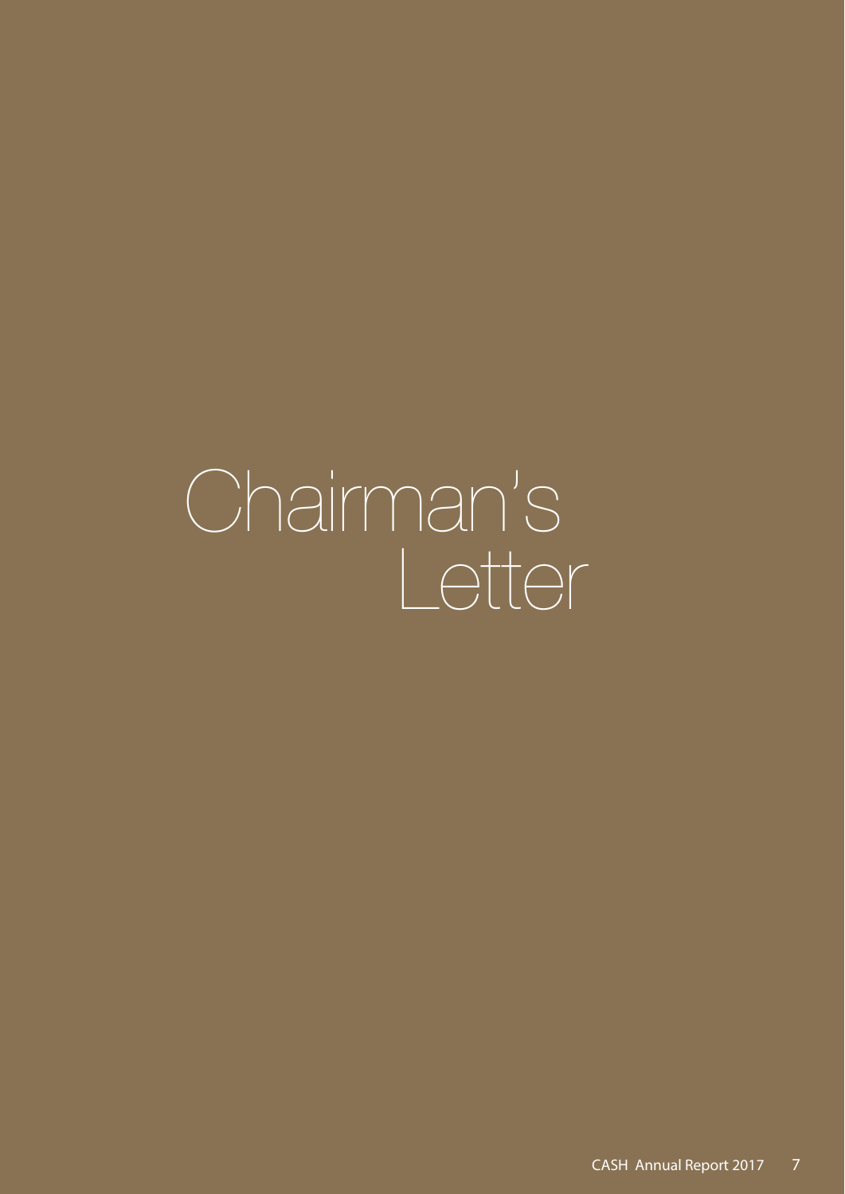# Chairman's Letter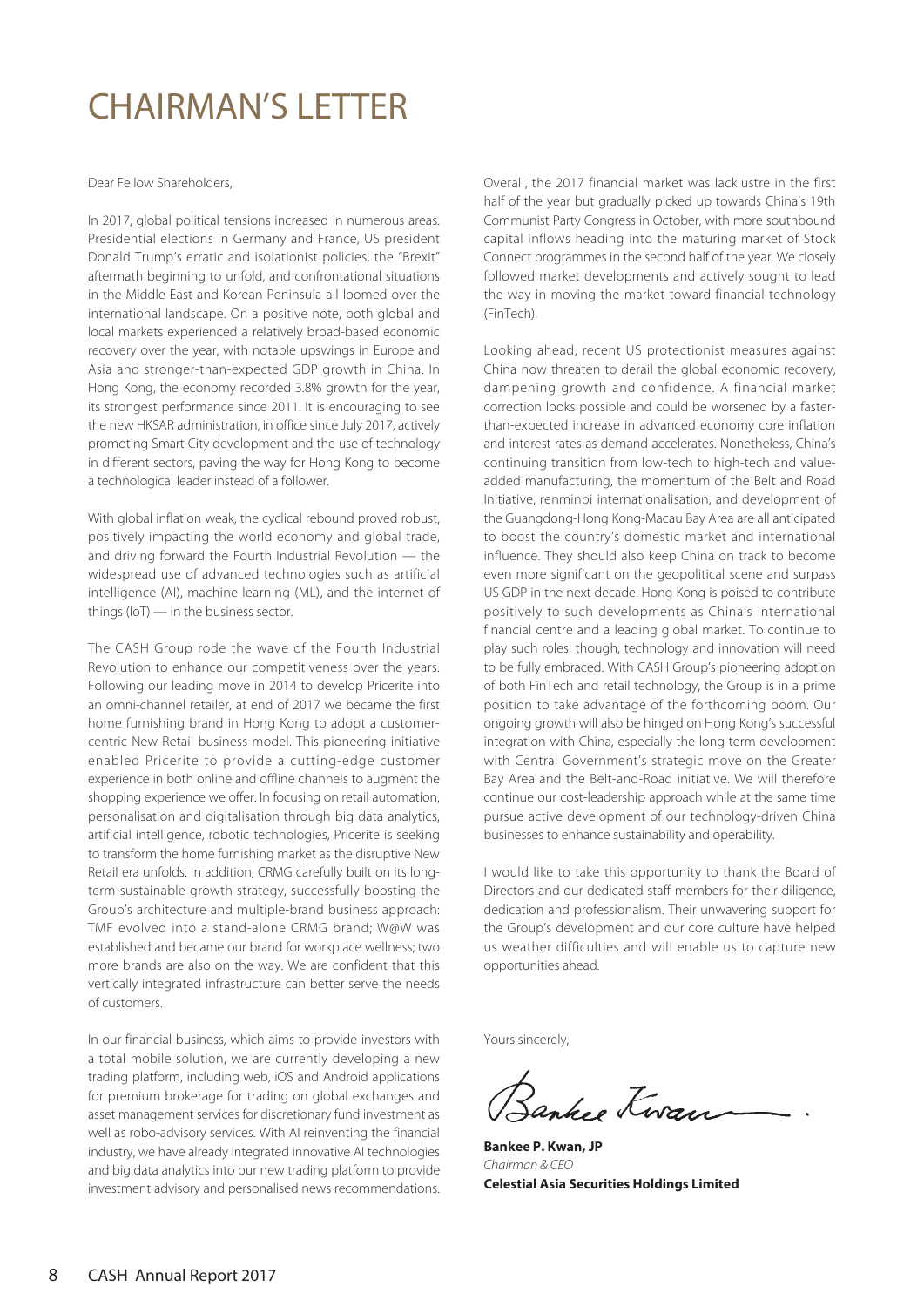# CHAIRMAN'S LETTER

Dear Fellow Shareholders,

In 2017, global political tensions increased in numerous areas. Presidential elections in Germany and France, US president Donald Trump's erratic and isolationist policies, the "Brexit" aftermath beginning to unfold, and confrontational situations in the Middle East and Korean Peninsula all loomed over the international landscape. On a positive note, both global and local markets experienced a relatively broad-based economic recovery over the year, with notable upswings in Europe and Asia and stronger-than-expected GDP growth in China. In Hong Kong, the economy recorded 3.8% growth for the year, its strongest performance since 2011. It is encouraging to see the new HKSAR administration, in office since July 2017, actively promoting Smart City development and the use of technology in different sectors, paving the way for Hong Kong to become a technological leader instead of a follower.

With global inflation weak, the cyclical rebound proved robust, positively impacting the world economy and global trade, and driving forward the Fourth Industrial Revolution — the widespread use of advanced technologies such as artificial intelligence (AI), machine learning (ML), and the internet of things (IoT) — in the business sector.

The CASH Group rode the wave of the Fourth Industrial Revolution to enhance our competitiveness over the years. Following our leading move in 2014 to develop Pricerite into an omni-channel retailer, at end of 2017 we became the first home furnishing brand in Hong Kong to adopt a customer-centric New Retail business model. This pioneering initiative enabled Pricerite to provide a cutting-edge customer experience in both online and offline channels to augment the shopping experience we offer. In focusing on retail automation, personalisation and digitalisation through big data analytics, artificial intelligence, robotic technologies, Pricerite is seeking to transform the home furnishing market as the disruptive New Retail era unfolds. In addition, CRMG carefully built on its long-term sustainable growth strategy, successfully boosting the Group's architecture and multiple-brand business approach: TMF evolved into a stand-alone CRMG brand; W@W was established and became our brand for workplace wellness; two more brands are also on the way. We are confident that this vertically integrated infrastructure can better serve the needs of customers.

In our financial business, which aims to provide investors with a total mobile solution, we are currently developing a new trading platform, including web, iOS and Android applications for premium brokerage for trading on global exchanges and asset management services for discretionary fund investment as well as robo-advisory services. With AI reinventing the financial industry, we have already integrated innovative AI technologies and big data analytics into our new trading platform to provide investment advisory and personalised news recommendations.

Overall, the 2017 financial market was lacklustre in the first half of the year but gradually picked up towards China's 19th Communist Party Congress in October, with more southbound capital inflows heading into the maturing market of Stock Connect programmes in the second half of the year. We closely followed market developments and actively sought to lead the way in moving the market toward financial technology (FinTech).

Looking ahead, recent US protectionist measures against China now threaten to derail the global economic recovery, dampening growth and confidence. A financial market correction looks possible and could be worsened by a faster-than-expected increase in advanced economy core inflation and interest rates as demand accelerates. Nonetheless, China's continuing transition from low-tech to high-tech and value-added manufacturing, the momentum of the Belt and Road Initiative, renminbi internationalisation, and development of the Guangdong-Hong Kong-Macau Bay Area are all anticipated to boost the country's domestic market and international influence. They should also keep China on track to become even more significant on the geopolitical scene and surpass US GDP in the next decade. Hong Kong is poised to contribute positively to such developments as China's international financial centre and a leading global market. To continue to play such roles, though, technology and innovation will need to be fully embraced. With CASH Group's pioneering adoption of both FinTech and retail technology, the Group is in a prime position to take advantage of the forthcoming boom. Our ongoing growth will also be hinged on Hong Kong's successful integration with China, especially the long-term development with Central Government's strategic move on the Greater Bay Area and the Belt-and-Road initiative. We will therefore continue our cost-leadership approach while at the same time pursue active development of our technology-driven China businesses to enhance sustainability and operability.

I would like to take this opportunity to thank the Board of Directors and our dedicated staff members for their diligence, dedication and professionalism. Their unwavering support for the Group's development and our core culture have helped us weather difficulties and will enable us to capture new opportunities ahead.

Yours sincerely,

**Bankee P. Kwan, JP**
*Chairman & CEO*
**Celestial Asia Securities Holdings Limited**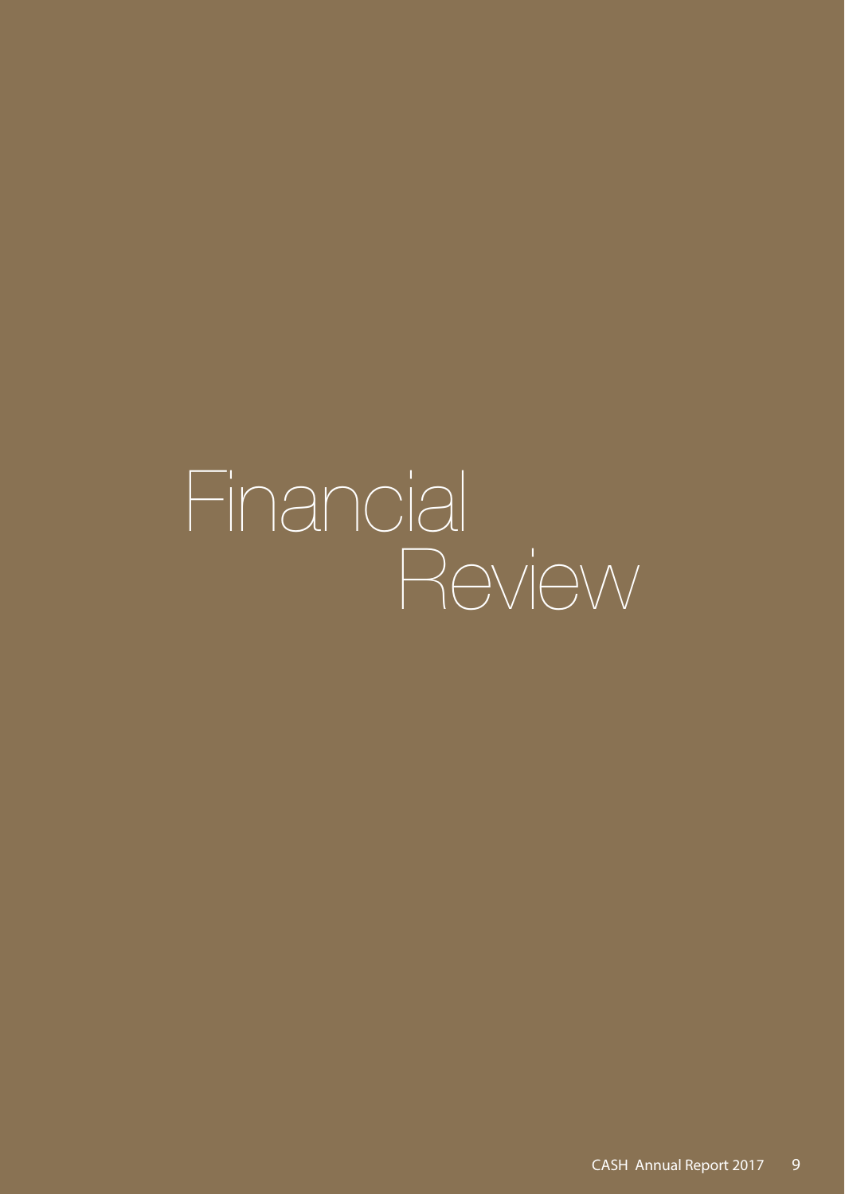# Financial Review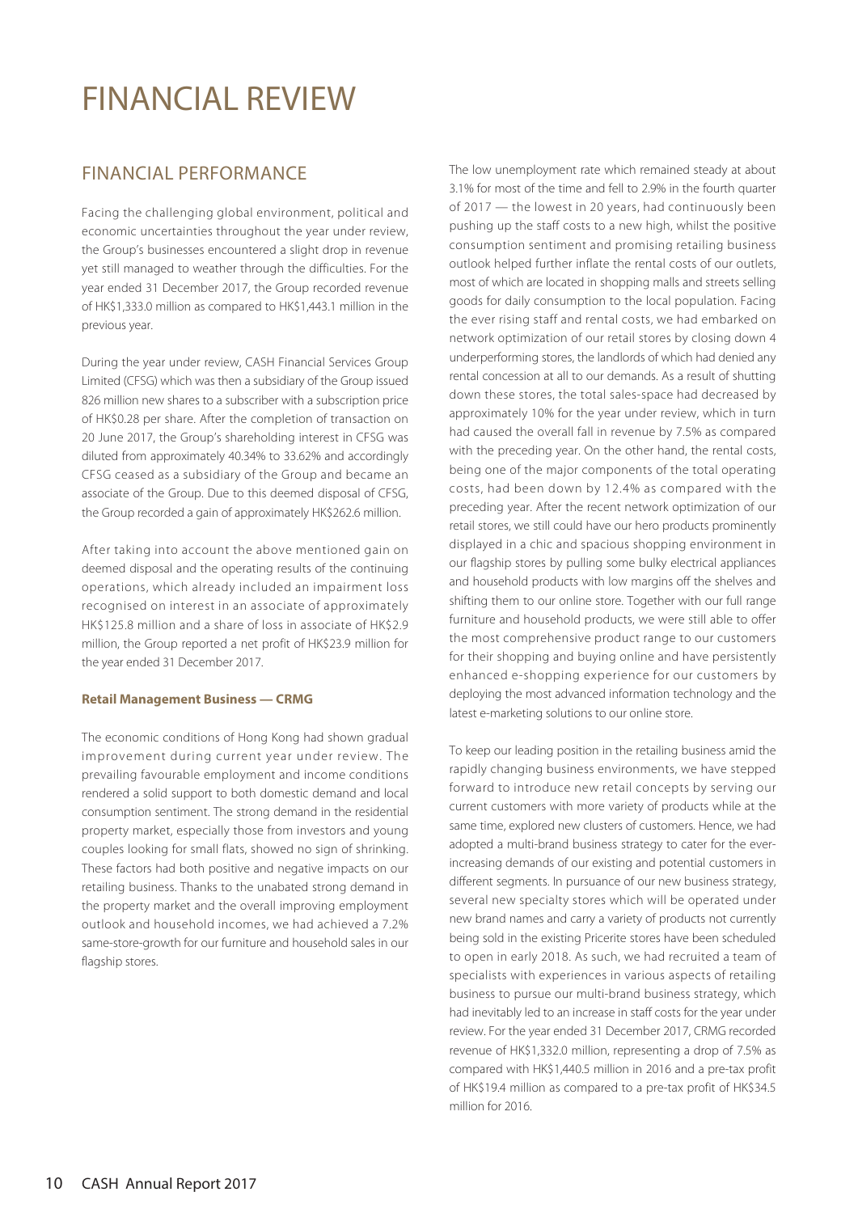# FINANCIAL REVIEW

## FINANCIAL PERFORMANCE

Facing the challenging global environment, political and economic uncertainties throughout the year under review, the Group's businesses encountered a slight drop in revenue yet still managed to weather through the difficulties. For the year ended 31 December 2017, the Group recorded revenue of HK$1,333.0 million as compared to HK$1,443.1 million in the previous year.

During the year under review, CASH Financial Services Group Limited (CFSG) which was then a subsidiary of the Group issued 826 million new shares to a subscriber with a subscription price of HK$0.28 per share. After the completion of transaction on 20 June 2017, the Group's shareholding interest in CFSG was diluted from approximately 40.34% to 33.62% and accordingly CFSG ceased as a subsidiary of the Group and became an associate of the Group. Due to this deemed disposal of CFSG, the Group recorded a gain of approximately HK$262.6 million.

After taking into account the above mentioned gain on deemed disposal and the operating results of the continuing operations, which already included an impairment loss recognised on interest in an associate of approximately HK$125.8 million and a share of loss in associate of HK$2.9 million, the Group reported a net profit of HK$23.9 million for the year ended 31 December 2017.

**Retail Management Business — CRMG**

The economic conditions of Hong Kong had shown gradual improvement during current year under review. The prevailing favourable employment and income conditions rendered a solid support to both domestic demand and local consumption sentiment. The strong demand in the residential property market, especially those from investors and young couples looking for small flats, showed no sign of shrinking. These factors had both positive and negative impacts on our retailing business. Thanks to the unabated strong demand in the property market and the overall improving employment outlook and household incomes, we had achieved a 7.2% same-store-growth for our furniture and household sales in our flagship stores.

The low unemployment rate which remained steady at about 3.1% for most of the time and fell to 2.9% in the fourth quarter of 2017 — the lowest in 20 years, had continuously been pushing up the staff costs to a new high, whilst the positive consumption sentiment and promising retailing business outlook helped further inflate the rental costs of our outlets, most of which are located in shopping malls and streets selling goods for daily consumption to the local population. Facing the ever rising staff and rental costs, we had embarked on network optimization of our retail stores by closing down 4 underperforming stores, the landlords of which had denied any rental concession at all to our demands. As a result of shutting down these stores, the total sales-space had decreased by approximately 10% for the year under review, which in turn had caused the overall fall in revenue by 7.5% as compared with the preceding year. On the other hand, the rental costs, being one of the major components of the total operating costs, had been down by 12.4% as compared with the preceding year. After the recent network optimization of our retail stores, we still could have our hero products prominently displayed in a chic and spacious shopping environment in our flagship stores by pulling some bulky electrical appliances and household products with low margins off the shelves and shifting them to our online store. Together with our full range furniture and household products, we were still able to offer the most comprehensive product range to our customers for their shopping and buying online and have persistently enhanced e-shopping experience for our customers by deploying the most advanced information technology and the latest e-marketing solutions to our online store.

To keep our leading position in the retailing business amid the rapidly changing business environments, we have stepped forward to introduce new retail concepts by serving our current customers with more variety of products while at the same time, explored new clusters of customers. Hence, we had adopted a multi-brand business strategy to cater for the ever-increasing demands of our existing and potential customers in different segments. In pursuance of our new business strategy, several new specialty stores which will be operated under new brand names and carry a variety of products not currently being sold in the existing Pricerite stores have been scheduled to open in early 2018. As such, we had recruited a team of specialists with experiences in various aspects of retailing business to pursue our multi-brand business strategy, which had inevitably led to an increase in staff costs for the year under review. For the year ended 31 December 2017, CRMG recorded revenue of HK$1,332.0 million, representing a drop of 7.5% as compared with HK$1,440.5 million in 2016 and a pre-tax profit of HK$19.4 million as compared to a pre-tax profit of HK$34.5 million for 2016.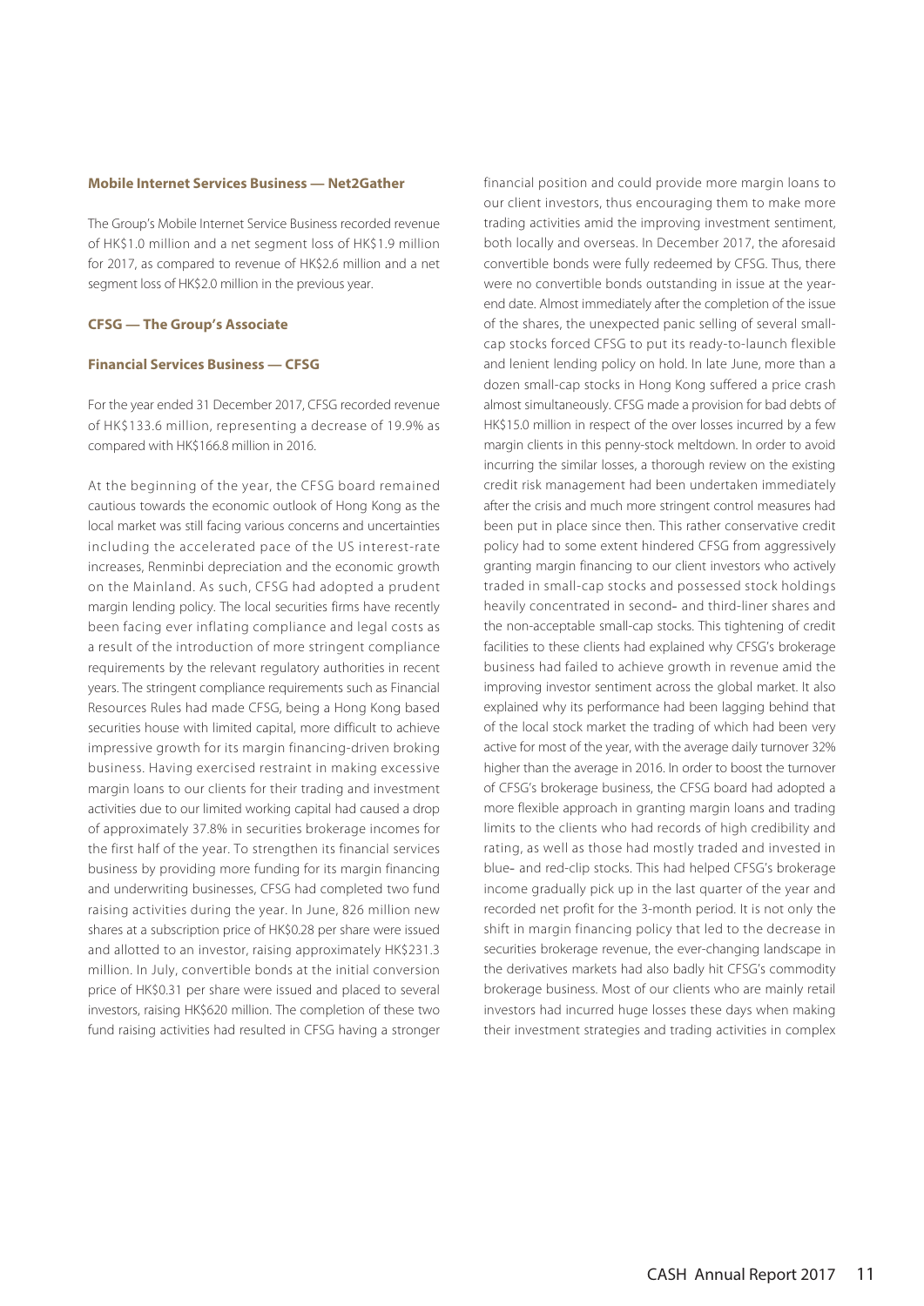**Mobile Internet Services Business — Net2Gather**

The Group's Mobile Internet Service Business recorded revenue of HK$1.0 million and a net segment loss of HK$1.9 million for 2017, as compared to revenue of HK$2.6 million and a net segment loss of HK$2.0 million in the previous year.

**CFSG — The Group's Associate**

**Financial Services Business — CFSG**

For the year ended 31 December 2017, CFSG recorded revenue of HK$133.6 million, representing a decrease of 19.9% as compared with HK$166.8 million in 2016.

At the beginning of the year, the CFSG board remained cautious towards the economic outlook of Hong Kong as the local market was still facing various concerns and uncertainties including the accelerated pace of the US interest-rate increases, Renminbi depreciation and the economic growth on the Mainland. As such, CFSG had adopted a prudent margin lending policy. The local securities firms have recently been facing ever inflating compliance and legal costs as a result of the introduction of more stringent compliance requirements by the relevant regulatory authorities in recent years. The stringent compliance requirements such as Financial Resources Rules had made CFSG, being a Hong Kong based securities house with limited capital, more difficult to achieve impressive growth for its margin financing-driven broking business. Having exercised restraint in making excessive margin loans to our clients for their trading and investment activities due to our limited working capital had caused a drop of approximately 37.8% in securities brokerage incomes for the first half of the year. To strengthen its financial services business by providing more funding for its margin financing and underwriting businesses, CFSG had completed two fund raising activities during the year. In June, 826 million new shares at a subscription price of HK$0.28 per share were issued and allotted to an investor, raising approximately HK$231.3 million. In July, convertible bonds at the initial conversion price of HK$0.31 per share were issued and placed to several investors, raising HK$620 million. The completion of these two fund raising activities had resulted in CFSG having a stronger financial position and could provide more margin loans to our client investors, thus encouraging them to make more trading activities amid the improving investment sentiment, both locally and overseas. In December 2017, the aforesaid convertible bonds were fully redeemed by CFSG. Thus, there were no convertible bonds outstanding in issue at the year-end date. Almost immediately after the completion of the issue of the shares, the unexpected panic selling of several small-cap stocks forced CFSG to put its ready-to-launch flexible and lenient lending policy on hold. In late June, more than a dozen small-cap stocks in Hong Kong suffered a price crash almost simultaneously. CFSG made a provision for bad debts of HK$15.0 million in respect of the over losses incurred by a few margin clients in this penny-stock meltdown. In order to avoid incurring the similar losses, a thorough review on the existing credit risk management had been undertaken immediately after the crisis and much more stringent control measures had been put in place since then. This rather conservative credit policy had to some extent hindered CFSG from aggressively granting margin financing to our client investors who actively traded in small-cap stocks and possessed stock holdings heavily concentrated in second- and third-liner shares and the non-acceptable small-cap stocks. This tightening of credit facilities to these clients had explained why CFSG's brokerage business had failed to achieve growth in revenue amid the improving investor sentiment across the global market. It also explained why its performance had been lagging behind that of the local stock market the trading of which had been very active for most of the year, with the average daily turnover 32% higher than the average in 2016. In order to boost the turnover of CFSG's brokerage business, the CFSG board had adopted a more flexible approach in granting margin loans and trading limits to the clients who had records of high credibility and rating, as well as those had mostly traded and invested in blue- and red-clip stocks. This had helped CFSG's brokerage income gradually pick up in the last quarter of the year and recorded net profit for the 3-month period. It is not only the shift in margin financing policy that led to the decrease in securities brokerage revenue, the ever-changing landscape in the derivatives markets had also badly hit CFSG's commodity brokerage business. Most of our clients who are mainly retail investors had incurred huge losses these days when making their investment strategies and trading activities in complex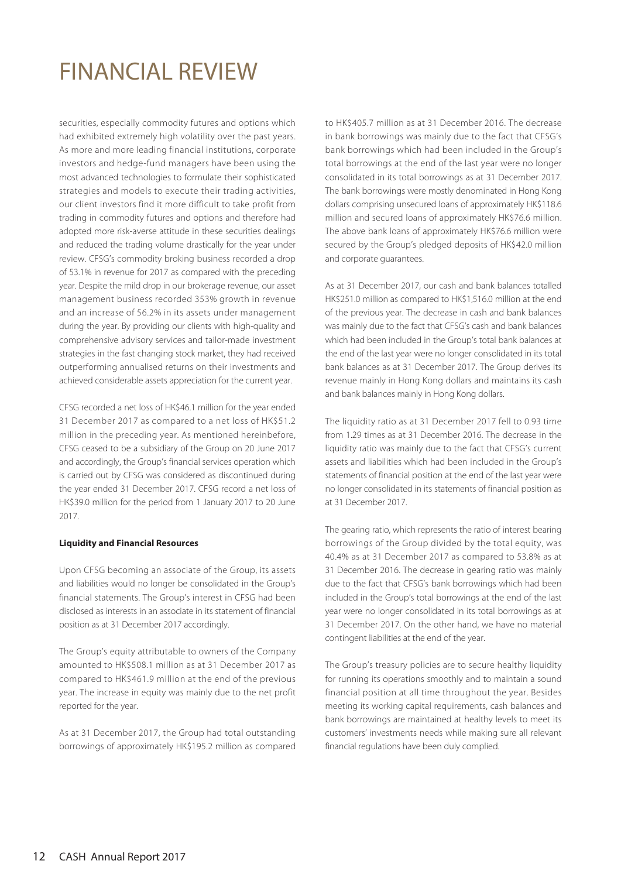# FINANCIAL REVIEW

securities, especially commodity futures and options which had exhibited extremely high volatility over the past years. As more and more leading financial institutions, corporate investors and hedge-fund managers have been using the most advanced technologies to formulate their sophisticated strategies and models to execute their trading activities, our client investors find it more difficult to take profit from trading in commodity futures and options and therefore had adopted more risk-averse attitude in these securities dealings and reduced the trading volume drastically for the year under review. CFSG's commodity broking business recorded a drop of 53.1% in revenue for 2017 as compared with the preceding year. Despite the mild drop in our brokerage revenue, our asset management business recorded 353% growth in revenue and an increase of 56.2% in its assets under management during the year. By providing our clients with high-quality and comprehensive advisory services and tailor-made investment strategies in the fast changing stock market, they had received outperforming annualised returns on their investments and achieved considerable assets appreciation for the current year.

CFSG recorded a net loss of HK$46.1 million for the year ended 31 December 2017 as compared to a net loss of HK$51.2 million in the preceding year. As mentioned hereinbefore, CFSG ceased to be a subsidiary of the Group on 20 June 2017 and accordingly, the Group's financial services operation which is carried out by CFSG was considered as discontinued during the year ended 31 December 2017. CFSG record a net loss of HK$39.0 million for the period from 1 January 2017 to 20 June 2017.

**Liquidity and Financial Resources**

Upon CFSG becoming an associate of the Group, its assets and liabilities would no longer be consolidated in the Group's financial statements. The Group's interest in CFSG had been disclosed as interests in an associate in its statement of financial position as at 31 December 2017 accordingly.

The Group's equity attributable to owners of the Company amounted to HK$508.1 million as at 31 December 2017 as compared to HK$461.9 million at the end of the previous year. The increase in equity was mainly due to the net profit reported for the year.

As at 31 December 2017, the Group had total outstanding borrowings of approximately HK$195.2 million as compared to HK$405.7 million as at 31 December 2016. The decrease in bank borrowings was mainly due to the fact that CFSG's bank borrowings which had been included in the Group's total borrowings at the end of the last year were no longer consolidated in its total borrowings as at 31 December 2017. The bank borrowings were mostly denominated in Hong Kong dollars comprising unsecured loans of approximately HK$118.6 million and secured loans of approximately HK$76.6 million. The above bank loans of approximately HK$76.6 million were secured by the Group's pledged deposits of HK$42.0 million and corporate guarantees.

As at 31 December 2017, our cash and bank balances totalled HK$251.0 million as compared to HK$1,516.0 million at the end of the previous year. The decrease in cash and bank balances was mainly due to the fact that CFSG's cash and bank balances which had been included in the Group's total bank balances at the end of the last year were no longer consolidated in its total bank balances as at 31 December 2017. The Group derives its revenue mainly in Hong Kong dollars and maintains its cash and bank balances mainly in Hong Kong dollars.

The liquidity ratio as at 31 December 2017 fell to 0.93 time from 1.29 times as at 31 December 2016. The decrease in the liquidity ratio was mainly due to the fact that CFSG's current assets and liabilities which had been included in the Group's statements of financial position at the end of the last year were no longer consolidated in its statements of financial position as at 31 December 2017.

The gearing ratio, which represents the ratio of interest bearing borrowings of the Group divided by the total equity, was 40.4% as at 31 December 2017 as compared to 53.8% as at 31 December 2016. The decrease in gearing ratio was mainly due to the fact that CFSG's bank borrowings which had been included in the Group's total borrowings at the end of the last year were no longer consolidated in its total borrowings as at 31 December 2017. On the other hand, we have no material contingent liabilities at the end of the year.

The Group's treasury policies are to secure healthy liquidity for running its operations smoothly and to maintain a sound financial position at all time throughout the year. Besides meeting its working capital requirements, cash balances and bank borrowings are maintained at healthy levels to meet its customers' investments needs while making sure all relevant financial regulations have been duly complied.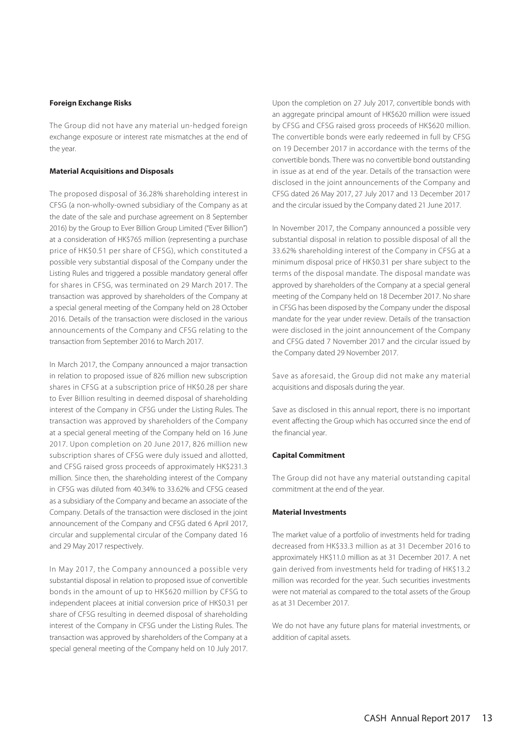**Foreign Exchange Risks**

The Group did not have any material un-hedged foreign exchange exposure or interest rate mismatches at the end of the year.

**Material Acquisitions and Disposals**

The proposed disposal of 36.28% shareholding interest in CFSG (a non-wholly-owned subsidiary of the Company as at the date of the sale and purchase agreement on 8 September 2016) by the Group to Ever Billion Group Limited ("Ever Billion") at a consideration of HK$765 million (representing a purchase price of HK$0.51 per share of CFSG), which constituted a possible very substantial disposal of the Company under the Listing Rules and triggered a possible mandatory general offer for shares in CFSG, was terminated on 29 March 2017. The transaction was approved by shareholders of the Company at a special general meeting of the Company held on 28 October 2016. Details of the transaction were disclosed in the various announcements of the Company and CFSG relating to the transaction from September 2016 to March 2017.

In March 2017, the Company announced a major transaction in relation to proposed issue of 826 million new subscription shares in CFSG at a subscription price of HK$0.28 per share to Ever Billion resulting in deemed disposal of shareholding interest of the Company in CFSG under the Listing Rules. The transaction was approved by shareholders of the Company at a special general meeting of the Company held on 16 June 2017. Upon completion on 20 June 2017, 826 million new subscription shares of CFSG were duly issued and allotted, and CFSG raised gross proceeds of approximately HK$231.3 million. Since then, the shareholding interest of the Company in CFSG was diluted from 40.34% to 33.62% and CFSG ceased as a subsidiary of the Company and became an associate of the Company. Details of the transaction were disclosed in the joint announcement of the Company and CFSG dated 6 April 2017, circular and supplemental circular of the Company dated 16 and 29 May 2017 respectively.

In May 2017, the Company announced a possible very substantial disposal in relation to proposed issue of convertible bonds in the amount of up to HK$620 million by CFSG to independent placees at initial conversion price of HK$0.31 per share of CFSG resulting in deemed disposal of shareholding interest of the Company in CFSG under the Listing Rules. The transaction was approved by shareholders of the Company at a special general meeting of the Company held on 10 July 2017. Upon the completion on 27 July 2017, convertible bonds with an aggregate principal amount of HK$620 million were issued by CFSG and CFSG raised gross proceeds of HK$620 million. The convertible bonds were early redeemed in full by CFSG on 19 December 2017 in accordance with the terms of the convertible bonds. There was no convertible bond outstanding in issue as at end of the year. Details of the transaction were disclosed in the joint announcements of the Company and CFSG dated 26 May 2017, 27 July 2017 and 13 December 2017 and the circular issued by the Company dated 21 June 2017.

In November 2017, the Company announced a possible very substantial disposal in relation to possible disposal of all the 33.62% shareholding interest of the Company in CFSG at a minimum disposal price of HK$0.31 per share subject to the terms of the disposal mandate. The disposal mandate was approved by shareholders of the Company at a special general meeting of the Company held on 18 December 2017. No share in CFSG has been disposed by the Company under the disposal mandate for the year under review. Details of the transaction were disclosed in the joint announcement of the Company and CFSG dated 7 November 2017 and the circular issued by the Company dated 29 November 2017.

Save as aforesaid, the Group did not make any material acquisitions and disposals during the year.

Save as disclosed in this annual report, there is no important event affecting the Group which has occurred since the end of the financial year.

**Capital Commitment**

The Group did not have any material outstanding capital commitment at the end of the year.

**Material Investments**

The market value of a portfolio of investments held for trading decreased from HK$33.3 million as at 31 December 2016 to approximately HK$11.0 million as at 31 December 2017. A net gain derived from investments held for trading of HK$13.2 million was recorded for the year. Such securities investments were not material as compared to the total assets of the Group as at 31 December 2017.

We do not have any future plans for material investments, or addition of capital assets.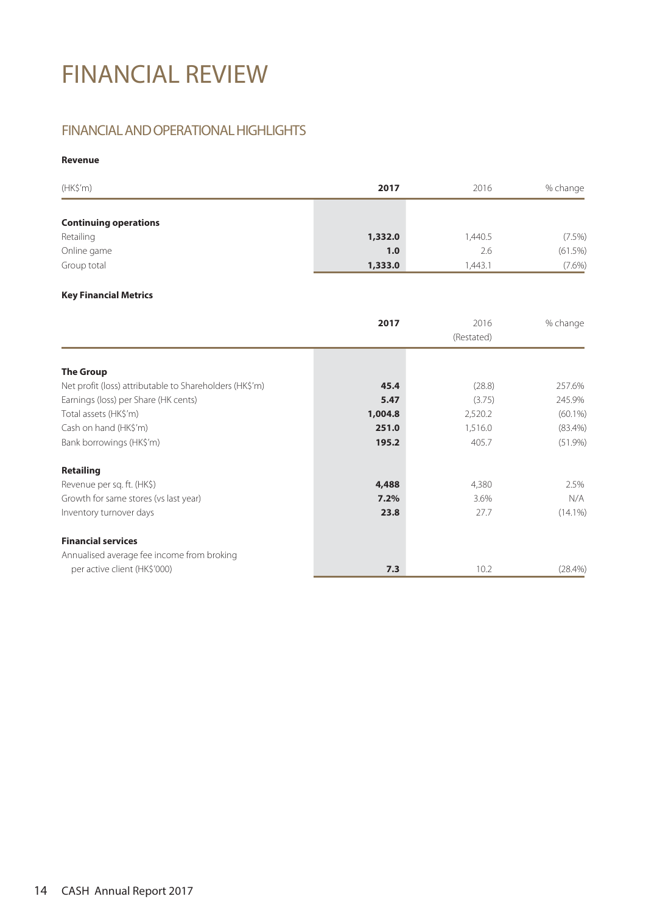# FINANCIAL REVIEW

## FINANCIAL AND OPERATIONAL HIGHLIGHTS

**Revenue**

| (HK$'m) | **2017** | 2016 | % change |
|---|---|---|---|
| **Continuing operations** | | | |
| Retailing | **1,332.0** | 1,440.5 | (7.5%) |
| Online game | **1.0** | 2.6 | (61.5%) |
| Group total | **1,333.0** | 1,443.1 | (7.6%) |

**Key Financial Metrics**

| | **2017** | 2016 (Restated) | % change |
|---|---|---|---|
| **The Group** | | | |
| Net profit (loss) attributable to Shareholders (HK$'m) | **45.4** | (28.8) | 257.6% |
| Earnings (loss) per Share (HK cents) | **5.47** | (3.75) | 245.9% |
| Total assets (HK$'m) | **1,004.8** | 2,520.2 | (60.1%) |
| Cash on hand (HK$'m) | **251.0** | 1,516.0 | (83.4%) |
| Bank borrowings (HK$'m) | **195.2** | 405.7 | (51.9%) |
| **Retailing** | | | |
| Revenue per sq. ft. (HK$) | **4,488** | 4,380 | 2.5% |
| Growth for same stores (vs last year) | **7.2%** | 3.6% | N/A |
| Inventory turnover days | **23.8** | 27.7 | (14.1%) |
| **Financial services** | | | |
| Annualised average fee income from broking per active client (HK$'000) | **7.3** | 10.2 | (28.4%) |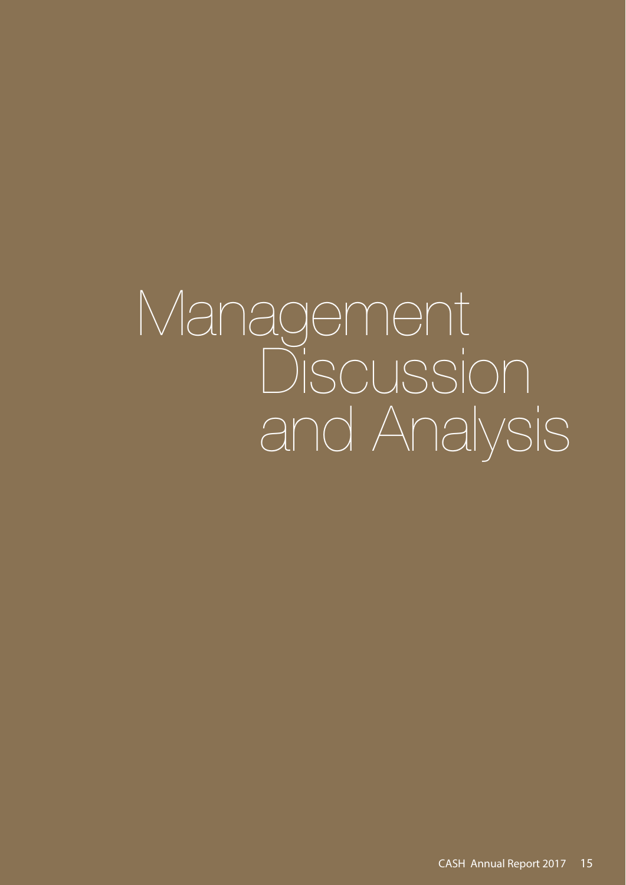# Management Discussion and Analysis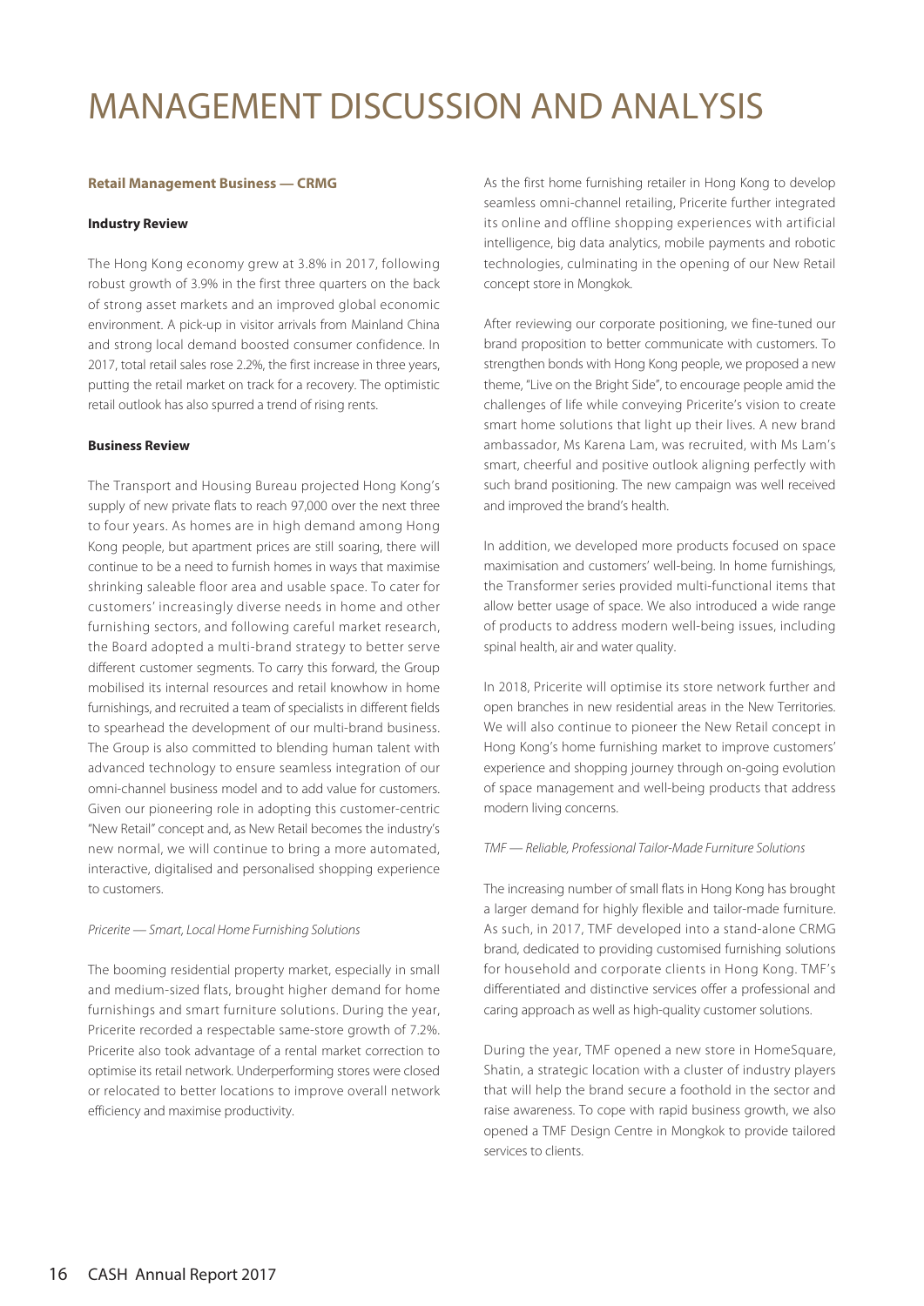# MANAGEMENT DISCUSSION AND ANALYSIS

**Retail Management Business — CRMG**

**Industry Review**

The Hong Kong economy grew at 3.8% in 2017, following robust growth of 3.9% in the first three quarters on the back of strong asset markets and an improved global economic environment. A pick-up in visitor arrivals from Mainland China and strong local demand boosted consumer confidence. In 2017, total retail sales rose 2.2%, the first increase in three years, putting the retail market on track for a recovery. The optimistic retail outlook has also spurred a trend of rising rents.

**Business Review**

The Transport and Housing Bureau projected Hong Kong's supply of new private flats to reach 97,000 over the next three to four years. As homes are in high demand among Hong Kong people, but apartment prices are still soaring, there will continue to be a need to furnish homes in ways that maximise shrinking saleable floor area and usable space. To cater for customers' increasingly diverse needs in home and other furnishing sectors, and following careful market research, the Board adopted a multi-brand strategy to better serve different customer segments. To carry this forward, the Group mobilised its internal resources and retail knowhow in home furnishings, and recruited a team of specialists in different fields to spearhead the development of our multi-brand business. The Group is also committed to blending human talent with advanced technology to ensure seamless integration of our omni-channel business model and to add value for customers. Given our pioneering role in adopting this customer-centric "New Retail" concept and, as New Retail becomes the industry's new normal, we will continue to bring a more automated, interactive, digitalised and personalised shopping experience to customers.

*Pricerite — Smart, Local Home Furnishing Solutions*

The booming residential property market, especially in small and medium-sized flats, brought higher demand for home furnishings and smart furniture solutions. During the year, Pricerite recorded a respectable same-store growth of 7.2%. Pricerite also took advantage of a rental market correction to optimise its retail network. Underperforming stores were closed or relocated to better locations to improve overall network efficiency and maximise productivity.

As the first home furnishing retailer in Hong Kong to develop seamless omni-channel retailing, Pricerite further integrated its online and offline shopping experiences with artificial intelligence, big data analytics, mobile payments and robotic technologies, culminating in the opening of our New Retail concept store in Mongkok.

After reviewing our corporate positioning, we fine-tuned our brand proposition to better communicate with customers. To strengthen bonds with Hong Kong people, we proposed a new theme, "Live on the Bright Side", to encourage people amid the challenges of life while conveying Pricerite's vision to create smart home solutions that light up their lives. A new brand ambassador, Ms Karena Lam, was recruited, with Ms Lam's smart, cheerful and positive outlook aligning perfectly with such brand positioning. The new campaign was well received and improved the brand's health.

In addition, we developed more products focused on space maximisation and customers' well-being. In home furnishings, the Transformer series provided multi-functional items that allow better usage of space. We also introduced a wide range of products to address modern well-being issues, including spinal health, air and water quality.

In 2018, Pricerite will optimise its store network further and open branches in new residential areas in the New Territories. We will also continue to pioneer the New Retail concept in Hong Kong's home furnishing market to improve customers' experience and shopping journey through on-going evolution of space management and well-being products that address modern living concerns.

*TMF — Reliable, Professional Tailor-Made Furniture Solutions*

The increasing number of small flats in Hong Kong has brought a larger demand for highly flexible and tailor-made furniture. As such, in 2017, TMF developed into a stand-alone CRMG brand, dedicated to providing customised furnishing solutions for household and corporate clients in Hong Kong. TMF's differentiated and distinctive services offer a professional and caring approach as well as high-quality customer solutions.

During the year, TMF opened a new store in HomeSquare, Shatin, a strategic location with a cluster of industry players that will help the brand secure a foothold in the sector and raise awareness. To cope with rapid business growth, we also opened a TMF Design Centre in Mongkok to provide tailored services to clients.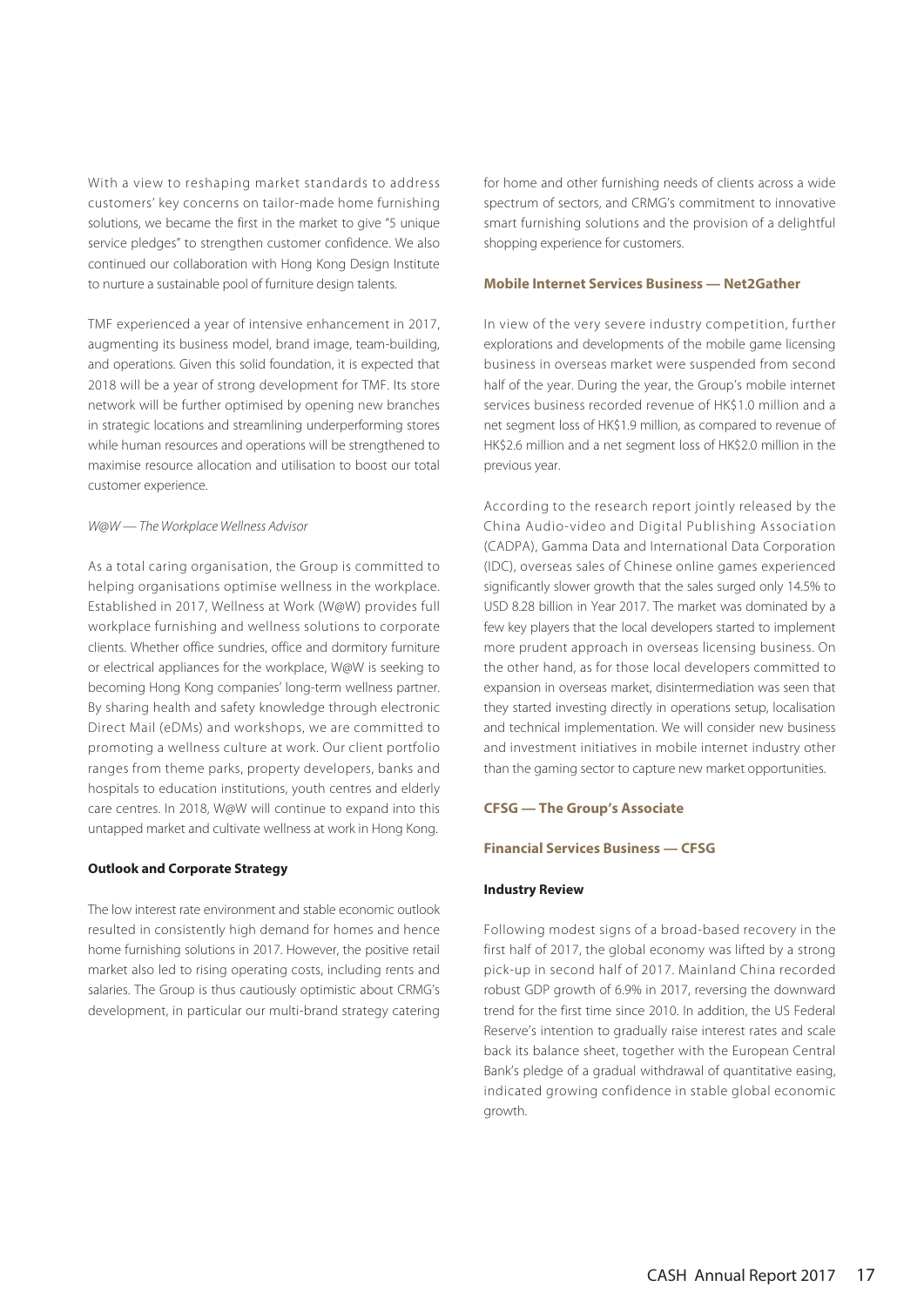With a view to reshaping market standards to address customers' key concerns on tailor-made home furnishing solutions, we became the first in the market to give "5 unique service pledges" to strengthen customer confidence. We also continued our collaboration with Hong Kong Design Institute to nurture a sustainable pool of furniture design talents.

TMF experienced a year of intensive enhancement in 2017, augmenting its business model, brand image, team-building, and operations. Given this solid foundation, it is expected that 2018 will be a year of strong development for TMF. Its store network will be further optimised by opening new branches in strategic locations and streamlining underperforming stores while human resources and operations will be strengthened to maximise resource allocation and utilisation to boost our total customer experience.

*W@W — The Workplace Wellness Advisor*

As a total caring organisation, the Group is committed to helping organisations optimise wellness in the workplace. Established in 2017, Wellness at Work (W@W) provides full workplace furnishing and wellness solutions to corporate clients. Whether office sundries, office and dormitory furniture or electrical appliances for the workplace, W@W is seeking to becoming Hong Kong companies' long-term wellness partner. By sharing health and safety knowledge through electronic Direct Mail (eDMs) and workshops, we are committed to promoting a wellness culture at work. Our client portfolio ranges from theme parks, property developers, banks and hospitals to education institutions, youth centres and elderly care centres. In 2018, W@W will continue to expand into this untapped market and cultivate wellness at work in Hong Kong.

**Outlook and Corporate Strategy**

The low interest rate environment and stable economic outlook resulted in consistently high demand for homes and hence home furnishing solutions in 2017. However, the positive retail market also led to rising operating costs, including rents and salaries. The Group is thus cautiously optimistic about CRMG's development, in particular our multi-brand strategy catering for home and other furnishing needs of clients across a wide spectrum of sectors, and CRMG's commitment to innovative smart furnishing solutions and the provision of a delightful shopping experience for customers.

## Mobile Internet Services Business — Net2Gather

In view of the very severe industry competition, further explorations and developments of the mobile game licensing business in overseas market were suspended from second half of the year. During the year, the Group's mobile internet services business recorded revenue of HK$1.0 million and a net segment loss of HK$1.9 million, as compared to revenue of HK$2.6 million and a net segment loss of HK$2.0 million in the previous year.

According to the research report jointly released by the China Audio-video and Digital Publishing Association (CADPA), Gamma Data and International Data Corporation (IDC), overseas sales of Chinese online games experienced significantly slower growth that the sales surged only 14.5% to USD 8.28 billion in Year 2017. The market was dominated by a few key players that the local developers started to implement more prudent approach in overseas licensing business. On the other hand, as for those local developers committed to expansion in overseas market, disintermediation was seen that they started investing directly in operations setup, localisation and technical implementation. We will consider new business and investment initiatives in mobile internet industry other than the gaming sector to capture new market opportunities.

## CFSG — The Group's Associate

## Financial Services Business — CFSG

**Industry Review**

Following modest signs of a broad-based recovery in the first half of 2017, the global economy was lifted by a strong pick-up in second half of 2017. Mainland China recorded robust GDP growth of 6.9% in 2017, reversing the downward trend for the first time since 2010. In addition, the US Federal Reserve's intention to gradually raise interest rates and scale back its balance sheet, together with the European Central Bank's pledge of a gradual withdrawal of quantitative easing, indicated growing confidence in stable global economic growth.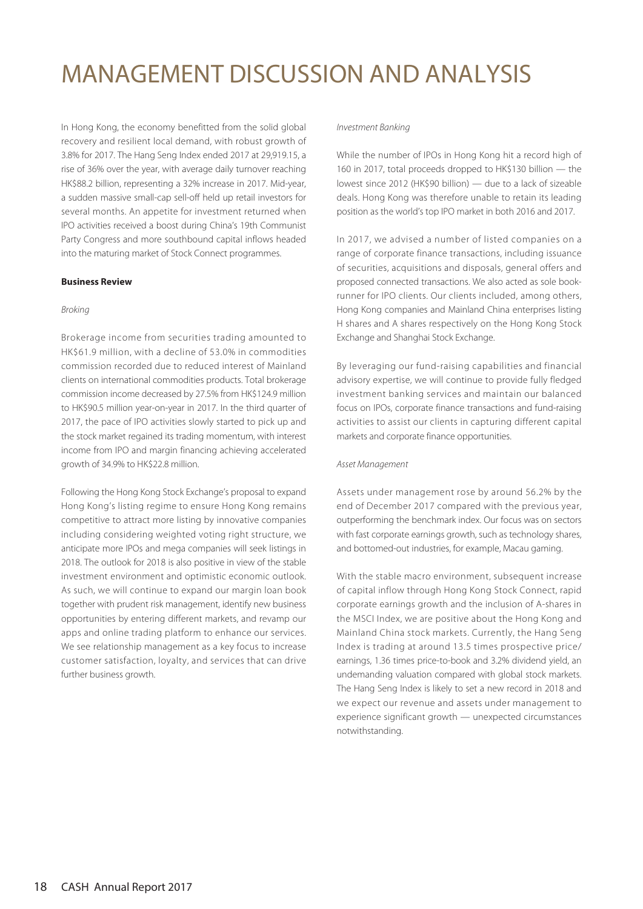# MANAGEMENT DISCUSSION AND ANALYSIS

In Hong Kong, the economy benefitted from the solid global recovery and resilient local demand, with robust growth of 3.8% for 2017. The Hang Seng Index ended 2017 at 29,919.15, a rise of 36% over the year, with average daily turnover reaching HK$88.2 billion, representing a 32% increase in 2017. Mid-year, a sudden massive small-cap sell-off held up retail investors for several months. An appetite for investment returned when IPO activities received a boost during China's 19th Communist Party Congress and more southbound capital inflows headed into the maturing market of Stock Connect programmes.

**Business Review**

*Broking*

Brokerage income from securities trading amounted to HK$61.9 million, with a decline of 53.0% in commodities commission recorded due to reduced interest of Mainland clients on international commodities products. Total brokerage commission income decreased by 27.5% from HK$124.9 million to HK$90.5 million year-on-year in 2017. In the third quarter of 2017, the pace of IPO activities slowly started to pick up and the stock market regained its trading momentum, with interest income from IPO and margin financing achieving accelerated growth of 34.9% to HK$22.8 million.

Following the Hong Kong Stock Exchange's proposal to expand Hong Kong's listing regime to ensure Hong Kong remains competitive to attract more listing by innovative companies including considering weighted voting right structure, we anticipate more IPOs and mega companies will seek listings in 2018. The outlook for 2018 is also positive in view of the stable investment environment and optimistic economic outlook. As such, we will continue to expand our margin loan book together with prudent risk management, identify new business opportunities by entering different markets, and revamp our apps and online trading platform to enhance our services. We see relationship management as a key focus to increase customer satisfaction, loyalty, and services that can drive further business growth.

*Investment Banking*

While the number of IPOs in Hong Kong hit a record high of 160 in 2017, total proceeds dropped to HK$130 billion — the lowest since 2012 (HK$90 billion) — due to a lack of sizeable deals. Hong Kong was therefore unable to retain its leading position as the world's top IPO market in both 2016 and 2017.

In 2017, we advised a number of listed companies on a range of corporate finance transactions, including issuance of securities, acquisitions and disposals, general offers and proposed connected transactions. We also acted as sole book-runner for IPO clients. Our clients included, among others, Hong Kong companies and Mainland China enterprises listing H shares and A shares respectively on the Hong Kong Stock Exchange and Shanghai Stock Exchange.

By leveraging our fund-raising capabilities and financial advisory expertise, we will continue to provide fully fledged investment banking services and maintain our balanced focus on IPOs, corporate finance transactions and fund-raising activities to assist our clients in capturing different capital markets and corporate finance opportunities.

*Asset Management*

Assets under management rose by around 56.2% by the end of December 2017 compared with the previous year, outperforming the benchmark index. Our focus was on sectors with fast corporate earnings growth, such as technology shares, and bottomed-out industries, for example, Macau gaming.

With the stable macro environment, subsequent increase of capital inflow through Hong Kong Stock Connect, rapid corporate earnings growth and the inclusion of A-shares in the MSCI Index, we are positive about the Hong Kong and Mainland China stock markets. Currently, the Hang Seng Index is trading at around 13.5 times prospective price/earnings, 1.36 times price-to-book and 3.2% dividend yield, an undemanding valuation compared with global stock markets. The Hang Seng Index is likely to set a new record in 2018 and we expect our revenue and assets under management to experience significant growth — unexpected circumstances notwithstanding.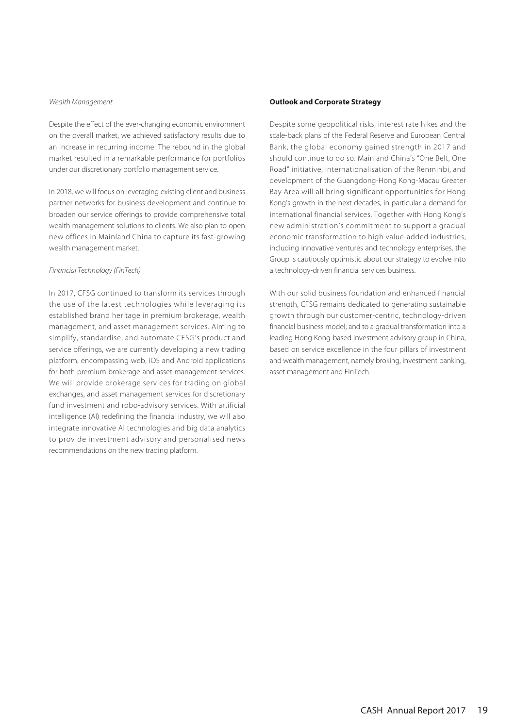*Wealth Management*

Despite the effect of the ever-changing economic environment on the overall market, we achieved satisfactory results due to an increase in recurring income. The rebound in the global market resulted in a remarkable performance for portfolios under our discretionary portfolio management service.

In 2018, we will focus on leveraging existing client and business partner networks for business development and continue to broaden our service offerings to provide comprehensive total wealth management solutions to clients. We also plan to open new offices in Mainland China to capture its fast-growing wealth management market.

*Financial Technology (FinTech)*

In 2017, CFSG continued to transform its services through the use of the latest technologies while leveraging its established brand heritage in premium brokerage, wealth management, and asset management services. Aiming to simplify, standardise, and automate CFSG's product and service offerings, we are currently developing a new trading platform, encompassing web, iOS and Android applications for both premium brokerage and asset management services. We will provide brokerage services for trading on global exchanges, and asset management services for discretionary fund investment and robo-advisory services. With artificial intelligence (AI) redefining the financial industry, we will also integrate innovative AI technologies and big data analytics to provide investment advisory and personalised news recommendations on the new trading platform.

**Outlook and Corporate Strategy**

Despite some geopolitical risks, interest rate hikes and the scale-back plans of the Federal Reserve and European Central Bank, the global economy gained strength in 2017 and should continue to do so. Mainland China's "One Belt, One Road" initiative, internationalisation of the Renminbi, and development of the Guangdong-Hong Kong-Macau Greater Bay Area will all bring significant opportunities for Hong Kong's growth in the next decades, in particular a demand for international financial services. Together with Hong Kong's new administration's commitment to support a gradual economic transformation to high value-added industries, including innovative ventures and technology enterprises, the Group is cautiously optimistic about our strategy to evolve into a technology-driven financial services business.

With our solid business foundation and enhanced financial strength, CFSG remains dedicated to generating sustainable growth through our customer-centric, technology-driven financial business model; and to a gradual transformation into a leading Hong Kong-based investment advisory group in China, based on service excellence in the four pillars of investment and wealth management, namely broking, investment banking, asset management and FinTech.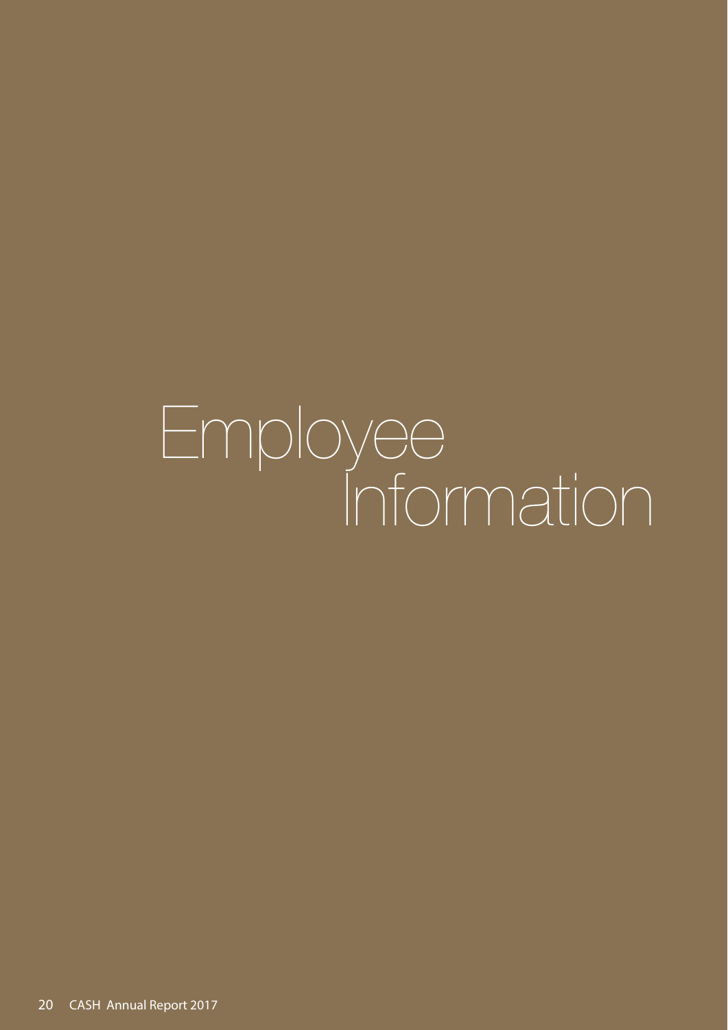# Employee Information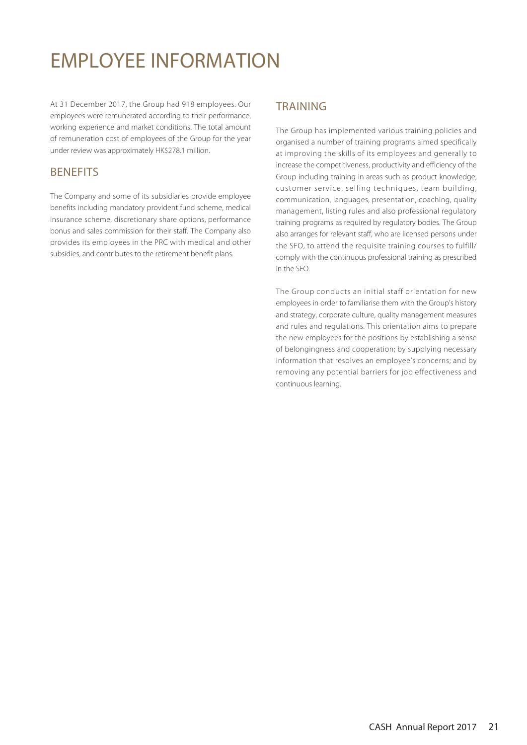# EMPLOYEE INFORMATION

At 31 December 2017, the Group had 918 employees. Our employees were remunerated according to their performance, working experience and market conditions. The total amount of remuneration cost of employees of the Group for the year under review was approximately HK$278.1 million.

## BENEFITS

The Company and some of its subsidiaries provide employee benefits including mandatory provident fund scheme, medical insurance scheme, discretionary share options, performance bonus and sales commission for their staff. The Company also provides its employees in the PRC with medical and other subsidies, and contributes to the retirement benefit plans.

## TRAINING

The Group has implemented various training policies and organised a number of training programs aimed specifically at improving the skills of its employees and generally to increase the competitiveness, productivity and efficiency of the Group including training in areas such as product knowledge, customer service, selling techniques, team building, communication, languages, presentation, coaching, quality management, listing rules and also professional regulatory training programs as required by regulatory bodies. The Group also arranges for relevant staff, who are licensed persons under the SFO, to attend the requisite training courses to fulfill/comply with the continuous professional training as prescribed in the SFO.

The Group conducts an initial staff orientation for new employees in order to familiarise them with the Group's history and strategy, corporate culture, quality management measures and rules and regulations. This orientation aims to prepare the new employees for the positions by establishing a sense of belongingness and cooperation; by supplying necessary information that resolves an employee's concerns; and by removing any potential barriers for job effectiveness and continuous learning.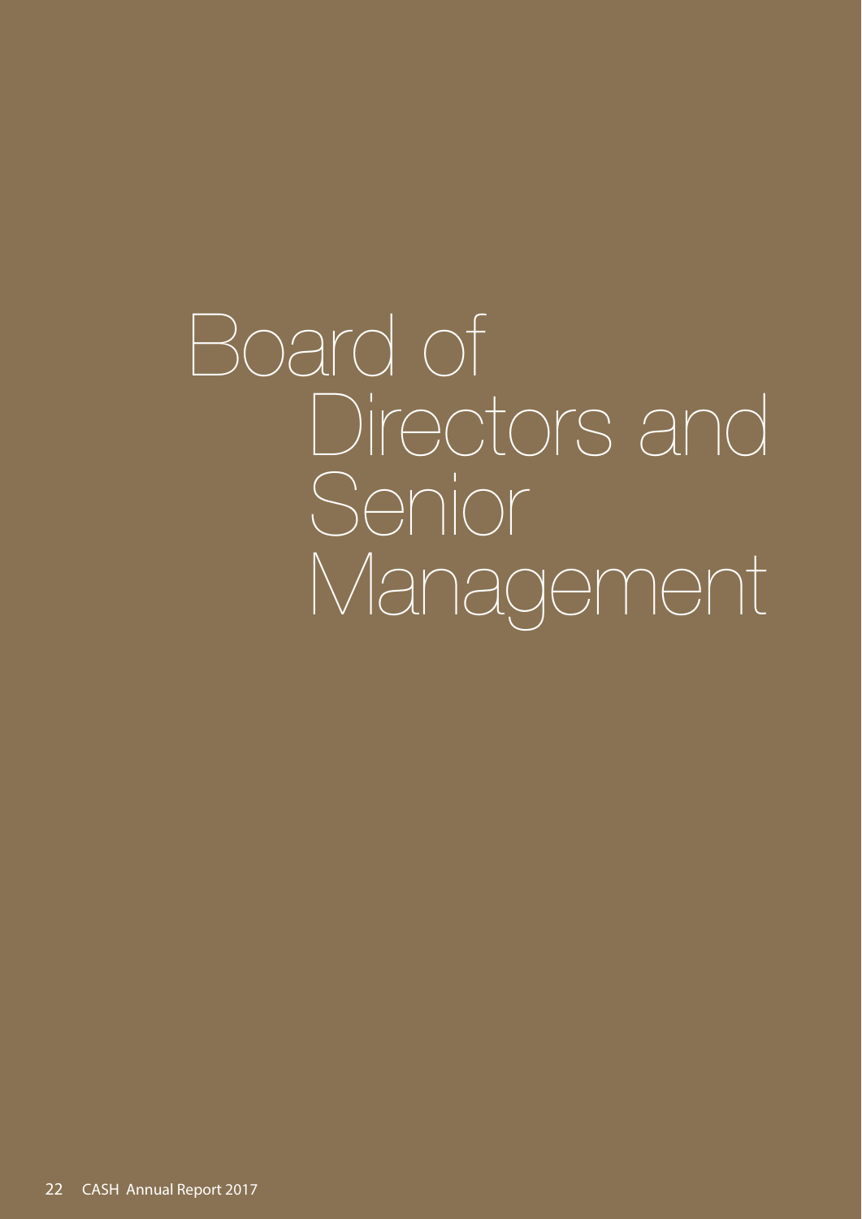# Board of Directors and Senior Management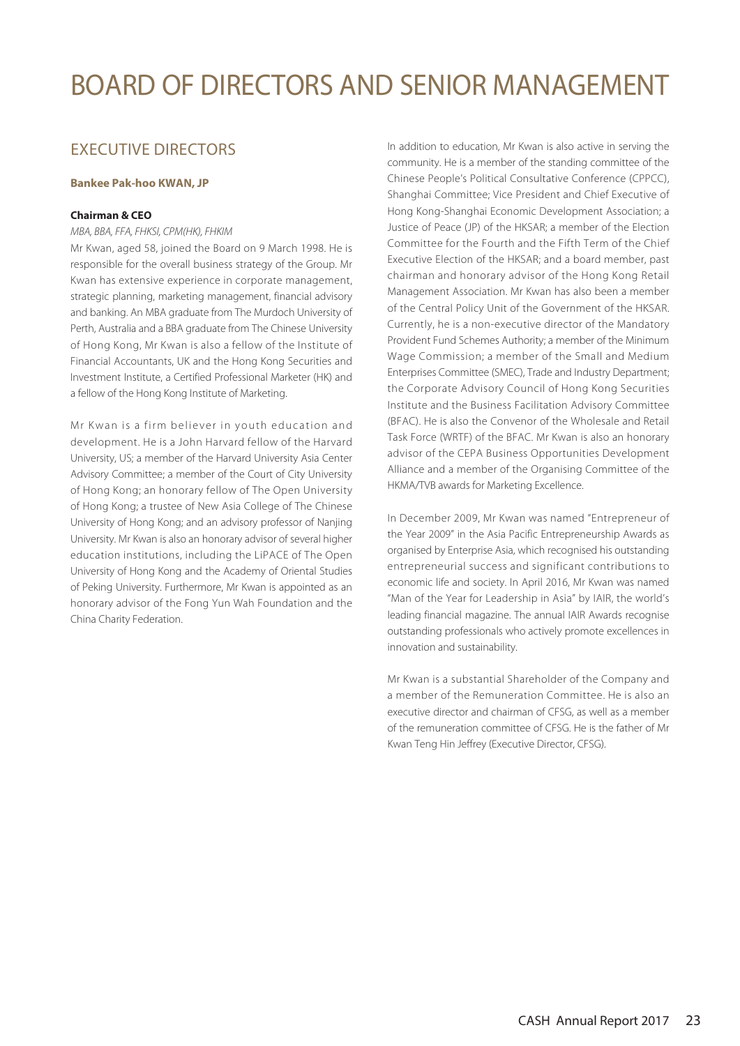# BOARD OF DIRECTORS AND SENIOR MANAGEMENT

## EXECUTIVE DIRECTORS

### Bankee Pak-hoo KWAN, JP

**Chairman & CEO**

*MBA, BBA, FFA, FHKSI, CPM(HK), FHKIM*

Mr Kwan, aged 58, joined the Board on 9 March 1998. He is responsible for the overall business strategy of the Group. Mr Kwan has extensive experience in corporate management, strategic planning, marketing management, financial advisory and banking. An MBA graduate from The Murdoch University of Perth, Australia and a BBA graduate from The Chinese University of Hong Kong, Mr Kwan is also a fellow of the Institute of Financial Accountants, UK and the Hong Kong Securities and Investment Institute, a Certified Professional Marketer (HK) and a fellow of the Hong Kong Institute of Marketing.

Mr Kwan is a firm believer in youth education and development. He is a John Harvard fellow of the Harvard University, US; a member of the Harvard University Asia Center Advisory Committee; a member of the Court of City University of Hong Kong; an honorary fellow of The Open University of Hong Kong; a trustee of New Asia College of The Chinese University of Hong Kong; and an advisory professor of Nanjing University. Mr Kwan is also an honorary advisor of several higher education institutions, including the LiPACE of The Open University of Hong Kong and the Academy of Oriental Studies of Peking University. Furthermore, Mr Kwan is appointed as an honorary advisor of the Fong Yun Wah Foundation and the China Charity Federation.

In addition to education, Mr Kwan is also active in serving the community. He is a member of the standing committee of the Chinese People's Political Consultative Conference (CPPCC), Shanghai Committee; Vice President and Chief Executive of Hong Kong-Shanghai Economic Development Association; a Justice of Peace (JP) of the HKSAR; a member of the Election Committee for the Fourth and the Fifth Term of the Chief Executive Election of the HKSAR; and a board member, past chairman and honorary advisor of the Hong Kong Retail Management Association. Mr Kwan has also been a member of the Central Policy Unit of the Government of the HKSAR. Currently, he is a non-executive director of the Mandatory Provident Fund Schemes Authority; a member of the Minimum Wage Commission; a member of the Small and Medium Enterprises Committee (SMEC), Trade and Industry Department; the Corporate Advisory Council of Hong Kong Securities Institute and the Business Facilitation Advisory Committee (BFAC). He is also the Convenor of the Wholesale and Retail Task Force (WRTF) of the BFAC. Mr Kwan is also an honorary advisor of the CEPA Business Opportunities Development Alliance and a member of the Organising Committee of the HKMA/TVB awards for Marketing Excellence.

In December 2009, Mr Kwan was named "Entrepreneur of the Year 2009" in the Asia Pacific Entrepreneurship Awards as organised by Enterprise Asia, which recognised his outstanding entrepreneurial success and significant contributions to economic life and society. In April 2016, Mr Kwan was named "Man of the Year for Leadership in Asia" by IAIR, the world's leading financial magazine. The annual IAIR Awards recognise outstanding professionals who actively promote excellences in innovation and sustainability.

Mr Kwan is a substantial Shareholder of the Company and a member of the Remuneration Committee. He is also an executive director and chairman of CFSG, as well as a member of the remuneration committee of CFSG. He is the father of Mr Kwan Teng Hin Jeffrey (Executive Director, CFSG).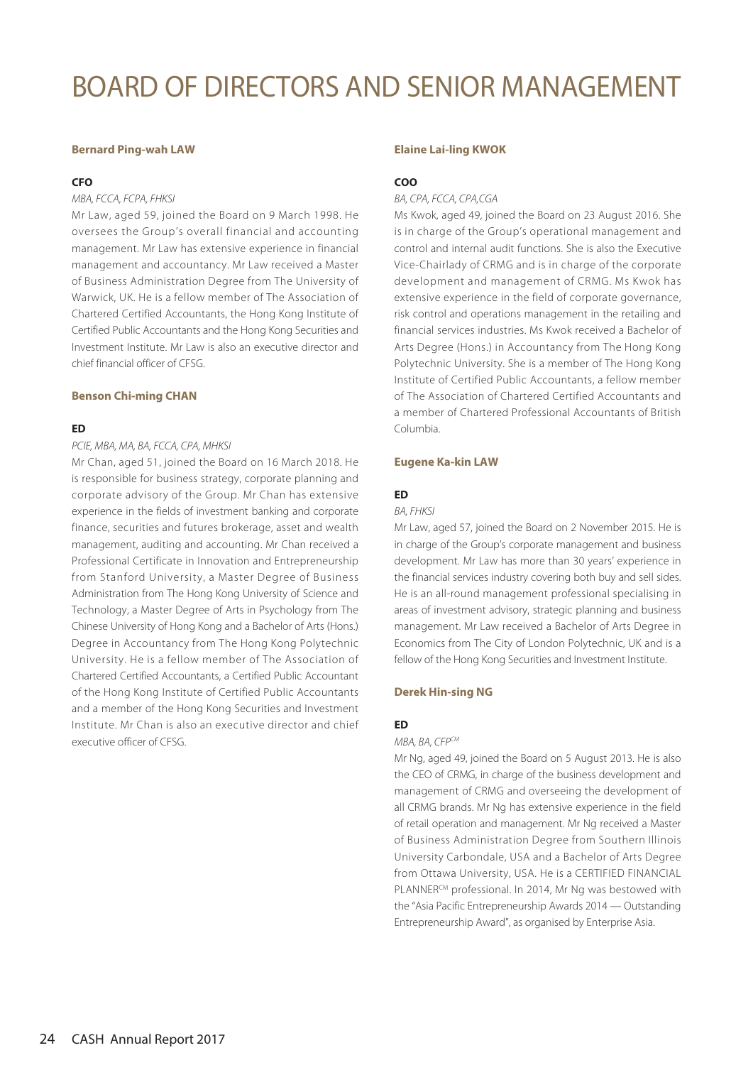# BOARD OF DIRECTORS AND SENIOR MANAGEMENT

**Bernard Ping-wah LAW**

**CFO**

*MBA, FCCA, FCPA, FHKSI*

Mr Law, aged 59, joined the Board on 9 March 1998. He oversees the Group's overall financial and accounting management. Mr Law has extensive experience in financial management and accountancy. Mr Law received a Master of Business Administration Degree from The University of Warwick, UK. He is a fellow member of The Association of Chartered Certified Accountants, the Hong Kong Institute of Certified Public Accountants and the Hong Kong Securities and Investment Institute. Mr Law is also an executive director and chief financial officer of CFSG.

**Benson Chi-ming CHAN**

**ED**

*PCIE, MBA, MA, BA, FCCA, CPA, MHKSI*

Mr Chan, aged 51, joined the Board on 16 March 2018. He is responsible for business strategy, corporate planning and corporate advisory of the Group. Mr Chan has extensive experience in the fields of investment banking and corporate finance, securities and futures brokerage, asset and wealth management, auditing and accounting. Mr Chan received a Professional Certificate in Innovation and Entrepreneurship from Stanford University, a Master Degree of Business Administration from The Hong Kong University of Science and Technology, a Master Degree of Arts in Psychology from The Chinese University of Hong Kong and a Bachelor of Arts (Hons.) Degree in Accountancy from The Hong Kong Polytechnic University. He is a fellow member of The Association of Chartered Certified Accountants, a Certified Public Accountant of the Hong Kong Institute of Certified Public Accountants and a member of the Hong Kong Securities and Investment Institute. Mr Chan is also an executive director and chief executive officer of CFSG.

**Elaine Lai-ling KWOK**

**COO**

*BA, CPA, FCCA, CPA,CGA*

Ms Kwok, aged 49, joined the Board on 23 August 2016. She is in charge of the Group's operational management and control and internal audit functions. She is also the Executive Vice-Chairlady of CRMG and is in charge of the corporate development and management of CRMG. Ms Kwok has extensive experience in the field of corporate governance, risk control and operations management in the retailing and financial services industries. Ms Kwok received a Bachelor of Arts Degree (Hons.) in Accountancy from The Hong Kong Polytechnic University. She is a member of The Hong Kong Institute of Certified Public Accountants, a fellow member of The Association of Chartered Certified Accountants and a member of Chartered Professional Accountants of British Columbia.

**Eugene Ka-kin LAW**

**ED**

*BA, FHKSI*

Mr Law, aged 57, joined the Board on 2 November 2015. He is in charge of the Group's corporate management and business development. Mr Law has more than 30 years' experience in the financial services industry covering both buy and sell sides. He is an all-round management professional specialising in areas of investment advisory, strategic planning and business management. Mr Law received a Bachelor of Arts Degree in Economics from The City of London Polytechnic, UK and is a fellow of the Hong Kong Securities and Investment Institute.

**Derek Hin-sing NG**

**ED**

*MBA, BA, CFP[CM]*

Mr Ng, aged 49, joined the Board on 5 August 2013. He is also the CEO of CRMG, in charge of the business development and management of CRMG and overseeing the development of all CRMG brands. Mr Ng has extensive experience in the field of retail operation and management. Mr Ng received a Master of Business Administration Degree from Southern Illinois University Carbondale, USA and a Bachelor of Arts Degree from Ottawa University, USA. He is a CERTIFIED FINANCIAL PLANNER[CM] professional. In 2014, Mr Ng was bestowed with the "Asia Pacific Entrepreneurship Awards 2014 — Outstanding Entrepreneurship Award", as organised by Enterprise Asia.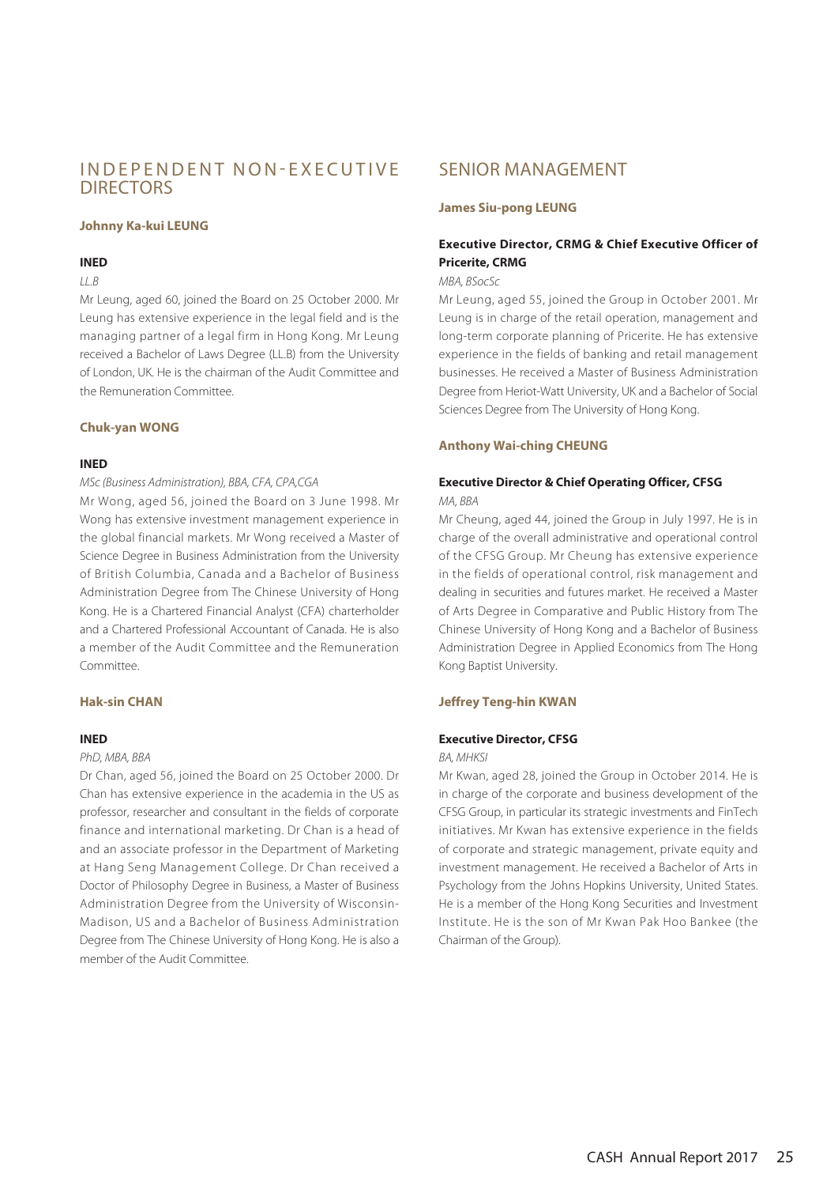## INDEPENDENT NON-EXECUTIVE DIRECTORS

### Johnny Ka-kui LEUNG

**INED**

*LL.B*

Mr Leung, aged 60, joined the Board on 25 October 2000. Mr Leung has extensive experience in the legal field and is the managing partner of a legal firm in Hong Kong. Mr Leung received a Bachelor of Laws Degree (LL.B) from the University of London, UK. He is the chairman of the Audit Committee and the Remuneration Committee.

### Chuk-yan WONG

**INED**

*MSc (Business Administration), BBA, CFA, CPA,CGA*

Mr Wong, aged 56, joined the Board on 3 June 1998. Mr Wong has extensive investment management experience in the global financial markets. Mr Wong received a Master of Science Degree in Business Administration from the University of British Columbia, Canada and a Bachelor of Business Administration Degree from The Chinese University of Hong Kong. He is a Chartered Financial Analyst (CFA) charterholder and a Chartered Professional Accountant of Canada. He is also a member of the Audit Committee and the Remuneration Committee.

### Hak-sin CHAN

**INED**

*PhD, MBA, BBA*

Dr Chan, aged 56, joined the Board on 25 October 2000. Dr Chan has extensive experience in the academia in the US as professor, researcher and consultant in the fields of corporate finance and international marketing. Dr Chan is a head of and an associate professor in the Department of Marketing at Hang Seng Management College. Dr Chan received a Doctor of Philosophy Degree in Business, a Master of Business Administration Degree from the University of Wisconsin-Madison, US and a Bachelor of Business Administration Degree from The Chinese University of Hong Kong. He is also a member of the Audit Committee.

## SENIOR MANAGEMENT

### James Siu-pong LEUNG

**Executive Director, CRMG & Chief Executive Officer of Pricerite, CRMG**

*MBA, BSocSc*

Mr Leung, aged 55, joined the Group in October 2001. Mr Leung is in charge of the retail operation, management and long-term corporate planning of Pricerite. He has extensive experience in the fields of banking and retail management businesses. He received a Master of Business Administration Degree from Heriot-Watt University, UK and a Bachelor of Social Sciences Degree from The University of Hong Kong.

### Anthony Wai-ching CHEUNG

**Executive Director & Chief Operating Officer, CFSG**

*MA, BBA*

Mr Cheung, aged 44, joined the Group in July 1997. He is in charge of the overall administrative and operational control of the CFSG Group. Mr Cheung has extensive experience in the fields of operational control, risk management and dealing in securities and futures market. He received a Master of Arts Degree in Comparative and Public History from The Chinese University of Hong Kong and a Bachelor of Business Administration Degree in Applied Economics from The Hong Kong Baptist University.

### Jeffrey Teng-hin KWAN

**Executive Director, CFSG**

*BA, MHKSI*

Mr Kwan, aged 28, joined the Group in October 2014. He is in charge of the corporate and business development of the CFSG Group, in particular its strategic investments and FinTech initiatives. Mr Kwan has extensive experience in the fields of corporate and strategic management, private equity and investment management. He received a Bachelor of Arts in Psychology from the Johns Hopkins University, United States. He is a member of the Hong Kong Securities and Investment Institute. He is the son of Mr Kwan Pak Hoo Bankee (the Chairman of the Group).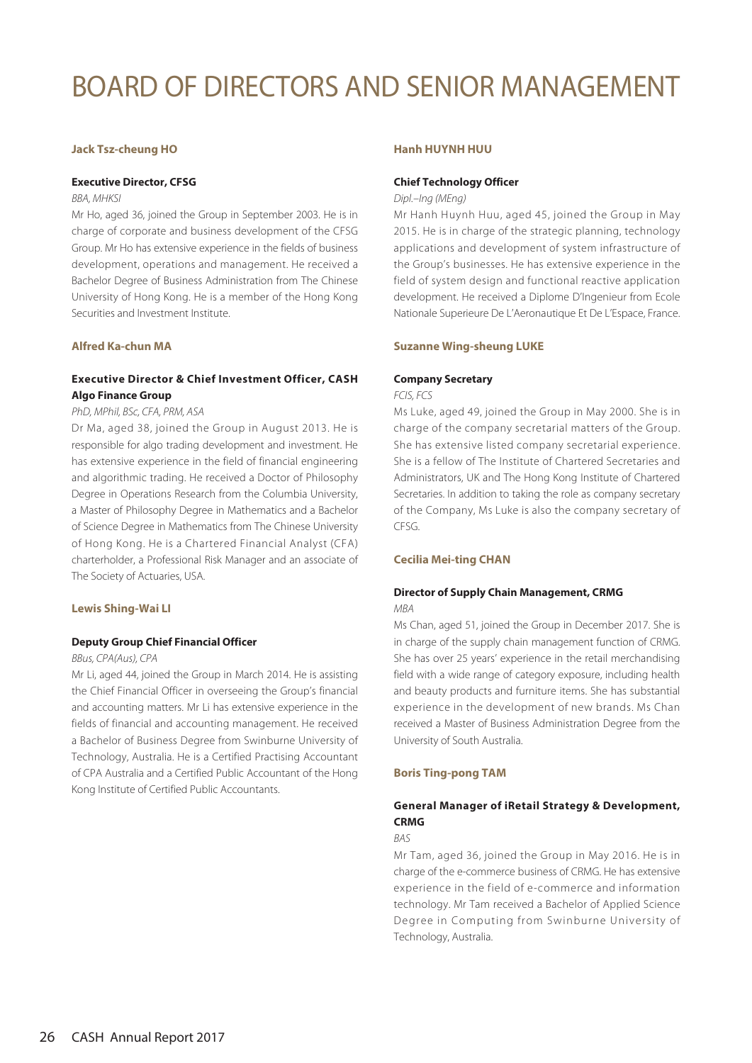# BOARD OF DIRECTORS AND SENIOR MANAGEMENT

### Jack Tsz-cheung HO

**Executive Director, CFSG**

*BBA, MHKSI*

Mr Ho, aged 36, joined the Group in September 2003. He is in charge of corporate and business development of the CFSG Group. Mr Ho has extensive experience in the fields of business development, operations and management. He received a Bachelor Degree of Business Administration from The Chinese University of Hong Kong. He is a member of the Hong Kong Securities and Investment Institute.

### Alfred Ka-chun MA

**Executive Director & Chief Investment Officer, CASH Algo Finance Group**

*PhD, MPhil, BSc, CFA, PRM, ASA*

Dr Ma, aged 38, joined the Group in August 2013. He is responsible for algo trading development and investment. He has extensive experience in the field of financial engineering and algorithmic trading. He received a Doctor of Philosophy Degree in Operations Research from the Columbia University, a Master of Philosophy Degree in Mathematics and a Bachelor of Science Degree in Mathematics from The Chinese University of Hong Kong. He is a Chartered Financial Analyst (CFA) charterholder, a Professional Risk Manager and an associate of The Society of Actuaries, USA.

### Lewis Shing-Wai LI

**Deputy Group Chief Financial Officer**

*BBus, CPA(Aus), CPA*

Mr Li, aged 44, joined the Group in March 2014. He is assisting the Chief Financial Officer in overseeing the Group's financial and accounting matters. Mr Li has extensive experience in the fields of financial and accounting management. He received a Bachelor of Business Degree from Swinburne University of Technology, Australia. He is a Certified Practising Accountant of CPA Australia and a Certified Public Accountant of the Hong Kong Institute of Certified Public Accountants.

### Hanh HUYNH HUU

**Chief Technology Officer**

*Dipl.–Ing (MEng)*

Mr Hanh Huynh Huu, aged 45, joined the Group in May 2015. He is in charge of the strategic planning, technology applications and development of system infrastructure of the Group's businesses. He has extensive experience in the field of system design and functional reactive application development. He received a Diplome D'Ingenieur from Ecole Nationale Superieure De L'Aeronautique Et De L'Espace, France.

### Suzanne Wing-sheung LUKE

**Company Secretary**

*FCIS, FCS*

Ms Luke, aged 49, joined the Group in May 2000. She is in charge of the company secretarial matters of the Group. She has extensive listed company secretarial experience. She is a fellow of The Institute of Chartered Secretaries and Administrators, UK and The Hong Kong Institute of Chartered Secretaries. In addition to taking the role as company secretary of the Company, Ms Luke is also the company secretary of CFSG.

### Cecilia Mei-ting CHAN

**Director of Supply Chain Management, CRMG**

*MBA*

Ms Chan, aged 51, joined the Group in December 2017. She is in charge of the supply chain management function of CRMG. She has over 25 years' experience in the retail merchandising field with a wide range of category exposure, including health and beauty products and furniture items. She has substantial experience in the development of new brands. Ms Chan received a Master of Business Administration Degree from the University of South Australia.

### Boris Ting-pong TAM

**General Manager of iRetail Strategy & Development, CRMG**

*BAS*

Mr Tam, aged 36, joined the Group in May 2016. He is in charge of the e-commerce business of CRMG. He has extensive experience in the field of e-commerce and information technology. Mr Tam received a Bachelor of Applied Science Degree in Computing from Swinburne University of Technology, Australia.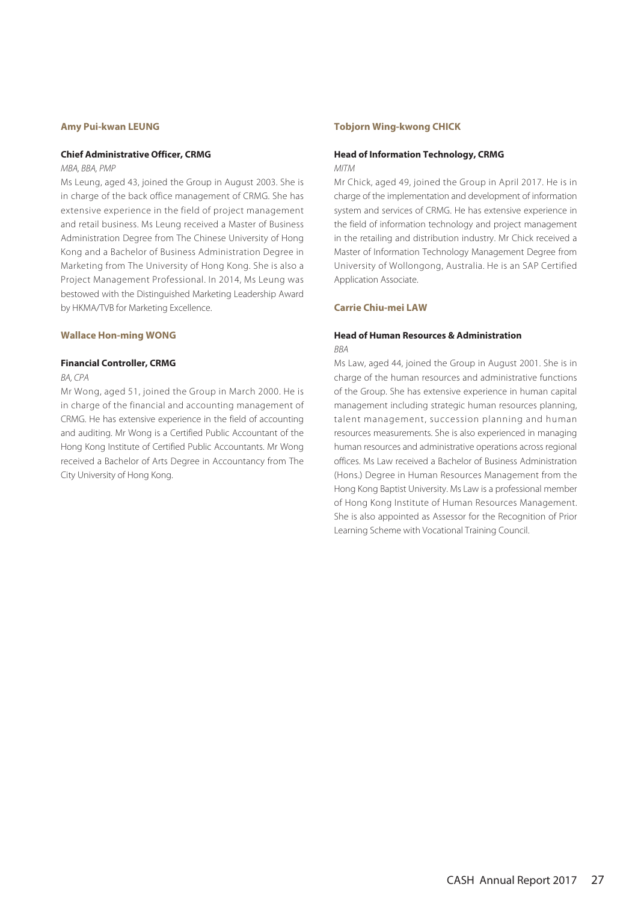### Amy Pui-kwan LEUNG

**Chief Administrative Officer, CRMG**

*MBA, BBA, PMP*

Ms Leung, aged 43, joined the Group in August 2003. She is in charge of the back office management of CRMG. She has extensive experience in the field of project management and retail business. Ms Leung received a Master of Business Administration Degree from The Chinese University of Hong Kong and a Bachelor of Business Administration Degree in Marketing from The University of Hong Kong. She is also a Project Management Professional. In 2014, Ms Leung was bestowed with the Distinguished Marketing Leadership Award by HKMA/TVB for Marketing Excellence.

### Wallace Hon-ming WONG

**Financial Controller, CRMG**

*BA, CPA*

Mr Wong, aged 51, joined the Group in March 2000. He is in charge of the financial and accounting management of CRMG. He has extensive experience in the field of accounting and auditing. Mr Wong is a Certified Public Accountant of the Hong Kong Institute of Certified Public Accountants. Mr Wong received a Bachelor of Arts Degree in Accountancy from The City University of Hong Kong.

### Tobjorn Wing-kwong CHICK

**Head of Information Technology, CRMG**

*MITM*

Mr Chick, aged 49, joined the Group in April 2017. He is in charge of the implementation and development of information system and services of CRMG. He has extensive experience in the field of information technology and project management in the retailing and distribution industry. Mr Chick received a Master of Information Technology Management Degree from University of Wollongong, Australia. He is an SAP Certified Application Associate.

### Carrie Chiu-mei LAW

**Head of Human Resources & Administration**

*BBA*

Ms Law, aged 44, joined the Group in August 2001. She is in charge of the human resources and administrative functions of the Group. She has extensive experience in human capital management including strategic human resources planning, talent management, succession planning and human resources measurements. She is also experienced in managing human resources and administrative operations across regional offices. Ms Law received a Bachelor of Business Administration (Hons.) Degree in Human Resources Management from the Hong Kong Baptist University. Ms Law is a professional member of Hong Kong Institute of Human Resources Management. She is also appointed as Assessor for the Recognition of Prior Learning Scheme with Vocational Training Council.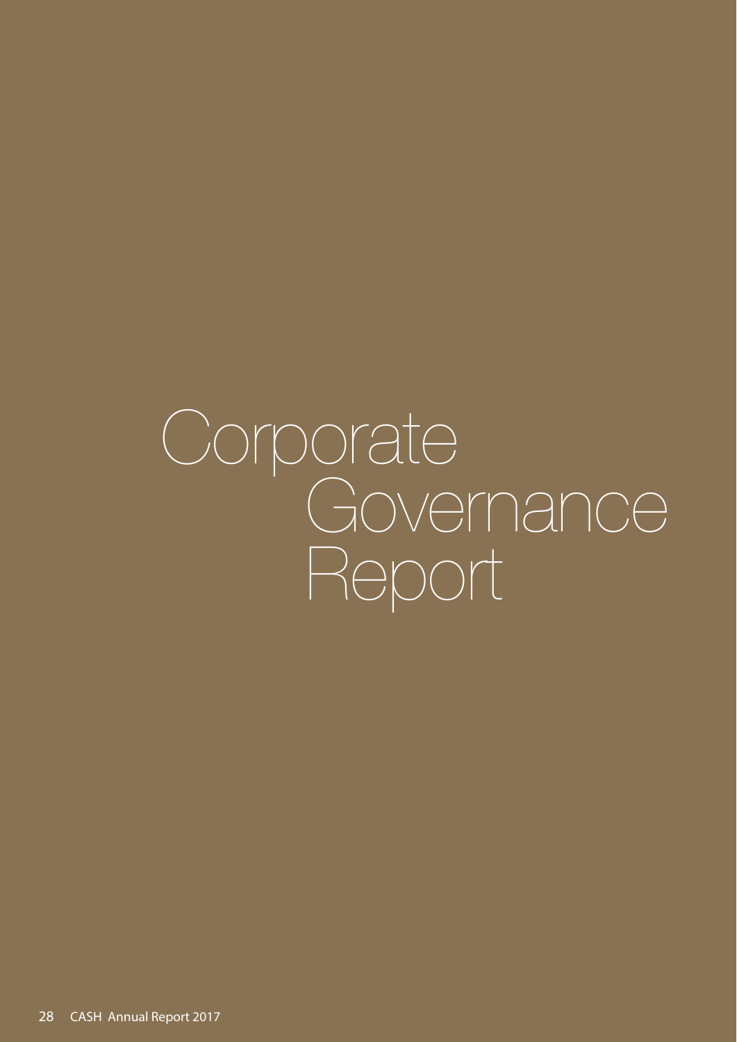# Corporate Governance Report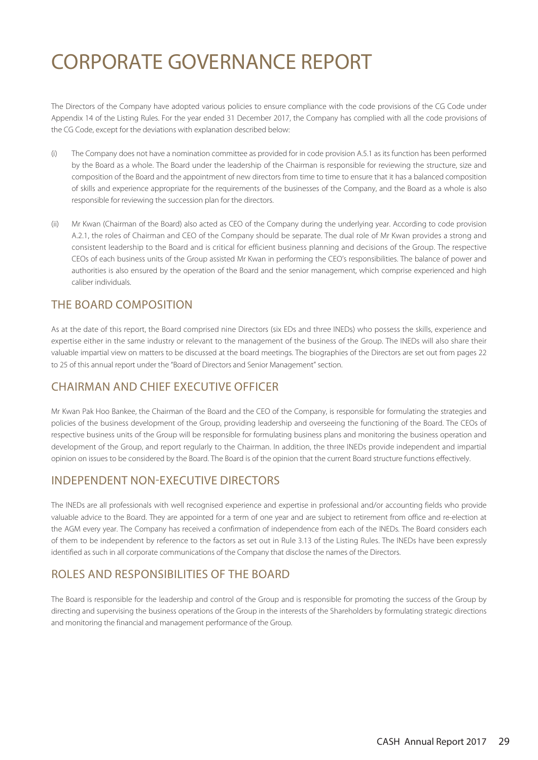# CORPORATE GOVERNANCE REPORT

The Directors of the Company have adopted various policies to ensure compliance with the code provisions of the CG Code under Appendix 14 of the Listing Rules. For the year ended 31 December 2017, the Company has complied with all the code provisions of the CG Code, except for the deviations with explanation described below:

(i) The Company does not have a nomination committee as provided for in code provision A.5.1 as its function has been performed by the Board as a whole. The Board under the leadership of the Chairman is responsible for reviewing the structure, size and composition of the Board and the appointment of new directors from time to time to ensure that it has a balanced composition of skills and experience appropriate for the requirements of the businesses of the Company, and the Board as a whole is also responsible for reviewing the succession plan for the directors.

(ii) Mr Kwan (Chairman of the Board) also acted as CEO of the Company during the underlying year. According to code provision A.2.1, the roles of Chairman and CEO of the Company should be separate. The dual role of Mr Kwan provides a strong and consistent leadership to the Board and is critical for efficient business planning and decisions of the Group. The respective CEOs of each business units of the Group assisted Mr Kwan in performing the CEO's responsibilities. The balance of power and authorities is also ensured by the operation of the Board and the senior management, which comprise experienced and high caliber individuals.

## THE BOARD COMPOSITION

As at the date of this report, the Board comprised nine Directors (six EDs and three INEDs) who possess the skills, experience and expertise either in the same industry or relevant to the management of the business of the Group. The INEDs will also share their valuable impartial view on matters to be discussed at the board meetings. The biographies of the Directors are set out from pages 22 to 25 of this annual report under the "Board of Directors and Senior Management" section.

## CHAIRMAN AND CHIEF EXECUTIVE OFFICER

Mr Kwan Pak Hoo Bankee, the Chairman of the Board and the CEO of the Company, is responsible for formulating the strategies and policies of the business development of the Group, providing leadership and overseeing the functioning of the Board. The CEOs of respective business units of the Group will be responsible for formulating business plans and monitoring the business operation and development of the Group, and report regularly to the Chairman. In addition, the three INEDs provide independent and impartial opinion on issues to be considered by the Board. The Board is of the opinion that the current Board structure functions effectively.

## INDEPENDENT NON-EXECUTIVE DIRECTORS

The INEDs are all professionals with well recognised experience and expertise in professional and/or accounting fields who provide valuable advice to the Board. They are appointed for a term of one year and are subject to retirement from office and re-election at the AGM every year. The Company has received a confirmation of independence from each of the INEDs. The Board considers each of them to be independent by reference to the factors as set out in Rule 3.13 of the Listing Rules. The INEDs have been expressly identified as such in all corporate communications of the Company that disclose the names of the Directors.

## ROLES AND RESPONSIBILITIES OF THE BOARD

The Board is responsible for the leadership and control of the Group and is responsible for promoting the success of the Group by directing and supervising the business operations of the Group in the interests of the Shareholders by formulating strategic directions and monitoring the financial and management performance of the Group.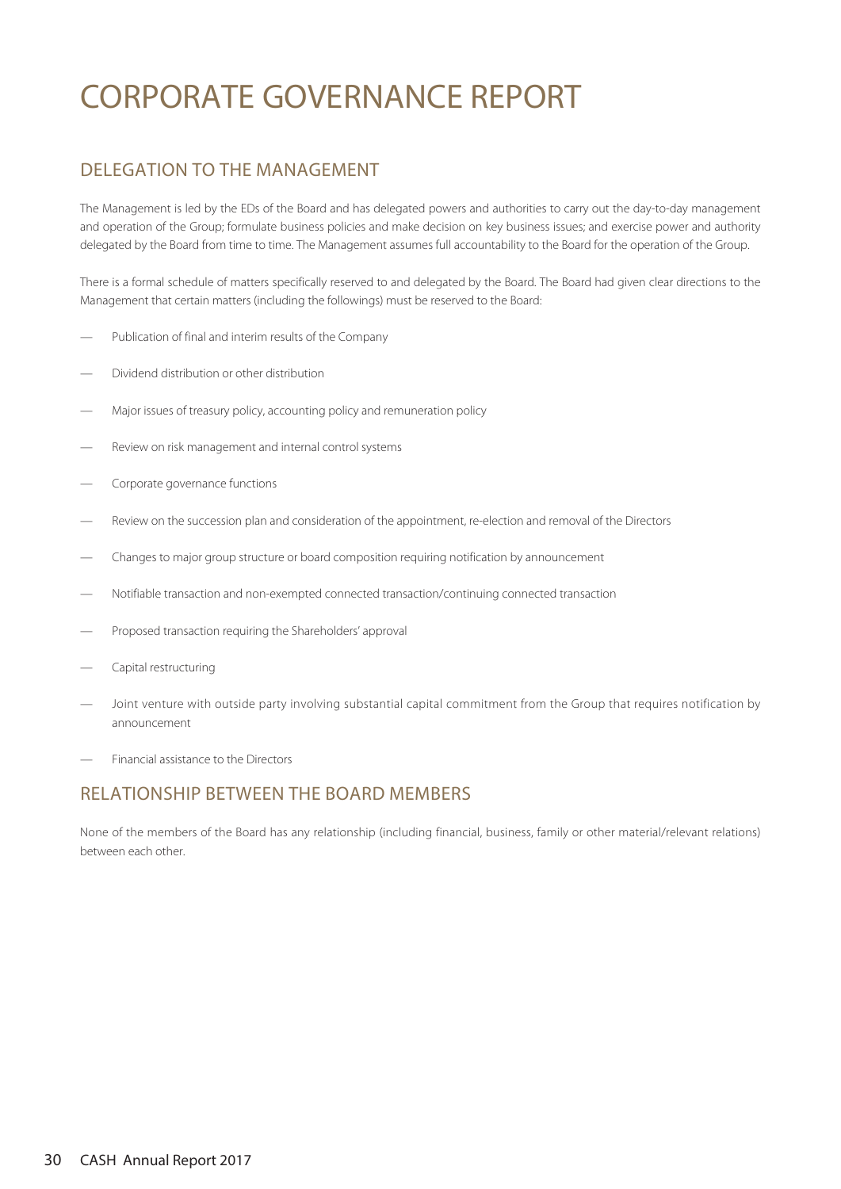# CORPORATE GOVERNANCE REPORT

## DELEGATION TO THE MANAGEMENT

The Management is led by the EDs of the Board and has delegated powers and authorities to carry out the day-to-day management and operation of the Group; formulate business policies and make decision on key business issues; and exercise power and authority delegated by the Board from time to time. The Management assumes full accountability to the Board for the operation of the Group.

There is a formal schedule of matters specifically reserved to and delegated by the Board. The Board had given clear directions to the Management that certain matters (including the followings) must be reserved to the Board:

- Publication of final and interim results of the Company
- Dividend distribution or other distribution
- Major issues of treasury policy, accounting policy and remuneration policy
- Review on risk management and internal control systems
- Corporate governance functions
- Review on the succession plan and consideration of the appointment, re-election and removal of the Directors
- Changes to major group structure or board composition requiring notification by announcement
- Notifiable transaction and non-exempted connected transaction/continuing connected transaction
- Proposed transaction requiring the Shareholders' approval
- Capital restructuring
- Joint venture with outside party involving substantial capital commitment from the Group that requires notification by announcement
- Financial assistance to the Directors

## RELATIONSHIP BETWEEN THE BOARD MEMBERS

None of the members of the Board has any relationship (including financial, business, family or other material/relevant relations) between each other.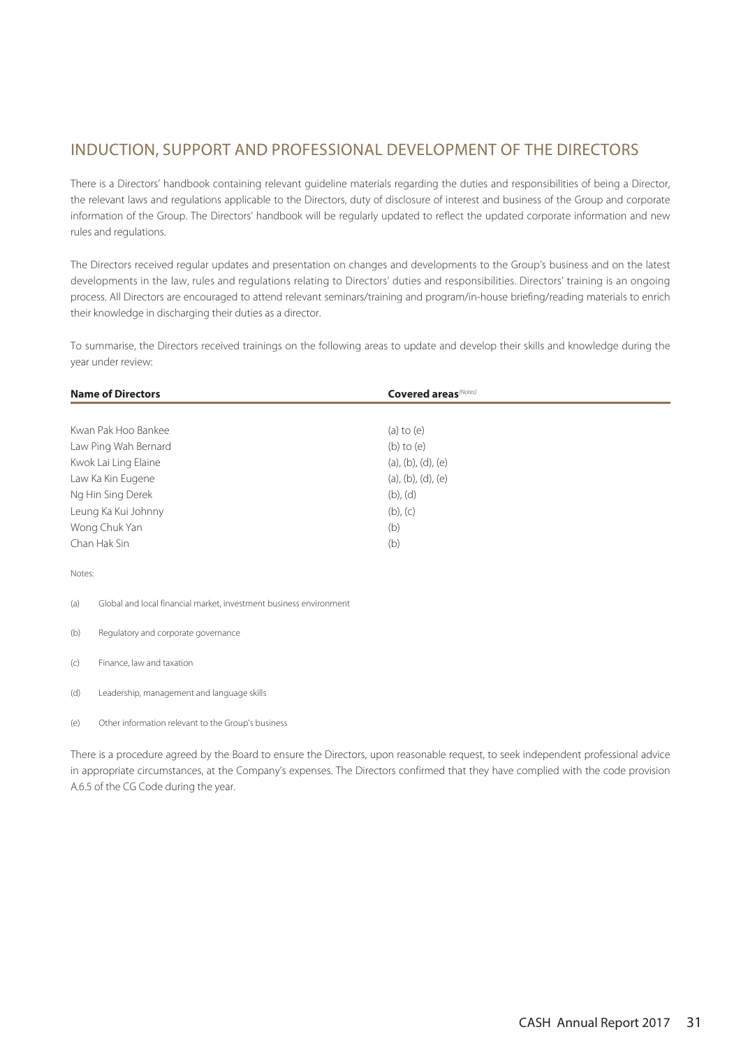## INDUCTION, SUPPORT AND PROFESSIONAL DEVELOPMENT OF THE DIRECTORS

There is a Directors' handbook containing relevant guideline materials regarding the duties and responsibilities of being a Director, the relevant laws and regulations applicable to the Directors, duty of disclosure of interest and business of the Group and corporate information of the Group. The Directors' handbook will be regularly updated to reflect the updated corporate information and new rules and regulations.

The Directors received regular updates and presentation on changes and developments to the Group's business and on the latest developments in the law, rules and regulations relating to Directors' duties and responsibilities. Directors' training is an ongoing process. All Directors are encouraged to attend relevant seminars/training and program/in-house briefing/reading materials to enrich their knowledge in discharging their duties as a director.

To summarise, the Directors received trainings on the following areas to update and develop their skills and knowledge during the year under review:

| **Name of Directors** | **Covered areas** *(Notes)* |
|---|---|
| Kwan Pak Hoo Bankee | (a) to (e) |
| Law Ping Wah Bernard | (b) to (e) |
| Kwok Lai Ling Elaine | (a), (b), (d), (e) |
| Law Ka Kin Eugene | (a), (b), (d), (e) |
| Ng Hin Sing Derek | (b), (d) |
| Leung Ka Kui Johnny | (b), (c) |
| Wong Chuk Yan | (b) |
| Chan Hak Sin | (b) |

Notes:

(a) Global and local financial market, investment business environment

(b) Regulatory and corporate governance

(c) Finance, law and taxation

(d) Leadership, management and language skills

(e) Other information relevant to the Group's business

There is a procedure agreed by the Board to ensure the Directors, upon reasonable request, to seek independent professional advice in appropriate circumstances, at the Company's expenses. The Directors confirmed that they have complied with the code provision A.6.5 of the CG Code during the year.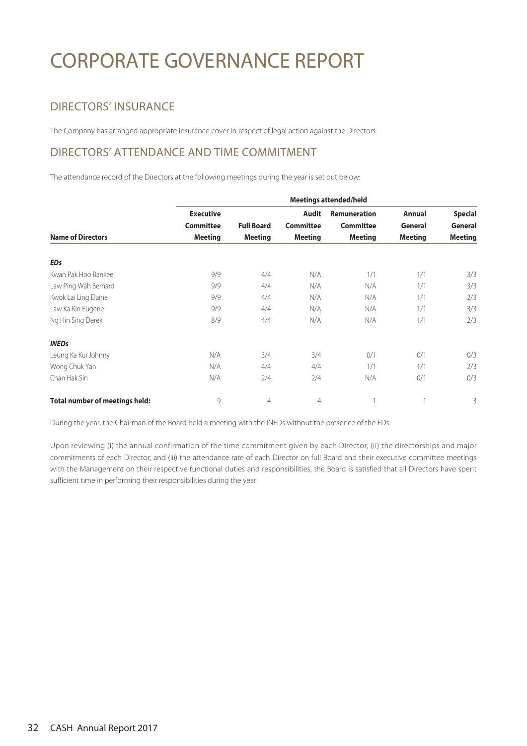# CORPORATE GOVERNANCE REPORT

## DIRECTORS' INSURANCE

The Company has arranged appropriate insurance cover in respect of legal action against the Directors.

## DIRECTORS' ATTENDANCE AND TIME COMMITMENT

The attendance record of the Directors at the following meetings during the year is set out below:

| | Meetings attended/held | | | | | |
|---|---|---|---|---|---|---|
| **Name of Directors** | **Executive Committee Meeting** | **Full Board Meeting** | **Audit Committee Meeting** | **Remuneration Committee Meeting** | **Annual General Meeting** | **Special General Meeting** |
| ***EDs*** | | | | | | |
| Kwan Pak Hoo Bankee | 9/9 | 4/4 | N/A | 1/1 | 1/1 | 3/3 |
| Law Ping Wah Bernard | 9/9 | 4/4 | N/A | N/A | 1/1 | 3/3 |
| Kwok Lai Ling Elaine | 9/9 | 4/4 | N/A | N/A | 1/1 | 2/3 |
| Law Ka Kin Eugene | 9/9 | 4/4 | N/A | N/A | 1/1 | 3/3 |
| Ng Hin Sing Derek | 8/9 | 4/4 | N/A | N/A | 1/1 | 2/3 |
| ***INEDs*** | | | | | | |
| Leung Ka Kui Johnny | N/A | 3/4 | 3/4 | 0/1 | 0/1 | 0/3 |
| Wong Chuk Yan | N/A | 4/4 | 4/4 | 1/1 | 1/1 | 2/3 |
| Chan Hak Sin | N/A | 2/4 | 2/4 | N/A | 0/1 | 0/3 |
| **Total number of meetings held:** | 9 | 4 | 4 | 1 | 1 | 3 |

During the year, the Chairman of the Board held a meeting with the INEDs without the presence of the EDs.

Upon reviewing (i) the annual confirmation of the time commitment given by each Director; (ii) the directorships and major commitments of each Director; and (iii) the attendance rate of each Director on full Board and their executive committee meetings with the Management on their respective functional duties and responsibilities, the Board is satisfied that all Directors have spent sufficient time in performing their responsibilities during the year.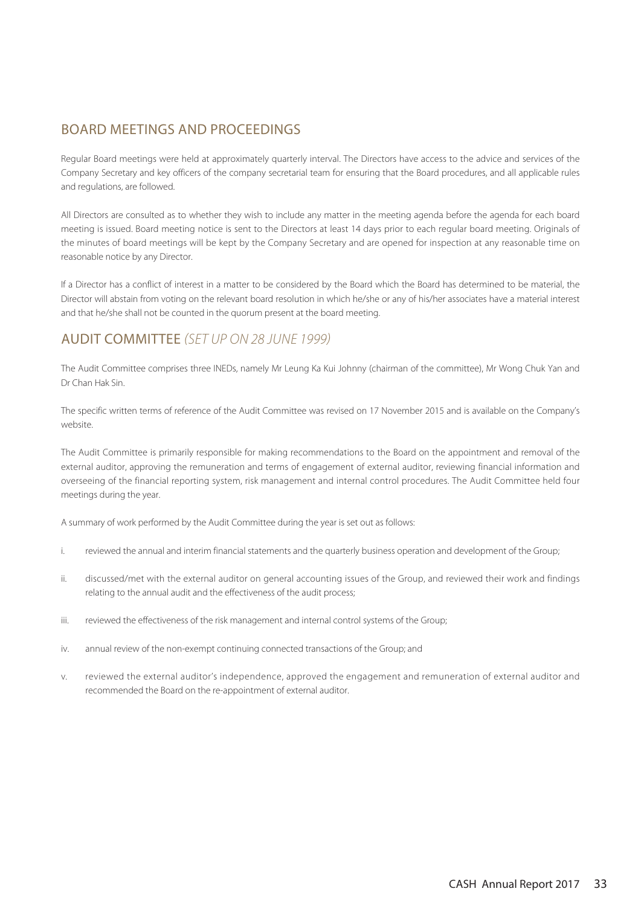## BOARD MEETINGS AND PROCEEDINGS

Regular Board meetings were held at approximately quarterly interval. The Directors have access to the advice and services of the Company Secretary and key officers of the company secretarial team for ensuring that the Board procedures, and all applicable rules and regulations, are followed.

All Directors are consulted as to whether they wish to include any matter in the meeting agenda before the agenda for each board meeting is issued. Board meeting notice is sent to the Directors at least 14 days prior to each regular board meeting. Originals of the minutes of board meetings will be kept by the Company Secretary and are opened for inspection at any reasonable time on reasonable notice by any Director.

If a Director has a conflict of interest in a matter to be considered by the Board which the Board has determined to be material, the Director will abstain from voting on the relevant board resolution in which he/she or any of his/her associates have a material interest and that he/she shall not be counted in the quorum present at the board meeting.

## AUDIT COMMITTEE *(SET UP ON 28 JUNE 1999)*

The Audit Committee comprises three INEDs, namely Mr Leung Ka Kui Johnny (chairman of the committee), Mr Wong Chuk Yan and Dr Chan Hak Sin.

The specific written terms of reference of the Audit Committee was revised on 17 November 2015 and is available on the Company's website.

The Audit Committee is primarily responsible for making recommendations to the Board on the appointment and removal of the external auditor, approving the remuneration and terms of engagement of external auditor, reviewing financial information and overseeing of the financial reporting system, risk management and internal control procedures. The Audit Committee held four meetings during the year.

A summary of work performed by the Audit Committee during the year is set out as follows:

i. reviewed the annual and interim financial statements and the quarterly business operation and development of the Group;

ii. discussed/met with the external auditor on general accounting issues of the Group, and reviewed their work and findings relating to the annual audit and the effectiveness of the audit process;

iii. reviewed the effectiveness of the risk management and internal control systems of the Group;

iv. annual review of the non-exempt continuing connected transactions of the Group; and

v. reviewed the external auditor's independence, approved the engagement and remuneration of external auditor and recommended the Board on the re-appointment of external auditor.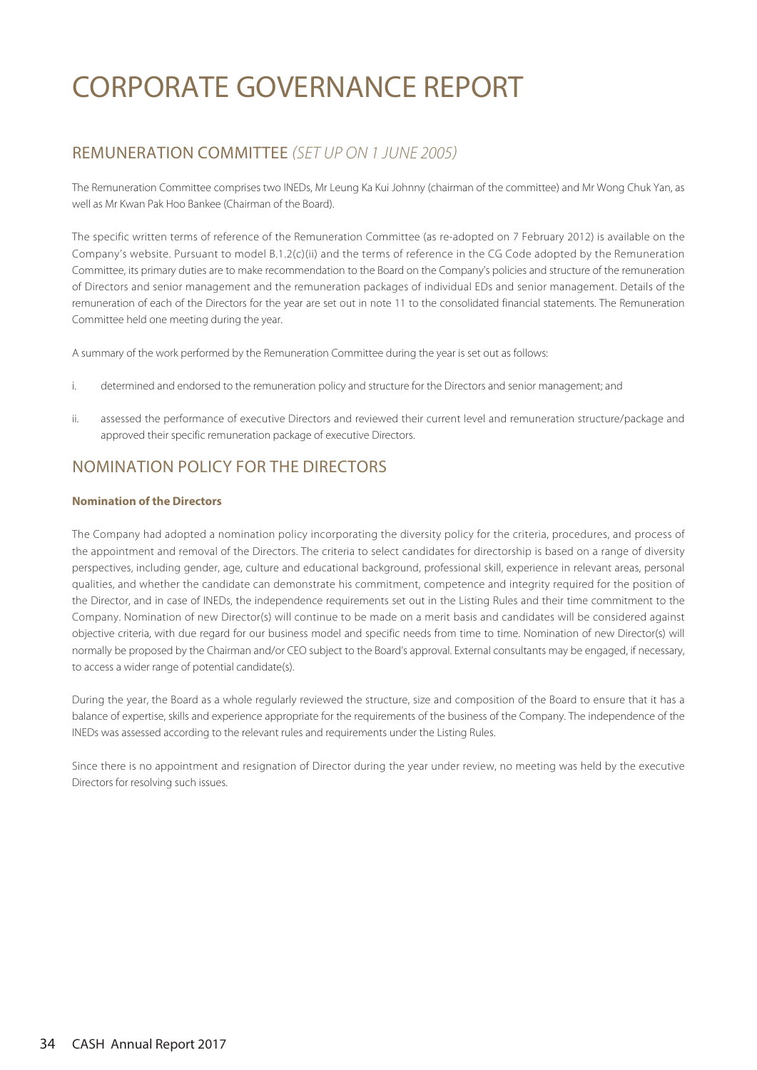# CORPORATE GOVERNANCE REPORT

## REMUNERATION COMMITTEE *(SET UP ON 1 JUNE 2005)*

The Remuneration Committee comprises two INEDs, Mr Leung Ka Kui Johnny (chairman of the committee) and Mr Wong Chuk Yan, as well as Mr Kwan Pak Hoo Bankee (Chairman of the Board).

The specific written terms of reference of the Remuneration Committee (as re-adopted on 7 February 2012) is available on the Company's website. Pursuant to model B.1.2(c)(ii) and the terms of reference in the CG Code adopted by the Remuneration Committee, its primary duties are to make recommendation to the Board on the Company's policies and structure of the remuneration of Directors and senior management and the remuneration packages of individual EDs and senior management. Details of the remuneration of each of the Directors for the year are set out in note 11 to the consolidated financial statements. The Remuneration Committee held one meeting during the year.

A summary of the work performed by the Remuneration Committee during the year is set out as follows:

i. determined and endorsed to the remuneration policy and structure for the Directors and senior management; and

ii. assessed the performance of executive Directors and reviewed their current level and remuneration structure/package and approved their specific remuneration package of executive Directors.

## NOMINATION POLICY FOR THE DIRECTORS

**Nomination of the Directors**

The Company had adopted a nomination policy incorporating the diversity policy for the criteria, procedures, and process of the appointment and removal of the Directors. The criteria to select candidates for directorship is based on a range of diversity perspectives, including gender, age, culture and educational background, professional skill, experience in relevant areas, personal qualities, and whether the candidate can demonstrate his commitment, competence and integrity required for the position of the Director, and in case of INEDs, the independence requirements set out in the Listing Rules and their time commitment to the Company. Nomination of new Director(s) will continue to be made on a merit basis and candidates will be considered against objective criteria, with due regard for our business model and specific needs from time to time. Nomination of new Director(s) will normally be proposed by the Chairman and/or CEO subject to the Board's approval. External consultants may be engaged, if necessary, to access a wider range of potential candidate(s).

During the year, the Board as a whole regularly reviewed the structure, size and composition of the Board to ensure that it has a balance of expertise, skills and experience appropriate for the requirements of the business of the Company. The independence of the INEDs was assessed according to the relevant rules and requirements under the Listing Rules.

Since there is no appointment and resignation of Director during the year under review, no meeting was held by the executive Directors for resolving such issues.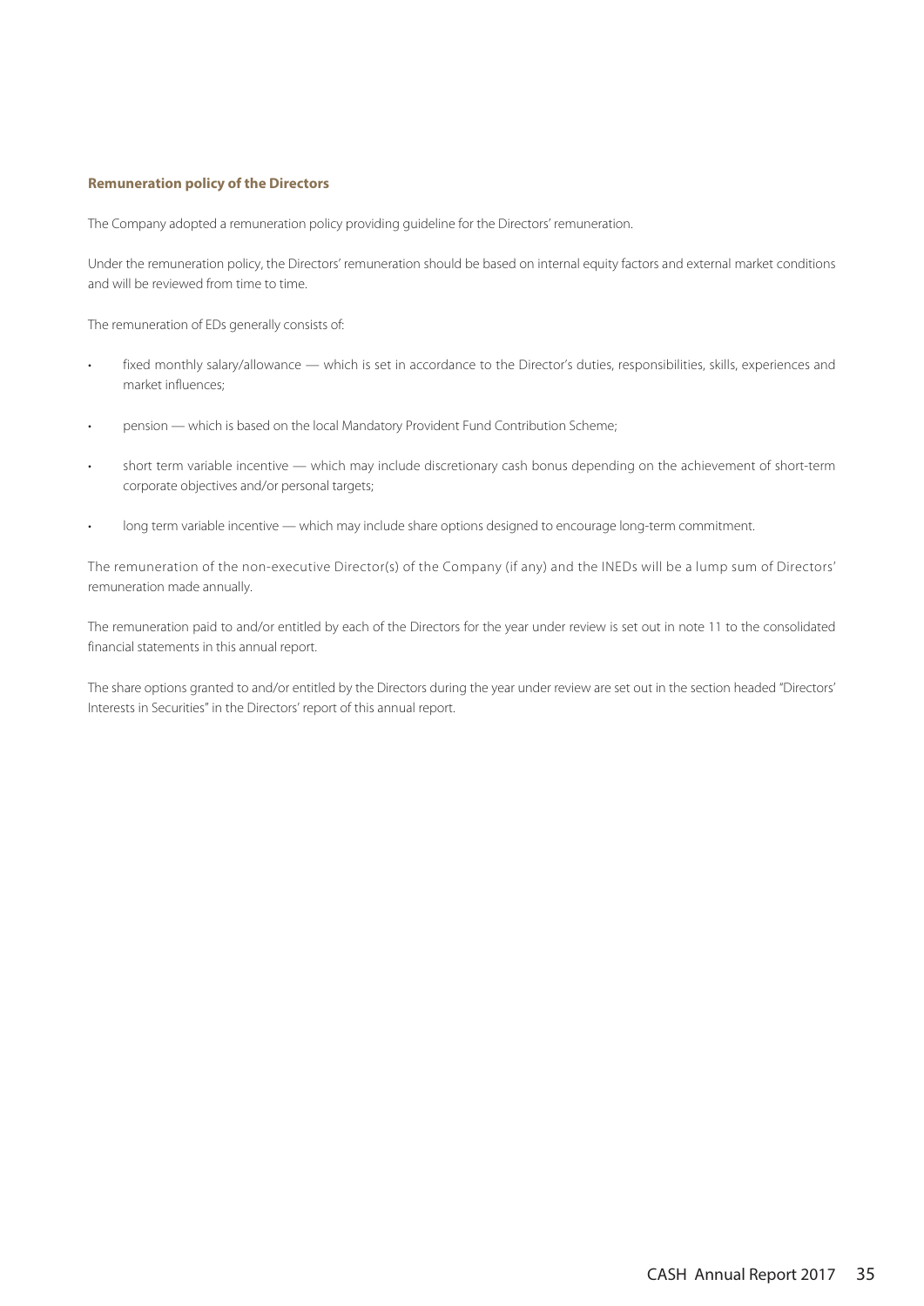### Remuneration policy of the Directors

The Company adopted a remuneration policy providing guideline for the Directors' remuneration.

Under the remuneration policy, the Directors' remuneration should be based on internal equity factors and external market conditions and will be reviewed from time to time.

The remuneration of EDs generally consists of:

- fixed monthly salary/allowance — which is set in accordance to the Director's duties, responsibilities, skills, experiences and market influences;
- pension — which is based on the local Mandatory Provident Fund Contribution Scheme;
- short term variable incentive — which may include discretionary cash bonus depending on the achievement of short-term corporate objectives and/or personal targets;
- long term variable incentive — which may include share options designed to encourage long-term commitment.

The remuneration of the non-executive Director(s) of the Company (if any) and the INEDs will be a lump sum of Directors' remuneration made annually.

The remuneration paid to and/or entitled by each of the Directors for the year under review is set out in note 11 to the consolidated financial statements in this annual report.

The share options granted to and/or entitled by the Directors during the year under review are set out in the section headed "Directors' Interests in Securities" in the Directors' report of this annual report.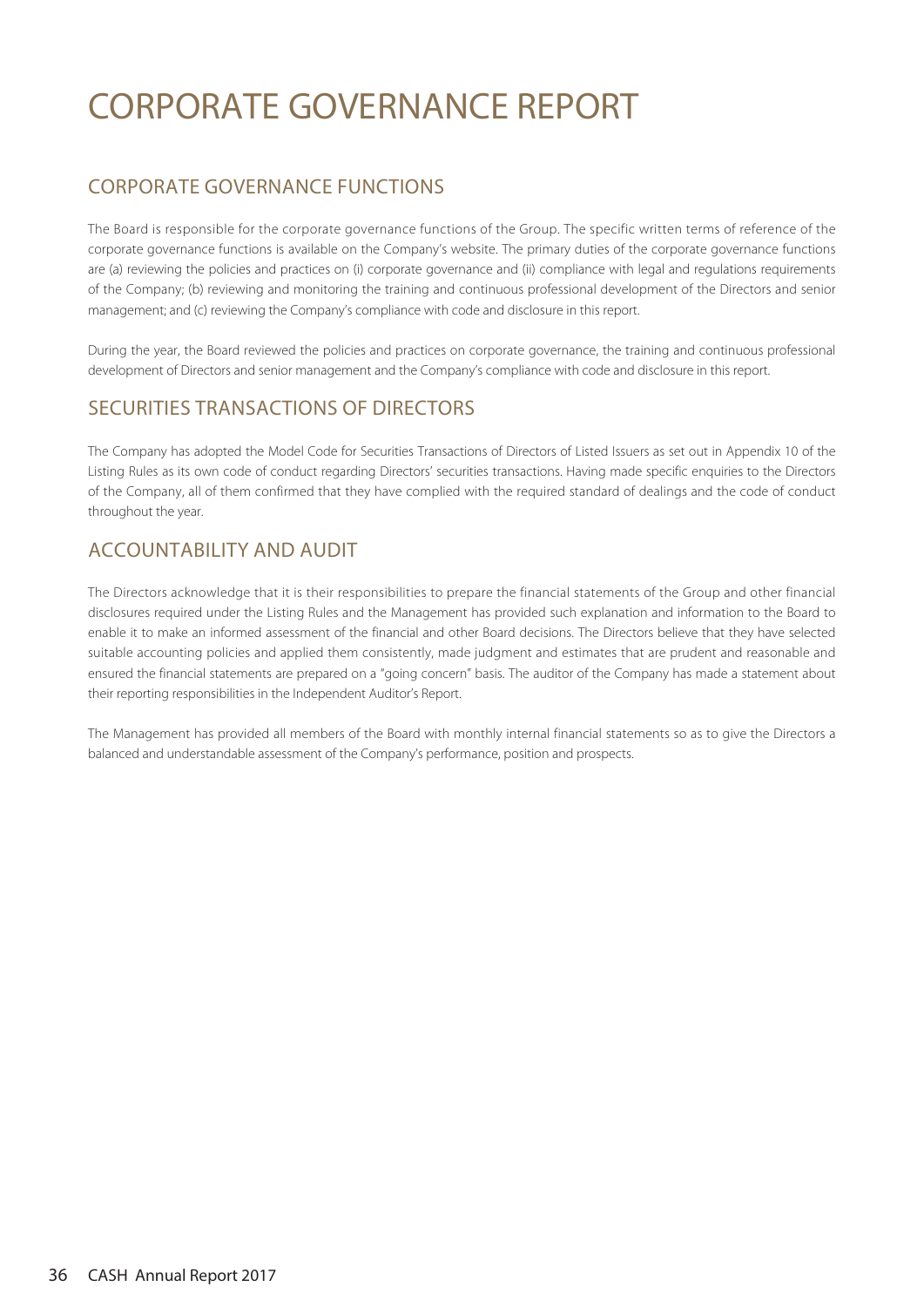# CORPORATE GOVERNANCE REPORT

## CORPORATE GOVERNANCE FUNCTIONS

The Board is responsible for the corporate governance functions of the Group. The specific written terms of reference of the corporate governance functions is available on the Company's website. The primary duties of the corporate governance functions are (a) reviewing the policies and practices on (i) corporate governance and (ii) compliance with legal and regulations requirements of the Company; (b) reviewing and monitoring the training and continuous professional development of the Directors and senior management; and (c) reviewing the Company's compliance with code and disclosure in this report.

During the year, the Board reviewed the policies and practices on corporate governance, the training and continuous professional development of Directors and senior management and the Company's compliance with code and disclosure in this report.

## SECURITIES TRANSACTIONS OF DIRECTORS

The Company has adopted the Model Code for Securities Transactions of Directors of Listed Issuers as set out in Appendix 10 of the Listing Rules as its own code of conduct regarding Directors' securities transactions. Having made specific enquiries to the Directors of the Company, all of them confirmed that they have complied with the required standard of dealings and the code of conduct throughout the year.

## ACCOUNTABILITY AND AUDIT

The Directors acknowledge that it is their responsibilities to prepare the financial statements of the Group and other financial disclosures required under the Listing Rules and the Management has provided such explanation and information to the Board to enable it to make an informed assessment of the financial and other Board decisions. The Directors believe that they have selected suitable accounting policies and applied them consistently, made judgment and estimates that are prudent and reasonable and ensured the financial statements are prepared on a "going concern" basis. The auditor of the Company has made a statement about their reporting responsibilities in the Independent Auditor's Report.

The Management has provided all members of the Board with monthly internal financial statements so as to give the Directors a balanced and understandable assessment of the Company's performance, position and prospects.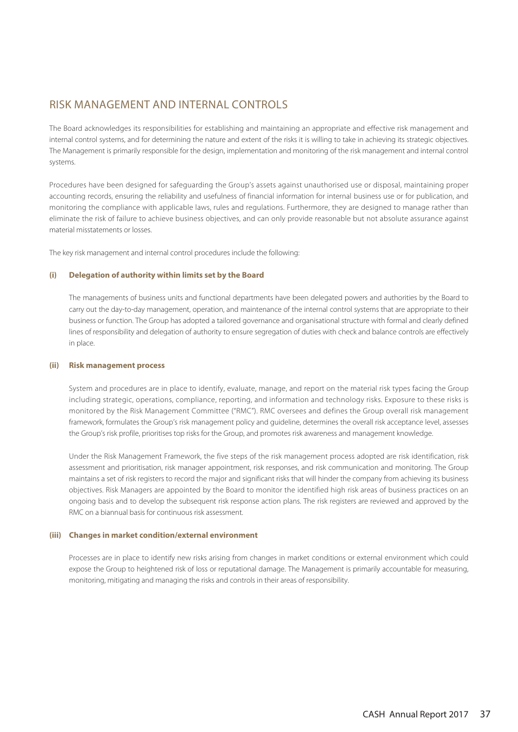## RISK MANAGEMENT AND INTERNAL CONTROLS

The Board acknowledges its responsibilities for establishing and maintaining an appropriate and effective risk management and internal control systems, and for determining the nature and extent of the risks it is willing to take in achieving its strategic objectives. The Management is primarily responsible for the design, implementation and monitoring of the risk management and internal control systems.

Procedures have been designed for safeguarding the Group's assets against unauthorised use or disposal, maintaining proper accounting records, ensuring the reliability and usefulness of financial information for internal business use or for publication, and monitoring the compliance with applicable laws, rules and regulations. Furthermore, they are designed to manage rather than eliminate the risk of failure to achieve business objectives, and can only provide reasonable but not absolute assurance against material misstatements or losses.

The key risk management and internal control procedures include the following:

**(i) Delegation of authority within limits set by the Board**

The managements of business units and functional departments have been delegated powers and authorities by the Board to carry out the day-to-day management, operation, and maintenance of the internal control systems that are appropriate to their business or function. The Group has adopted a tailored governance and organisational structure with formal and clearly defined lines of responsibility and delegation of authority to ensure segregation of duties with check and balance controls are effectively in place.

**(ii) Risk management process**

System and procedures are in place to identify, evaluate, manage, and report on the material risk types facing the Group including strategic, operations, compliance, reporting, and information and technology risks. Exposure to these risks is monitored by the Risk Management Committee ("RMC"). RMC oversees and defines the Group overall risk management framework, formulates the Group's risk management policy and guideline, determines the overall risk acceptance level, assesses the Group's risk profile, prioritises top risks for the Group, and promotes risk awareness and management knowledge.

Under the Risk Management Framework, the five steps of the risk management process adopted are risk identification, risk assessment and prioritisation, risk manager appointment, risk responses, and risk communication and monitoring. The Group maintains a set of risk registers to record the major and significant risks that will hinder the company from achieving its business objectives. Risk Managers are appointed by the Board to monitor the identified high risk areas of business practices on an ongoing basis and to develop the subsequent risk response action plans. The risk registers are reviewed and approved by the RMC on a biannual basis for continuous risk assessment.

**(iii) Changes in market condition/external environment**

Processes are in place to identify new risks arising from changes in market conditions or external environment which could expose the Group to heightened risk of loss or reputational damage. The Management is primarily accountable for measuring, monitoring, mitigating and managing the risks and controls in their areas of responsibility.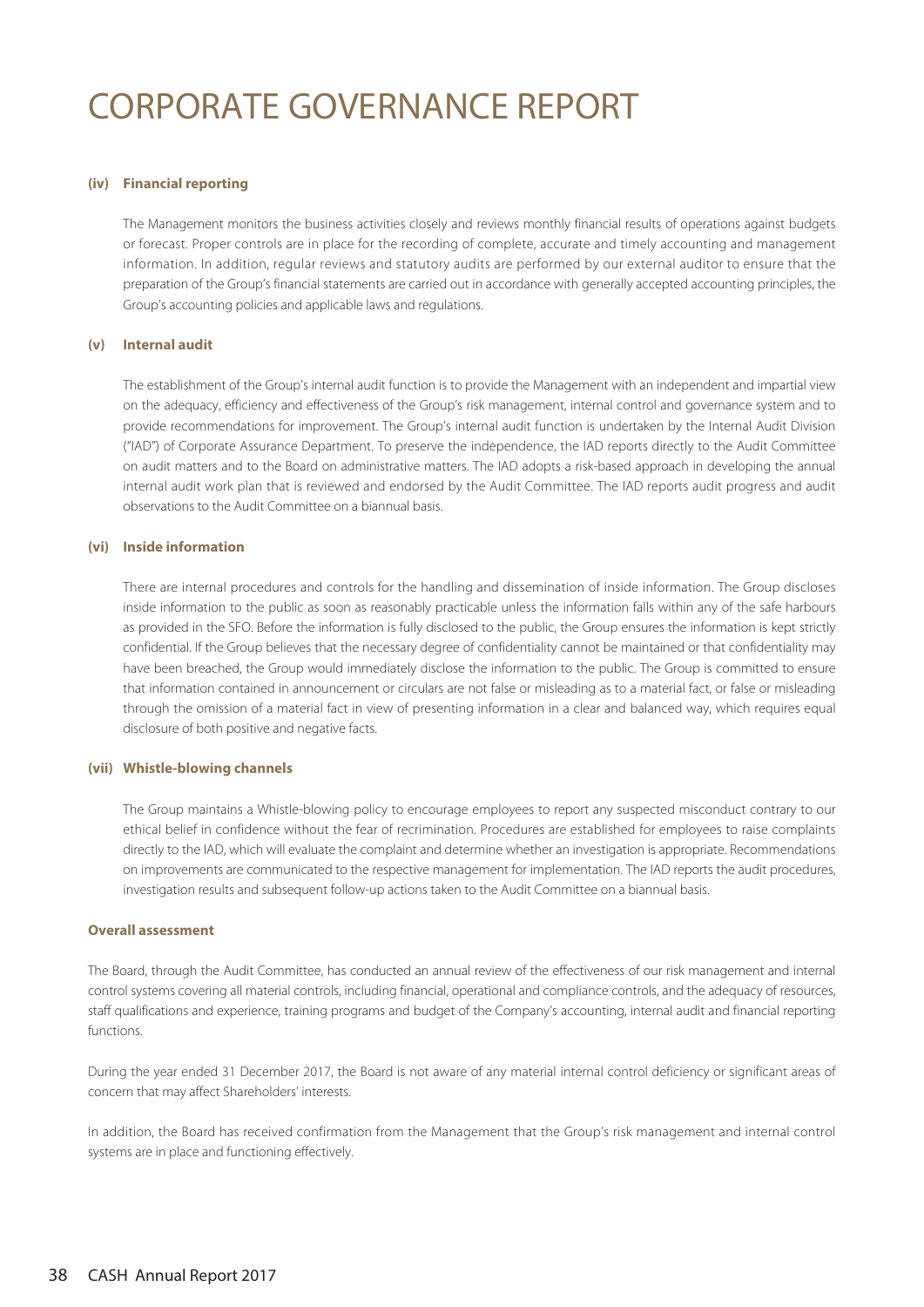# CORPORATE GOVERNANCE REPORT

**(iv) Financial reporting**

The Management monitors the business activities closely and reviews monthly financial results of operations against budgets or forecast. Proper controls are in place for the recording of complete, accurate and timely accounting and management information. In addition, regular reviews and statutory audits are performed by our external auditor to ensure that the preparation of the Group's financial statements are carried out in accordance with generally accepted accounting principles, the Group's accounting policies and applicable laws and regulations.

**(v) Internal audit**

The establishment of the Group's internal audit function is to provide the Management with an independent and impartial view on the adequacy, efficiency and effectiveness of the Group's risk management, internal control and governance system and to provide recommendations for improvement. The Group's internal audit function is undertaken by the Internal Audit Division ("IAD") of Corporate Assurance Department. To preserve the independence, the IAD reports directly to the Audit Committee on audit matters and to the Board on administrative matters. The IAD adopts a risk-based approach in developing the annual internal audit work plan that is reviewed and endorsed by the Audit Committee. The IAD reports audit progress and audit observations to the Audit Committee on a biannual basis.

**(vi) Inside information**

There are internal procedures and controls for the handling and dissemination of inside information. The Group discloses inside information to the public as soon as reasonably practicable unless the information falls within any of the safe harbours as provided in the SFO. Before the information is fully disclosed to the public, the Group ensures the information is kept strictly confidential. If the Group believes that the necessary degree of confidentiality cannot be maintained or that confidentiality may have been breached, the Group would immediately disclose the information to the public. The Group is committed to ensure that information contained in announcement or circulars are not false or misleading as to a material fact, or false or misleading through the omission of a material fact in view of presenting information in a clear and balanced way, which requires equal disclosure of both positive and negative facts.

**(vii) Whistle-blowing channels**

The Group maintains a Whistle-blowing policy to encourage employees to report any suspected misconduct contrary to our ethical belief in confidence without the fear of recrimination. Procedures are established for employees to raise complaints directly to the IAD, which will evaluate the complaint and determine whether an investigation is appropriate. Recommendations on improvements are communicated to the respective management for implementation. The IAD reports the audit procedures, investigation results and subsequent follow-up actions taken to the Audit Committee on a biannual basis.

**Overall assessment**

The Board, through the Audit Committee, has conducted an annual review of the effectiveness of our risk management and internal control systems covering all material controls, including financial, operational and compliance controls, and the adequacy of resources, staff qualifications and experience, training programs and budget of the Company's accounting, internal audit and financial reporting functions.

During the year ended 31 December 2017, the Board is not aware of any material internal control deficiency or significant areas of concern that may affect Shareholders' interests.

In addition, the Board has received confirmation from the Management that the Group's risk management and internal control systems are in place and functioning effectively.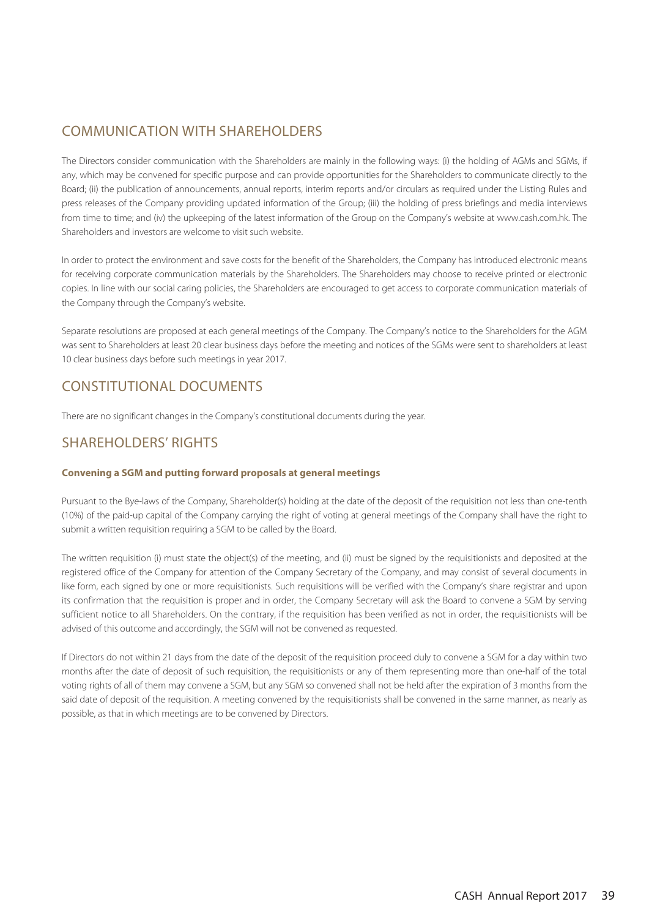## COMMUNICATION WITH SHAREHOLDERS

The Directors consider communication with the Shareholders are mainly in the following ways: (i) the holding of AGMs and SGMs, if any, which may be convened for specific purpose and can provide opportunities for the Shareholders to communicate directly to the Board; (ii) the publication of announcements, annual reports, interim reports and/or circulars as required under the Listing Rules and press releases of the Company providing updated information of the Group; (iii) the holding of press briefings and media interviews from time to time; and (iv) the upkeeping of the latest information of the Group on the Company's website at www.cash.com.hk. The Shareholders and investors are welcome to visit such website.

In order to protect the environment and save costs for the benefit of the Shareholders, the Company has introduced electronic means for receiving corporate communication materials by the Shareholders. The Shareholders may choose to receive printed or electronic copies. In line with our social caring policies, the Shareholders are encouraged to get access to corporate communication materials of the Company through the Company's website.

Separate resolutions are proposed at each general meetings of the Company. The Company's notice to the Shareholders for the AGM was sent to Shareholders at least 20 clear business days before the meeting and notices of the SGMs were sent to shareholders at least 10 clear business days before such meetings in year 2017.

## CONSTITUTIONAL DOCUMENTS

There are no significant changes in the Company's constitutional documents during the year.

## SHAREHOLDERS' RIGHTS

**Convening a SGM and putting forward proposals at general meetings**

Pursuant to the Bye-laws of the Company, Shareholder(s) holding at the date of the deposit of the requisition not less than one-tenth (10%) of the paid-up capital of the Company carrying the right of voting at general meetings of the Company shall have the right to submit a written requisition requiring a SGM to be called by the Board.

The written requisition (i) must state the object(s) of the meeting, and (ii) must be signed by the requisitionists and deposited at the registered office of the Company for attention of the Company Secretary of the Company, and may consist of several documents in like form, each signed by one or more requisitionists. Such requisitions will be verified with the Company's share registrar and upon its confirmation that the requisition is proper and in order, the Company Secretary will ask the Board to convene a SGM by serving sufficient notice to all Shareholders. On the contrary, if the requisition has been verified as not in order, the requisitionists will be advised of this outcome and accordingly, the SGM will not be convened as requested.

If Directors do not within 21 days from the date of the deposit of the requisition proceed duly to convene a SGM for a day within two months after the date of deposit of such requisition, the requisitionists or any of them representing more than one-half of the total voting rights of all of them may convene a SGM, but any SGM so convened shall not be held after the expiration of 3 months from the said date of deposit of the requisition. A meeting convened by the requisitionists shall be convened in the same manner, as nearly as possible, as that in which meetings are to be convened by Directors.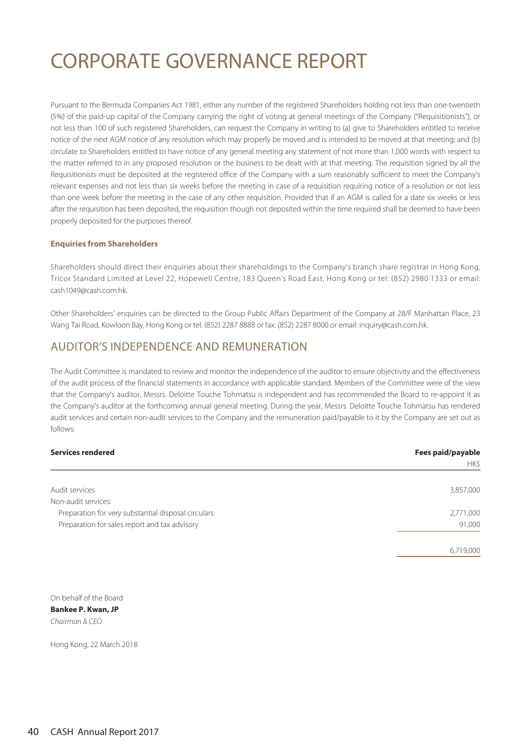# CORPORATE GOVERNANCE REPORT

Pursuant to the Bermuda Companies Act 1981, either any number of the registered Shareholders holding not less than one-twentieth (5%) of the paid-up capital of the Company carrying the right of voting at general meetings of the Company ("Requisitionists"), or not less than 100 of such registered Shareholders, can request the Company in writing to (a) give to Shareholders entitled to receive notice of the next AGM notice of any resolution which may properly be moved and is intended to be moved at that meeting; and (b) circulate to Shareholders entitled to have notice of any general meeting any statement of not more than 1,000 words with respect to the matter referred to in any proposed resolution or the business to be dealt with at that meeting. The requisition signed by all the Requisitionists must be deposited at the registered office of the Company with a sum reasonably sufficient to meet the Company's relevant expenses and not less than six weeks before the meeting in case of a requisition requiring notice of a resolution or not less than one week before the meeting in the case of any other requisition. Provided that if an AGM is called for a date six weeks or less after the requisition has been deposited, the requisition though not deposited within the time required shall be deemed to have been properly deposited for the purposes thereof.

**Enquiries from Shareholders**

Shareholders should direct their enquiries about their shareholdings to the Company's branch share registrar in Hong Kong, Tricor Standard Limited at Level 22, Hopewell Centre, 183 Queen's Road East, Hong Kong or tel: (852) 2980 1333 or email: cash1049@cash.com.hk.

Other Shareholders' enquiries can be directed to the Group Public Affairs Department of the Company at 28/F Manhattan Place, 23 Wang Tai Road, Kowloon Bay, Hong Kong or tel: (852) 2287 8888 or fax: (852) 2287 8000 or email: inquiry@cash.com.hk.

## AUDITOR'S INDEPENDENCE AND REMUNERATION

The Audit Committee is mandated to review and monitor the independence of the auditor to ensure objectivity and the effectiveness of the audit process of the financial statements in accordance with applicable standard. Members of the Committee were of the view that the Company's auditor, Messrs. Deloitte Touche Tohmatsu is independent and has recommended the Board to re-appoint it as the Company's auditor at the forthcoming annual general meeting. During the year, Messrs. Deloitte Touche Tohmatsu has rendered audit services and certain non-audit services to the Company and the remuneration paid/payable to it by the Company are set out as follows:

| **Services rendered** | **Fees paid/payable** |
|---|---|
| | HK$ |
| Audit services | 3,857,000 |
| Non-audit services: | |
| Preparation for very substantial disposal circulars | 2,771,000 |
| Preparation for sales report and tax advisory | 91,000 |
| | 6,719,000 |

On behalf of the Board
**Bankee P. Kwan, JP**
*Chairman & CEO*

Hong Kong, 22 March 2018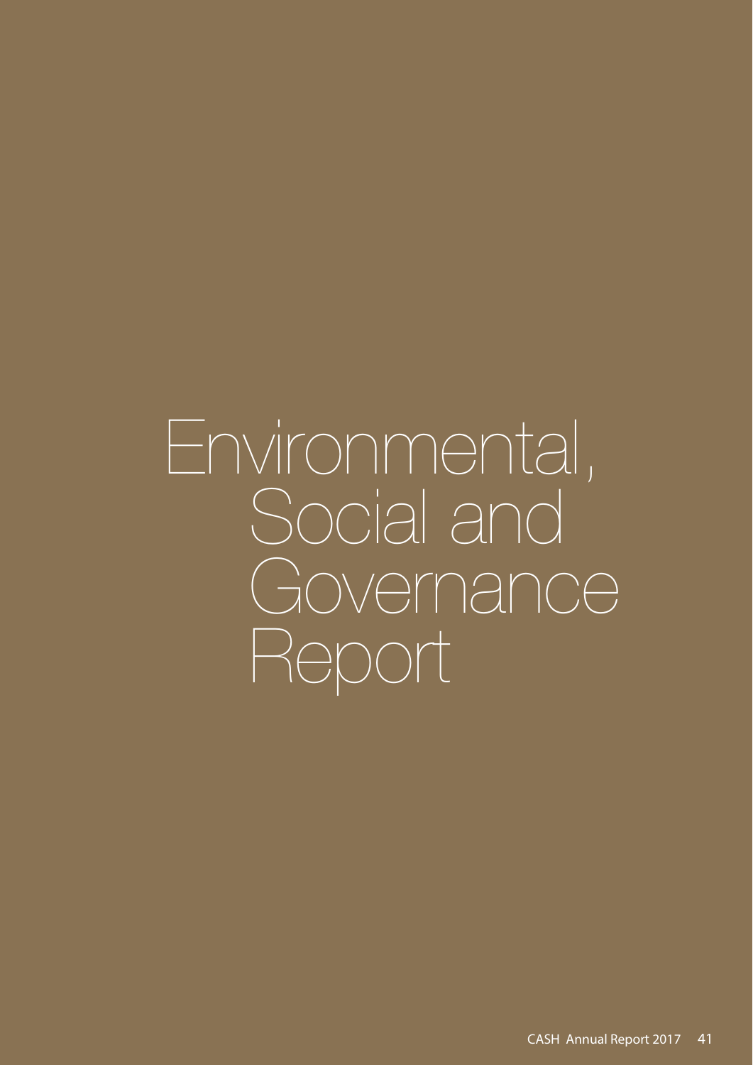# Environmental, Social and Governance Report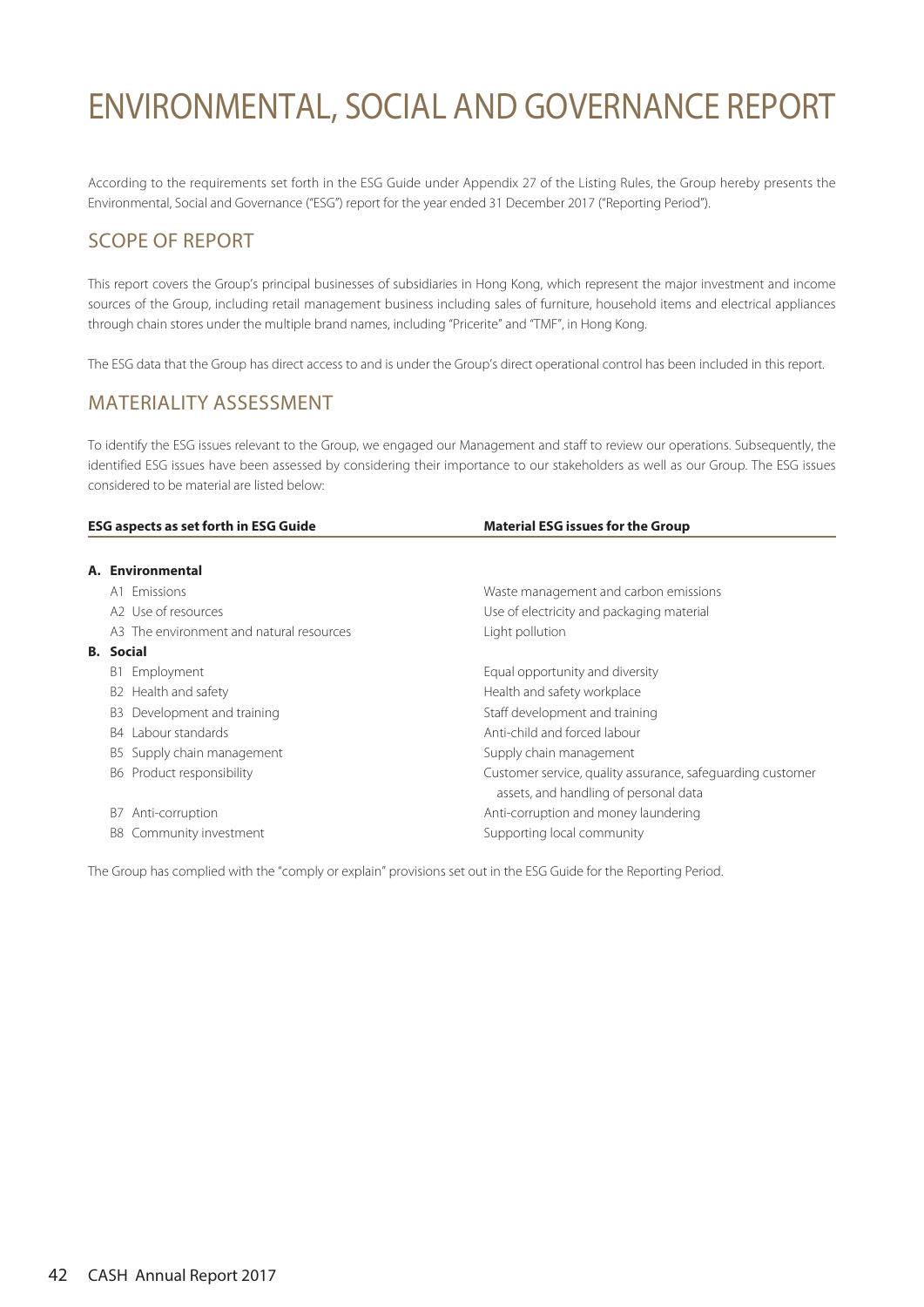# ENVIRONMENTAL, SOCIAL AND GOVERNANCE REPORT

According to the requirements set forth in the ESG Guide under Appendix 27 of the Listing Rules, the Group hereby presents the Environmental, Social and Governance ("ESG") report for the year ended 31 December 2017 ("Reporting Period").

## SCOPE OF REPORT

This report covers the Group's principal businesses of subsidiaries in Hong Kong, which represent the major investment and income sources of the Group, including retail management business including sales of furniture, household items and electrical appliances through chain stores under the multiple brand names, including "Pricerite" and "TMF", in Hong Kong.

The ESG data that the Group has direct access to and is under the Group's direct operational control has been included in this report.

## MATERIALITY ASSESSMENT

To identify the ESG issues relevant to the Group, we engaged our Management and staff to review our operations. Subsequently, the identified ESG issues have been assessed by considering their importance to our stakeholders as well as our Group. The ESG issues considered to be material are listed below:

| ESG aspects as set forth in ESG Guide | Material ESG issues for the Group |
|---|---|
| **A. Environmental** | |
| A1 Emissions | Waste management and carbon emissions |
| A2 Use of resources | Use of electricity and packaging material |
| A3 The environment and natural resources | Light pollution |
| **B. Social** | |
| B1 Employment | Equal opportunity and diversity |
| B2 Health and safety | Health and safety workplace |
| B3 Development and training | Staff development and training |
| B4 Labour standards | Anti-child and forced labour |
| B5 Supply chain management | Supply chain management |
| B6 Product responsibility | Customer service, quality assurance, safeguarding customer assets, and handling of personal data |
| B7 Anti-corruption | Anti-corruption and money laundering |
| B8 Community investment | Supporting local community |

The Group has complied with the "comply or explain" provisions set out in the ESG Guide for the Reporting Period.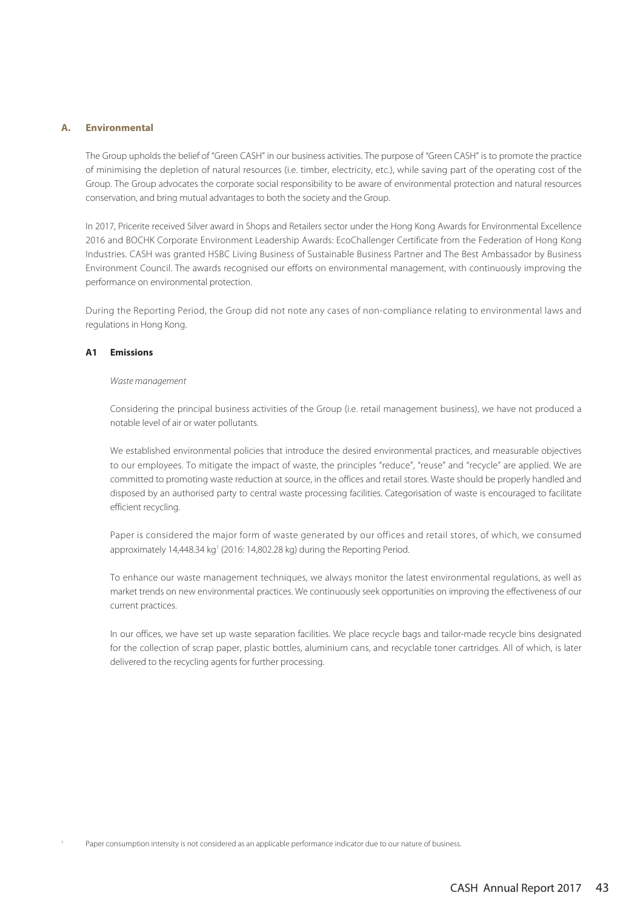## A. Environmental

The Group upholds the belief of "Green CASH" in our business activities. The purpose of "Green CASH" is to promote the practice of minimising the depletion of natural resources (i.e. timber, electricity, etc.), while saving part of the operating cost of the Group. The Group advocates the corporate social responsibility to be aware of environmental protection and natural resources conservation, and bring mutual advantages to both the society and the Group.

In 2017, Pricerite received Silver award in Shops and Retailers sector under the Hong Kong Awards for Environmental Excellence 2016 and BOCHK Corporate Environment Leadership Awards: EcoChallenger Certificate from the Federation of Hong Kong Industries. CASH was granted HSBC Living Business of Sustainable Business Partner and The Best Ambassador by Business Environment Council. The awards recognised our efforts on environmental management, with continuously improving the performance on environmental protection.

During the Reporting Period, the Group did not note any cases of non-compliance relating to environmental laws and regulations in Hong Kong.

### A1 Emissions

*Waste management*

Considering the principal business activities of the Group (i.e. retail management business), we have not produced a notable level of air or water pollutants.

We established environmental policies that introduce the desired environmental practices, and measurable objectives to our employees. To mitigate the impact of waste, the principles "reduce", "reuse" and "recycle" are applied. We are committed to promoting waste reduction at source, in the offices and retail stores. Waste should be properly handled and disposed by an authorised party to central waste processing facilities. Categorisation of waste is encouraged to facilitate efficient recycling.

Paper is considered the major form of waste generated by our offices and retail stores, of which, we consumed approximately 14,448.34 kg[1] (2016: 14,802.28 kg) during the Reporting Period.

To enhance our waste management techniques, we always monitor the latest environmental regulations, as well as market trends on new environmental practices. We continuously seek opportunities on improving the effectiveness of our current practices.

In our offices, we have set up waste separation facilities. We place recycle bags and tailor-made recycle bins designated for the collection of scrap paper, plastic bottles, aluminium cans, and recyclable toner cartridges. All of which, is later delivered to the recycling agents for further processing.

[1] Paper consumption intensity is not considered as an applicable performance indicator due to our nature of business.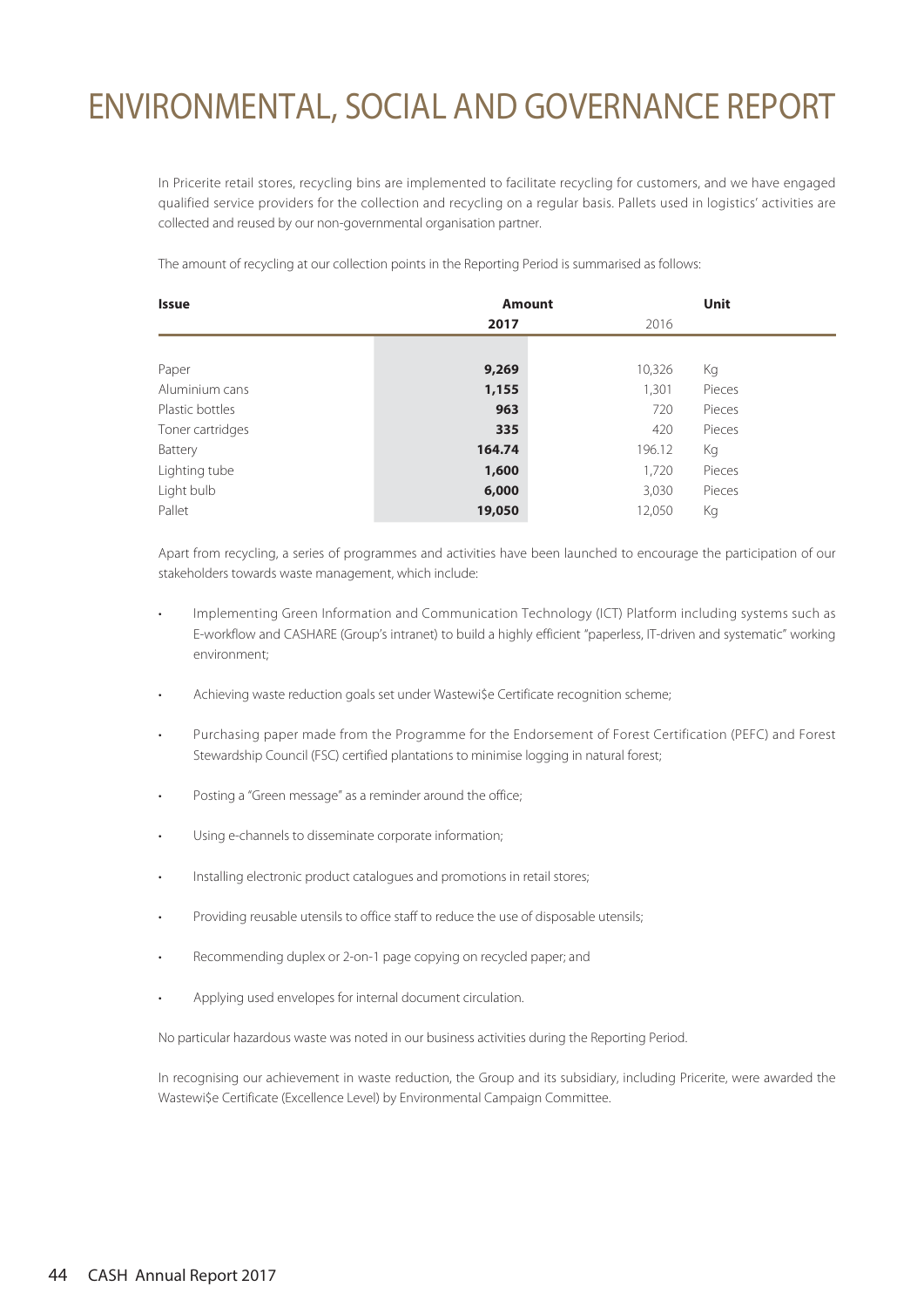# ENVIRONMENTAL, SOCIAL AND GOVERNANCE REPORT

In Pricerite retail stores, recycling bins are implemented to facilitate recycling for customers, and we have engaged qualified service providers for the collection and recycling on a regular basis. Pallets used in logistics' activities are collected and reused by our non-governmental organisation partner.

The amount of recycling at our collection points in the Reporting Period is summarised as follows:

| Issue | Amount | | Unit |
|---|---|---|---|
| | **2017** | 2016 | |
| Paper | **9,269** | 10,326 | Kg |
| Aluminium cans | **1,155** | 1,301 | Pieces |
| Plastic bottles | **963** | 720 | Pieces |
| Toner cartridges | **335** | 420 | Pieces |
| Battery | **164.74** | 196.12 | Kg |
| Lighting tube | **1,600** | 1,720 | Pieces |
| Light bulb | **6,000** | 3,030 | Pieces |
| Pallet | **19,050** | 12,050 | Kg |

Apart from recycling, a series of programmes and activities have been launched to encourage the participation of our stakeholders towards waste management, which include:

- Implementing Green Information and Communication Technology (ICT) Platform including systems such as E-workflow and CASHARE (Group's intranet) to build a highly efficient "paperless, IT-driven and systematic" working environment;
- Achieving waste reduction goals set under Wastewi$e Certificate recognition scheme;
- Purchasing paper made from the Programme for the Endorsement of Forest Certification (PEFC) and Forest Stewardship Council (FSC) certified plantations to minimise logging in natural forest;
- Posting a "Green message" as a reminder around the office;
- Using e-channels to disseminate corporate information;
- Installing electronic product catalogues and promotions in retail stores;
- Providing reusable utensils to office staff to reduce the use of disposable utensils;
- Recommending duplex or 2-on-1 page copying on recycled paper; and
- Applying used envelopes for internal document circulation.

No particular hazardous waste was noted in our business activities during the Reporting Period.

In recognising our achievement in waste reduction, the Group and its subsidiary, including Pricerite, were awarded the Wastewi$e Certificate (Excellence Level) by Environmental Campaign Committee.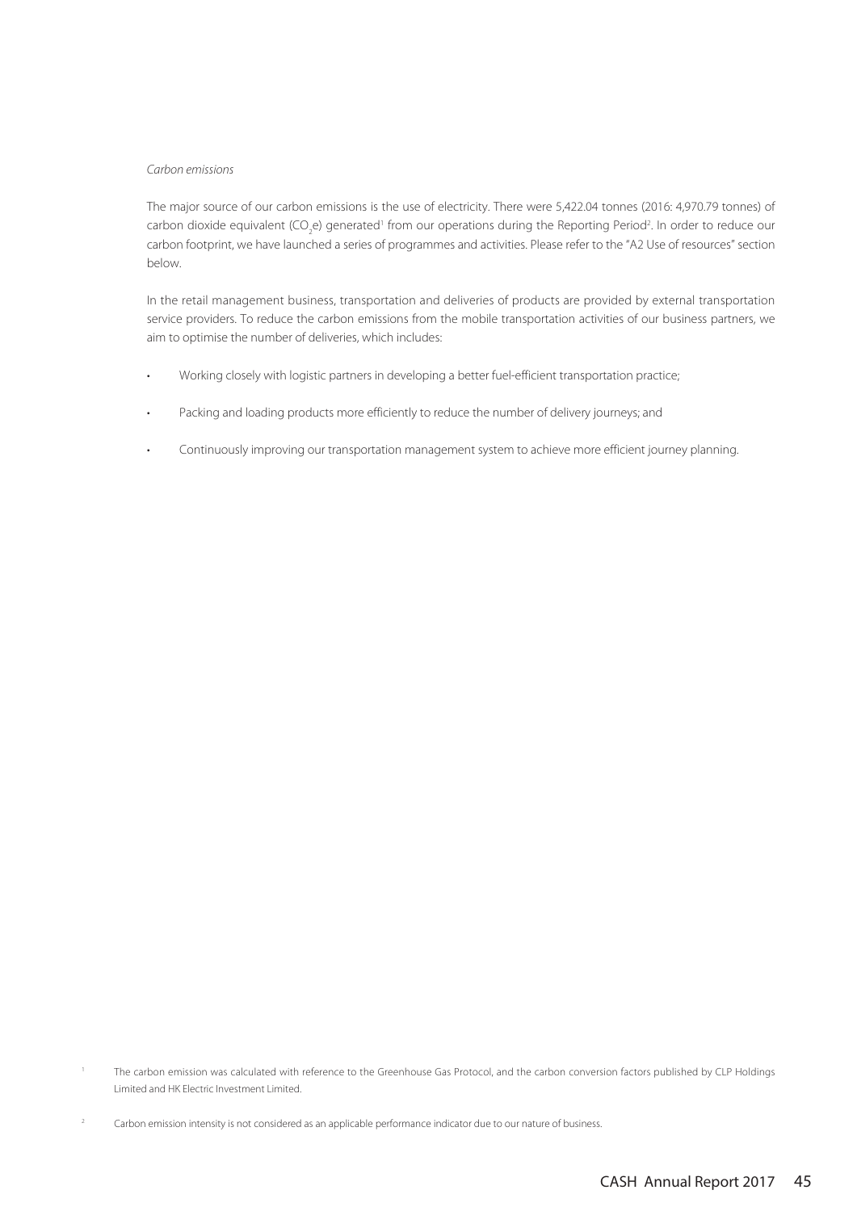*Carbon emissions*

The major source of our carbon emissions is the use of electricity. There were 5,422.04 tonnes (2016: 4,970.79 tonnes) of carbon dioxide equivalent ($CO_2e$) generated[1] from our operations during the Reporting Period[2]. In order to reduce our carbon footprint, we have launched a series of programmes and activities. Please refer to the "A2 Use of resources" section below.

In the retail management business, transportation and deliveries of products are provided by external transportation service providers. To reduce the carbon emissions from the mobile transportation activities of our business partners, we aim to optimise the number of deliveries, which includes:

- Working closely with logistic partners in developing a better fuel-efficient transportation practice;
- Packing and loading products more efficiently to reduce the number of delivery journeys; and
- Continuously improving our transportation management system to achieve more efficient journey planning.

[1] The carbon emission was calculated with reference to the Greenhouse Gas Protocol, and the carbon conversion factors published by CLP Holdings Limited and HK Electric Investment Limited.

[2] Carbon emission intensity is not considered as an applicable performance indicator due to our nature of business.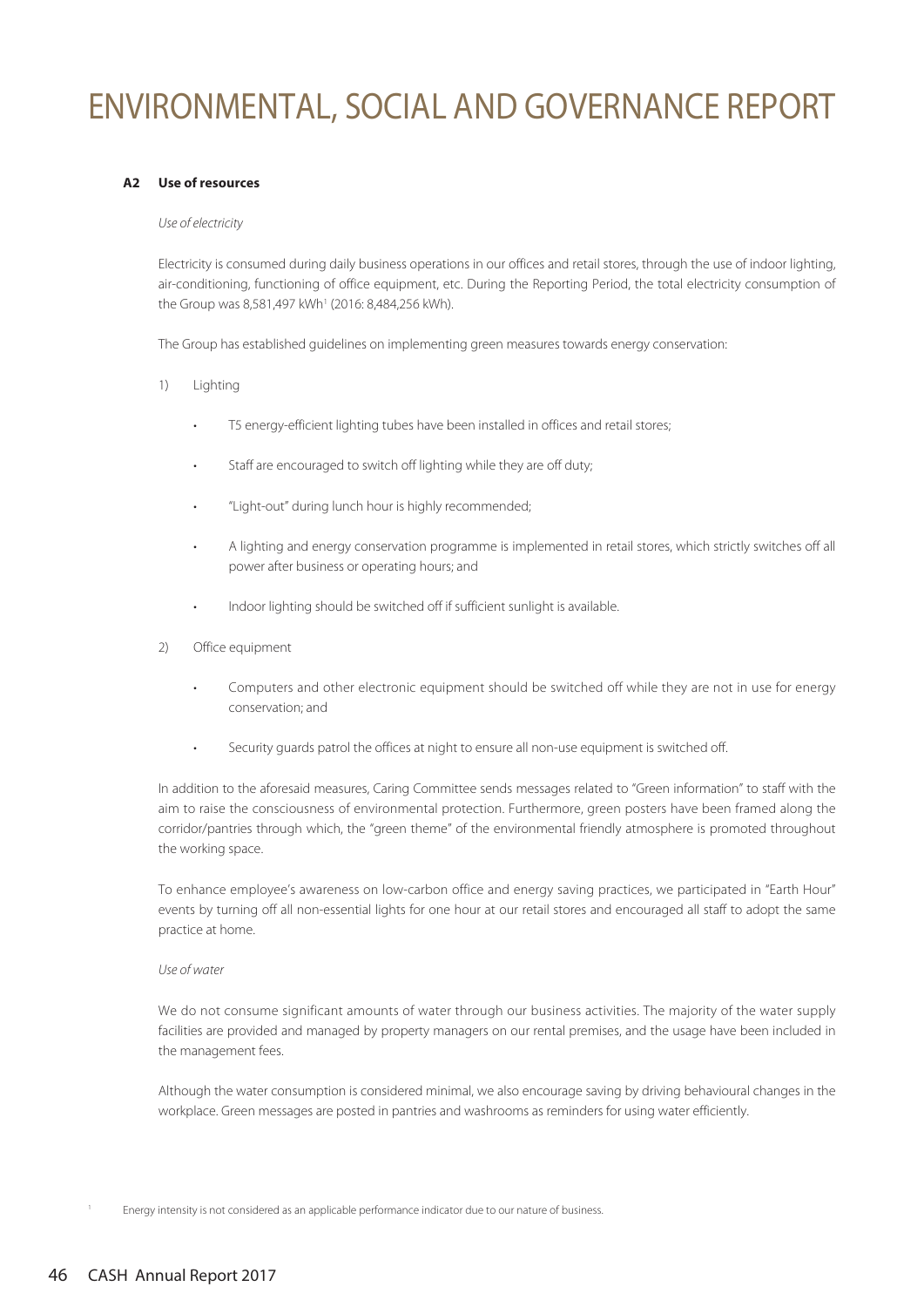# ENVIRONMENTAL, SOCIAL AND GOVERNANCE REPORT

**A2 Use of resources**

*Use of electricity*

Electricity is consumed during daily business operations in our offices and retail stores, through the use of indoor lighting, air-conditioning, functioning of office equipment, etc. During the Reporting Period, the total electricity consumption of the Group was 8,581,497 kWh[1] (2016: 8,484,256 kWh).

The Group has established guidelines on implementing green measures towards energy conservation:

1) Lighting

- T5 energy-efficient lighting tubes have been installed in offices and retail stores;
- Staff are encouraged to switch off lighting while they are off duty;
- "Light-out" during lunch hour is highly recommended;
- A lighting and energy conservation programme is implemented in retail stores, which strictly switches off all power after business or operating hours; and
- Indoor lighting should be switched off if sufficient sunlight is available.

2) Office equipment

- Computers and other electronic equipment should be switched off while they are not in use for energy conservation; and
- Security guards patrol the offices at night to ensure all non-use equipment is switched off.

In addition to the aforesaid measures, Caring Committee sends messages related to "Green information" to staff with the aim to raise the consciousness of environmental protection. Furthermore, green posters have been framed along the corridor/pantries through which, the "green theme" of the environmental friendly atmosphere is promoted throughout the working space.

To enhance employee's awareness on low-carbon office and energy saving practices, we participated in "Earth Hour" events by turning off all non-essential lights for one hour at our retail stores and encouraged all staff to adopt the same practice at home.

*Use of water*

We do not consume significant amounts of water through our business activities. The majority of the water supply facilities are provided and managed by property managers on our rental premises, and the usage have been included in the management fees.

Although the water consumption is considered minimal, we also encourage saving by driving behavioural changes in the workplace. Green messages are posted in pantries and washrooms as reminders for using water efficiently.

[1] Energy intensity is not considered as an applicable performance indicator due to our nature of business.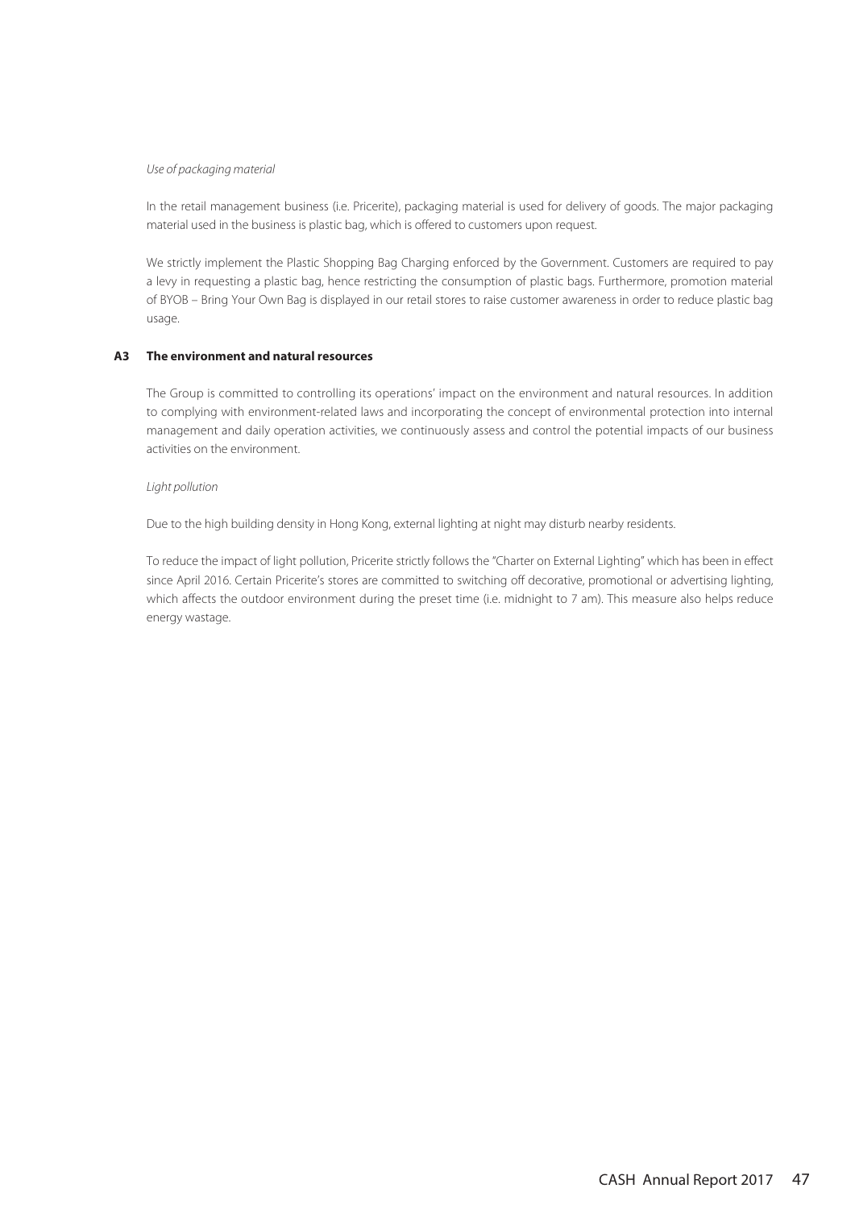*Use of packaging material*

In the retail management business (i.e. Pricerite), packaging material is used for delivery of goods. The major packaging material used in the business is plastic bag, which is offered to customers upon request.

We strictly implement the Plastic Shopping Bag Charging enforced by the Government. Customers are required to pay a levy in requesting a plastic bag, hence restricting the consumption of plastic bags. Furthermore, promotion material of BYOB – Bring Your Own Bag is displayed in our retail stores to raise customer awareness in order to reduce plastic bag usage.

### A3 The environment and natural resources

The Group is committed to controlling its operations' impact on the environment and natural resources. In addition to complying with environment-related laws and incorporating the concept of environmental protection into internal management and daily operation activities, we continuously assess and control the potential impacts of our business activities on the environment.

*Light pollution*

Due to the high building density in Hong Kong, external lighting at night may disturb nearby residents.

To reduce the impact of light pollution, Pricerite strictly follows the "Charter on External Lighting" which has been in effect since April 2016. Certain Pricerite's stores are committed to switching off decorative, promotional or advertising lighting, which affects the outdoor environment during the preset time (i.e. midnight to 7 am). This measure also helps reduce energy wastage.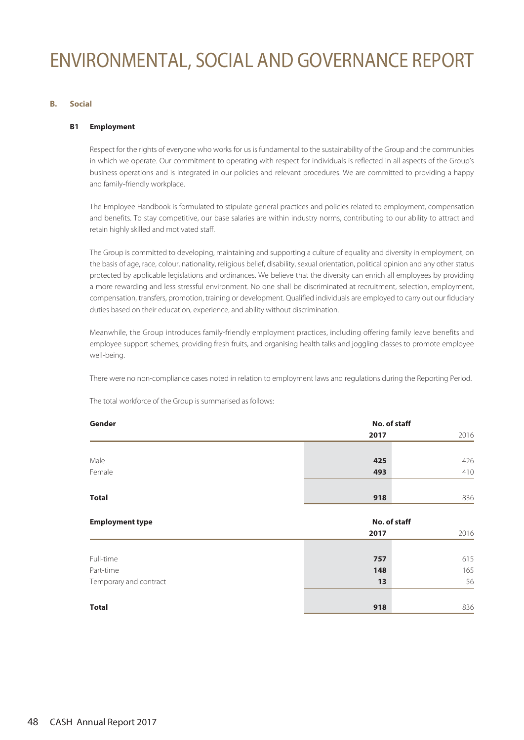# ENVIRONMENTAL, SOCIAL AND GOVERNANCE REPORT

## B. Social

### B1 Employment

Respect for the rights of everyone who works for us is fundamental to the sustainability of the Group and the communities in which we operate. Our commitment to operating with respect for individuals is reflected in all aspects of the Group's business operations and is integrated in our policies and relevant procedures. We are committed to providing a happy and family-friendly workplace.

The Employee Handbook is formulated to stipulate general practices and policies related to employment, compensation and benefits. To stay competitive, our base salaries are within industry norms, contributing to our ability to attract and retain highly skilled and motivated staff.

The Group is committed to developing, maintaining and supporting a culture of equality and diversity in employment, on the basis of age, race, colour, nationality, religious belief, disability, sexual orientation, political opinion and any other status protected by applicable legislations and ordinances. We believe that the diversity can enrich all employees by providing a more rewarding and less stressful environment. No one shall be discriminated at recruitment, selection, employment, compensation, transfers, promotion, training or development. Qualified individuals are employed to carry out our fiduciary duties based on their education, experience, and ability without discrimination.

Meanwhile, the Group introduces family-friendly employment practices, including offering family leave benefits and employee support schemes, providing fresh fruits, and organising health talks and joggling classes to promote employee well-being.

There were no non-compliance cases noted in relation to employment laws and regulations during the Reporting Period.

The total workforce of the Group is summarised as follows:

| **Gender** | **No. of staff** | |
|---|---|---|
| | **2017** | 2016 |
| Male | **425** | 426 |
| Female | **493** | 410 |
| **Total** | **918** | 836 |

| **Employment type** | **No. of staff** | |
|---|---|---|
| | **2017** | 2016 |
| Full-time | **757** | 615 |
| Part-time | **148** | 165 |
| Temporary and contract | **13** | 56 |
| **Total** | **918** | 836 |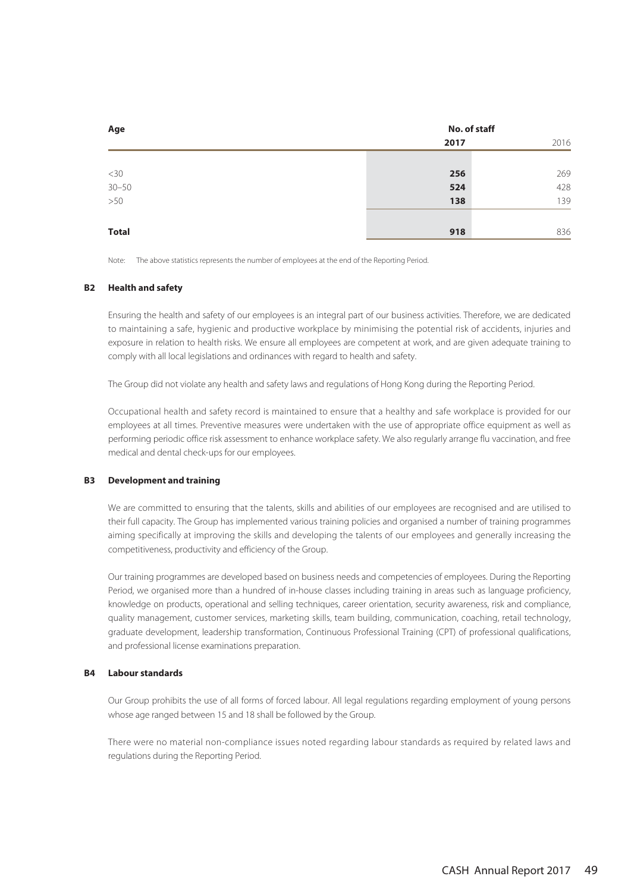| Age | No. of staff | |
|---|---|---|
| | **2017** | 2016 |
| <30 | **256** | 269 |
| 30–50 | **524** | 428 |
| >50 | **138** | 139 |
| **Total** | **918** | 836 |

Note: The above statistics represents the number of employees at the end of the Reporting Period.

### B2 Health and safety

Ensuring the health and safety of our employees is an integral part of our business activities. Therefore, we are dedicated to maintaining a safe, hygienic and productive workplace by minimising the potential risk of accidents, injuries and exposure in relation to health risks. We ensure all employees are competent at work, and are given adequate training to comply with all local legislations and ordinances with regard to health and safety.

The Group did not violate any health and safety laws and regulations of Hong Kong during the Reporting Period.

Occupational health and safety record is maintained to ensure that a healthy and safe workplace is provided for our employees at all times. Preventive measures were undertaken with the use of appropriate office equipment as well as performing periodic office risk assessment to enhance workplace safety. We also regularly arrange flu vaccination, and free medical and dental check-ups for our employees.

### B3 Development and training

We are committed to ensuring that the talents, skills and abilities of our employees are recognised and are utilised to their full capacity. The Group has implemented various training policies and organised a number of training programmes aiming specifically at improving the skills and developing the talents of our employees and generally increasing the competitiveness, productivity and efficiency of the Group.

Our training programmes are developed based on business needs and competencies of employees. During the Reporting Period, we organised more than a hundred of in-house classes including training in areas such as language proficiency, knowledge on products, operational and selling techniques, career orientation, security awareness, risk and compliance, quality management, customer services, marketing skills, team building, communication, coaching, retail technology, graduate development, leadership transformation, Continuous Professional Training (CPT) of professional qualifications, and professional license examinations preparation.

### B4 Labour standards

Our Group prohibits the use of all forms of forced labour. All legal regulations regarding employment of young persons whose age ranged between 15 and 18 shall be followed by the Group.

There were no material non-compliance issues noted regarding labour standards as required by related laws and regulations during the Reporting Period.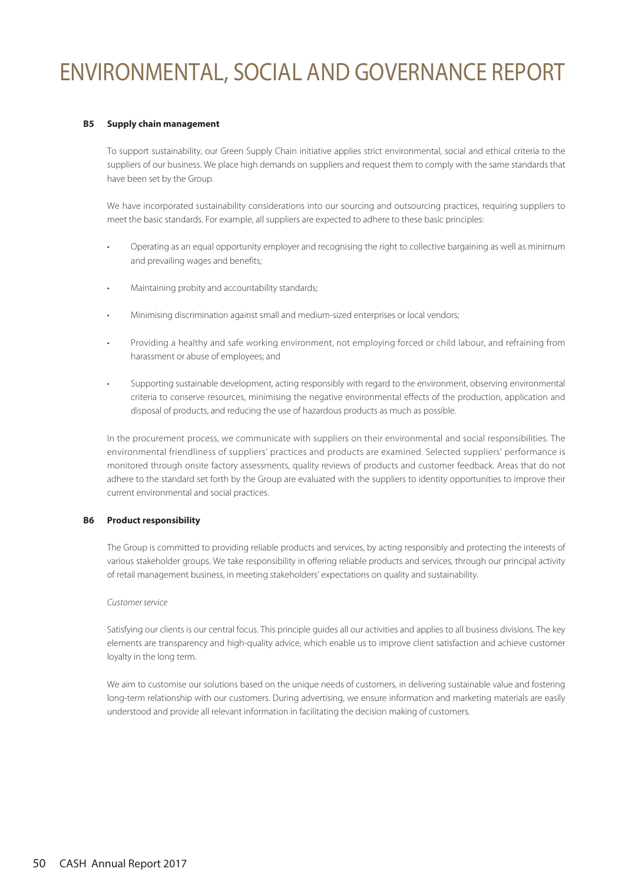## B5 Supply chain management

To support sustainability, our Green Supply Chain initiative applies strict environmental, social and ethical criteria to the suppliers of our business. We place high demands on suppliers and request them to comply with the same standards that have been set by the Group.

We have incorporated sustainability considerations into our sourcing and outsourcing practices, requiring suppliers to meet the basic standards. For example, all suppliers are expected to adhere to these basic principles:

- Operating as an equal opportunity employer and recognising the right to collective bargaining as well as minimum and prevailing wages and benefits;
- Maintaining probity and accountability standards;
- Minimising discrimination against small and medium-sized enterprises or local vendors;
- Providing a healthy and safe working environment, not employing forced or child labour, and refraining from harassment or abuse of employees; and
- Supporting sustainable development, acting responsibly with regard to the environment, observing environmental criteria to conserve resources, minimising the negative environmental effects of the production, application and disposal of products, and reducing the use of hazardous products as much as possible.

In the procurement process, we communicate with suppliers on their environmental and social responsibilities. The environmental friendliness of suppliers' practices and products are examined. Selected suppliers' performance is monitored through onsite factory assessments, quality reviews of products and customer feedback. Areas that do not adhere to the standard set forth by the Group are evaluated with the suppliers to identity opportunities to improve their current environmental and social practices.

## B6 Product responsibility

The Group is committed to providing reliable products and services, by acting responsibly and protecting the interests of various stakeholder groups. We take responsibility in offering reliable products and services, through our principal activity of retail management business, in meeting stakeholders' expectations on quality and sustainability.

*Customer service*

Satisfying our clients is our central focus. This principle guides all our activities and applies to all business divisions. The key elements are transparency and high-quality advice, which enable us to improve client satisfaction and achieve customer loyalty in the long term.

We aim to customise our solutions based on the unique needs of customers, in delivering sustainable value and fostering long-term relationship with our customers. During advertising, we ensure information and marketing materials are easily understood and provide all relevant information in facilitating the decision making of customers.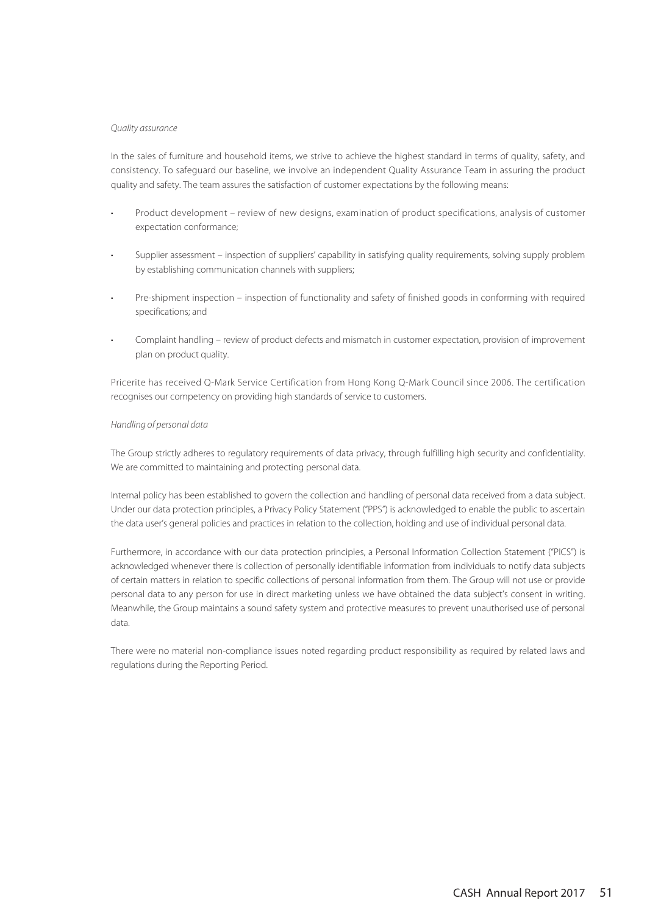*Quality assurance*

In the sales of furniture and household items, we strive to achieve the highest standard in terms of quality, safety, and consistency. To safeguard our baseline, we involve an independent Quality Assurance Team in assuring the product quality and safety. The team assures the satisfaction of customer expectations by the following means:

- Product development – review of new designs, examination of product specifications, analysis of customer expectation conformance;
- Supplier assessment – inspection of suppliers' capability in satisfying quality requirements, solving supply problem by establishing communication channels with suppliers;
- Pre-shipment inspection – inspection of functionality and safety of finished goods in conforming with required specifications; and
- Complaint handling – review of product defects and mismatch in customer expectation, provision of improvement plan on product quality.

Pricerite has received Q-Mark Service Certification from Hong Kong Q-Mark Council since 2006. The certification recognises our competency on providing high standards of service to customers.

*Handling of personal data*

The Group strictly adheres to regulatory requirements of data privacy, through fulfilling high security and confidentiality. We are committed to maintaining and protecting personal data.

Internal policy has been established to govern the collection and handling of personal data received from a data subject. Under our data protection principles, a Privacy Policy Statement ("PPS") is acknowledged to enable the public to ascertain the data user's general policies and practices in relation to the collection, holding and use of individual personal data.

Furthermore, in accordance with our data protection principles, a Personal Information Collection Statement ("PICS") is acknowledged whenever there is collection of personally identifiable information from individuals to notify data subjects of certain matters in relation to specific collections of personal information from them. The Group will not use or provide personal data to any person for use in direct marketing unless we have obtained the data subject's consent in writing. Meanwhile, the Group maintains a sound safety system and protective measures to prevent unauthorised use of personal data.

There were no material non-compliance issues noted regarding product responsibility as required by related laws and regulations during the Reporting Period.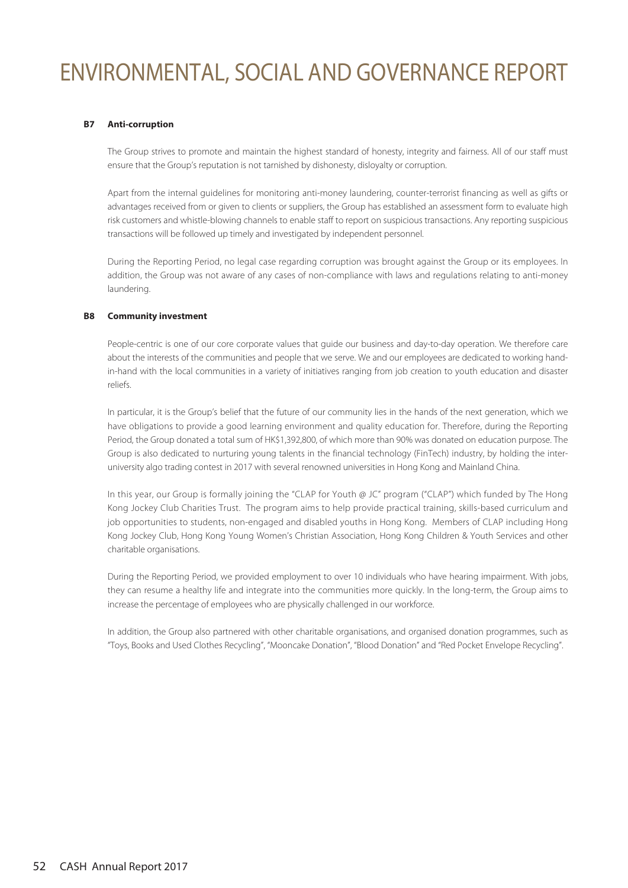# ENVIRONMENTAL, SOCIAL AND GOVERNANCE REPORT

### B7 Anti-corruption

The Group strives to promote and maintain the highest standard of honesty, integrity and fairness. All of our staff must ensure that the Group's reputation is not tarnished by dishonesty, disloyalty or corruption.

Apart from the internal guidelines for monitoring anti-money laundering, counter-terrorist financing as well as gifts or advantages received from or given to clients or suppliers, the Group has established an assessment form to evaluate high risk customers and whistle-blowing channels to enable staff to report on suspicious transactions. Any reporting suspicious transactions will be followed up timely and investigated by independent personnel.

During the Reporting Period, no legal case regarding corruption was brought against the Group or its employees. In addition, the Group was not aware of any cases of non-compliance with laws and regulations relating to anti-money laundering.

### B8 Community investment

People-centric is one of our core corporate values that guide our business and day-to-day operation. We therefore care about the interests of the communities and people that we serve. We and our employees are dedicated to working hand-in-hand with the local communities in a variety of initiatives ranging from job creation to youth education and disaster reliefs.

In particular, it is the Group's belief that the future of our community lies in the hands of the next generation, which we have obligations to provide a good learning environment and quality education for. Therefore, during the Reporting Period, the Group donated a total sum of HK$1,392,800, of which more than 90% was donated on education purpose. The Group is also dedicated to nurturing young talents in the financial technology (FinTech) industry, by holding the inter-university algo trading contest in 2017 with several renowned universities in Hong Kong and Mainland China.

In this year, our Group is formally joining the "CLAP for Youth @ JC" program ("CLAP") which funded by The Hong Kong Jockey Club Charities Trust. The program aims to help provide practical training, skills-based curriculum and job opportunities to students, non-engaged and disabled youths in Hong Kong. Members of CLAP including Hong Kong Jockey Club, Hong Kong Young Women's Christian Association, Hong Kong Children & Youth Services and other charitable organisations.

During the Reporting Period, we provided employment to over 10 individuals who have hearing impairment. With jobs, they can resume a healthy life and integrate into the communities more quickly. In the long-term, the Group aims to increase the percentage of employees who are physically challenged in our workforce.

In addition, the Group also partnered with other charitable organisations, and organised donation programmes, such as "Toys, Books and Used Clothes Recycling", "Mooncake Donation", "Blood Donation" and "Red Pocket Envelope Recycling".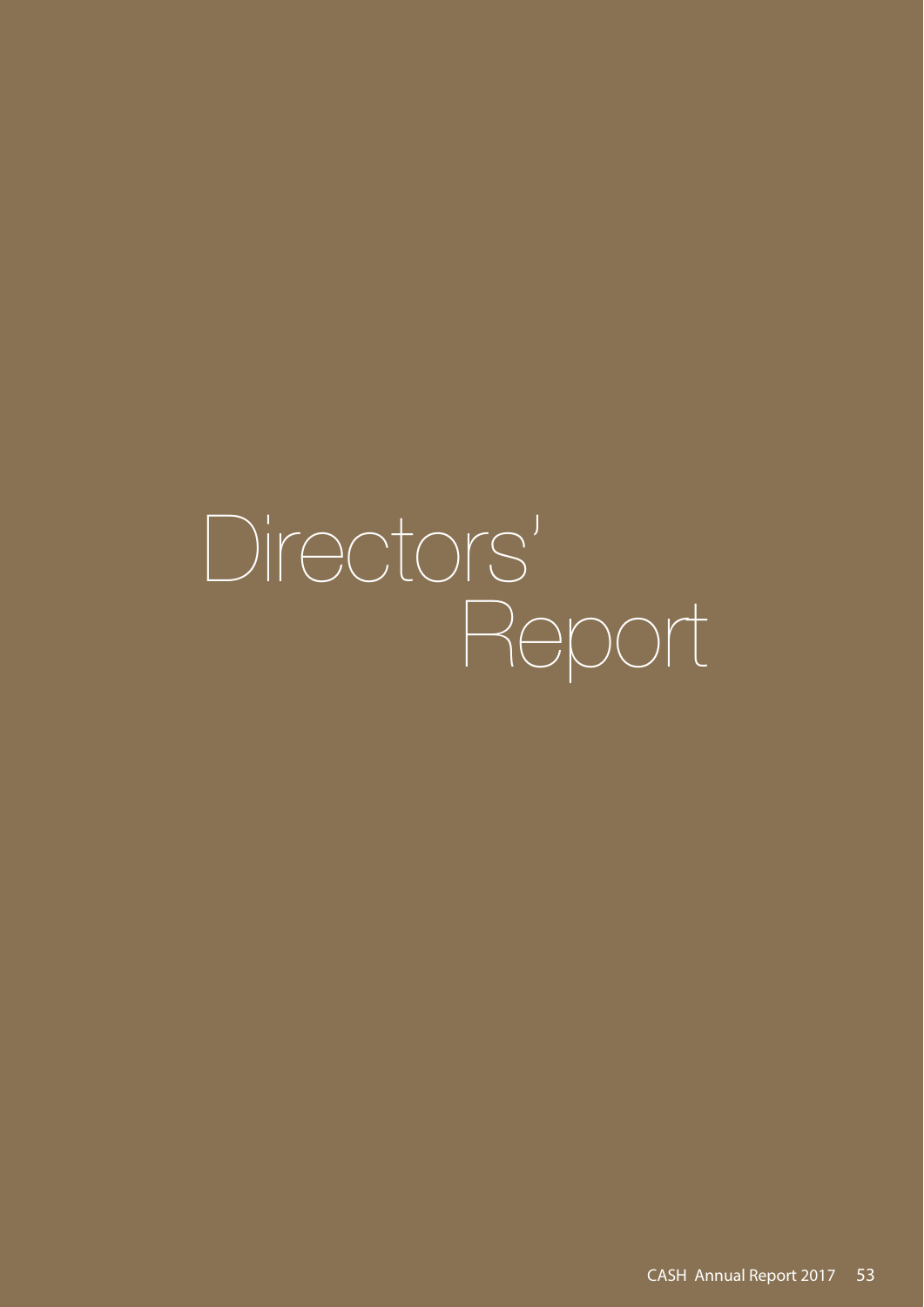# Directors' Report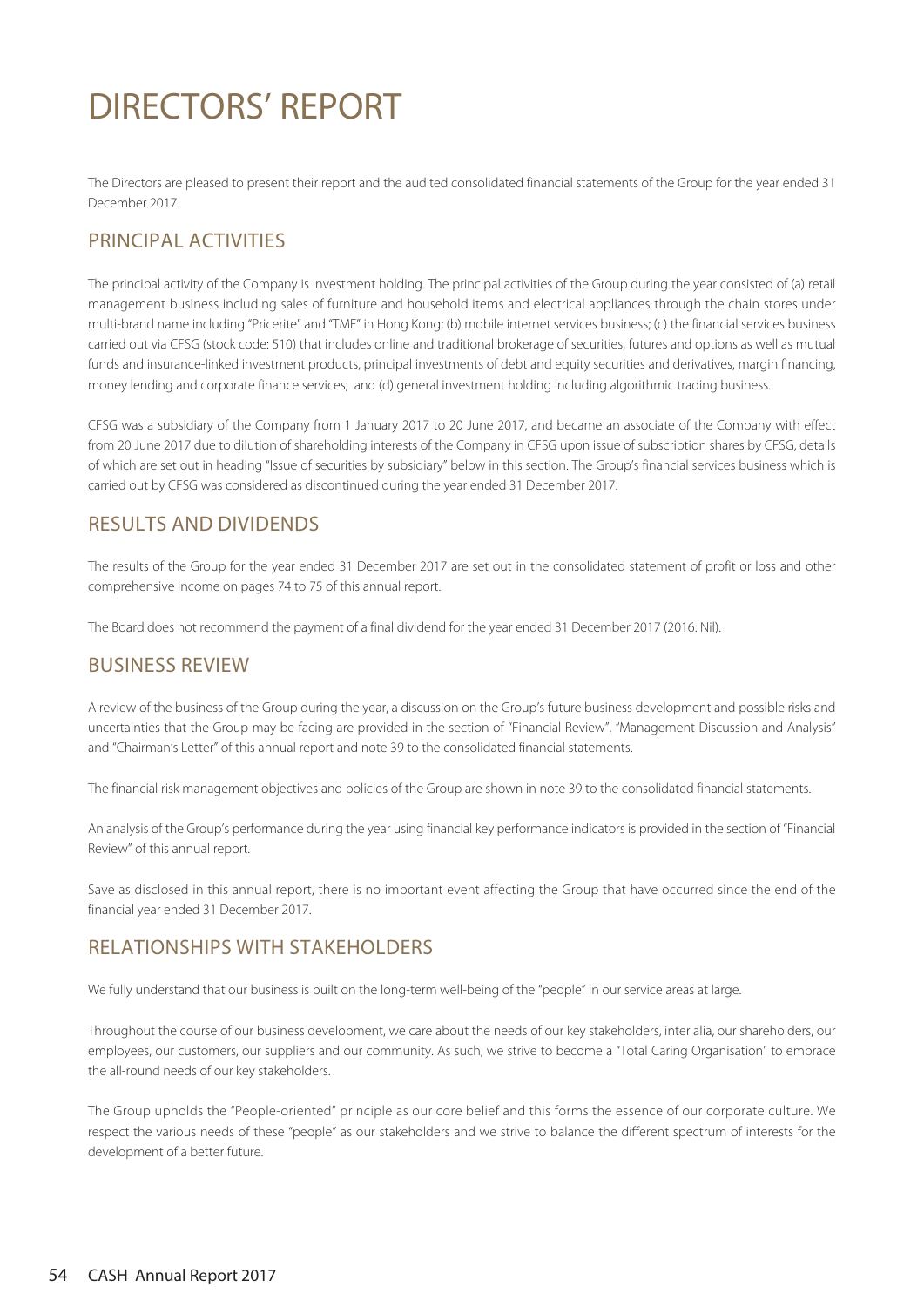# DIRECTORS' REPORT

The Directors are pleased to present their report and the audited consolidated financial statements of the Group for the year ended 31 December 2017.

## PRINCIPAL ACTIVITIES

The principal activity of the Company is investment holding. The principal activities of the Group during the year consisted of (a) retail management business including sales of furniture and household items and electrical appliances through the chain stores under multi-brand name including "Pricerite" and "TMF" in Hong Kong; (b) mobile internet services business; (c) the financial services business carried out via CFSG (stock code: 510) that includes online and traditional brokerage of securities, futures and options as well as mutual funds and insurance-linked investment products, principal investments of debt and equity securities and derivatives, margin financing, money lending and corporate finance services; and (d) general investment holding including algorithmic trading business.

CFSG was a subsidiary of the Company from 1 January 2017 to 20 June 2017, and became an associate of the Company with effect from 20 June 2017 due to dilution of shareholding interests of the Company in CFSG upon issue of subscription shares by CFSG, details of which are set out in heading "Issue of securities by subsidiary" below in this section. The Group's financial services business which is carried out by CFSG was considered as discontinued during the year ended 31 December 2017.

## RESULTS AND DIVIDENDS

The results of the Group for the year ended 31 December 2017 are set out in the consolidated statement of profit or loss and other comprehensive income on pages 74 to 75 of this annual report.

The Board does not recommend the payment of a final dividend for the year ended 31 December 2017 (2016: Nil).

## BUSINESS REVIEW

A review of the business of the Group during the year, a discussion on the Group's future business development and possible risks and uncertainties that the Group may be facing are provided in the section of "Financial Review", "Management Discussion and Analysis" and "Chairman's Letter" of this annual report and note 39 to the consolidated financial statements.

The financial risk management objectives and policies of the Group are shown in note 39 to the consolidated financial statements.

An analysis of the Group's performance during the year using financial key performance indicators is provided in the section of "Financial Review" of this annual report.

Save as disclosed in this annual report, there is no important event affecting the Group that have occurred since the end of the financial year ended 31 December 2017.

## RELATIONSHIPS WITH STAKEHOLDERS

We fully understand that our business is built on the long-term well-being of the "people" in our service areas at large.

Throughout the course of our business development, we care about the needs of our key stakeholders, inter alia, our shareholders, our employees, our customers, our suppliers and our community. As such, we strive to become a "Total Caring Organisation" to embrace the all-round needs of our key stakeholders.

The Group upholds the "People-oriented" principle as our core belief and this forms the essence of our corporate culture. We respect the various needs of these "people" as our stakeholders and we strive to balance the different spectrum of interests for the development of a better future.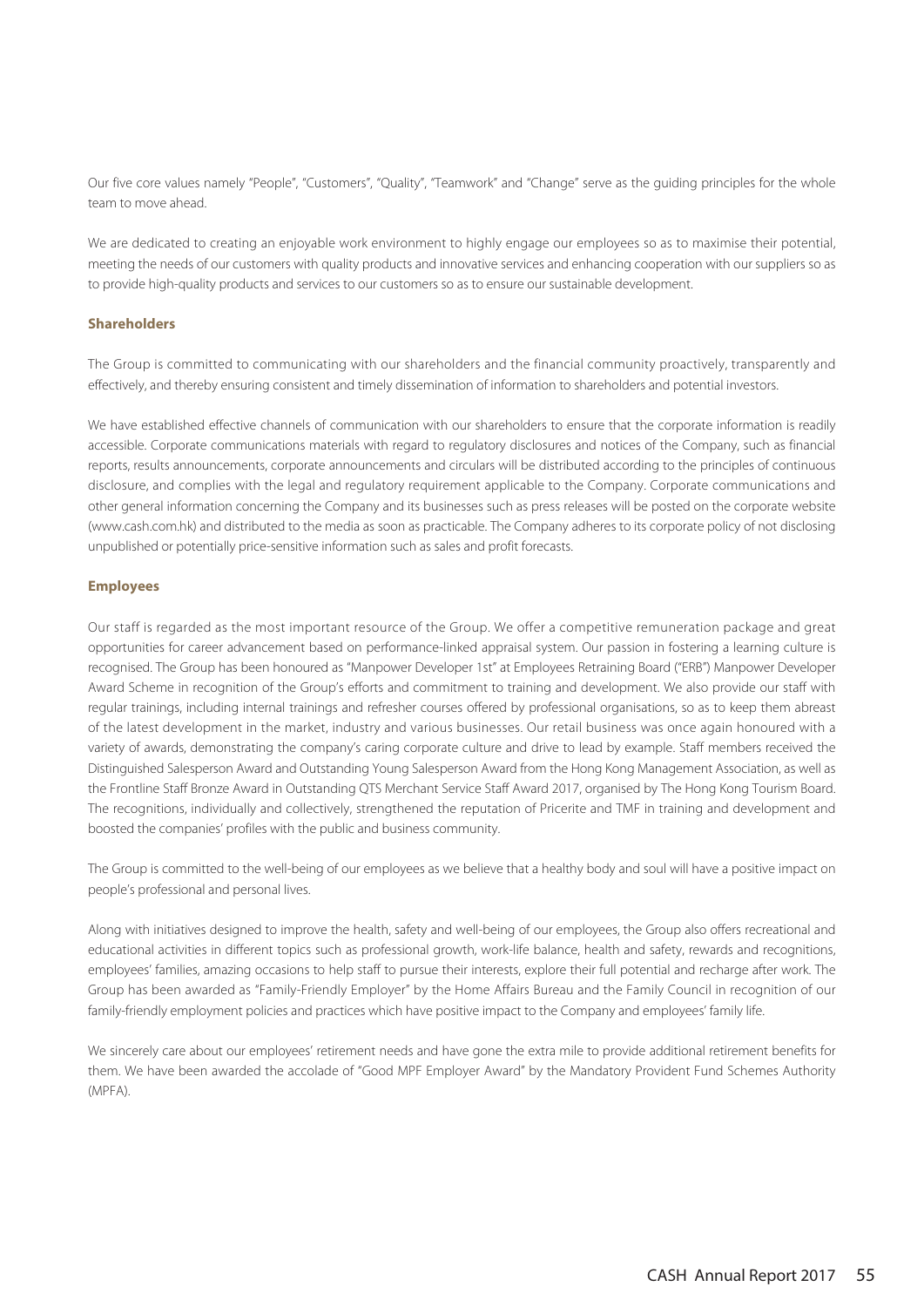Our five core values namely "People", "Customers", "Quality", "Teamwork" and "Change" serve as the guiding principles for the whole team to move ahead.

We are dedicated to creating an enjoyable work environment to highly engage our employees so as to maximise their potential, meeting the needs of our customers with quality products and innovative services and enhancing cooperation with our suppliers so as to provide high-quality products and services to our customers so as to ensure our sustainable development.

**Shareholders**

The Group is committed to communicating with our shareholders and the financial community proactively, transparently and effectively, and thereby ensuring consistent and timely dissemination of information to shareholders and potential investors.

We have established effective channels of communication with our shareholders to ensure that the corporate information is readily accessible. Corporate communications materials with regard to regulatory disclosures and notices of the Company, such as financial reports, results announcements, corporate announcements and circulars will be distributed according to the principles of continuous disclosure, and complies with the legal and regulatory requirement applicable to the Company. Corporate communications and other general information concerning the Company and its businesses such as press releases will be posted on the corporate website (www.cash.com.hk) and distributed to the media as soon as practicable. The Company adheres to its corporate policy of not disclosing unpublished or potentially price-sensitive information such as sales and profit forecasts.

**Employees**

Our staff is regarded as the most important resource of the Group. We offer a competitive remuneration package and great opportunities for career advancement based on performance-linked appraisal system. Our passion in fostering a learning culture is recognised. The Group has been honoured as "Manpower Developer 1st" at Employees Retraining Board ("ERB") Manpower Developer Award Scheme in recognition of the Group's efforts and commitment to training and development. We also provide our staff with regular trainings, including internal trainings and refresher courses offered by professional organisations, so as to keep them abreast of the latest development in the market, industry and various businesses. Our retail business was once again honoured with a variety of awards, demonstrating the company's caring corporate culture and drive to lead by example. Staff members received the Distinguished Salesperson Award and Outstanding Young Salesperson Award from the Hong Kong Management Association, as well as the Frontline Staff Bronze Award in Outstanding QTS Merchant Service Staff Award 2017, organised by The Hong Kong Tourism Board. The recognitions, individually and collectively, strengthened the reputation of Pricerite and TMF in training and development and boosted the companies' profiles with the public and business community.

The Group is committed to the well-being of our employees as we believe that a healthy body and soul will have a positive impact on people's professional and personal lives.

Along with initiatives designed to improve the health, safety and well-being of our employees, the Group also offers recreational and educational activities in different topics such as professional growth, work-life balance, health and safety, rewards and recognitions, employees' families, amazing occasions to help staff to pursue their interests, explore their full potential and recharge after work. The Group has been awarded as "Family-Friendly Employer" by the Home Affairs Bureau and the Family Council in recognition of our family-friendly employment policies and practices which have positive impact to the Company and employees' family life.

We sincerely care about our employees' retirement needs and have gone the extra mile to provide additional retirement benefits for them. We have been awarded the accolade of "Good MPF Employer Award" by the Mandatory Provident Fund Schemes Authority (MPFA).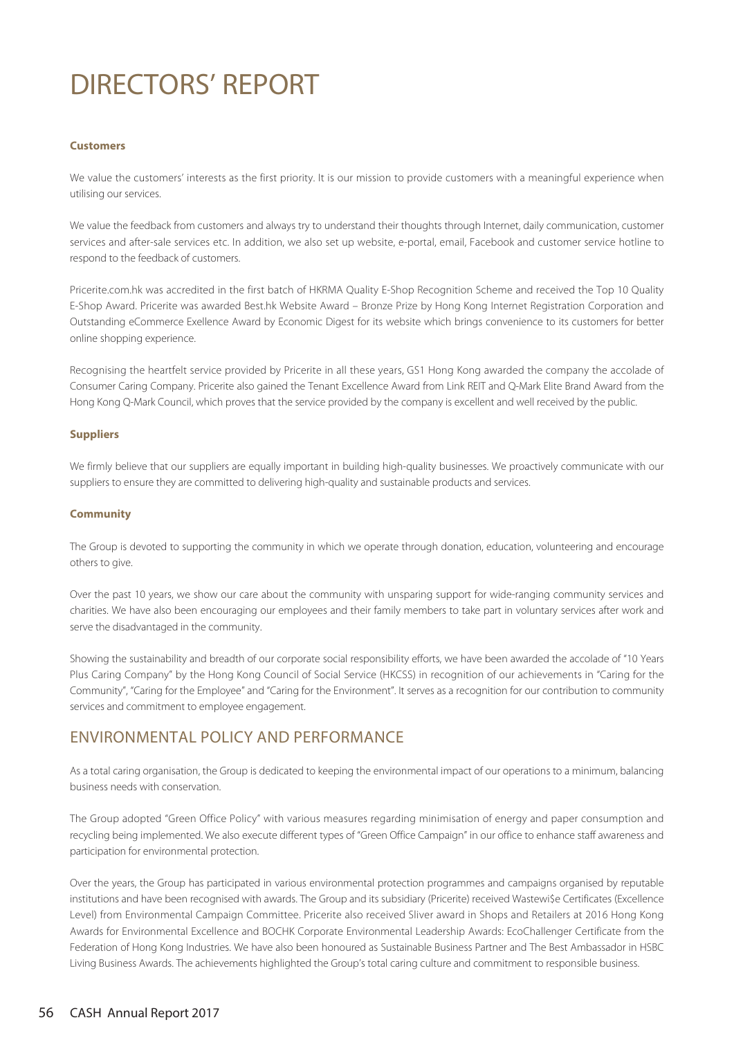# DIRECTORS' REPORT

**Customers**

We value the customers' interests as the first priority. It is our mission to provide customers with a meaningful experience when utilising our services.

We value the feedback from customers and always try to understand their thoughts through Internet, daily communication, customer services and after-sale services etc. In addition, we also set up website, e-portal, email, Facebook and customer service hotline to respond to the feedback of customers.

Pricerite.com.hk was accredited in the first batch of HKRMA Quality E-Shop Recognition Scheme and received the Top 10 Quality E-Shop Award. Pricerite was awarded Best.hk Website Award – Bronze Prize by Hong Kong Internet Registration Corporation and Outstanding eCommerce Exellence Award by Economic Digest for its website which brings convenience to its customers for better online shopping experience.

Recognising the heartfelt service provided by Pricerite in all these years, GS1 Hong Kong awarded the company the accolade of Consumer Caring Company. Pricerite also gained the Tenant Excellence Award from Link REIT and Q-Mark Elite Brand Award from the Hong Kong Q-Mark Council, which proves that the service provided by the company is excellent and well received by the public.

**Suppliers**

We firmly believe that our suppliers are equally important in building high-quality businesses. We proactively communicate with our suppliers to ensure they are committed to delivering high-quality and sustainable products and services.

**Community**

The Group is devoted to supporting the community in which we operate through donation, education, volunteering and encourage others to give.

Over the past 10 years, we show our care about the community with unsparing support for wide-ranging community services and charities. We have also been encouraging our employees and their family members to take part in voluntary services after work and serve the disadvantaged in the community.

Showing the sustainability and breadth of our corporate social responsibility efforts, we have been awarded the accolade of "10 Years Plus Caring Company" by the Hong Kong Council of Social Service (HKCSS) in recognition of our achievements in "Caring for the Community", "Caring for the Employee" and "Caring for the Environment". It serves as a recognition for our contribution to community services and commitment to employee engagement.

## ENVIRONMENTAL POLICY AND PERFORMANCE

As a total caring organisation, the Group is dedicated to keeping the environmental impact of our operations to a minimum, balancing business needs with conservation.

The Group adopted "Green Office Policy" with various measures regarding minimisation of energy and paper consumption and recycling being implemented. We also execute different types of "Green Office Campaign" in our office to enhance staff awareness and participation for environmental protection.

Over the years, the Group has participated in various environmental protection programmes and campaigns organised by reputable institutions and have been recognised with awards. The Group and its subsidiary (Pricerite) received Wastewi$e Certificates (Excellence Level) from Environmental Campaign Committee. Pricerite also received Sliver award in Shops and Retailers at 2016 Hong Kong Awards for Environmental Excellence and BOCHK Corporate Environmental Leadership Awards: EcoChallenger Certificate from the Federation of Hong Kong Industries. We have also been honoured as Sustainable Business Partner and The Best Ambassador in HSBC Living Business Awards. The achievements highlighted the Group's total caring culture and commitment to responsible business.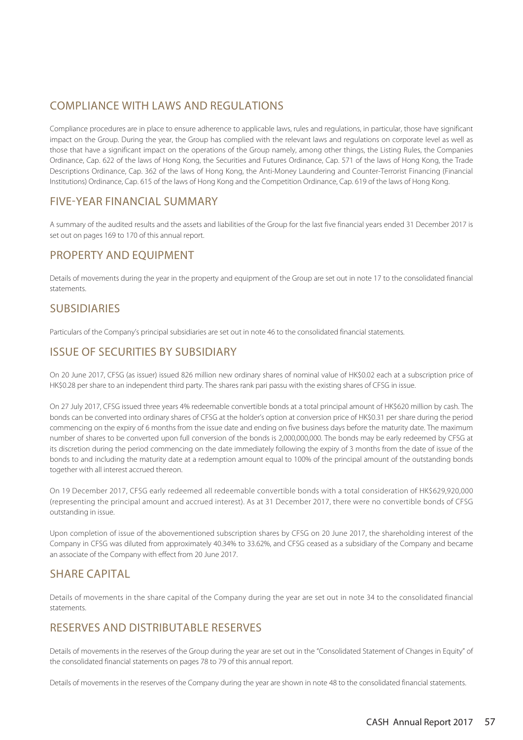## COMPLIANCE WITH LAWS AND REGULATIONS

Compliance procedures are in place to ensure adherence to applicable laws, rules and regulations, in particular, those have significant impact on the Group. During the year, the Group has complied with the relevant laws and regulations on corporate level as well as those that have a significant impact on the operations of the Group namely, among other things, the Listing Rules, the Companies Ordinance, Cap. 622 of the laws of Hong Kong, the Securities and Futures Ordinance, Cap. 571 of the laws of Hong Kong, the Trade Descriptions Ordinance, Cap. 362 of the laws of Hong Kong, the Anti-Money Laundering and Counter-Terrorist Financing (Financial Institutions) Ordinance, Cap. 615 of the laws of Hong Kong and the Competition Ordinance, Cap. 619 of the laws of Hong Kong.

## FIVE-YEAR FINANCIAL SUMMARY

A summary of the audited results and the assets and liabilities of the Group for the last five financial years ended 31 December 2017 is set out on pages 169 to 170 of this annual report.

## PROPERTY AND EQUIPMENT

Details of movements during the year in the property and equipment of the Group are set out in note 17 to the consolidated financial statements.

## SUBSIDIARIES

Particulars of the Company's principal subsidiaries are set out in note 46 to the consolidated financial statements.

## ISSUE OF SECURITIES BY SUBSIDIARY

On 20 June 2017, CFSG (as issuer) issued 826 million new ordinary shares of nominal value of HK$0.02 each at a subscription price of HK$0.28 per share to an independent third party. The shares rank pari passu with the existing shares of CFSG in issue.

On 27 July 2017, CFSG issued three years 4% redeemable convertible bonds at a total principal amount of HK$620 million by cash. The bonds can be converted into ordinary shares of CFSG at the holder's option at conversion price of HK$0.31 per share during the period commencing on the expiry of 6 months from the issue date and ending on five business days before the maturity date. The maximum number of shares to be converted upon full conversion of the bonds is 2,000,000,000. The bonds may be early redeemed by CFSG at its discretion during the period commencing on the date immediately following the expiry of 3 months from the date of issue of the bonds to and including the maturity date at a redemption amount equal to 100% of the principal amount of the outstanding bonds together with all interest accrued thereon.

On 19 December 2017, CFSG early redeemed all redeemable convertible bonds with a total consideration of HK$629,920,000 (representing the principal amount and accrued interest). As at 31 December 2017, there were no convertible bonds of CFSG outstanding in issue.

Upon completion of issue of the abovementioned subscription shares by CFSG on 20 June 2017, the shareholding interest of the Company in CFSG was diluted from approximately 40.34% to 33.62%, and CFSG ceased as a subsidiary of the Company and became an associate of the Company with effect from 20 June 2017.

## SHARE CAPITAL

Details of movements in the share capital of the Company during the year are set out in note 34 to the consolidated financial statements.

## RESERVES AND DISTRIBUTABLE RESERVES

Details of movements in the reserves of the Group during the year are set out in the "Consolidated Statement of Changes in Equity" of the consolidated financial statements on pages 78 to 79 of this annual report.

Details of movements in the reserves of the Company during the year are shown in note 48 to the consolidated financial statements.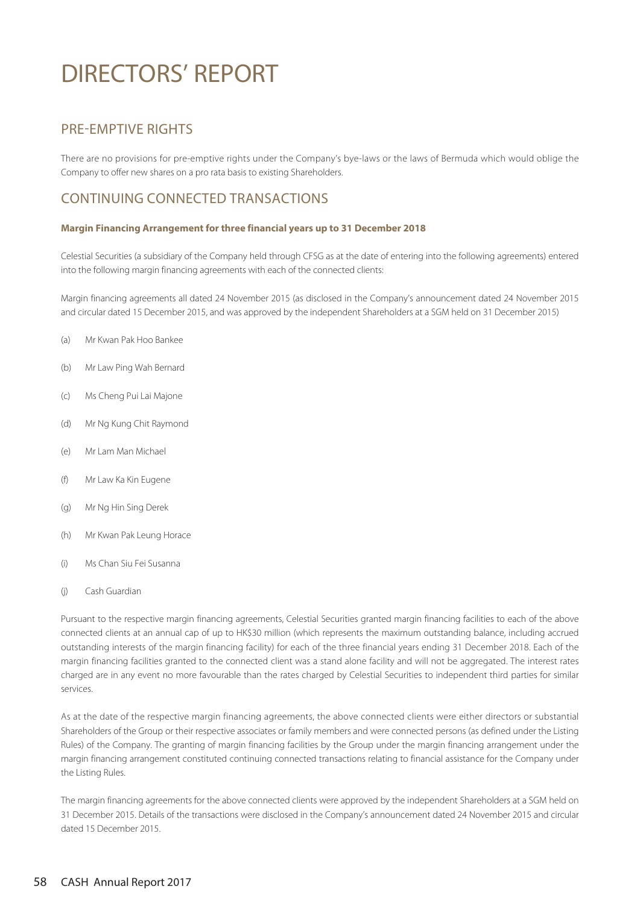# DIRECTORS' REPORT

## PRE-EMPTIVE RIGHTS

There are no provisions for pre-emptive rights under the Company's bye-laws or the laws of Bermuda which would oblige the Company to offer new shares on a pro rata basis to existing Shareholders.

## CONTINUING CONNECTED TRANSACTIONS

**Margin Financing Arrangement for three financial years up to 31 December 2018**

Celestial Securities (a subsidiary of the Company held through CFSG as at the date of entering into the following agreements) entered into the following margin financing agreements with each of the connected clients:

Margin financing agreements all dated 24 November 2015 (as disclosed in the Company's announcement dated 24 November 2015 and circular dated 15 December 2015, and was approved by the independent Shareholders at a SGM held on 31 December 2015)

(a) Mr Kwan Pak Hoo Bankee

(b) Mr Law Ping Wah Bernard

(c) Ms Cheng Pui Lai Majone

(d) Mr Ng Kung Chit Raymond

(e) Mr Lam Man Michael

(f) Mr Law Ka Kin Eugene

(g) Mr Ng Hin Sing Derek

(h) Mr Kwan Pak Leung Horace

(i) Ms Chan Siu Fei Susanna

(j) Cash Guardian

Pursuant to the respective margin financing agreements, Celestial Securities granted margin financing facilities to each of the above connected clients at an annual cap of up to HK$30 million (which represents the maximum outstanding balance, including accrued outstanding interests of the margin financing facility) for each of the three financial years ending 31 December 2018. Each of the margin financing facilities granted to the connected client was a stand alone facility and will not be aggregated. The interest rates charged are in any event no more favourable than the rates charged by Celestial Securities to independent third parties for similar services.

As at the date of the respective margin financing agreements, the above connected clients were either directors or substantial Shareholders of the Group or their respective associates or family members and were connected persons (as defined under the Listing Rules) of the Company. The granting of margin financing facilities by the Group under the margin financing arrangement under the margin financing arrangement constituted continuing connected transactions relating to financial assistance for the Company under the Listing Rules.

The margin financing agreements for the above connected clients were approved by the independent Shareholders at a SGM held on 31 December 2015. Details of the transactions were disclosed in the Company's announcement dated 24 November 2015 and circular dated 15 December 2015.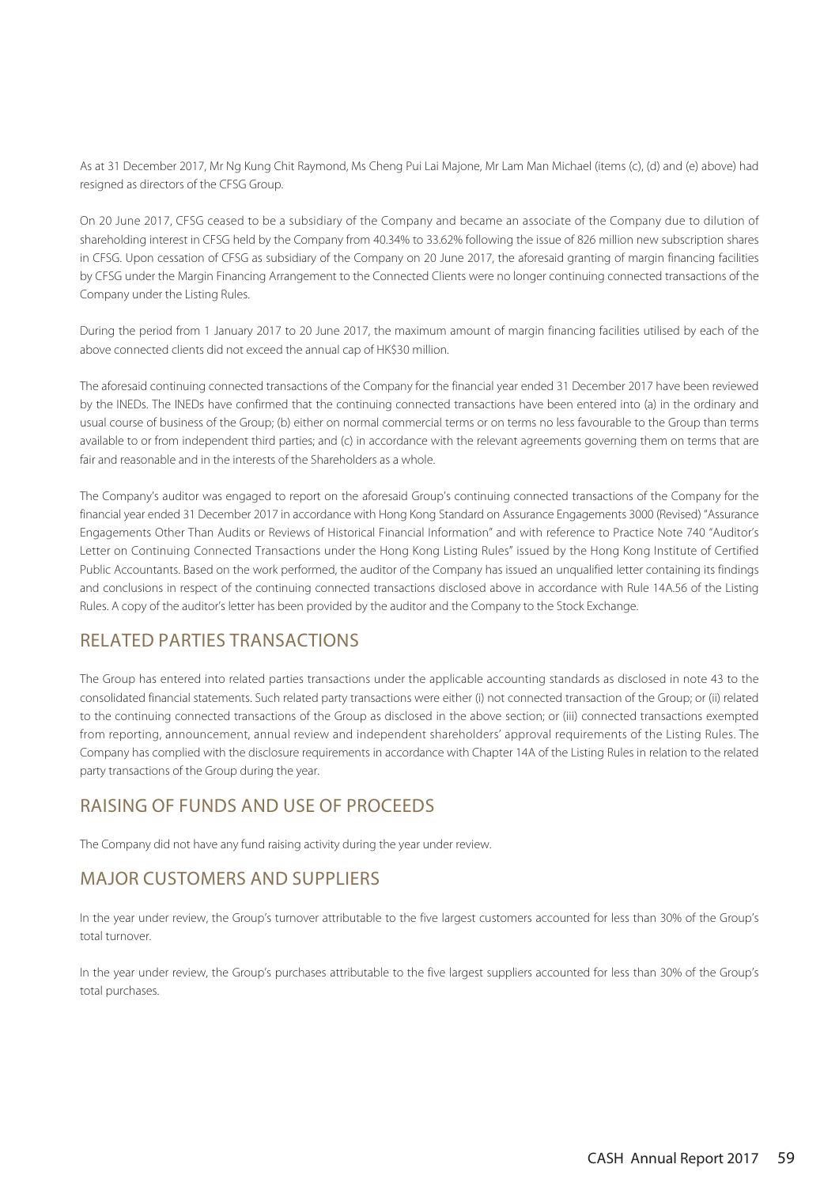As at 31 December 2017, Mr Ng Kung Chit Raymond, Ms Cheng Pui Lai Majone, Mr Lam Man Michael (items (c), (d) and (e) above) had resigned as directors of the CFSG Group.

On 20 June 2017, CFSG ceased to be a subsidiary of the Company and became an associate of the Company due to dilution of shareholding interest in CFSG held by the Company from 40.34% to 33.62% following the issue of 826 million new subscription shares in CFSG. Upon cessation of CFSG as subsidiary of the Company on 20 June 2017, the aforesaid granting of margin financing facilities by CFSG under the Margin Financing Arrangement to the Connected Clients were no longer continuing connected transactions of the Company under the Listing Rules.

During the period from 1 January 2017 to 20 June 2017, the maximum amount of margin financing facilities utilised by each of the above connected clients did not exceed the annual cap of HK$30 million.

The aforesaid continuing connected transactions of the Company for the financial year ended 31 December 2017 have been reviewed by the INEDs. The INEDs have confirmed that the continuing connected transactions have been entered into (a) in the ordinary and usual course of business of the Group; (b) either on normal commercial terms or on terms no less favourable to the Group than terms available to or from independent third parties; and (c) in accordance with the relevant agreements governing them on terms that are fair and reasonable and in the interests of the Shareholders as a whole.

The Company's auditor was engaged to report on the aforesaid Group's continuing connected transactions of the Company for the financial year ended 31 December 2017 in accordance with Hong Kong Standard on Assurance Engagements 3000 (Revised) "Assurance Engagements Other Than Audits or Reviews of Historical Financial Information" and with reference to Practice Note 740 "Auditor's Letter on Continuing Connected Transactions under the Hong Kong Listing Rules" issued by the Hong Kong Institute of Certified Public Accountants. Based on the work performed, the auditor of the Company has issued an unqualified letter containing its findings and conclusions in respect of the continuing connected transactions disclosed above in accordance with Rule 14A.56 of the Listing Rules. A copy of the auditor's letter has been provided by the auditor and the Company to the Stock Exchange.

## RELATED PARTIES TRANSACTIONS

The Group has entered into related parties transactions under the applicable accounting standards as disclosed in note 43 to the consolidated financial statements. Such related party transactions were either (i) not connected transaction of the Group; or (ii) related to the continuing connected transactions of the Group as disclosed in the above section; or (iii) connected transactions exempted from reporting, announcement, annual review and independent shareholders' approval requirements of the Listing Rules. The Company has complied with the disclosure requirements in accordance with Chapter 14A of the Listing Rules in relation to the related party transactions of the Group during the year.

## RAISING OF FUNDS AND USE OF PROCEEDS

The Company did not have any fund raising activity during the year under review.

## MAJOR CUSTOMERS AND SUPPLIERS

In the year under review, the Group's turnover attributable to the five largest customers accounted for less than 30% of the Group's total turnover.

In the year under review, the Group's purchases attributable to the five largest suppliers accounted for less than 30% of the Group's total purchases.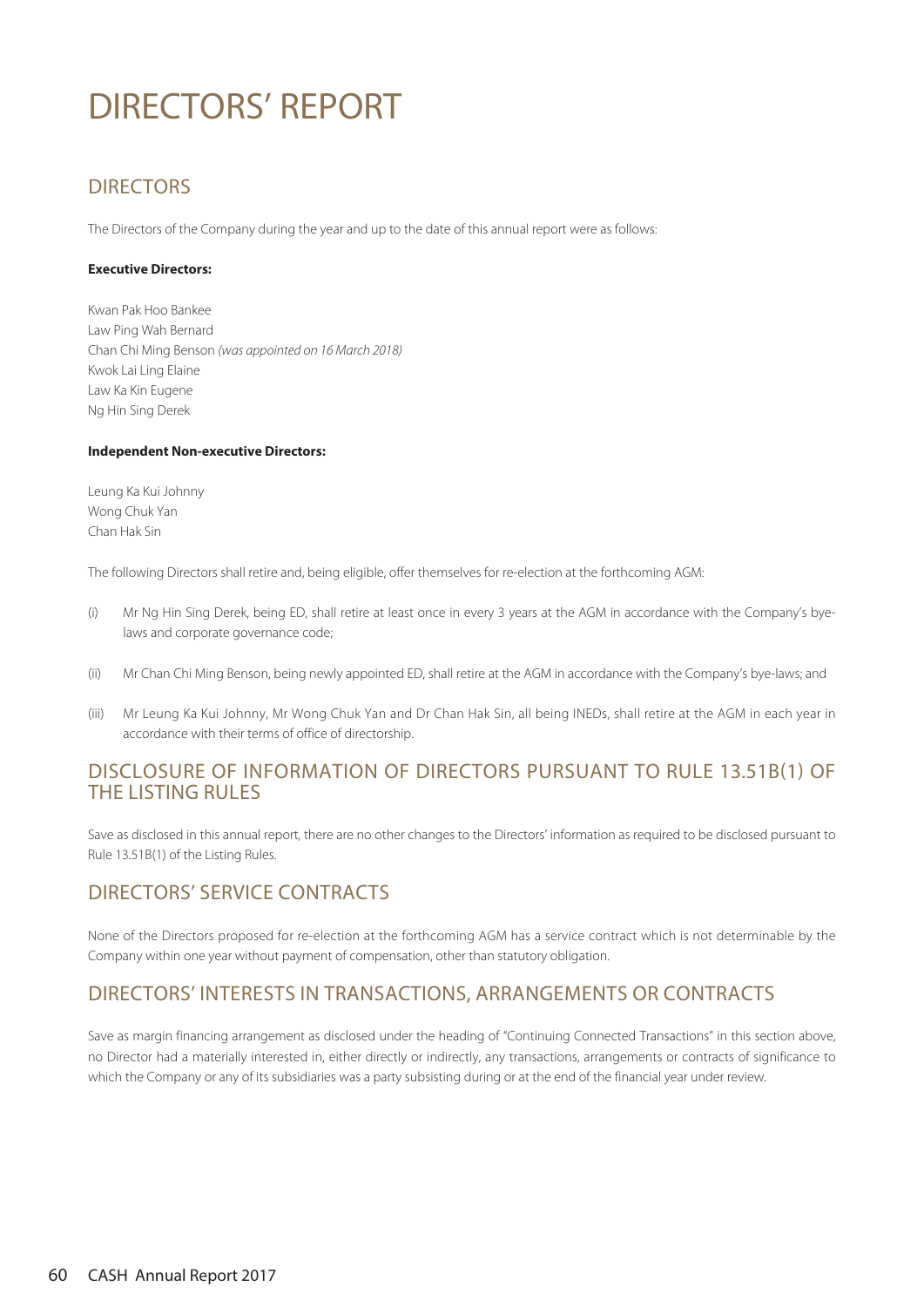# DIRECTORS' REPORT

## DIRECTORS

The Directors of the Company during the year and up to the date of this annual report were as follows:

**Executive Directors:**

Kwan Pak Hoo Bankee
Law Ping Wah Bernard
Chan Chi Ming Benson *(was appointed on 16 March 2018)*
Kwok Lai Ling Elaine
Law Ka Kin Eugene
Ng Hin Sing Derek

**Independent Non-executive Directors:**

Leung Ka Kui Johnny
Wong Chuk Yan
Chan Hak Sin

The following Directors shall retire and, being eligible, offer themselves for re-election at the forthcoming AGM:

(i) Mr Ng Hin Sing Derek, being ED, shall retire at least once in every 3 years at the AGM in accordance with the Company's bye-laws and corporate governance code;

(ii) Mr Chan Chi Ming Benson, being newly appointed ED, shall retire at the AGM in accordance with the Company's bye-laws; and

(iii) Mr Leung Ka Kui Johnny, Mr Wong Chuk Yan and Dr Chan Hak Sin, all being INEDs, shall retire at the AGM in each year in accordance with their terms of office of directorship.

## DISCLOSURE OF INFORMATION OF DIRECTORS PURSUANT TO RULE 13.51B(1) OF THE LISTING RULES

Save as disclosed in this annual report, there are no other changes to the Directors' information as required to be disclosed pursuant to Rule 13.51B(1) of the Listing Rules.

## DIRECTORS' SERVICE CONTRACTS

None of the Directors proposed for re-election at the forthcoming AGM has a service contract which is not determinable by the Company within one year without payment of compensation, other than statutory obligation.

## DIRECTORS' INTERESTS IN TRANSACTIONS, ARRANGEMENTS OR CONTRACTS

Save as margin financing arrangement as disclosed under the heading of "Continuing Connected Transactions" in this section above, no Director had a materially interested in, either directly or indirectly, any transactions, arrangements or contracts of significance to which the Company or any of its subsidiaries was a party subsisting during or at the end of the financial year under review.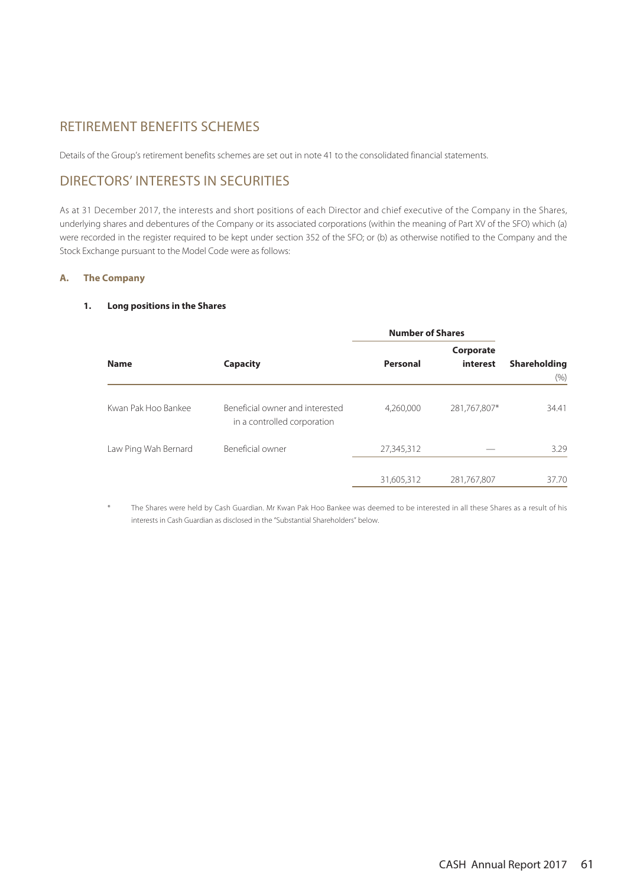## RETIREMENT BENEFITS SCHEMES

Details of the Group's retirement benefits schemes are set out in note 41 to the consolidated financial statements.

## DIRECTORS' INTERESTS IN SECURITIES

As at 31 December 2017, the interests and short positions of each Director and chief executive of the Company in the Shares, underlying shares and debentures of the Company or its associated corporations (within the meaning of Part XV of the SFO) which (a) were recorded in the register required to be kept under section 352 of the SFO; or (b) as otherwise notified to the Company and the Stock Exchange pursuant to the Model Code were as follows:

### A. The Company

#### 1. Long positions in the Shares

| Name | Capacity | Number of Shares | | Shareholding |
|---|---|---|---|---|
| | | Personal | Corporate interest | (%) |
| Kwan Pak Hoo Bankee | Beneficial owner and interested in a controlled corporation | 4,260,000 | 281,767,807* | 34.41 |
| Law Ping Wah Bernard | Beneficial owner | 27,345,312 | — | 3.29 |
| | | 31,605,312 | 281,767,807 | 37.70 |

\* The Shares were held by Cash Guardian. Mr Kwan Pak Hoo Bankee was deemed to be interested in all these Shares as a result of his interests in Cash Guardian as disclosed in the "Substantial Shareholders" below.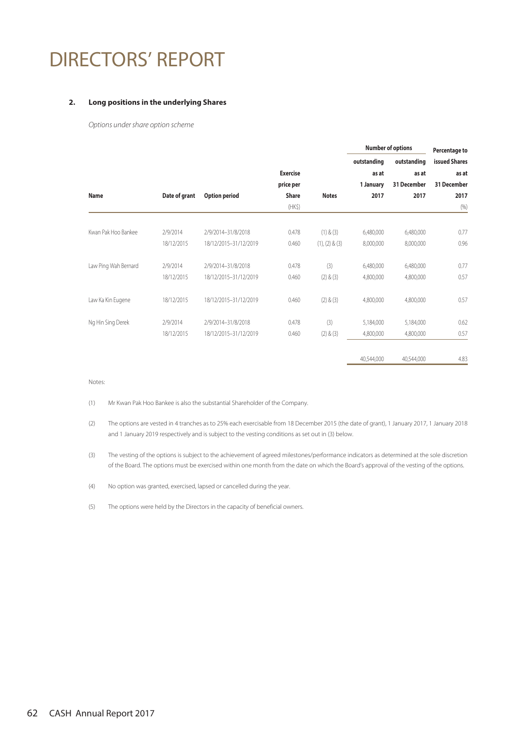# DIRECTORS' REPORT

### 2. Long positions in the underlying Shares

*Options under share option scheme*

| Name | Date of grant | Option period | Exercise price per Share (HK$) | Notes | Number of options outstanding as at 1 January 2017 | Number of options outstanding as at 31 December 2017 | Percentage to issued Shares as at 31 December 2017 (%) |
|---|---|---|---|---|---|---|---|
| Kwan Pak Hoo Bankee | 2/9/2014 | 2/9/2014–31/8/2018 | 0.478 | (1) & (3) | 6,480,000 | 6,480,000 | 0.77 |
| | 18/12/2015 | 18/12/2015–31/12/2019 | 0.460 | (1), (2) & (3) | 8,000,000 | 8,000,000 | 0.96 |
| Law Ping Wah Bernard | 2/9/2014 | 2/9/2014–31/8/2018 | 0.478 | (3) | 6,480,000 | 6,480,000 | 0.77 |
| | 18/12/2015 | 18/12/2015–31/12/2019 | 0.460 | (2) & (3) | 4,800,000 | 4,800,000 | 0.57 |
| Law Ka Kin Eugene | 18/12/2015 | 18/12/2015–31/12/2019 | 0.460 | (2) & (3) | 4,800,000 | 4,800,000 | 0.57 |
| Ng Hin Sing Derek | 2/9/2014 | 2/9/2014–31/8/2018 | 0.478 | (3) | 5,184,000 | 5,184,000 | 0.62 |
| | 18/12/2015 | 18/12/2015–31/12/2019 | 0.460 | (2) & (3) | 4,800,000 | 4,800,000 | 0.57 |
| | | | | | 40,544,000 | 40,544,000 | 4.83 |

Notes:

(1) Mr Kwan Pak Hoo Bankee is also the substantial Shareholder of the Company.

(2) The options are vested in 4 tranches as to 25% each exercisable from 18 December 2015 (the date of grant), 1 January 2017, 1 January 2018 and 1 January 2019 respectively and is subject to the vesting conditions as set out in (3) below.

(3) The vesting of the options is subject to the achievement of agreed milestones/performance indicators as determined at the sole discretion of the Board. The options must be exercised within one month from the date on which the Board's approval of the vesting of the options.

(4) No option was granted, exercised, lapsed or cancelled during the year.

(5) The options were held by the Directors in the capacity of beneficial owners.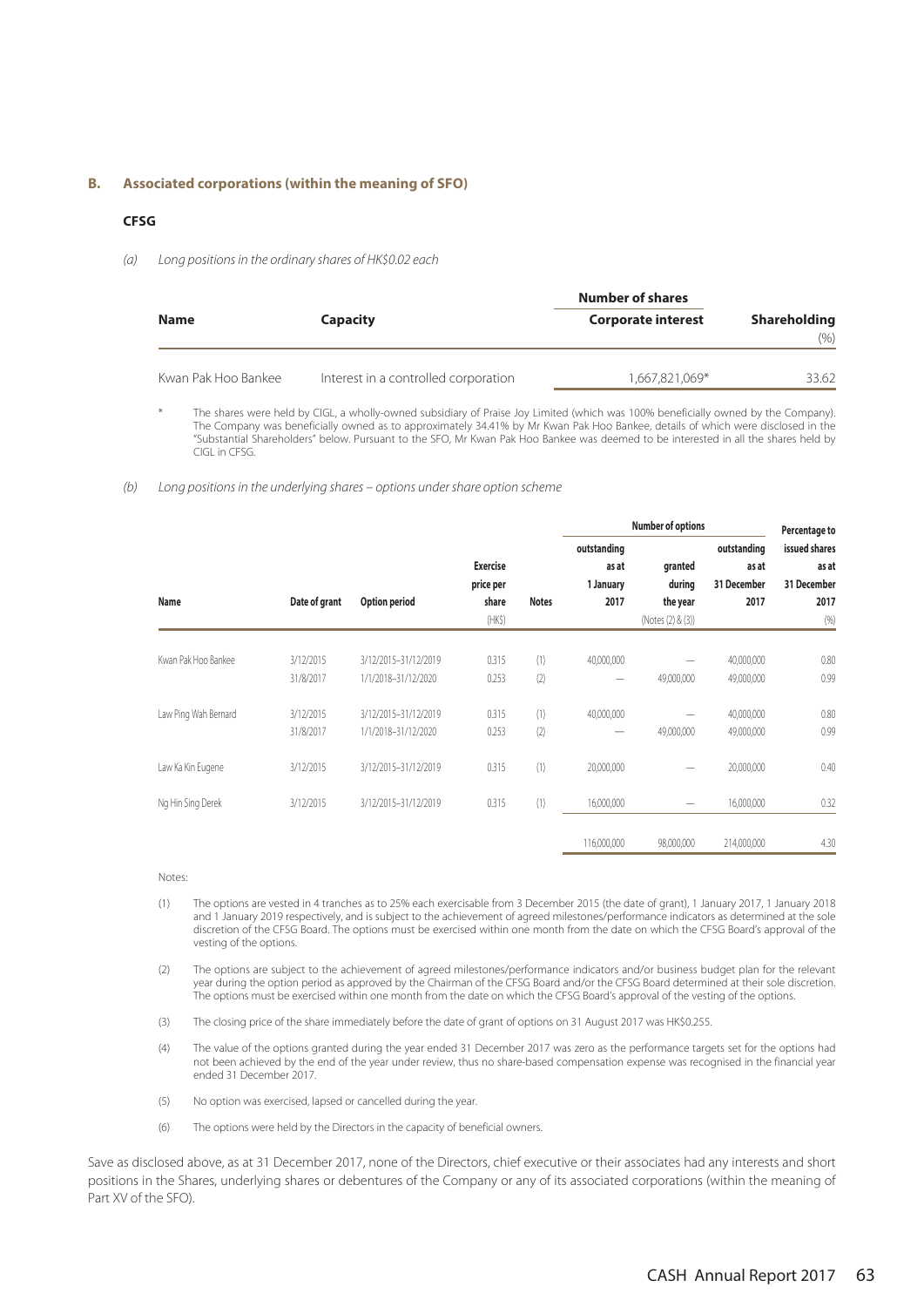## B. Associated corporations (within the meaning of SFO)

### CFSG

*(a) Long positions in the ordinary shares of HK$0.02 each*

| Name | Capacity | Number of shares<br>Corporate interest | Shareholding<br>(%) |
|---|---|---|---|
| Kwan Pak Hoo Bankee | Interest in a controlled corporation | 1,667,821,069* | 33.62 |

\* The shares were held by CIGL, a wholly-owned subsidiary of Praise Joy Limited (which was 100% beneficially owned by the Company). The Company was beneficially owned as to approximately 34.41% by Mr Kwan Pak Hoo Bankee, details of which were disclosed in the "Substantial Shareholders" below. Pursuant to the SFO, Mr Kwan Pak Hoo Bankee was deemed to be interested in all the shares held by CIGL in CFSG.

*(b) Long positions in the underlying shares – options under share option scheme*

| Name | Date of grant | Option period | Exercise price per share (HK$) | Notes | Number of options: outstanding as at 1 January 2017 | Number of options: granted during the year (Notes (2) & (3)) | Number of options: outstanding as at 31 December 2017 | Percentage to issued shares as at 31 December 2017 (%) |
|---|---|---|---|---|---|---|---|---|
| Kwan Pak Hoo Bankee | 3/12/2015 | 3/12/2015–31/12/2019 | 0.315 | (1) | 40,000,000 | — | 40,000,000 | 0.80 |
| | 31/8/2017 | 1/1/2018–31/12/2020 | 0.253 | (2) | — | 49,000,000 | 49,000,000 | 0.99 |
| Law Ping Wah Bernard | 3/12/2015 | 3/12/2015–31/12/2019 | 0.315 | (1) | 40,000,000 | — | 40,000,000 | 0.80 |
| | 31/8/2017 | 1/1/2018–31/12/2020 | 0.253 | (2) | — | 49,000,000 | 49,000,000 | 0.99 |
| Law Ka Kin Eugene | 3/12/2015 | 3/12/2015–31/12/2019 | 0.315 | (1) | 20,000,000 | — | 20,000,000 | 0.40 |
| Ng Hin Sing Derek | 3/12/2015 | 3/12/2015–31/12/2019 | 0.315 | (1) | 16,000,000 | — | 16,000,000 | 0.32 |
| | | | | | 116,000,000 | 98,000,000 | 214,000,000 | 4.30 |

Notes:

(1) The options are vested in 4 tranches as to 25% each exercisable from 3 December 2015 (the date of grant), 1 January 2017, 1 January 2018 and 1 January 2019 respectively, and is subject to the achievement of agreed milestones/performance indicators as determined at the sole discretion of the CFSG Board. The options must be exercised within one month from the date on which the CFSG Board's approval of the vesting of the options.

(2) The options are subject to the achievement of agreed milestones/performance indicators and/or business budget plan for the relevant year during the option period as approved by the Chairman of the CFSG Board and/or the CFSG Board determined at their sole discretion. The options must be exercised within one month from the date on which the CFSG Board's approval of the vesting of the options.

(3) The closing price of the share immediately before the date of grant of options on 31 August 2017 was HK$0.255.

(4) The value of the options granted during the year ended 31 December 2017 was zero as the performance targets set for the options had not been achieved by the end of the year under review, thus no share-based compensation expense was recognised in the financial year ended 31 December 2017.

(5) No option was exercised, lapsed or cancelled during the year.

(6) The options were held by the Directors in the capacity of beneficial owners.

Save as disclosed above, as at 31 December 2017, none of the Directors, chief executive or their associates had any interests and short positions in the Shares, underlying shares or debentures of the Company or any of its associated corporations (within the meaning of Part XV of the SFO).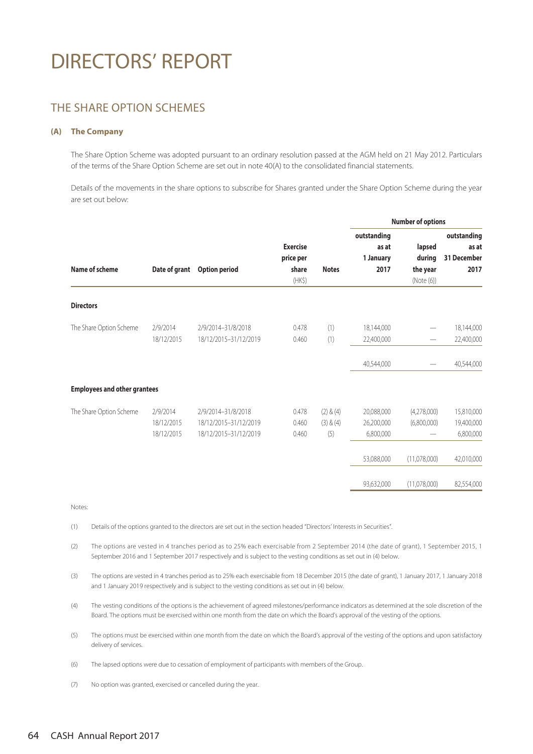# DIRECTORS' REPORT

## THE SHARE OPTION SCHEMES

### (A) The Company

The Share Option Scheme was adopted pursuant to an ordinary resolution passed at the AGM held on 21 May 2012. Particulars of the terms of the Share Option Scheme are set out in note 40(A) to the consolidated financial statements.

Details of the movements in the share options to subscribe for Shares granted under the Share Option Scheme during the year are set out below:

| Name of scheme | Date of grant | Option period | Exercise price per share (HK$) | Notes | Number of options outstanding as at 1 January 2017 | lapsed during the year (Note (6)) | outstanding as at 31 December 2017 |
|---|---|---|---|---|---|---|---|
| **Directors** | | | | | | | |
| The Share Option Scheme | 2/9/2014 | 2/9/2014–31/8/2018 | 0.478 | (1) | 18,144,000 | — | 18,144,000 |
| | 18/12/2015 | 18/12/2015–31/12/2019 | 0.460 | (1) | 22,400,000 | — | 22,400,000 |
| | | | | | 40,544,000 | — | 40,544,000 |
| **Employees and other grantees** | | | | | | | |
| The Share Option Scheme | 2/9/2014 | 2/9/2014–31/8/2018 | 0.478 | (2) & (4) | 20,088,000 | (4,278,000) | 15,810,000 |
| | 18/12/2015 | 18/12/2015–31/12/2019 | 0.460 | (3) & (4) | 26,200,000 | (6,800,000) | 19,400,000 |
| | 18/12/2015 | 18/12/2015–31/12/2019 | 0.460 | (5) | 6,800,000 | — | 6,800,000 |
| | | | | | 53,088,000 | (11,078,000) | 42,010,000 |
| | | | | | 93,632,000 | (11,078,000) | 82,554,000 |

Notes:

(1) Details of the options granted to the directors are set out in the section headed "Directors' Interests in Securities".

(2) The options are vested in 4 tranches period as to 25% each exercisable from 2 September 2014 (the date of grant), 1 September 2015, 1 September 2016 and 1 September 2017 respectively and is subject to the vesting conditions as set out in (4) below.

(3) The options are vested in 4 tranches period as to 25% each exercisable from 18 December 2015 (the date of grant), 1 January 2017, 1 January 2018 and 1 January 2019 respectively and is subject to the vesting conditions as set out in (4) below.

(4) The vesting conditions of the options is the achievement of agreed milestones/performance indicators as determined at the sole discretion of the Board. The options must be exercised within one month from the date on which the Board's approval of the vesting of the options.

(5) The options must be exercised within one month from the date on which the Board's approval of the vesting of the options and upon satisfactory delivery of services.

(6) The lapsed options were due to cessation of employment of participants with members of the Group.

(7) No option was granted, exercised or cancelled during the year.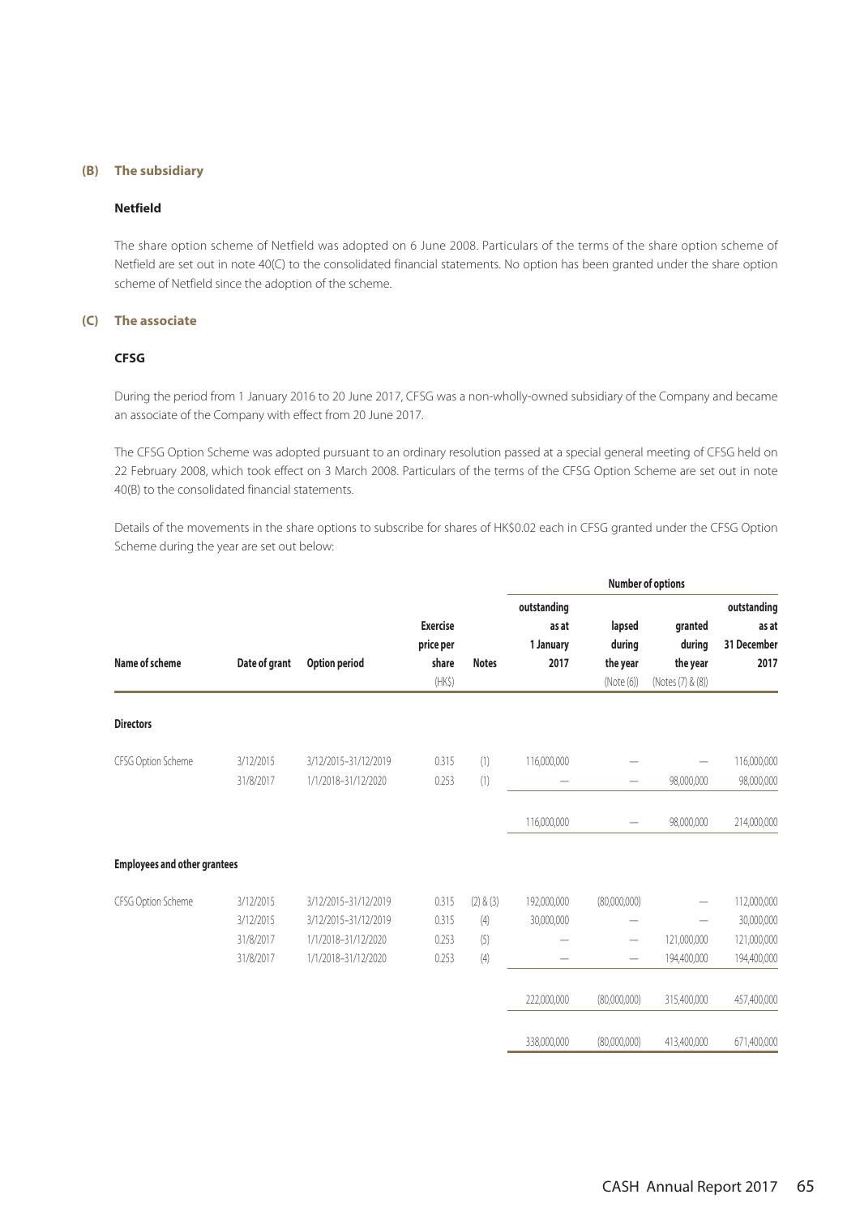### (B) The subsidiary

**Netfield**

The share option scheme of Netfield was adopted on 6 June 2008. Particulars of the terms of the share option scheme of Netfield are set out in note 40(C) to the consolidated financial statements. No option has been granted under the share option scheme of Netfield since the adoption of the scheme.

### (C) The associate

**CFSG**

During the period from 1 January 2016 to 20 June 2017, CFSG was a non-wholly-owned subsidiary of the Company and became an associate of the Company with effect from 20 June 2017.

The CFSG Option Scheme was adopted pursuant to an ordinary resolution passed at a special general meeting of CFSG held on 22 February 2008, which took effect on 3 March 2008. Particulars of the terms of the CFSG Option Scheme are set out in note 40(B) to the consolidated financial statements.

Details of the movements in the share options to subscribe for shares of HK$0.02 each in CFSG granted under the CFSG Option Scheme during the year are set out below:

| | | | | | Number of options | | | |
|---|---|---|---|---|---|---|---|---|
| Name of scheme | Date of grant | Option period | Exercise price per share (HK$) | Notes | outstanding as at 1 January 2017 | lapsed during the year (Note (6)) | granted during the year (Notes (7) & (8)) | outstanding as at 31 December 2017 |
| **Directors** | | | | | | | | |
| CFSG Option Scheme | 3/12/2015 | 3/12/2015–31/12/2019 | 0.315 | (1) | 116,000,000 | — | — | 116,000,000 |
| | 31/8/2017 | 1/1/2018–31/12/2020 | 0.253 | (1) | — | — | 98,000,000 | 98,000,000 |
| | | | | | 116,000,000 | — | 98,000,000 | 214,000,000 |
| **Employees and other grantees** | | | | | | | | |
| CFSG Option Scheme | 3/12/2015 | 3/12/2015–31/12/2019 | 0.315 | (2) & (3) | 192,000,000 | (80,000,000) | — | 112,000,000 |
| | 3/12/2015 | 3/12/2015–31/12/2019 | 0.315 | (4) | 30,000,000 | — | — | 30,000,000 |
| | 31/8/2017 | 1/1/2018–31/12/2020 | 0.253 | (5) | — | — | 121,000,000 | 121,000,000 |
| | 31/8/2017 | 1/1/2018–31/12/2020 | 0.253 | (4) | — | — | 194,400,000 | 194,400,000 |
| | | | | | 222,000,000 | (80,000,000) | 315,400,000 | 457,400,000 |
| | | | | | 338,000,000 | (80,000,000) | 413,400,000 | 671,400,000 |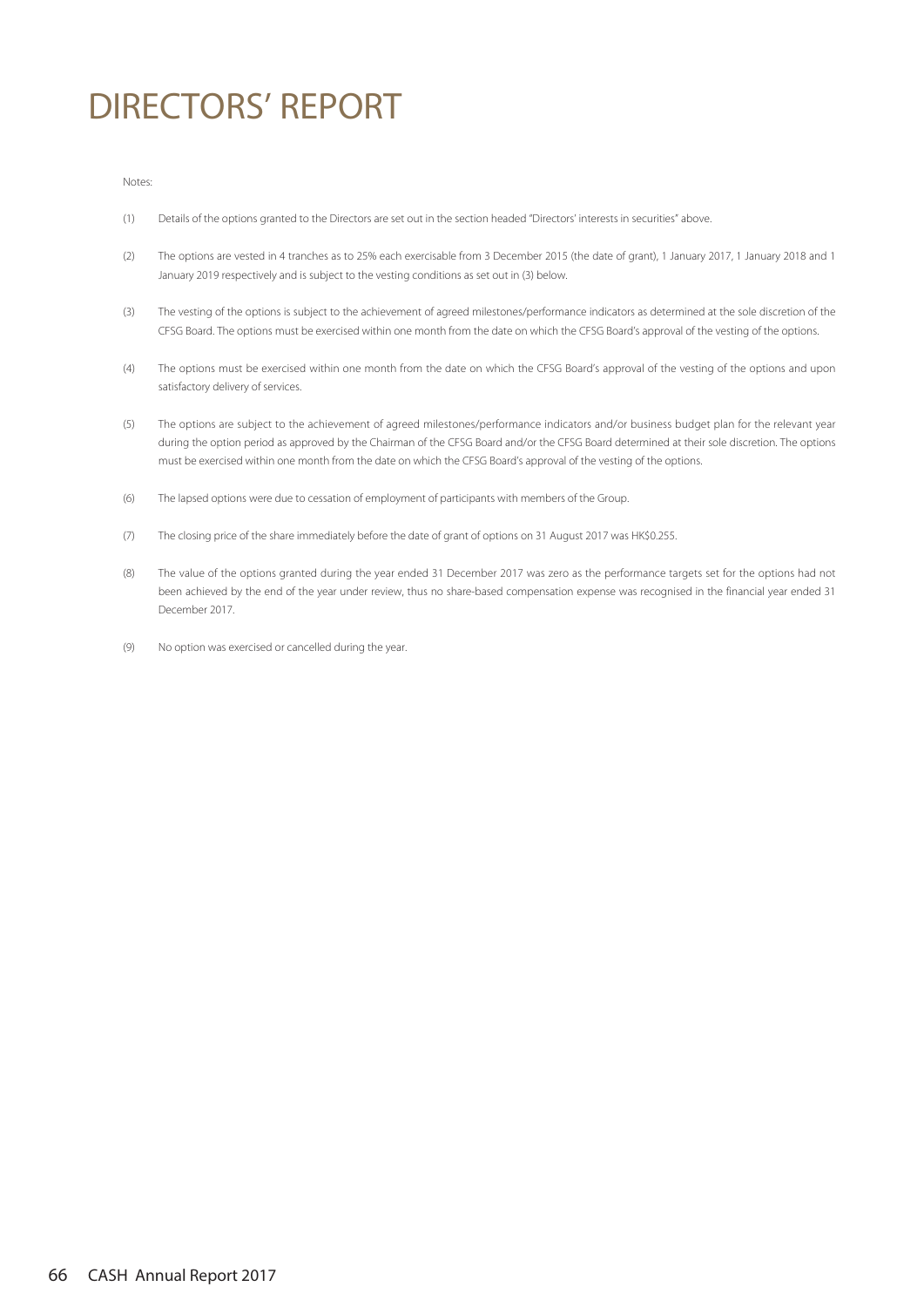# DIRECTORS' REPORT

Notes:

(1) Details of the options granted to the Directors are set out in the section headed "Directors' interests in securities" above.

(2) The options are vested in 4 tranches as to 25% each exercisable from 3 December 2015 (the date of grant), 1 January 2017, 1 January 2018 and 1 January 2019 respectively and is subject to the vesting conditions as set out in (3) below.

(3) The vesting of the options is subject to the achievement of agreed milestones/performance indicators as determined at the sole discretion of the CFSG Board. The options must be exercised within one month from the date on which the CFSG Board's approval of the vesting of the options.

(4) The options must be exercised within one month from the date on which the CFSG Board's approval of the vesting of the options and upon satisfactory delivery of services.

(5) The options are subject to the achievement of agreed milestones/performance indicators and/or business budget plan for the relevant year during the option period as approved by the Chairman of the CFSG Board and/or the CFSG Board determined at their sole discretion. The options must be exercised within one month from the date on which the CFSG Board's approval of the vesting of the options.

(6) The lapsed options were due to cessation of employment of participants with members of the Group.

(7) The closing price of the share immediately before the date of grant of options on 31 August 2017 was HK$0.255.

(8) The value of the options granted during the year ended 31 December 2017 was zero as the performance targets set for the options had not been achieved by the end of the year under review, thus no share-based compensation expense was recognised in the financial year ended 31 December 2017.

(9) No option was exercised or cancelled during the year.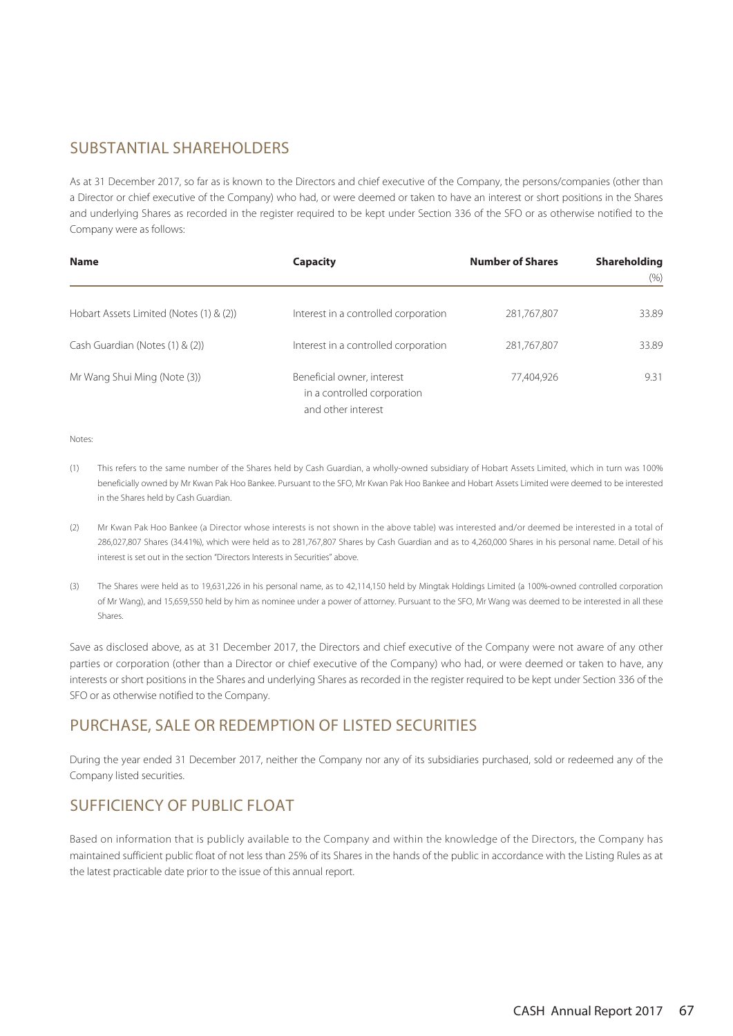## SUBSTANTIAL SHAREHOLDERS

As at 31 December 2017, so far as is known to the Directors and chief executive of the Company, the persons/companies (other than a Director or chief executive of the Company) who had, or were deemed or taken to have an interest or short positions in the Shares and underlying Shares as recorded in the register required to be kept under Section 336 of the SFO or as otherwise notified to the Company were as follows:

| Name | Capacity | Number of Shares | Shareholding (%) |
|---|---|---|---|
| Hobart Assets Limited (Notes (1) & (2)) | Interest in a controlled corporation | 281,767,807 | 33.89 |
| Cash Guardian (Notes (1) & (2)) | Interest in a controlled corporation | 281,767,807 | 33.89 |
| Mr Wang Shui Ming (Note (3)) | Beneficial owner, interest in a controlled corporation and other interest | 77,404,926 | 9.31 |

Notes:

(1) This refers to the same number of the Shares held by Cash Guardian, a wholly-owned subsidiary of Hobart Assets Limited, which in turn was 100% beneficially owned by Mr Kwan Pak Hoo Bankee. Pursuant to the SFO, Mr Kwan Pak Hoo Bankee and Hobart Assets Limited were deemed to be interested in the Shares held by Cash Guardian.

(2) Mr Kwan Pak Hoo Bankee (a Director whose interests is not shown in the above table) was interested and/or deemed be interested in a total of 286,027,807 Shares (34.41%), which were held as to 281,767,807 Shares by Cash Guardian and as to 4,260,000 Shares in his personal name. Detail of his interest is set out in the section "Directors Interests in Securities" above.

(3) The Shares were held as to 19,631,226 in his personal name, as to 42,114,150 held by Mingtak Holdings Limited (a 100%-owned controlled corporation of Mr Wang), and 15,659,550 held by him as nominee under a power of attorney. Pursuant to the SFO, Mr Wang was deemed to be interested in all these Shares.

Save as disclosed above, as at 31 December 2017, the Directors and chief executive of the Company were not aware of any other parties or corporation (other than a Director or chief executive of the Company) who had, or were deemed or taken to have, any interests or short positions in the Shares and underlying Shares as recorded in the register required to be kept under Section 336 of the SFO or as otherwise notified to the Company.

## PURCHASE, SALE OR REDEMPTION OF LISTED SECURITIES

During the year ended 31 December 2017, neither the Company nor any of its subsidiaries purchased, sold or redeemed any of the Company listed securities.

## SUFFICIENCY OF PUBLIC FLOAT

Based on information that is publicly available to the Company and within the knowledge of the Directors, the Company has maintained sufficient public float of not less than 25% of its Shares in the hands of the public in accordance with the Listing Rules as at the latest practicable date prior to the issue of this annual report.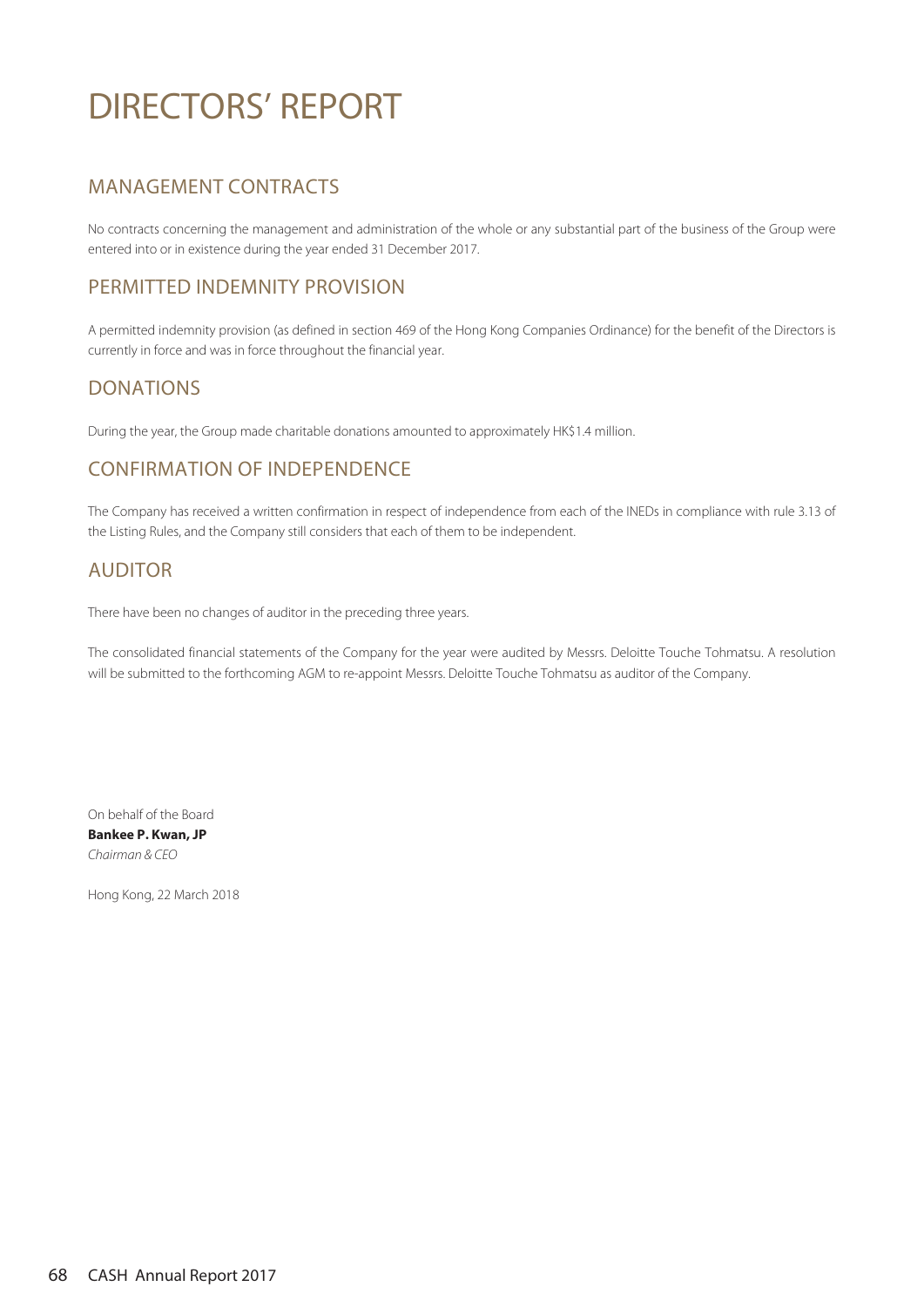# DIRECTORS' REPORT

## MANAGEMENT CONTRACTS

No contracts concerning the management and administration of the whole or any substantial part of the business of the Group were entered into or in existence during the year ended 31 December 2017.

## PERMITTED INDEMNITY PROVISION

A permitted indemnity provision (as defined in section 469 of the Hong Kong Companies Ordinance) for the benefit of the Directors is currently in force and was in force throughout the financial year.

## DONATIONS

During the year, the Group made charitable donations amounted to approximately HK$1.4 million.

## CONFIRMATION OF INDEPENDENCE

The Company has received a written confirmation in respect of independence from each of the INEDs in compliance with rule 3.13 of the Listing Rules, and the Company still considers that each of them to be independent.

## AUDITOR

There have been no changes of auditor in the preceding three years.

The consolidated financial statements of the Company for the year were audited by Messrs. Deloitte Touche Tohmatsu. A resolution will be submitted to the forthcoming AGM to re-appoint Messrs. Deloitte Touche Tohmatsu as auditor of the Company.

On behalf of the Board
**Bankee P. Kwan, JP**
*Chairman & CEO*

Hong Kong, 22 March 2018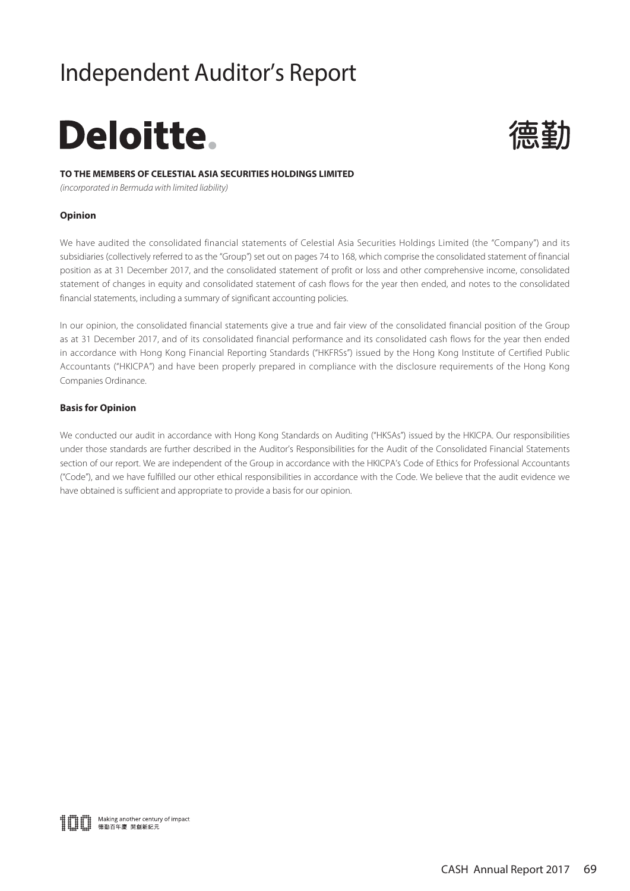# Independent Auditor's Report

**Deloitte.**

德勤

**TO THE MEMBERS OF CELESTIAL ASIA SECURITIES HOLDINGS LIMITED**

*(incorporated in Bermuda with limited liability)*

**Opinion**

We have audited the consolidated financial statements of Celestial Asia Securities Holdings Limited (the "Company") and its subsidiaries (collectively referred to as the "Group") set out on pages 74 to 168, which comprise the consolidated statement of financial position as at 31 December 2017, and the consolidated statement of profit or loss and other comprehensive income, consolidated statement of changes in equity and consolidated statement of cash flows for the year then ended, and notes to the consolidated financial statements, including a summary of significant accounting policies.

In our opinion, the consolidated financial statements give a true and fair view of the consolidated financial position of the Group as at 31 December 2017, and of its consolidated financial performance and its consolidated cash flows for the year then ended in accordance with Hong Kong Financial Reporting Standards ("HKFRSs") issued by the Hong Kong Institute of Certified Public Accountants ("HKICPA") and have been properly prepared in compliance with the disclosure requirements of the Hong Kong Companies Ordinance.

**Basis for Opinion**

We conducted our audit in accordance with Hong Kong Standards on Auditing ("HKSAs") issued by the HKICPA. Our responsibilities under those standards are further described in the Auditor's Responsibilities for the Audit of the Consolidated Financial Statements section of our report. We are independent of the Group in accordance with the HKICPA's Code of Ethics for Professional Accountants ("Code"), and we have fulfilled our other ethical responsibilities in accordance with the Code. We believe that the audit evidence we have obtained is sufficient and appropriate to provide a basis for our opinion.

Making another century of impact
德勤百年慶 開創新紀元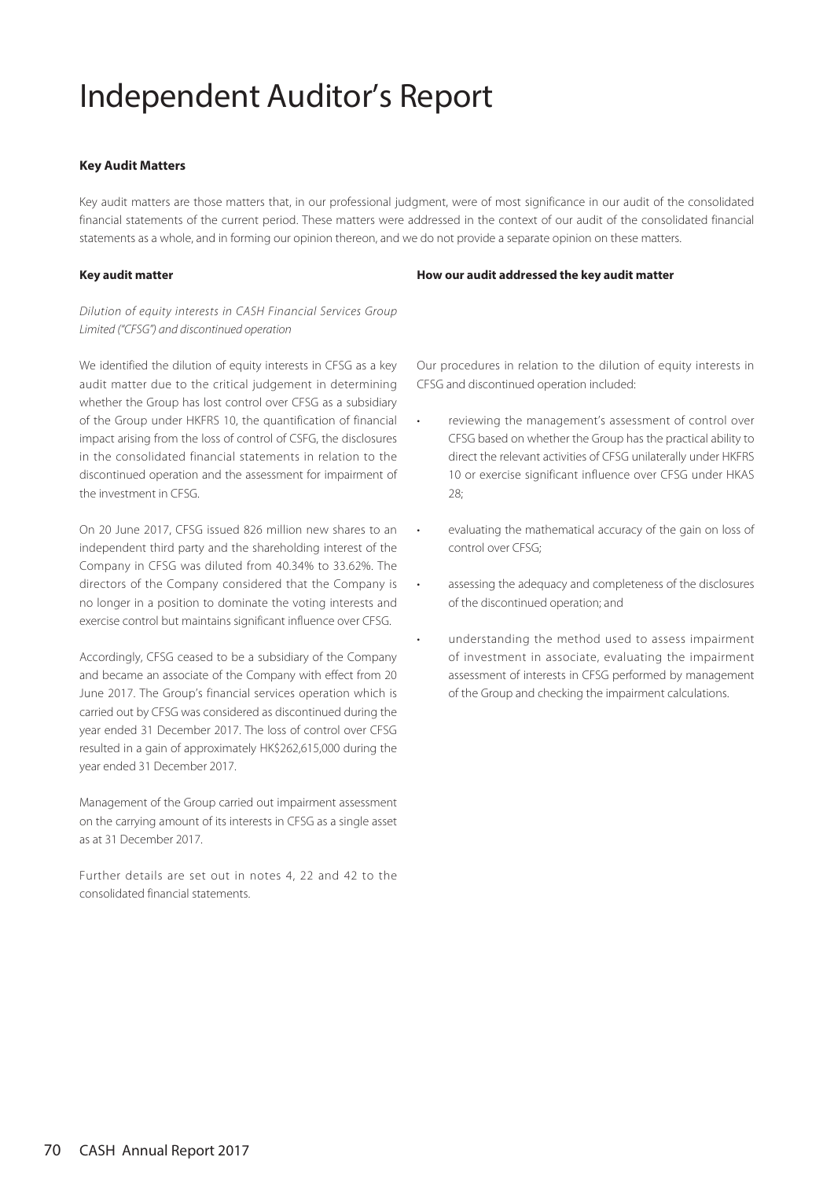# Independent Auditor's Report

**Key Audit Matters**

Key audit matters are those matters that, in our professional judgment, were of most significance in our audit of the consolidated financial statements of the current period. These matters were addressed in the context of our audit of the consolidated financial statements as a whole, and in forming our opinion thereon, and we do not provide a separate opinion on these matters.

| Key audit matter | How our audit addressed the key audit matter |
|---|---|
| *Dilution of equity interests in CASH Financial Services Group Limited ("CFSG") and discontinued operation* | |
| We identified the dilution of equity interests in CFSG as a key audit matter due to the critical judgement in determining whether the Group has lost control over CFSG as a subsidiary of the Group under HKFRS 10, the quantification of financial impact arising from the loss of control of CSFG, the disclosures in the consolidated financial statements in relation to the discontinued operation and the assessment for impairment of the investment in CFSG.<br><br>On 20 June 2017, CFSG issued 826 million new shares to an independent third party and the shareholding interest of the Company in CFSG was diluted from 40.34% to 33.62%. The directors of the Company considered that the Company is no longer in a position to dominate the voting interests and exercise control but maintains significant influence over CFSG.<br><br>Accordingly, CFSG ceased to be a subsidiary of the Company and became an associate of the Company with effect from 20 June 2017. The Group's financial services operation which is carried out by CFSG was considered as discontinued during the year ended 31 December 2017. The loss of control over CFSG resulted in a gain of approximately HK$262,615,000 during the year ended 31 December 2017.<br><br>Management of the Group carried out impairment assessment on the carrying amount of its interests in CFSG as a single asset as at 31 December 2017.<br><br>Further details are set out in notes 4, 22 and 42 to the consolidated financial statements. | Our procedures in relation to the dilution of equity interests in CFSG and discontinued operation included:<br><br>• reviewing the management's assessment of control over CFSG based on whether the Group has the practical ability to direct the relevant activities of CFSG unilaterally under HKFRS 10 or exercise significant influence over CFSG under HKAS 28;<br><br>• evaluating the mathematical accuracy of the gain on loss of control over CFSG;<br><br>• assessing the adequacy and completeness of the disclosures of the discontinued operation; and<br><br>• understanding the method used to assess impairment of investment in associate, evaluating the impairment assessment of interests in CFSG performed by management of the Group and checking the impairment calculations. |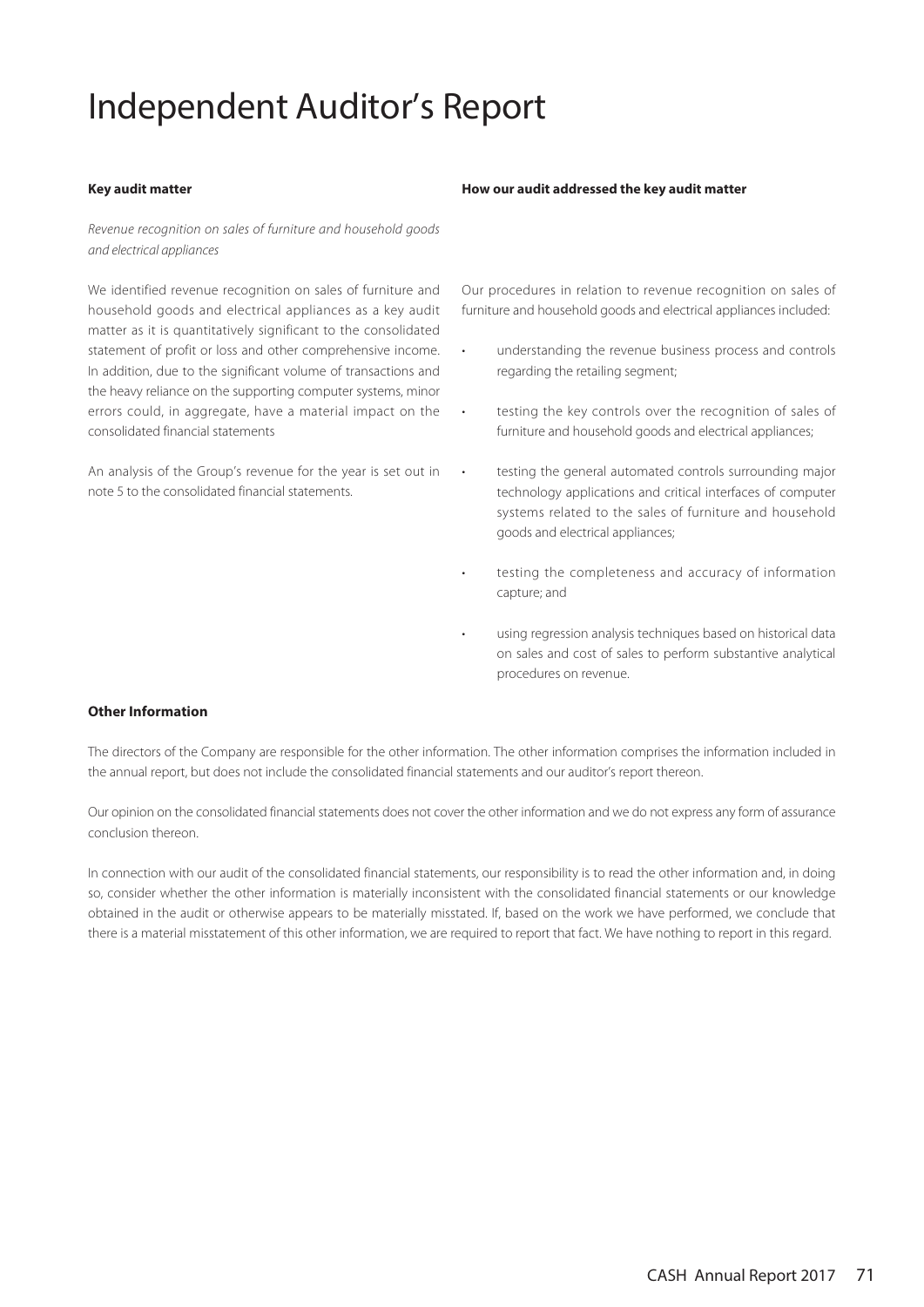# Independent Auditor's Report

| Key audit matter | How our audit addressed the key audit matter |
|---|---|
| *Revenue recognition on sales of furniture and household goods and electrical appliances* | |
| We identified revenue recognition on sales of furniture and household goods and electrical appliances as a key audit matter as it is quantitatively significant to the consolidated statement of profit or loss and other comprehensive income. In addition, due to the significant volume of transactions and the heavy reliance on the supporting computer systems, minor errors could, in aggregate, have a material impact on the consolidated financial statements<br><br>An analysis of the Group's revenue for the year is set out in note 5 to the consolidated financial statements. | Our procedures in relation to revenue recognition on sales of furniture and household goods and electrical appliances included:<br><br>• understanding the revenue business process and controls regarding the retailing segment;<br><br>• testing the key controls over the recognition of sales of furniture and household goods and electrical appliances;<br><br>• testing the general automated controls surrounding major technology applications and critical interfaces of computer systems related to the sales of furniture and household goods and electrical appliances;<br><br>• testing the completeness and accuracy of information capture; and<br><br>• using regression analysis techniques based on historical data on sales and cost of sales to perform substantive analytical procedures on revenue. |

**Other Information**

The directors of the Company are responsible for the other information. The other information comprises the information included in the annual report, but does not include the consolidated financial statements and our auditor's report thereon.

Our opinion on the consolidated financial statements does not cover the other information and we do not express any form of assurance conclusion thereon.

In connection with our audit of the consolidated financial statements, our responsibility is to read the other information and, in doing so, consider whether the other information is materially inconsistent with the consolidated financial statements or our knowledge obtained in the audit or otherwise appears to be materially misstated. If, based on the work we have performed, we conclude that there is a material misstatement of this other information, we are required to report that fact. We have nothing to report in this regard.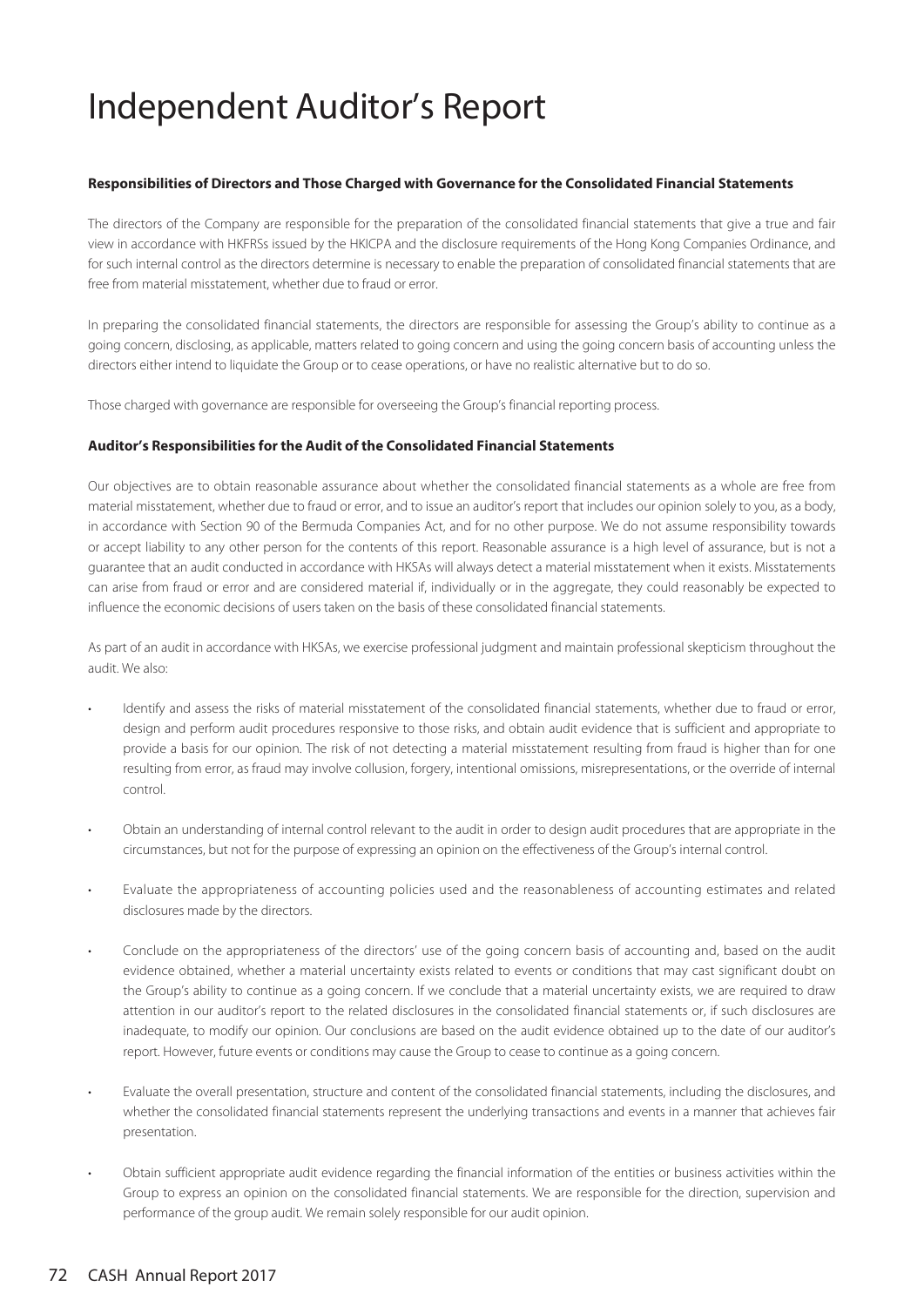# Independent Auditor's Report

**Responsibilities of Directors and Those Charged with Governance for the Consolidated Financial Statements**

The directors of the Company are responsible for the preparation of the consolidated financial statements that give a true and fair view in accordance with HKFRSs issued by the HKICPA and the disclosure requirements of the Hong Kong Companies Ordinance, and for such internal control as the directors determine is necessary to enable the preparation of consolidated financial statements that are free from material misstatement, whether due to fraud or error.

In preparing the consolidated financial statements, the directors are responsible for assessing the Group's ability to continue as a going concern, disclosing, as applicable, matters related to going concern and using the going concern basis of accounting unless the directors either intend to liquidate the Group or to cease operations, or have no realistic alternative but to do so.

Those charged with governance are responsible for overseeing the Group's financial reporting process.

**Auditor's Responsibilities for the Audit of the Consolidated Financial Statements**

Our objectives are to obtain reasonable assurance about whether the consolidated financial statements as a whole are free from material misstatement, whether due to fraud or error, and to issue an auditor's report that includes our opinion solely to you, as a body, in accordance with Section 90 of the Bermuda Companies Act, and for no other purpose. We do not assume responsibility towards or accept liability to any other person for the contents of this report. Reasonable assurance is a high level of assurance, but is not a guarantee that an audit conducted in accordance with HKSAs will always detect a material misstatement when it exists. Misstatements can arise from fraud or error and are considered material if, individually or in the aggregate, they could reasonably be expected to influence the economic decisions of users taken on the basis of these consolidated financial statements.

As part of an audit in accordance with HKSAs, we exercise professional judgment and maintain professional skepticism throughout the audit. We also:

- Identify and assess the risks of material misstatement of the consolidated financial statements, whether due to fraud or error, design and perform audit procedures responsive to those risks, and obtain audit evidence that is sufficient and appropriate to provide a basis for our opinion. The risk of not detecting a material misstatement resulting from fraud is higher than for one resulting from error, as fraud may involve collusion, forgery, intentional omissions, misrepresentations, or the override of internal control.

- Obtain an understanding of internal control relevant to the audit in order to design audit procedures that are appropriate in the circumstances, but not for the purpose of expressing an opinion on the effectiveness of the Group's internal control.

- Evaluate the appropriateness of accounting policies used and the reasonableness of accounting estimates and related disclosures made by the directors.

- Conclude on the appropriateness of the directors' use of the going concern basis of accounting and, based on the audit evidence obtained, whether a material uncertainty exists related to events or conditions that may cast significant doubt on the Group's ability to continue as a going concern. If we conclude that a material uncertainty exists, we are required to draw attention in our auditor's report to the related disclosures in the consolidated financial statements or, if such disclosures are inadequate, to modify our opinion. Our conclusions are based on the audit evidence obtained up to the date of our auditor's report. However, future events or conditions may cause the Group to cease to continue as a going concern.

- Evaluate the overall presentation, structure and content of the consolidated financial statements, including the disclosures, and whether the consolidated financial statements represent the underlying transactions and events in a manner that achieves fair presentation.

- Obtain sufficient appropriate audit evidence regarding the financial information of the entities or business activities within the Group to express an opinion on the consolidated financial statements. We are responsible for the direction, supervision and performance of the group audit. We remain solely responsible for our audit opinion.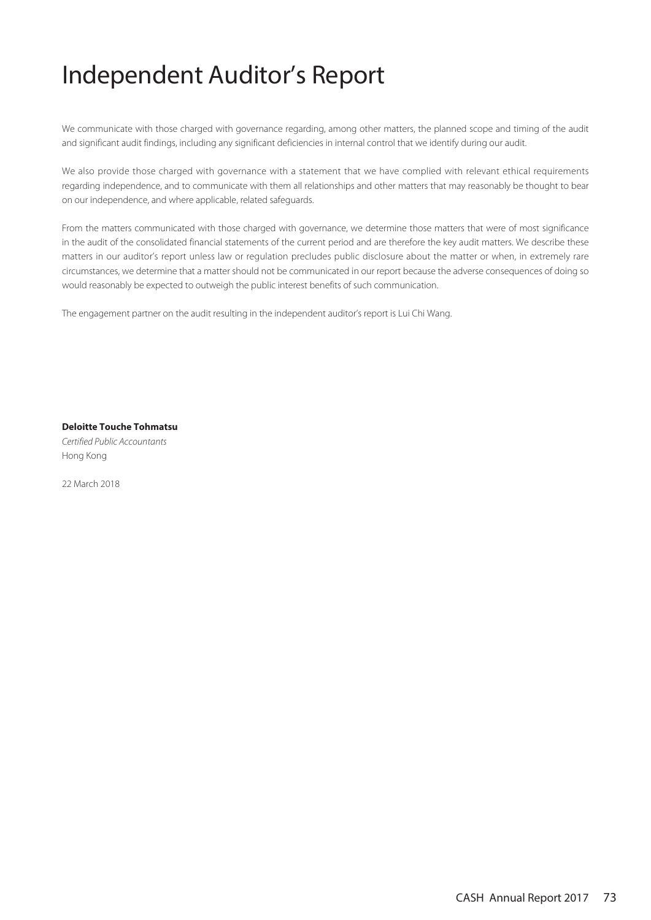# Independent Auditor's Report

We communicate with those charged with governance regarding, among other matters, the planned scope and timing of the audit and significant audit findings, including any significant deficiencies in internal control that we identify during our audit.

We also provide those charged with governance with a statement that we have complied with relevant ethical requirements regarding independence, and to communicate with them all relationships and other matters that may reasonably be thought to bear on our independence, and where applicable, related safeguards.

From the matters communicated with those charged with governance, we determine those matters that were of most significance in the audit of the consolidated financial statements of the current period and are therefore the key audit matters. We describe these matters in our auditor's report unless law or regulation precludes public disclosure about the matter or when, in extremely rare circumstances, we determine that a matter should not be communicated in our report because the adverse consequences of doing so would reasonably be expected to outweigh the public interest benefits of such communication.

The engagement partner on the audit resulting in the independent auditor's report is Lui Chi Wang.

**Deloitte Touche Tohmatsu**
*Certified Public Accountants*
Hong Kong

22 March 2018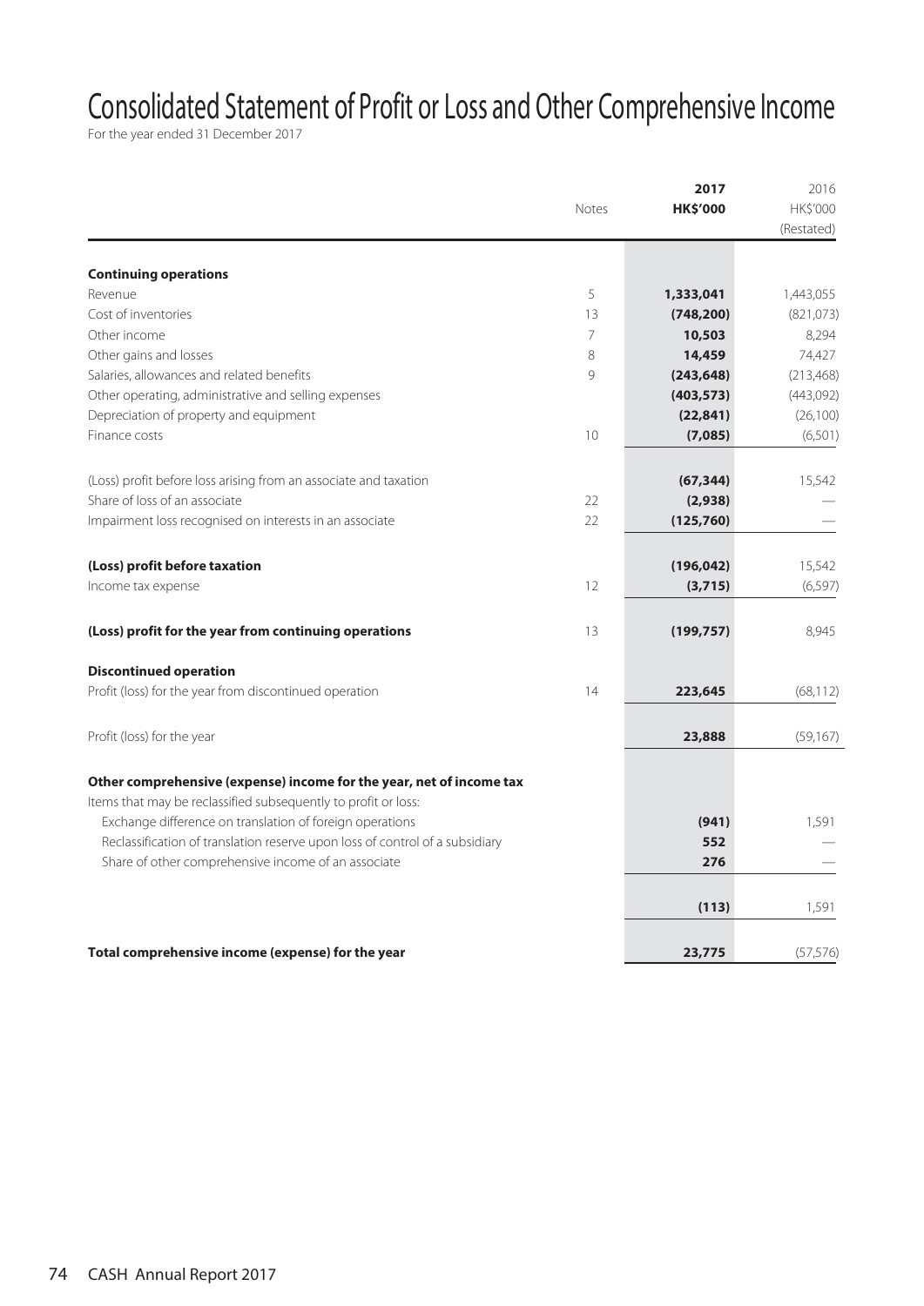# Consolidated Statement of Profit or Loss and Other Comprehensive Income

For the year ended 31 December 2017

| | Notes | 2017 HK$'000 | 2016 HK$'000 (Restated) |
|---|---|---|---|
| **Continuing operations** | | | |
| Revenue | 5 | **1,333,041** | 1,443,055 |
| Cost of inventories | 13 | **(748,200)** | (821,073) |
| Other income | 7 | **10,503** | 8,294 |
| Other gains and losses | 8 | **14,459** | 74,427 |
| Salaries, allowances and related benefits | 9 | **(243,648)** | (213,468) |
| Other operating, administrative and selling expenses | | **(403,573)** | (443,092) |
| Depreciation of property and equipment | | **(22,841)** | (26,100) |
| Finance costs | 10 | **(7,085)** | (6,501) |
| (Loss) profit before loss arising from an associate and taxation | | **(67,344)** | 15,542 |
| Share of loss of an associate | 22 | **(2,938)** | — |
| Impairment loss recognised on interests in an associate | 22 | **(125,760)** | — |
| **(Loss) profit before taxation** | | **(196,042)** | 15,542 |
| Income tax expense | 12 | **(3,715)** | (6,597) |
| **(Loss) profit for the year from continuing operations** | 13 | **(199,757)** | 8,945 |
| **Discontinued operation** | | | |
| Profit (loss) for the year from discontinued operation | 14 | **223,645** | (68,112) |
| Profit (loss) for the year | | **23,888** | (59,167) |
| **Other comprehensive (expense) income for the year, net of income tax** | | | |
| Items that may be reclassified subsequently to profit or loss: | | | |
| Exchange difference on translation of foreign operations | | **(941)** | 1,591 |
| Reclassification of translation reserve upon loss of control of a subsidiary | | **552** | — |
| Share of other comprehensive income of an associate | | **276** | — |
| | | **(113)** | 1,591 |
| **Total comprehensive income (expense) for the year** | | **23,775** | (57,576) |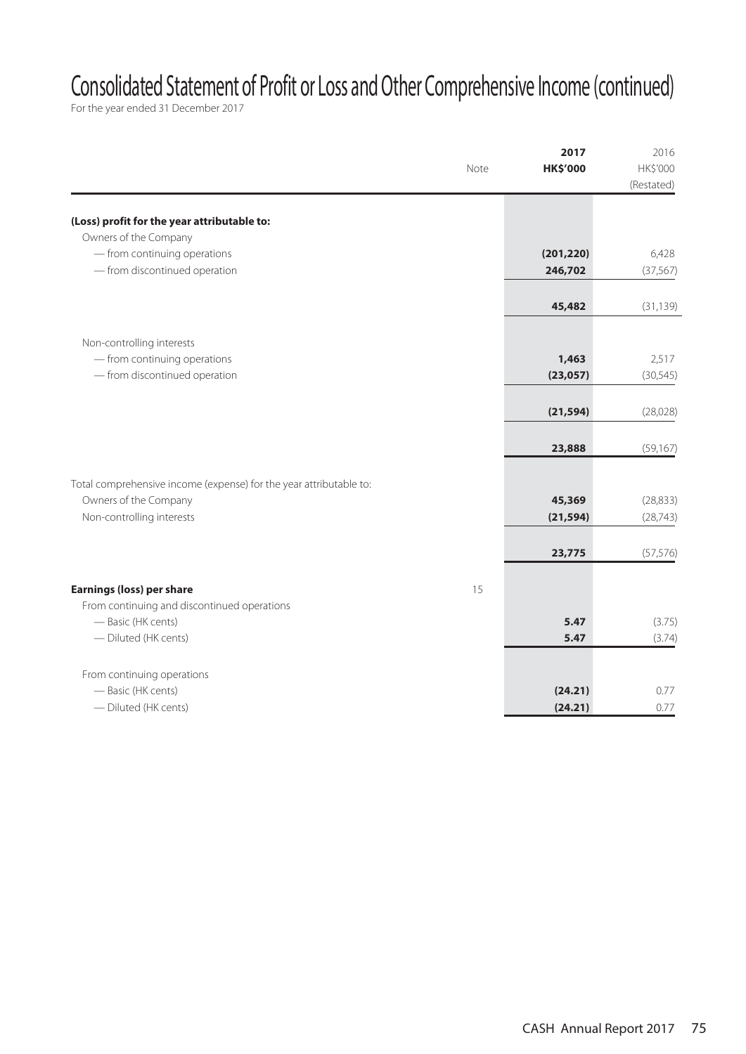# Consolidated Statement of Profit or Loss and Other Comprehensive Income (continued)

For the year ended 31 December 2017

| | Note | 2017 HK$'000 | 2016 HK$'000 (Restated) |
|---|---|---|---|
| **(Loss) profit for the year attributable to:** | | | |
| Owners of the Company | | | |
| — from continuing operations | | **(201,220)** | 6,428 |
| — from discontinued operation | | **246,702** | (37,567) |
| | | **45,482** | (31,139) |
| Non-controlling interests | | | |
| — from continuing operations | | **1,463** | 2,517 |
| — from discontinued operation | | **(23,057)** | (30,545) |
| | | **(21,594)** | (28,028) |
| | | **23,888** | (59,167) |
| Total comprehensive income (expense) for the year attributable to: | | | |
| Owners of the Company | | **45,369** | (28,833) |
| Non-controlling interests | | **(21,594)** | (28,743) |
| | | **23,775** | (57,576) |
| **Earnings (loss) per share** | 15 | | |
| From continuing and discontinued operations | | | |
| — Basic (HK cents) | | **5.47** | (3.75) |
| — Diluted (HK cents) | | **5.47** | (3.74) |
| From continuing operations | | | |
| — Basic (HK cents) | | **(24.21)** | 0.77 |
| — Diluted (HK cents) | | **(24.21)** | 0.77 |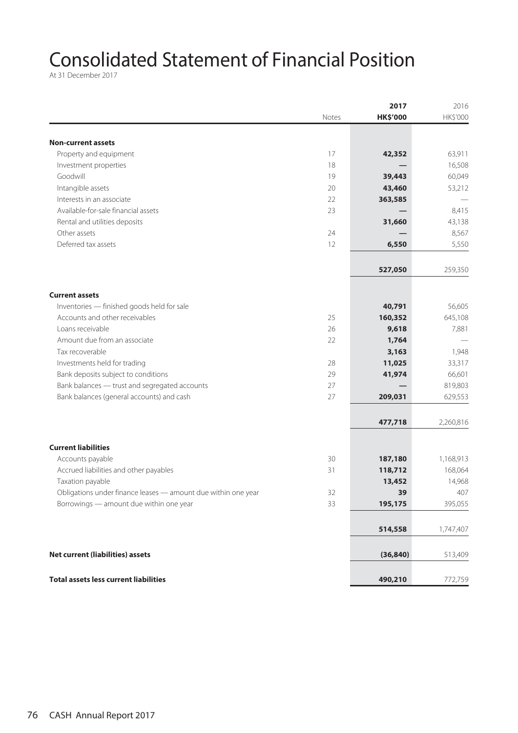# Consolidated Statement of Financial Position

At 31 December 2017

| | Notes | 2017 HK$'000 | 2016 HK$'000 |
|---|---|---|---|
| **Non-current assets** | | | |
| Property and equipment | 17 | **42,352** | 63,911 |
| Investment properties | 18 | **—** | 16,508 |
| Goodwill | 19 | **39,443** | 60,049 |
| Intangible assets | 20 | **43,460** | 53,212 |
| Interests in an associate | 22 | **363,585** | — |
| Available-for-sale financial assets | 23 | **—** | 8,415 |
| Rental and utilities deposits | | **31,660** | 43,138 |
| Other assets | 24 | **—** | 8,567 |
| Deferred tax assets | 12 | **6,550** | 5,550 |
| | | **527,050** | 259,350 |
| **Current assets** | | | |
| Inventories — finished goods held for sale | | **40,791** | 56,605 |
| Accounts and other receivables | 25 | **160,352** | 645,108 |
| Loans receivable | 26 | **9,618** | 7,881 |
| Amount due from an associate | 22 | **1,764** | — |
| Tax recoverable | | **3,163** | 1,948 |
| Investments held for trading | 28 | **11,025** | 33,317 |
| Bank deposits subject to conditions | 29 | **41,974** | 66,601 |
| Bank balances — trust and segregated accounts | 27 | **—** | 819,803 |
| Bank balances (general accounts) and cash | 27 | **209,031** | 629,553 |
| | | **477,718** | 2,260,816 |
| **Current liabilities** | | | |
| Accounts payable | 30 | **187,180** | 1,168,913 |
| Accrued liabilities and other payables | 31 | **118,712** | 168,064 |
| Taxation payable | | **13,452** | 14,968 |
| Obligations under finance leases — amount due within one year | 32 | **39** | 407 |
| Borrowings — amount due within one year | 33 | **195,175** | 395,055 |
| | | **514,558** | 1,747,407 |
| **Net current (liabilities) assets** | | **(36,840)** | 513,409 |
| **Total assets less current liabilities** | | **490,210** | 772,759 |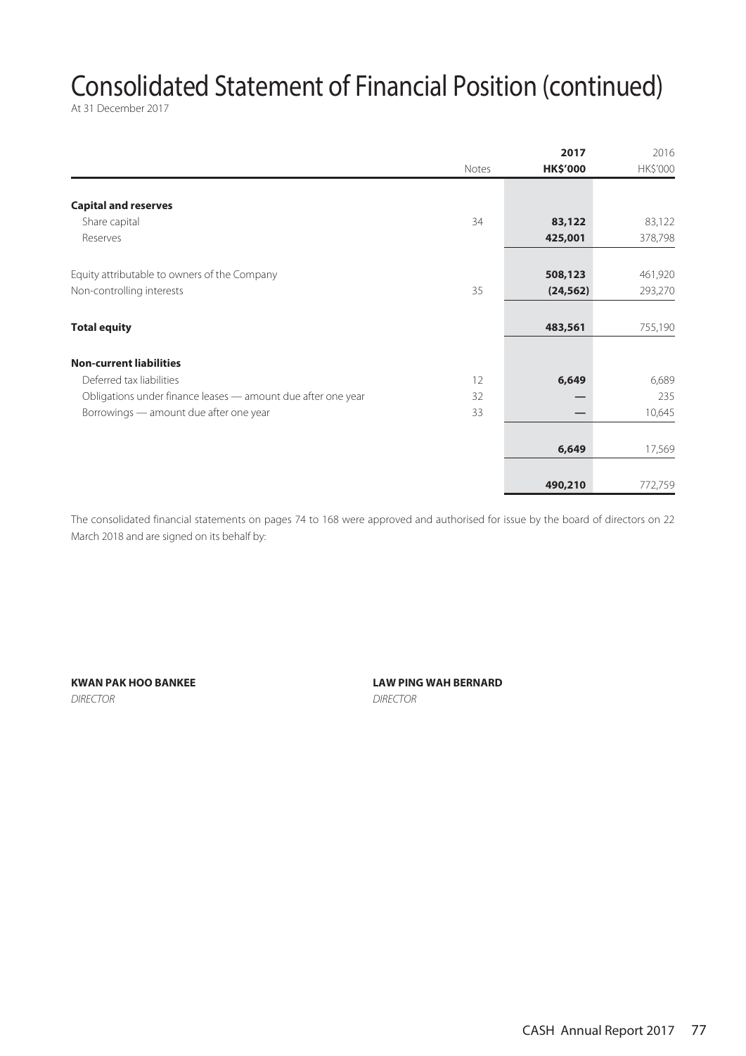# Consolidated Statement of Financial Position (continued)

At 31 December 2017

| | Notes | 2017 HK$'000 | 2016 HK$'000 |
|---|---|---|---|
| **Capital and reserves** | | | |
| Share capital | 34 | **83,122** | 83,122 |
| Reserves | | **425,001** | 378,798 |
| Equity attributable to owners of the Company | | **508,123** | 461,920 |
| Non-controlling interests | 35 | **(24,562)** | 293,270 |
| **Total equity** | | **483,561** | 755,190 |
| **Non-current liabilities** | | | |
| Deferred tax liabilities | 12 | **6,649** | 6,689 |
| Obligations under finance leases — amount due after one year | 32 | **—** | 235 |
| Borrowings — amount due after one year | 33 | **—** | 10,645 |
| | | **6,649** | 17,569 |
| | | **490,210** | 772,759 |

The consolidated financial statements on pages 74 to 168 were approved and authorised for issue by the board of directors on 22 March 2018 and are signed on its behalf by:

**KWAN PAK HOO BANKEE**
*DIRECTOR*

**LAW PING WAH BERNARD**
*DIRECTOR*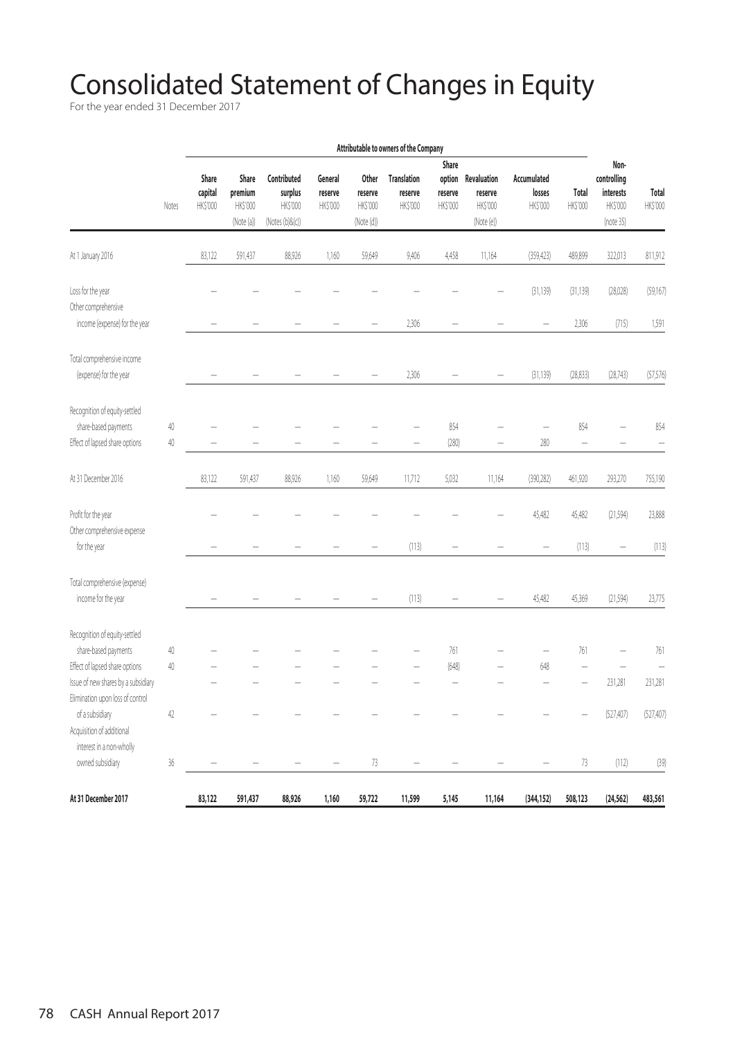# Consolidated Statement of Changes in Equity

For the year ended 31 December 2017

| | Notes | Attributable to owners of the Company | | | | | | | | | | Non-controlling interests | Total |
|---|---|---|---|---|---|---|---|---|---|---|---|---|---|
| | | Share capital | Share premium | Contributed surplus | General reserve | Other reserve | Translation reserve | Share option reserve | Revaluation reserve | Accumulated losses | Total | | |
| | | HK$'000 | HK$'000 | HK$'000 | HK$'000 | HK$'000 | HK$'000 | HK$'000 | HK$'000 | HK$'000 | HK$'000 | HK$'000 | HK$'000 |
| | | | (Note (a)) | (Notes (b)&(c)) | | (Note (d)) | | | (Note (e)) | | | (note 35) | |
| At 1 January 2016 | | 83,122 | 591,437 | 88,926 | 1,160 | 59,649 | 9,406 | 4,458 | 11,164 | (359,423) | 489,899 | 322,013 | 811,912 |
| Loss for the year | | – | – | – | – | – | – | – | – | (31,139) | (31,139) | (28,028) | (59,167) |
| Other comprehensive income (expense) for the year | | – | – | – | – | – | 2,306 | – | – | – | 2,306 | (715) | 1,591 |
| Total comprehensive income (expense) for the year | | – | – | – | – | – | 2,306 | – | – | (31,139) | (28,833) | (28,743) | (57,576) |
| Recognition of equity-settled share-based payments | 40 | – | – | – | – | – | – | 854 | – | – | 854 | – | 854 |
| Effect of lapsed share options | 40 | – | – | – | – | – | – | (280) | – | 280 | – | – | – |
| At 31 December 2016 | | 83,122 | 591,437 | 88,926 | 1,160 | 59,649 | 11,712 | 5,032 | 11,164 | (390,282) | 461,920 | 293,270 | 755,190 |
| Profit for the year | | – | – | – | – | – | – | – | – | 45,482 | 45,482 | (21,594) | 23,888 |
| Other comprehensive expense for the year | | – | – | – | – | – | (113) | – | – | – | (113) | – | (113) |
| Total comprehensive (expense) income for the year | | – | – | – | – | – | (113) | – | – | 45,482 | 45,369 | (21,594) | 23,775 |
| Recognition of equity-settled share-based payments | 40 | – | – | – | – | – | – | 761 | – | – | 761 | – | 761 |
| Effect of lapsed share options | 40 | – | – | – | – | – | – | (648) | – | 648 | – | – | – |
| Issue of new shares by a subsidiary | | – | – | – | – | – | – | – | – | – | – | 231,281 | 231,281 |
| Elimination upon loss of control of a subsidiary | 42 | – | – | – | – | – | – | – | – | – | – | (527,407) | (527,407) |
| Acquisition of additional interest in a non-wholly owned subsidiary | 36 | – | – | – | – | 73 | – | – | – | – | 73 | (112) | (39) |
| **At 31 December 2017** | | **83,122** | **591,437** | **88,926** | **1,160** | **59,722** | **11,599** | **5,145** | **11,164** | **(344,152)** | **508,123** | **(24,562)** | **483,561** |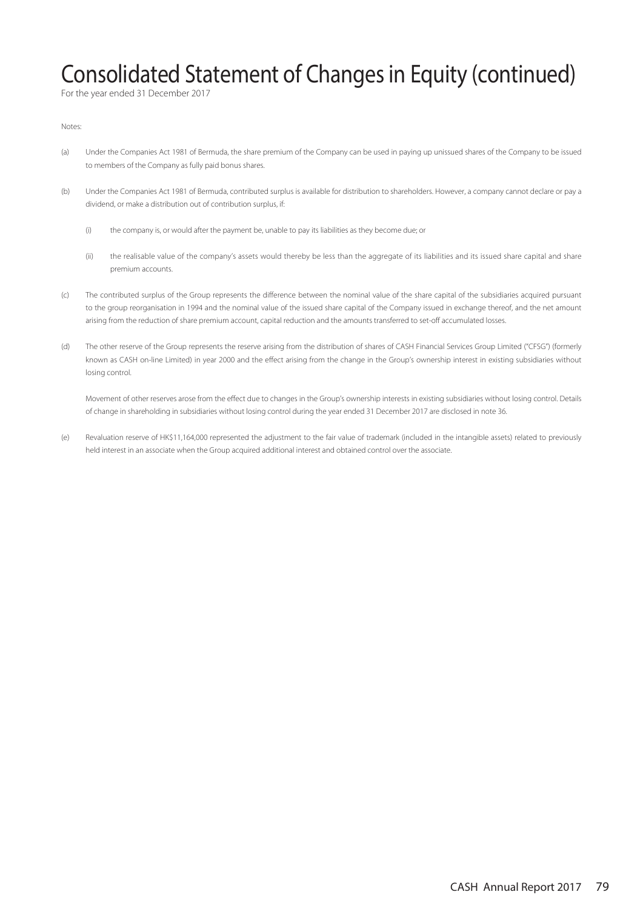# Consolidated Statement of Changes in Equity (continued)

For the year ended 31 December 2017

Notes:

(a) Under the Companies Act 1981 of Bermuda, the share premium of the Company can be used in paying up unissued shares of the Company to be issued to members of the Company as fully paid bonus shares.

(b) Under the Companies Act 1981 of Bermuda, contributed surplus is available for distribution to shareholders. However, a company cannot declare or pay a dividend, or make a distribution out of contribution surplus, if:

   (i) the company is, or would after the payment be, unable to pay its liabilities as they become due; or

   (ii) the realisable value of the company's assets would thereby be less than the aggregate of its liabilities and its issued share capital and share premium accounts.

(c) The contributed surplus of the Group represents the difference between the nominal value of the share capital of the subsidiaries acquired pursuant to the group reorganisation in 1994 and the nominal value of the issued share capital of the Company issued in exchange thereof, and the net amount arising from the reduction of share premium account, capital reduction and the amounts transferred to set-off accumulated losses.

(d) The other reserve of the Group represents the reserve arising from the distribution of shares of CASH Financial Services Group Limited ("CFSG") (formerly known as CASH on-line Limited) in year 2000 and the effect arising from the change in the Group's ownership interest in existing subsidiaries without losing control.

   Movement of other reserves arose from the effect due to changes in the Group's ownership interests in existing subsidiaries without losing control. Details of change in shareholding in subsidiaries without losing control during the year ended 31 December 2017 are disclosed in note 36.

(e) Revaluation reserve of HK$11,164,000 represented the adjustment to the fair value of trademark (included in the intangible assets) related to previously held interest in an associate when the Group acquired additional interest and obtained control over the associate.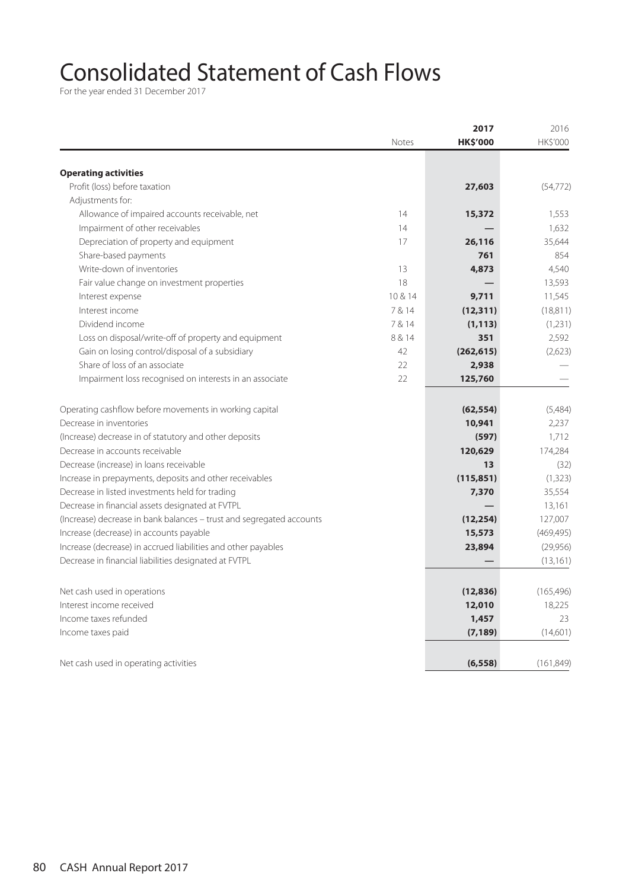# Consolidated Statement of Cash Flows

For the year ended 31 December 2017

| | Notes | 2017 HK$'000 | 2016 HK$'000 |
|---|---|---|---|
| **Operating activities** | | | |
| Profit (loss) before taxation | | **27,603** | (54,772) |
| Adjustments for: | | | |
| Allowance of impaired accounts receivable, net | 14 | **15,372** | 1,553 |
| Impairment of other receivables | 14 | **—** | 1,632 |
| Depreciation of property and equipment | 17 | **26,116** | 35,644 |
| Share-based payments | | **761** | 854 |
| Write-down of inventories | 13 | **4,873** | 4,540 |
| Fair value change on investment properties | 18 | **—** | 13,593 |
| Interest expense | 10 & 14 | **9,711** | 11,545 |
| Interest income | 7 & 14 | **(12,311)** | (18,811) |
| Dividend income | 7 & 14 | **(1,113)** | (1,231) |
| Loss on disposal/write-off of property and equipment | 8 & 14 | **351** | 2,592 |
| Gain on losing control/disposal of a subsidiary | 42 | **(262,615)** | (2,623) |
| Share of loss of an associate | 22 | **2,938** | — |
| Impairment loss recognised on interests in an associate | 22 | **125,760** | — |
| Operating cashflow before movements in working capital | | **(62,554)** | (5,484) |
| Decrease in inventories | | **10,941** | 2,237 |
| (Increase) decrease in of statutory and other deposits | | **(597)** | 1,712 |
| Decrease in accounts receivable | | **120,629** | 174,284 |
| Decrease (increase) in loans receivable | | **13** | (32) |
| Increase in prepayments, deposits and other receivables | | **(115,851)** | (1,323) |
| Decrease in listed investments held for trading | | **7,370** | 35,554 |
| Decrease in financial assets designated at FVTPL | | **—** | 13,161 |
| (Increase) decrease in bank balances – trust and segregated accounts | | **(12,254)** | 127,007 |
| Increase (decrease) in accounts payable | | **15,573** | (469,495) |
| Increase (decrease) in accrued liabilities and other payables | | **23,894** | (29,956) |
| Decrease in financial liabilities designated at FVTPL | | **—** | (13,161) |
| Net cash used in operations | | **(12,836)** | (165,496) |
| Interest income received | | **12,010** | 18,225 |
| Income taxes refunded | | **1,457** | 23 |
| Income taxes paid | | **(7,189)** | (14,601) |
| Net cash used in operating activities | | **(6,558)** | (161,849) |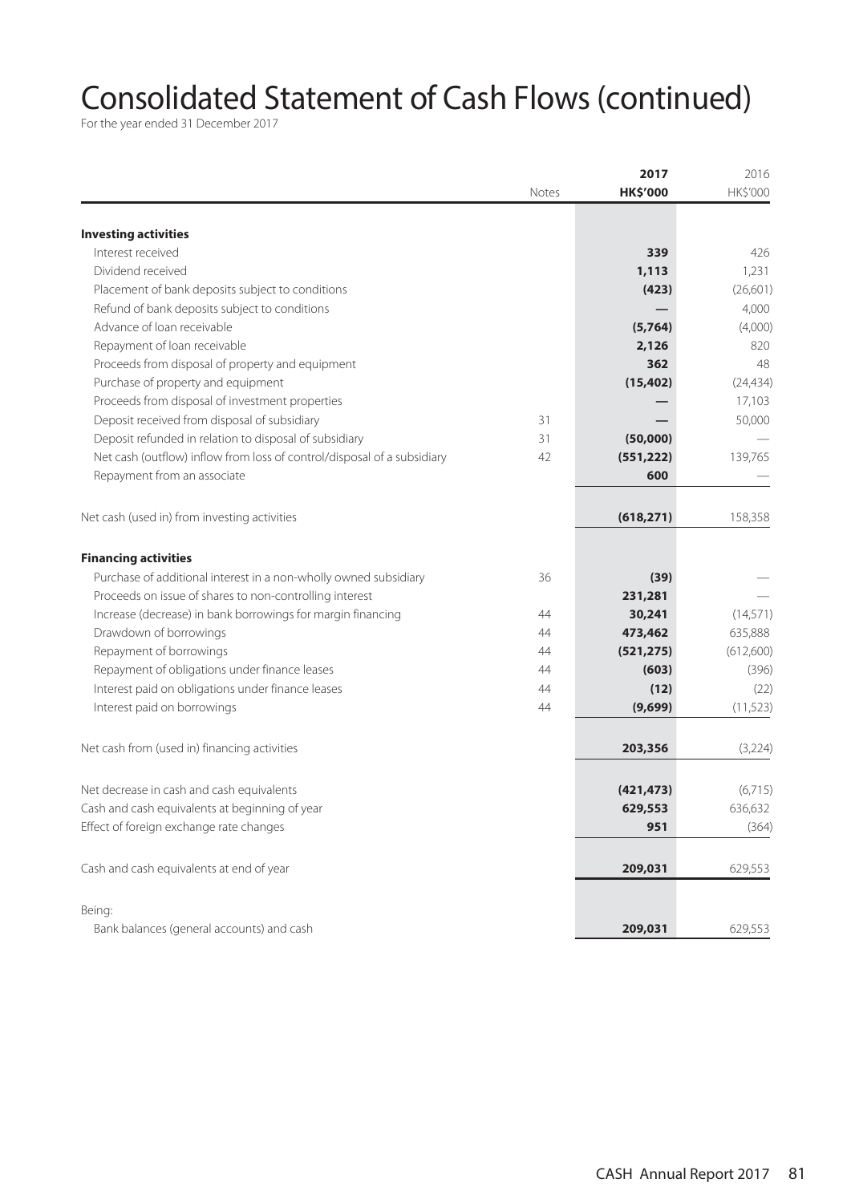# Consolidated Statement of Cash Flows (continued)

For the year ended 31 December 2017

| | Notes | 2017 HK$'000 | 2016 HK$'000 |
|---|---|---|---|
| **Investing activities** | | | |
| Interest received | | **339** | 426 |
| Dividend received | | **1,113** | 1,231 |
| Placement of bank deposits subject to conditions | | **(423)** | (26,601) |
| Refund of bank deposits subject to conditions | | **—** | 4,000 |
| Advance of loan receivable | | **(5,764)** | (4,000) |
| Repayment of loan receivable | | **2,126** | 820 |
| Proceeds from disposal of property and equipment | | **362** | 48 |
| Purchase of property and equipment | | **(15,402)** | (24,434) |
| Proceeds from disposal of investment properties | | **—** | 17,103 |
| Deposit received from disposal of subsidiary | 31 | **—** | 50,000 |
| Deposit refunded in relation to disposal of subsidiary | 31 | **(50,000)** | — |
| Net cash (outflow) inflow from loss of control/disposal of a subsidiary | 42 | **(551,222)** | 139,765 |
| Repayment from an associate | | **600** | — |
| Net cash (used in) from investing activities | | **(618,271)** | 158,358 |
| **Financing activities** | | | |
| Purchase of additional interest in a non-wholly owned subsidiary | 36 | **(39)** | — |
| Proceeds on issue of shares to non-controlling interest | | **231,281** | — |
| Increase (decrease) in bank borrowings for margin financing | 44 | **30,241** | (14,571) |
| Drawdown of borrowings | 44 | **473,462** | 635,888 |
| Repayment of borrowings | 44 | **(521,275)** | (612,600) |
| Repayment of obligations under finance leases | 44 | **(603)** | (396) |
| Interest paid on obligations under finance leases | 44 | **(12)** | (22) |
| Interest paid on borrowings | 44 | **(9,699)** | (11,523) |
| Net cash from (used in) financing activities | | **203,356** | (3,224) |
| Net decrease in cash and cash equivalents | | **(421,473)** | (6,715) |
| Cash and cash equivalents at beginning of year | | **629,553** | 636,632 |
| Effect of foreign exchange rate changes | | **951** | (364) |
| Cash and cash equivalents at end of year | | **209,031** | 629,553 |
| Being: | | | |
| Bank balances (general accounts) and cash | | **209,031** | 629,553 |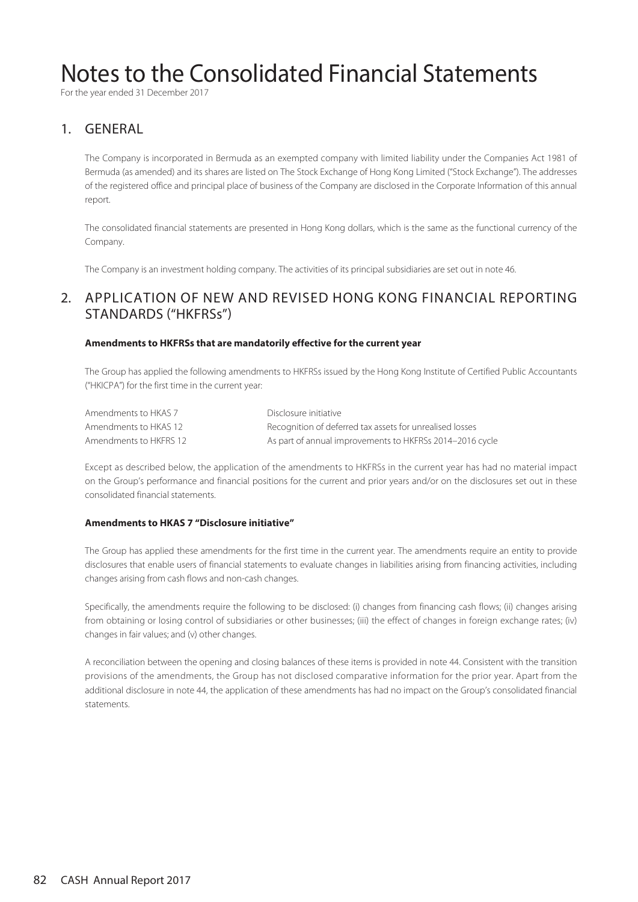# Notes to the Consolidated Financial Statements

For the year ended 31 December 2017

## 1. GENERAL

The Company is incorporated in Bermuda as an exempted company with limited liability under the Companies Act 1981 of Bermuda (as amended) and its shares are listed on The Stock Exchange of Hong Kong Limited ("Stock Exchange"). The addresses of the registered office and principal place of business of the Company are disclosed in the Corporate Information of this annual report.

The consolidated financial statements are presented in Hong Kong dollars, which is the same as the functional currency of the Company.

The Company is an investment holding company. The activities of its principal subsidiaries are set out in note 46.

## 2. APPLICATION OF NEW AND REVISED HONG KONG FINANCIAL REPORTING STANDARDS ("HKFRSs")

**Amendments to HKFRSs that are mandatorily effective for the current year**

The Group has applied the following amendments to HKFRSs issued by the Hong Kong Institute of Certified Public Accountants ("HKICPA") for the first time in the current year:

| | |
|---|---|
| Amendments to HKAS 7 | Disclosure initiative |
| Amendments to HKAS 12 | Recognition of deferred tax assets for unrealised losses |
| Amendments to HKFRS 12 | As part of annual improvements to HKFRSs 2014–2016 cycle |

Except as described below, the application of the amendments to HKFRSs in the current year has had no material impact on the Group's performance and financial positions for the current and prior years and/or on the disclosures set out in these consolidated financial statements.

**Amendments to HKAS 7 "Disclosure initiative"**

The Group has applied these amendments for the first time in the current year. The amendments require an entity to provide disclosures that enable users of financial statements to evaluate changes in liabilities arising from financing activities, including changes arising from cash flows and non-cash changes.

Specifically, the amendments require the following to be disclosed: (i) changes from financing cash flows; (ii) changes arising from obtaining or losing control of subsidiaries or other businesses; (iii) the effect of changes in foreign exchange rates; (iv) changes in fair values; and (v) other changes.

A reconciliation between the opening and closing balances of these items is provided in note 44. Consistent with the transition provisions of the amendments, the Group has not disclosed comparative information for the prior year. Apart from the additional disclosure in note 44, the application of these amendments has had no impact on the Group's consolidated financial statements.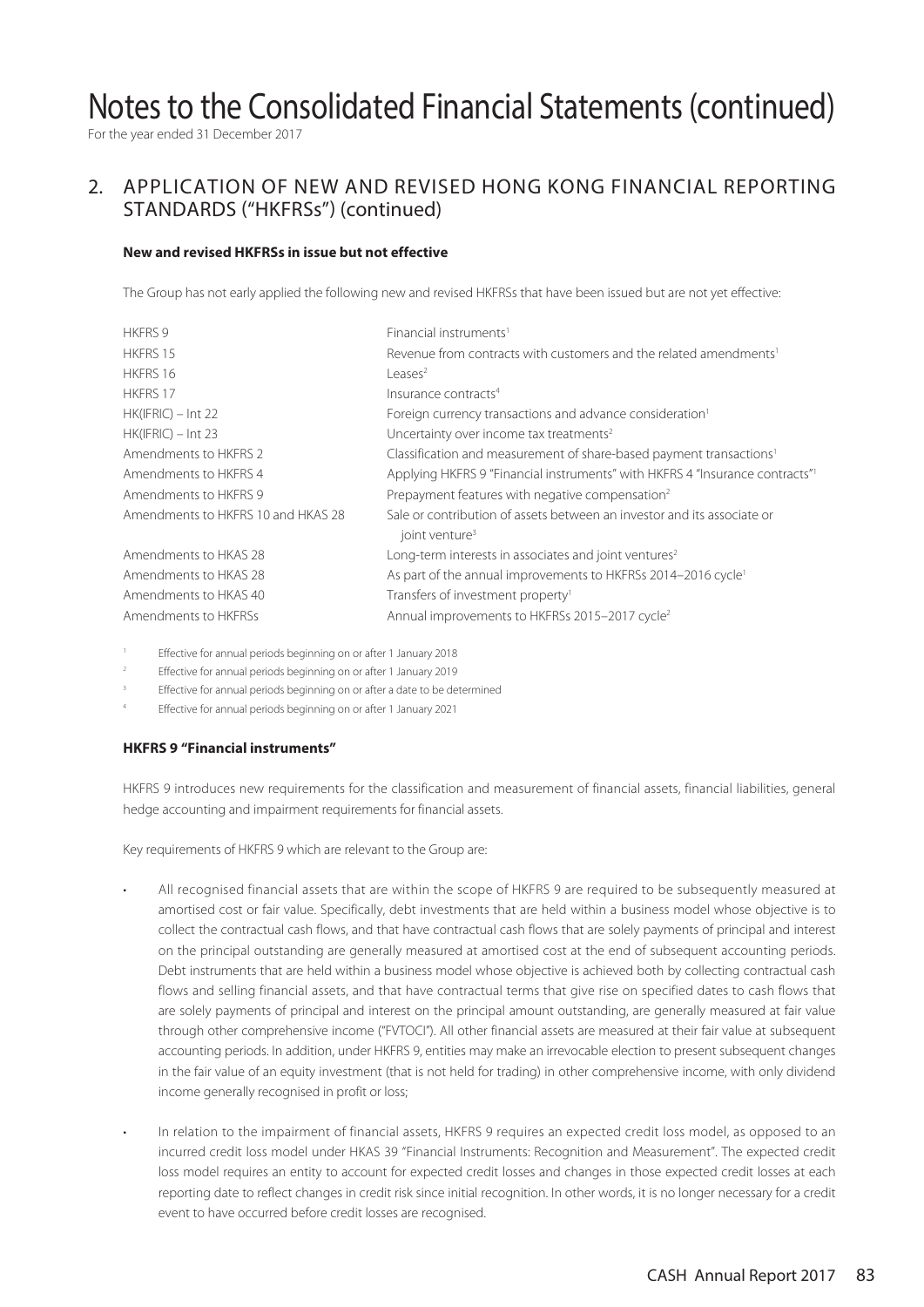# Notes to the Consolidated Financial Statements (continued)

For the year ended 31 December 2017

## 2. APPLICATION OF NEW AND REVISED HONG KONG FINANCIAL REPORTING STANDARDS ("HKFRSs") (continued)

### New and revised HKFRSs in issue but not effective

The Group has not early applied the following new and revised HKFRSs that have been issued but are not yet effective:

| | |
|---|---|
| HKFRS 9 | Financial instruments[1] |
| HKFRS 15 | Revenue from contracts with customers and the related amendments[1] |
| HKFRS 16 | Leases[2] |
| HKFRS 17 | Insurance contracts[4] |
| HK(IFRIC) – Int 22 | Foreign currency transactions and advance consideration[1] |
| HK(IFRIC) – Int 23 | Uncertainty over income tax treatments[2] |
| Amendments to HKFRS 2 | Classification and measurement of share-based payment transactions[1] |
| Amendments to HKFRS 4 | Applying HKFRS 9 "Financial instruments" with HKFRS 4 "Insurance contracts"[1] |
| Amendments to HKFRS 9 | Prepayment features with negative compensation[2] |
| Amendments to HKFRS 10 and HKAS 28 | Sale or contribution of assets between an investor and its associate or joint venture[3] |
| Amendments to HKAS 28 | Long-term interests in associates and joint ventures[2] |
| Amendments to HKAS 28 | As part of the annual improvements to HKFRSs 2014–2016 cycle[1] |
| Amendments to HKAS 40 | Transfers of investment property[1] |
| Amendments to HKFRSs | Annual improvements to HKFRSs 2015–2017 cycle[2] |

[1] Effective for annual periods beginning on or after 1 January 2018

[2] Effective for annual periods beginning on or after 1 January 2019

[3] Effective for annual periods beginning on or after a date to be determined

[4] Effective for annual periods beginning on or after 1 January 2021

### HKFRS 9 "Financial instruments"

HKFRS 9 introduces new requirements for the classification and measurement of financial assets, financial liabilities, general hedge accounting and impairment requirements for financial assets.

Key requirements of HKFRS 9 which are relevant to the Group are:

- All recognised financial assets that are within the scope of HKFRS 9 are required to be subsequently measured at amortised cost or fair value. Specifically, debt investments that are held within a business model whose objective is to collect the contractual cash flows, and that have contractual cash flows that are solely payments of principal and interest on the principal outstanding are generally measured at amortised cost at the end of subsequent accounting periods. Debt instruments that are held within a business model whose objective is achieved both by collecting contractual cash flows and selling financial assets, and that have contractual terms that give rise on specified dates to cash flows that are solely payments of principal and interest on the principal amount outstanding, are generally measured at fair value through other comprehensive income ("FVTOCI"). All other financial assets are measured at their fair value at subsequent accounting periods. In addition, under HKFRS 9, entities may make an irrevocable election to present subsequent changes in the fair value of an equity investment (that is not held for trading) in other comprehensive income, with only dividend income generally recognised in profit or loss;

- In relation to the impairment of financial assets, HKFRS 9 requires an expected credit loss model, as opposed to an incurred credit loss model under HKAS 39 "Financial Instruments: Recognition and Measurement". The expected credit loss model requires an entity to account for expected credit losses and changes in those expected credit losses at each reporting date to reflect changes in credit risk since initial recognition. In other words, it is no longer necessary for a credit event to have occurred before credit losses are recognised.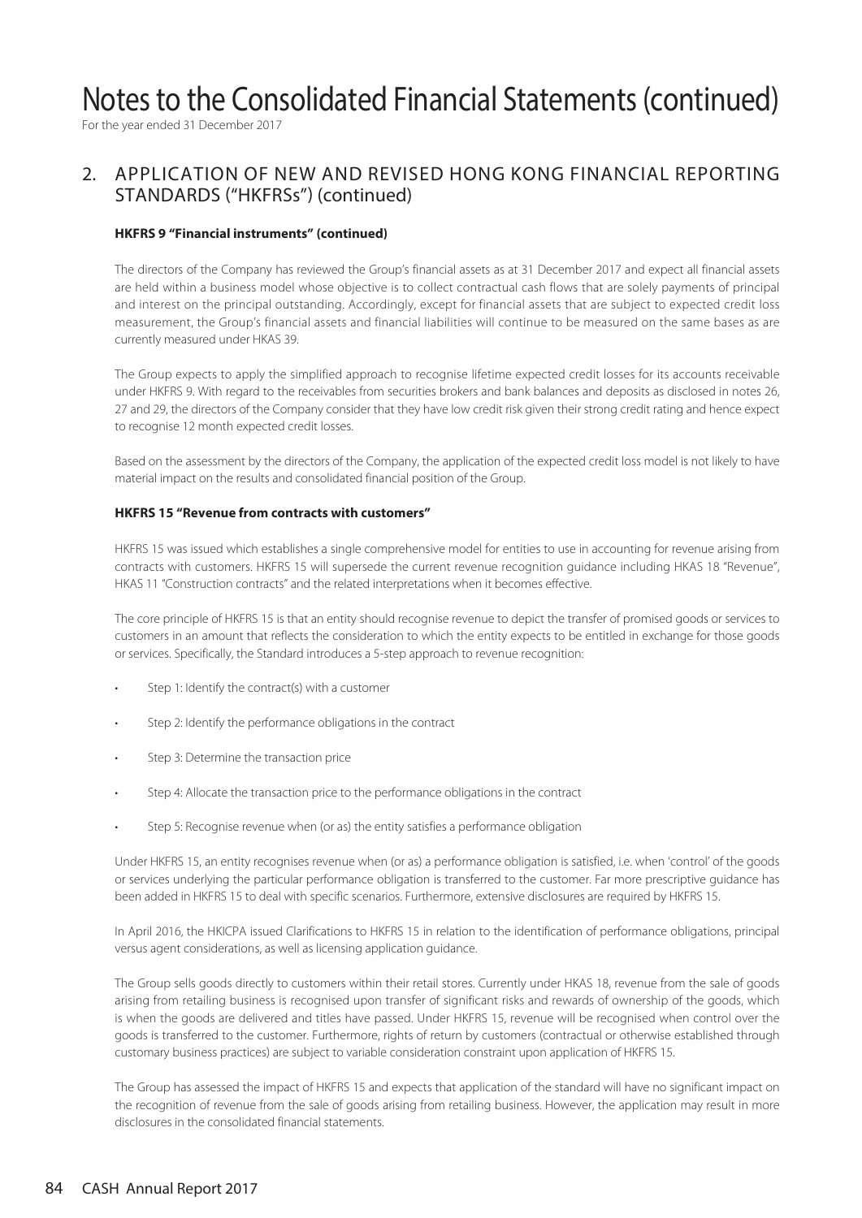# Notes to the Consolidated Financial Statements (continued)

For the year ended 31 December 2017

## 2. APPLICATION OF NEW AND REVISED HONG KONG FINANCIAL REPORTING STANDARDS ("HKFRSs") (continued)

**HKFRS 9 "Financial instruments" (continued)**

The directors of the Company has reviewed the Group's financial assets as at 31 December 2017 and expect all financial assets are held within a business model whose objective is to collect contractual cash flows that are solely payments of principal and interest on the principal outstanding. Accordingly, except for financial assets that are subject to expected credit loss measurement, the Group's financial assets and financial liabilities will continue to be measured on the same bases as are currently measured under HKAS 39.

The Group expects to apply the simplified approach to recognise lifetime expected credit losses for its accounts receivable under HKFRS 9. With regard to the receivables from securities brokers and bank balances and deposits as disclosed in notes 26, 27 and 29, the directors of the Company consider that they have low credit risk given their strong credit rating and hence expect to recognise 12 month expected credit losses.

Based on the assessment by the directors of the Company, the application of the expected credit loss model is not likely to have material impact on the results and consolidated financial position of the Group.

**HKFRS 15 "Revenue from contracts with customers"**

HKFRS 15 was issued which establishes a single comprehensive model for entities to use in accounting for revenue arising from contracts with customers. HKFRS 15 will supersede the current revenue recognition guidance including HKAS 18 "Revenue", HKAS 11 "Construction contracts" and the related interpretations when it becomes effective.

The core principle of HKFRS 15 is that an entity should recognise revenue to depict the transfer of promised goods or services to customers in an amount that reflects the consideration to which the entity expects to be entitled in exchange for those goods or services. Specifically, the Standard introduces a 5-step approach to revenue recognition:

- Step 1: Identify the contract(s) with a customer
- Step 2: Identify the performance obligations in the contract
- Step 3: Determine the transaction price
- Step 4: Allocate the transaction price to the performance obligations in the contract
- Step 5: Recognise revenue when (or as) the entity satisfies a performance obligation

Under HKFRS 15, an entity recognises revenue when (or as) a performance obligation is satisfied, i.e. when 'control' of the goods or services underlying the particular performance obligation is transferred to the customer. Far more prescriptive guidance has been added in HKFRS 15 to deal with specific scenarios. Furthermore, extensive disclosures are required by HKFRS 15.

In April 2016, the HKICPA issued Clarifications to HKFRS 15 in relation to the identification of performance obligations, principal versus agent considerations, as well as licensing application guidance.

The Group sells goods directly to customers within their retail stores. Currently under HKAS 18, revenue from the sale of goods arising from retailing business is recognised upon transfer of significant risks and rewards of ownership of the goods, which is when the goods are delivered and titles have passed. Under HKFRS 15, revenue will be recognised when control over the goods is transferred to the customer. Furthermore, rights of return by customers (contractual or otherwise established through customary business practices) are subject to variable consideration constraint upon application of HKFRS 15.

The Group has assessed the impact of HKFRS 15 and expects that application of the standard will have no significant impact on the recognition of revenue from the sale of goods arising from retailing business. However, the application may result in more disclosures in the consolidated financial statements.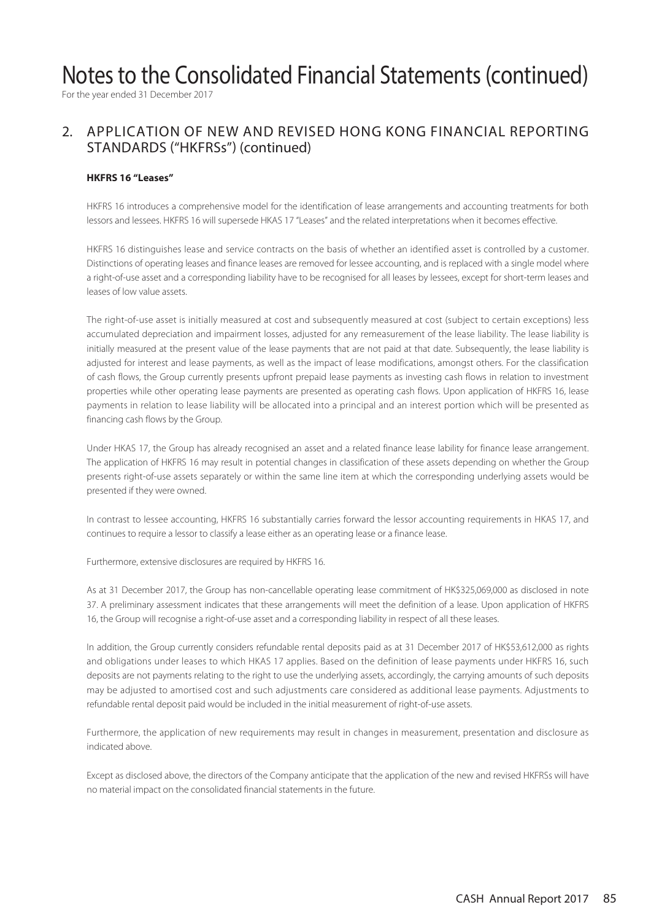# Notes to the Consolidated Financial Statements (continued)

For the year ended 31 December 2017

## 2. APPLICATION OF NEW AND REVISED HONG KONG FINANCIAL REPORTING STANDARDS ("HKFRSs") (continued)

**HKFRS 16 "Leases"**

HKFRS 16 introduces a comprehensive model for the identification of lease arrangements and accounting treatments for both lessors and lessees. HKFRS 16 will supersede HKAS 17 "Leases" and the related interpretations when it becomes effective.

HKFRS 16 distinguishes lease and service contracts on the basis of whether an identified asset is controlled by a customer. Distinctions of operating leases and finance leases are removed for lessee accounting, and is replaced with a single model where a right-of-use asset and a corresponding liability have to be recognised for all leases by lessees, except for short-term leases and leases of low value assets.

The right-of-use asset is initially measured at cost and subsequently measured at cost (subject to certain exceptions) less accumulated depreciation and impairment losses, adjusted for any remeasurement of the lease liability. The lease liability is initially measured at the present value of the lease payments that are not paid at that date. Subsequently, the lease liability is adjusted for interest and lease payments, as well as the impact of lease modifications, amongst others. For the classification of cash flows, the Group currently presents upfront prepaid lease payments as investing cash flows in relation to investment properties while other operating lease payments are presented as operating cash flows. Upon application of HKFRS 16, lease payments in relation to lease liability will be allocated into a principal and an interest portion which will be presented as financing cash flows by the Group.

Under HKAS 17, the Group has already recognised an asset and a related finance lease lability for finance lease arrangement. The application of HKFRS 16 may result in potential changes in classification of these assets depending on whether the Group presents right-of-use assets separately or within the same line item at which the corresponding underlying assets would be presented if they were owned.

In contrast to lessee accounting, HKFRS 16 substantially carries forward the lessor accounting requirements in HKAS 17, and continues to require a lessor to classify a lease either as an operating lease or a finance lease.

Furthermore, extensive disclosures are required by HKFRS 16.

As at 31 December 2017, the Group has non-cancellable operating lease commitment of HK$325,069,000 as disclosed in note 37. A preliminary assessment indicates that these arrangements will meet the definition of a lease. Upon application of HKFRS 16, the Group will recognise a right-of-use asset and a corresponding liability in respect of all these leases.

In addition, the Group currently considers refundable rental deposits paid as at 31 December 2017 of HK$53,612,000 as rights and obligations under leases to which HKAS 17 applies. Based on the definition of lease payments under HKFRS 16, such deposits are not payments relating to the right to use the underlying assets, accordingly, the carrying amounts of such deposits may be adjusted to amortised cost and such adjustments care considered as additional lease payments. Adjustments to refundable rental deposit paid would be included in the initial measurement of right-of-use assets.

Furthermore, the application of new requirements may result in changes in measurement, presentation and disclosure as indicated above.

Except as disclosed above, the directors of the Company anticipate that the application of the new and revised HKFRSs will have no material impact on the consolidated financial statements in the future.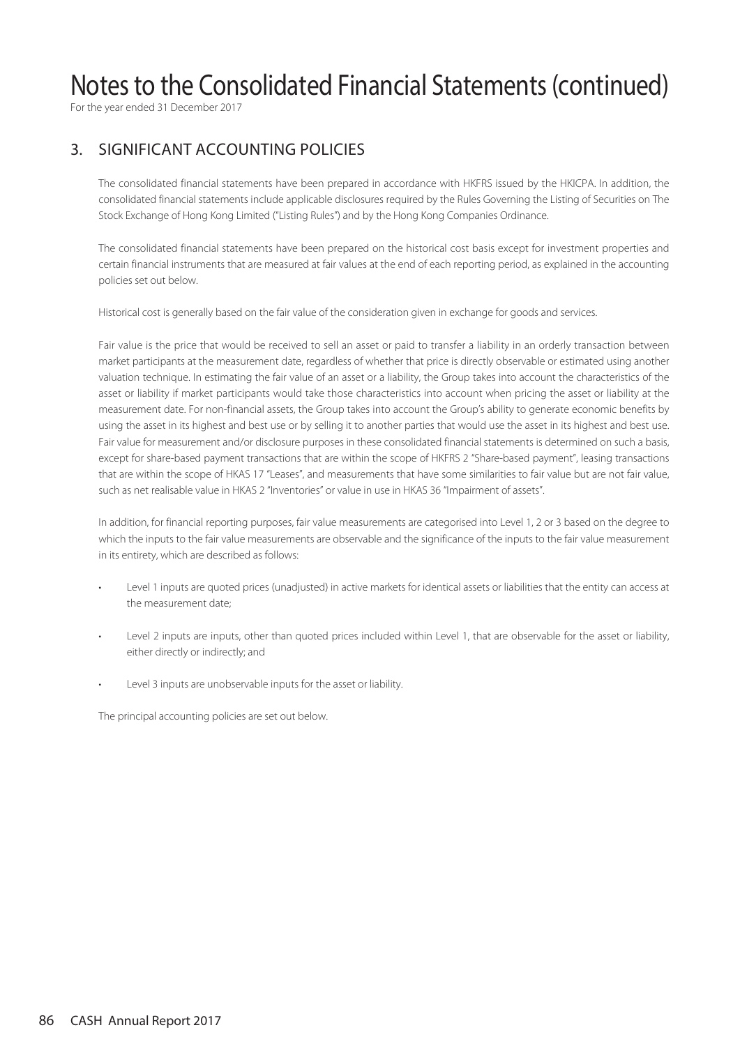# Notes to the Consolidated Financial Statements (continued)

For the year ended 31 December 2017

## 3. SIGNIFICANT ACCOUNTING POLICIES

The consolidated financial statements have been prepared in accordance with HKFRS issued by the HKICPA. In addition, the consolidated financial statements include applicable disclosures required by the Rules Governing the Listing of Securities on The Stock Exchange of Hong Kong Limited ("Listing Rules") and by the Hong Kong Companies Ordinance.

The consolidated financial statements have been prepared on the historical cost basis except for investment properties and certain financial instruments that are measured at fair values at the end of each reporting period, as explained in the accounting policies set out below.

Historical cost is generally based on the fair value of the consideration given in exchange for goods and services.

Fair value is the price that would be received to sell an asset or paid to transfer a liability in an orderly transaction between market participants at the measurement date, regardless of whether that price is directly observable or estimated using another valuation technique. In estimating the fair value of an asset or a liability, the Group takes into account the characteristics of the asset or liability if market participants would take those characteristics into account when pricing the asset or liability at the measurement date. For non-financial assets, the Group takes into account the Group's ability to generate economic benefits by using the asset in its highest and best use or by selling it to another parties that would use the asset in its highest and best use. Fair value for measurement and/or disclosure purposes in these consolidated financial statements is determined on such a basis, except for share-based payment transactions that are within the scope of HKFRS 2 "Share-based payment", leasing transactions that are within the scope of HKAS 17 "Leases", and measurements that have some similarities to fair value but are not fair value, such as net realisable value in HKAS 2 "Inventories" or value in use in HKAS 36 "Impairment of assets".

In addition, for financial reporting purposes, fair value measurements are categorised into Level 1, 2 or 3 based on the degree to which the inputs to the fair value measurements are observable and the significance of the inputs to the fair value measurement in its entirety, which are described as follows:

- Level 1 inputs are quoted prices (unadjusted) in active markets for identical assets or liabilities that the entity can access at the measurement date;
- Level 2 inputs are inputs, other than quoted prices included within Level 1, that are observable for the asset or liability, either directly or indirectly; and
- Level 3 inputs are unobservable inputs for the asset or liability.

The principal accounting policies are set out below.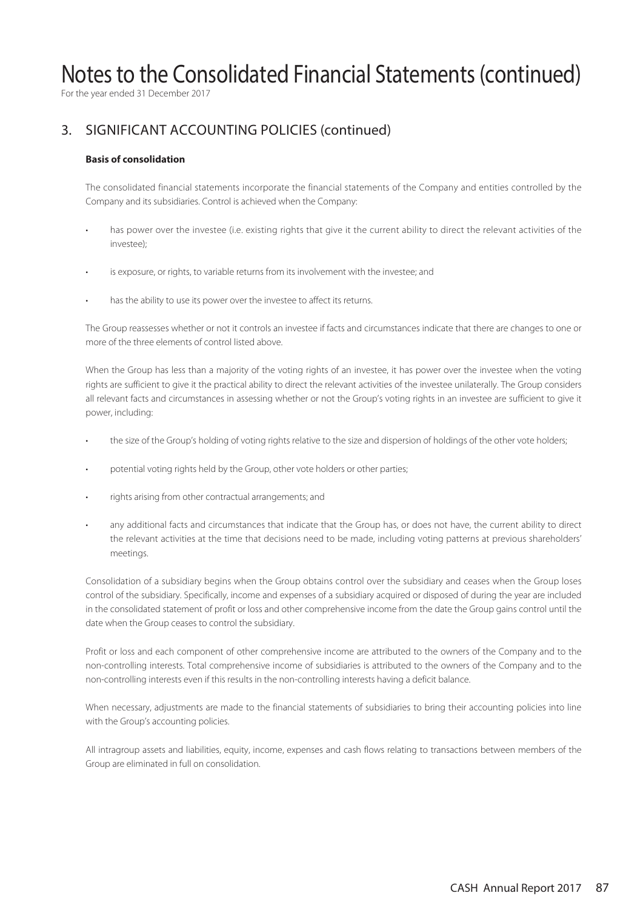# Notes to the Consolidated Financial Statements (continued)

For the year ended 31 December 2017

## 3. SIGNIFICANT ACCOUNTING POLICIES (continued)

### Basis of consolidation

The consolidated financial statements incorporate the financial statements of the Company and entities controlled by the Company and its subsidiaries. Control is achieved when the Company:

- has power over the investee (i.e. existing rights that give it the current ability to direct the relevant activities of the investee);
- is exposure, or rights, to variable returns from its involvement with the investee; and
- has the ability to use its power over the investee to affect its returns.

The Group reassesses whether or not it controls an investee if facts and circumstances indicate that there are changes to one or more of the three elements of control listed above.

When the Group has less than a majority of the voting rights of an investee, it has power over the investee when the voting rights are sufficient to give it the practical ability to direct the relevant activities of the investee unilaterally. The Group considers all relevant facts and circumstances in assessing whether or not the Group's voting rights in an investee are sufficient to give it power, including:

- the size of the Group's holding of voting rights relative to the size and dispersion of holdings of the other vote holders;
- potential voting rights held by the Group, other vote holders or other parties;
- rights arising from other contractual arrangements; and
- any additional facts and circumstances that indicate that the Group has, or does not have, the current ability to direct the relevant activities at the time that decisions need to be made, including voting patterns at previous shareholders' meetings.

Consolidation of a subsidiary begins when the Group obtains control over the subsidiary and ceases when the Group loses control of the subsidiary. Specifically, income and expenses of a subsidiary acquired or disposed of during the year are included in the consolidated statement of profit or loss and other comprehensive income from the date the Group gains control until the date when the Group ceases to control the subsidiary.

Profit or loss and each component of other comprehensive income are attributed to the owners of the Company and to the non-controlling interests. Total comprehensive income of subsidiaries is attributed to the owners of the Company and to the non-controlling interests even if this results in the non-controlling interests having a deficit balance.

When necessary, adjustments are made to the financial statements of subsidiaries to bring their accounting policies into line with the Group's accounting policies.

All intragroup assets and liabilities, equity, income, expenses and cash flows relating to transactions between members of the Group are eliminated in full on consolidation.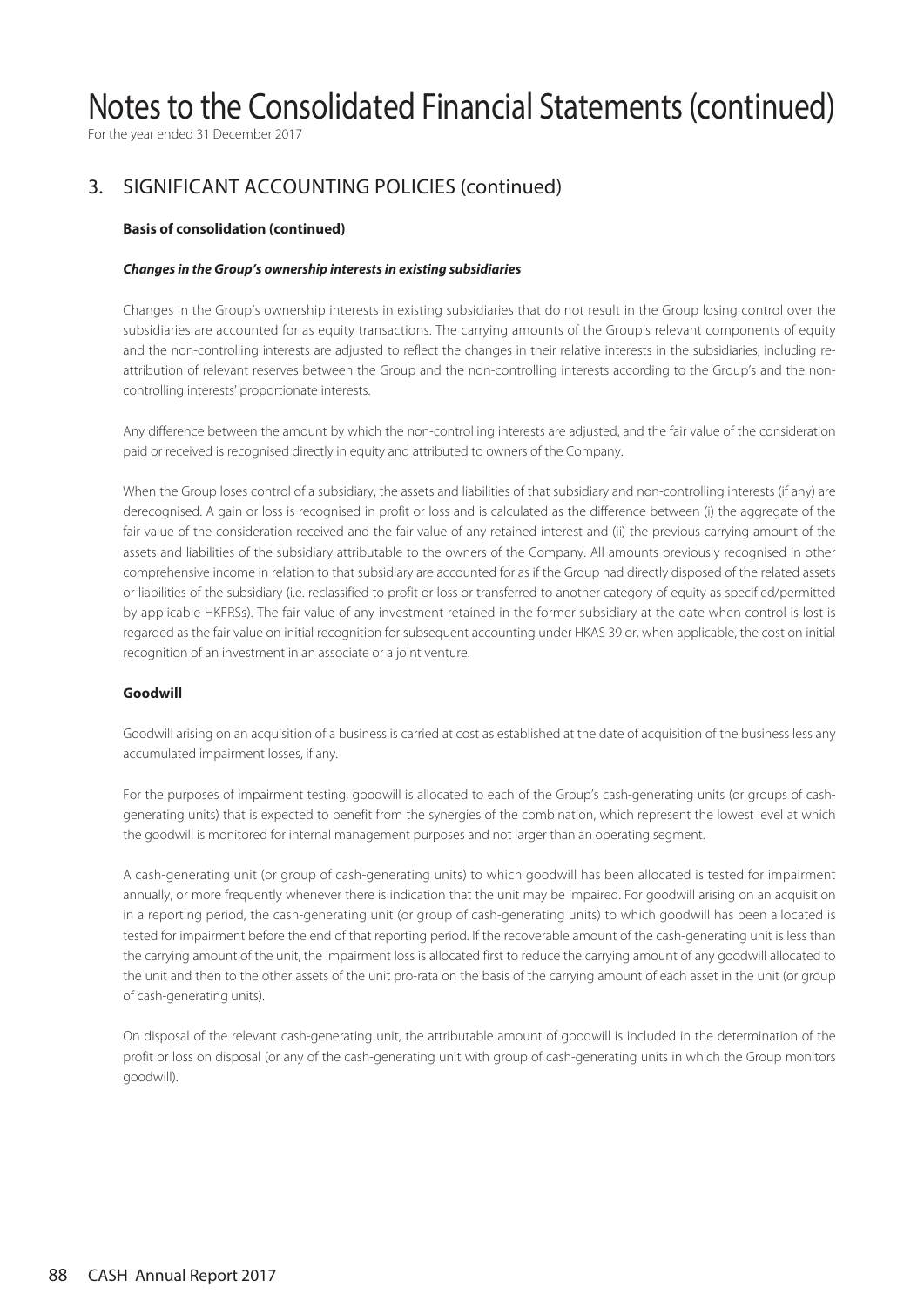# Notes to the Consolidated Financial Statements (continued)

For the year ended 31 December 2017

## 3. SIGNIFICANT ACCOUNTING POLICIES (continued)

**Basis of consolidation (continued)**

***Changes in the Group's ownership interests in existing subsidiaries***

Changes in the Group's ownership interests in existing subsidiaries that do not result in the Group losing control over the subsidiaries are accounted for as equity transactions. The carrying amounts of the Group's relevant components of equity and the non-controlling interests are adjusted to reflect the changes in their relative interests in the subsidiaries, including re-attribution of relevant reserves between the Group and the non-controlling interests according to the Group's and the non-controlling interests' proportionate interests.

Any difference between the amount by which the non-controlling interests are adjusted, and the fair value of the consideration paid or received is recognised directly in equity and attributed to owners of the Company.

When the Group loses control of a subsidiary, the assets and liabilities of that subsidiary and non-controlling interests (if any) are derecognised. A gain or loss is recognised in profit or loss and is calculated as the difference between (i) the aggregate of the fair value of the consideration received and the fair value of any retained interest and (ii) the previous carrying amount of the assets and liabilities of the subsidiary attributable to the owners of the Company. All amounts previously recognised in other comprehensive income in relation to that subsidiary are accounted for as if the Group had directly disposed of the related assets or liabilities of the subsidiary (i.e. reclassified to profit or loss or transferred to another category of equity as specified/permitted by applicable HKFRSs). The fair value of any investment retained in the former subsidiary at the date when control is lost is regarded as the fair value on initial recognition for subsequent accounting under HKAS 39 or, when applicable, the cost on initial recognition of an investment in an associate or a joint venture.

**Goodwill**

Goodwill arising on an acquisition of a business is carried at cost as established at the date of acquisition of the business less any accumulated impairment losses, if any.

For the purposes of impairment testing, goodwill is allocated to each of the Group's cash-generating units (or groups of cash-generating units) that is expected to benefit from the synergies of the combination, which represent the lowest level at which the goodwill is monitored for internal management purposes and not larger than an operating segment.

A cash-generating unit (or group of cash-generating units) to which goodwill has been allocated is tested for impairment annually, or more frequently whenever there is indication that the unit may be impaired. For goodwill arising on an acquisition in a reporting period, the cash-generating unit (or group of cash-generating units) to which goodwill has been allocated is tested for impairment before the end of that reporting period. If the recoverable amount of the cash-generating unit is less than the carrying amount of the unit, the impairment loss is allocated first to reduce the carrying amount of any goodwill allocated to the unit and then to the other assets of the unit pro-rata on the basis of the carrying amount of each asset in the unit (or group of cash-generating units).

On disposal of the relevant cash-generating unit, the attributable amount of goodwill is included in the determination of the profit or loss on disposal (or any of the cash-generating unit with group of cash-generating units in which the Group monitors goodwill).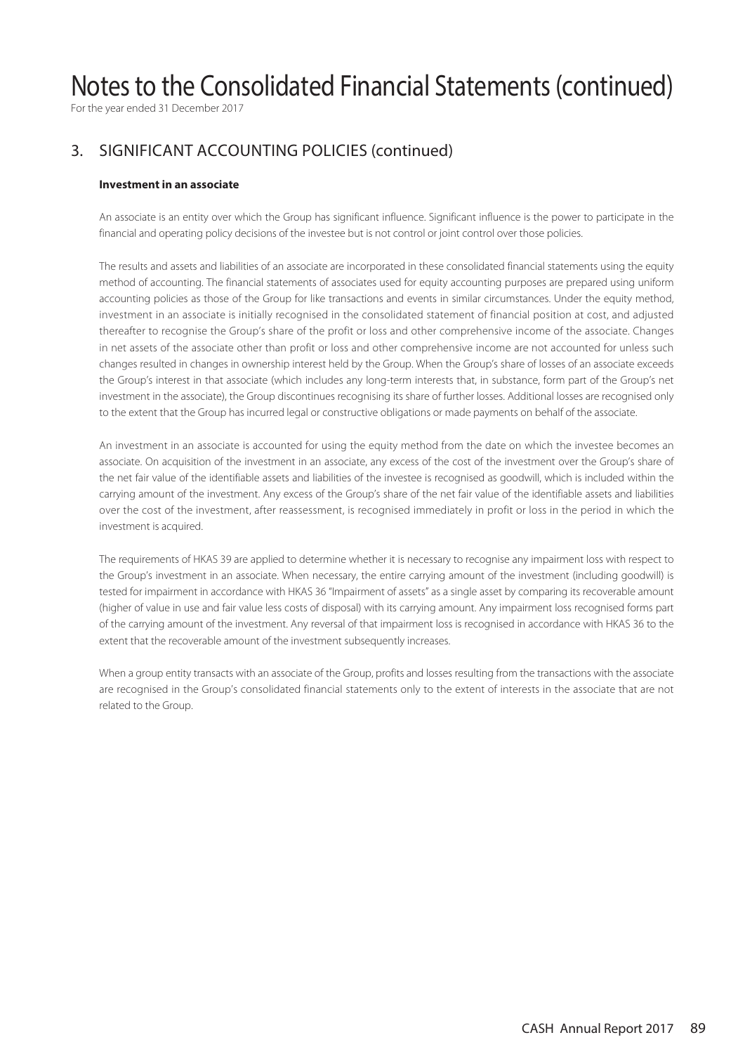# Notes to the Consolidated Financial Statements (continued)

For the year ended 31 December 2017

## 3. SIGNIFICANT ACCOUNTING POLICIES (continued)

### Investment in an associate

An associate is an entity over which the Group has significant influence. Significant influence is the power to participate in the financial and operating policy decisions of the investee but is not control or joint control over those policies.

The results and assets and liabilities of an associate are incorporated in these consolidated financial statements using the equity method of accounting. The financial statements of associates used for equity accounting purposes are prepared using uniform accounting policies as those of the Group for like transactions and events in similar circumstances. Under the equity method, investment in an associate is initially recognised in the consolidated statement of financial position at cost, and adjusted thereafter to recognise the Group's share of the profit or loss and other comprehensive income of the associate. Changes in net assets of the associate other than profit or loss and other comprehensive income are not accounted for unless such changes resulted in changes in ownership interest held by the Group. When the Group's share of losses of an associate exceeds the Group's interest in that associate (which includes any long-term interests that, in substance, form part of the Group's net investment in the associate), the Group discontinues recognising its share of further losses. Additional losses are recognised only to the extent that the Group has incurred legal or constructive obligations or made payments on behalf of the associate.

An investment in an associate is accounted for using the equity method from the date on which the investee becomes an associate. On acquisition of the investment in an associate, any excess of the cost of the investment over the Group's share of the net fair value of the identifiable assets and liabilities of the investee is recognised as goodwill, which is included within the carrying amount of the investment. Any excess of the Group's share of the net fair value of the identifiable assets and liabilities over the cost of the investment, after reassessment, is recognised immediately in profit or loss in the period in which the investment is acquired.

The requirements of HKAS 39 are applied to determine whether it is necessary to recognise any impairment loss with respect to the Group's investment in an associate. When necessary, the entire carrying amount of the investment (including goodwill) is tested for impairment in accordance with HKAS 36 "Impairment of assets" as a single asset by comparing its recoverable amount (higher of value in use and fair value less costs of disposal) with its carrying amount. Any impairment loss recognised forms part of the carrying amount of the investment. Any reversal of that impairment loss is recognised in accordance with HKAS 36 to the extent that the recoverable amount of the investment subsequently increases.

When a group entity transacts with an associate of the Group, profits and losses resulting from the transactions with the associate are recognised in the Group's consolidated financial statements only to the extent of interests in the associate that are not related to the Group.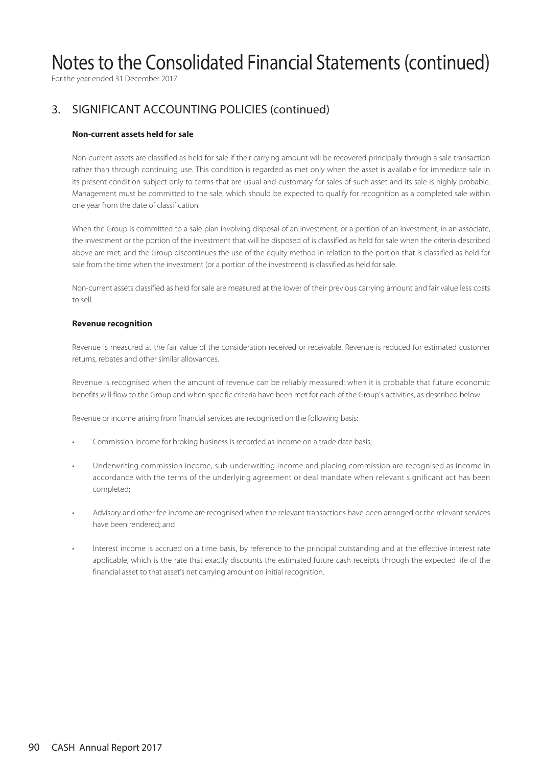# Notes to the Consolidated Financial Statements (continued)

For the year ended 31 December 2017

## 3. SIGNIFICANT ACCOUNTING POLICIES (continued)

**Non-current assets held for sale**

Non-current assets are classified as held for sale if their carrying amount will be recovered principally through a sale transaction rather than through continuing use. This condition is regarded as met only when the asset is available for immediate sale in its present condition subject only to terms that are usual and customary for sales of such asset and its sale is highly probable. Management must be committed to the sale, which should be expected to qualify for recognition as a completed sale within one year from the date of classification.

When the Group is committed to a sale plan involving disposal of an investment, or a portion of an investment, in an associate, the investment or the portion of the investment that will be disposed of is classified as held for sale when the criteria described above are met, and the Group discontinues the use of the equity method in relation to the portion that is classified as held for sale from the time when the investment (or a portion of the investment) is classified as held for sale.

Non-current assets classified as held for sale are measured at the lower of their previous carrying amount and fair value less costs to sell.

**Revenue recognition**

Revenue is measured at the fair value of the consideration received or receivable. Revenue is reduced for estimated customer returns, rebates and other similar allowances.

Revenue is recognised when the amount of revenue can be reliably measured; when it is probable that future economic benefits will flow to the Group and when specific criteria have been met for each of the Group's activities, as described below.

Revenue or income arising from financial services are recognised on the following basis:

- Commission income for broking business is recorded as income on a trade date basis;
- Underwriting commission income, sub-underwriting income and placing commission are recognised as income in accordance with the terms of the underlying agreement or deal mandate when relevant significant act has been completed;
- Advisory and other fee income are recognised when the relevant transactions have been arranged or the relevant services have been rendered; and
- Interest income is accrued on a time basis, by reference to the principal outstanding and at the effective interest rate applicable, which is the rate that exactly discounts the estimated future cash receipts through the expected life of the financial asset to that asset's net carrying amount on initial recognition.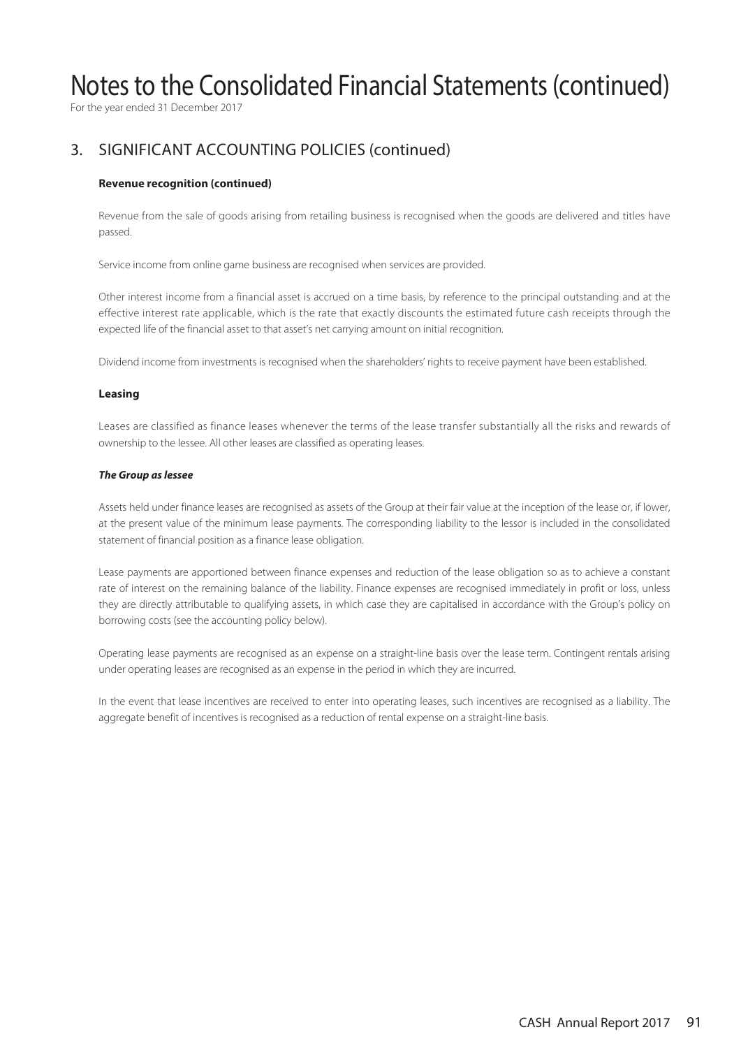# Notes to the Consolidated Financial Statements (continued)

For the year ended 31 December 2017

## 3. SIGNIFICANT ACCOUNTING POLICIES (continued)

### Revenue recognition (continued)

Revenue from the sale of goods arising from retailing business is recognised when the goods are delivered and titles have passed.

Service income from online game business are recognised when services are provided.

Other interest income from a financial asset is accrued on a time basis, by reference to the principal outstanding and at the effective interest rate applicable, which is the rate that exactly discounts the estimated future cash receipts through the expected life of the financial asset to that asset's net carrying amount on initial recognition.

Dividend income from investments is recognised when the shareholders' rights to receive payment have been established.

### Leasing

Leases are classified as finance leases whenever the terms of the lease transfer substantially all the risks and rewards of ownership to the lessee. All other leases are classified as operating leases.

***The Group as lessee***

Assets held under finance leases are recognised as assets of the Group at their fair value at the inception of the lease or, if lower, at the present value of the minimum lease payments. The corresponding liability to the lessor is included in the consolidated statement of financial position as a finance lease obligation.

Lease payments are apportioned between finance expenses and reduction of the lease obligation so as to achieve a constant rate of interest on the remaining balance of the liability. Finance expenses are recognised immediately in profit or loss, unless they are directly attributable to qualifying assets, in which case they are capitalised in accordance with the Group's policy on borrowing costs (see the accounting policy below).

Operating lease payments are recognised as an expense on a straight-line basis over the lease term. Contingent rentals arising under operating leases are recognised as an expense in the period in which they are incurred.

In the event that lease incentives are received to enter into operating leases, such incentives are recognised as a liability. The aggregate benefit of incentives is recognised as a reduction of rental expense on a straight-line basis.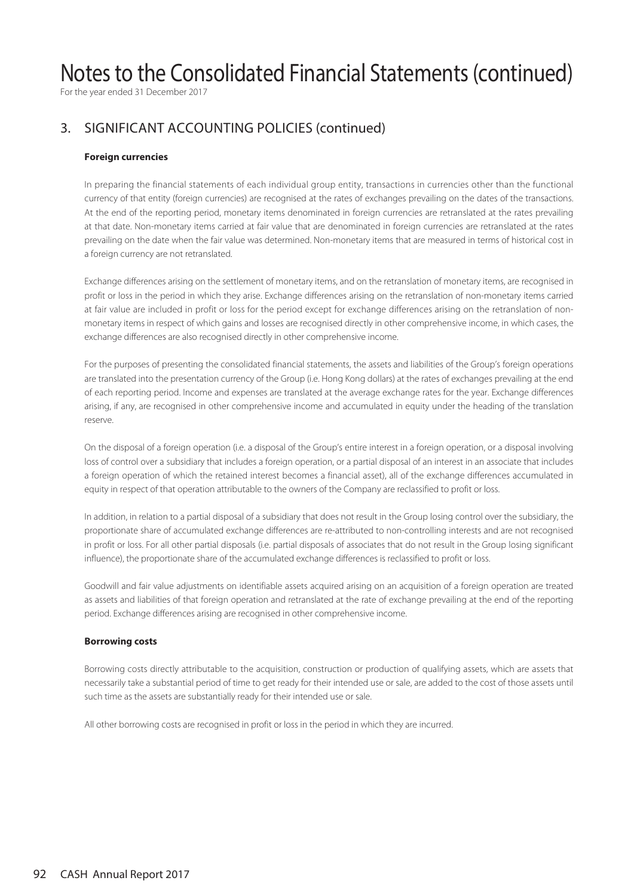# Notes to the Consolidated Financial Statements (continued)

For the year ended 31 December 2017

## 3. SIGNIFICANT ACCOUNTING POLICIES (continued)

### Foreign currencies

In preparing the financial statements of each individual group entity, transactions in currencies other than the functional currency of that entity (foreign currencies) are recognised at the rates of exchanges prevailing on the dates of the transactions. At the end of the reporting period, monetary items denominated in foreign currencies are retranslated at the rates prevailing at that date. Non-monetary items carried at fair value that are denominated in foreign currencies are retranslated at the rates prevailing on the date when the fair value was determined. Non-monetary items that are measured in terms of historical cost in a foreign currency are not retranslated.

Exchange differences arising on the settlement of monetary items, and on the retranslation of monetary items, are recognised in profit or loss in the period in which they arise. Exchange differences arising on the retranslation of non-monetary items carried at fair value are included in profit or loss for the period except for exchange differences arising on the retranslation of non-monetary items in respect of which gains and losses are recognised directly in other comprehensive income, in which cases, the exchange differences are also recognised directly in other comprehensive income.

For the purposes of presenting the consolidated financial statements, the assets and liabilities of the Group's foreign operations are translated into the presentation currency of the Group (i.e. Hong Kong dollars) at the rates of exchanges prevailing at the end of each reporting period. Income and expenses are translated at the average exchange rates for the year. Exchange differences arising, if any, are recognised in other comprehensive income and accumulated in equity under the heading of the translation reserve.

On the disposal of a foreign operation (i.e. a disposal of the Group's entire interest in a foreign operation, or a disposal involving loss of control over a subsidiary that includes a foreign operation, or a partial disposal of an interest in an associate that includes a foreign operation of which the retained interest becomes a financial asset), all of the exchange differences accumulated in equity in respect of that operation attributable to the owners of the Company are reclassified to profit or loss.

In addition, in relation to a partial disposal of a subsidiary that does not result in the Group losing control over the subsidiary, the proportionate share of accumulated exchange differences are re-attributed to non-controlling interests and are not recognised in profit or loss. For all other partial disposals (i.e. partial disposals of associates that do not result in the Group losing significant influence), the proportionate share of the accumulated exchange differences is reclassified to profit or loss.

Goodwill and fair value adjustments on identifiable assets acquired arising on an acquisition of a foreign operation are treated as assets and liabilities of that foreign operation and retranslated at the rate of exchange prevailing at the end of the reporting period. Exchange differences arising are recognised in other comprehensive income.

### Borrowing costs

Borrowing costs directly attributable to the acquisition, construction or production of qualifying assets, which are assets that necessarily take a substantial period of time to get ready for their intended use or sale, are added to the cost of those assets until such time as the assets are substantially ready for their intended use or sale.

All other borrowing costs are recognised in profit or loss in the period in which they are incurred.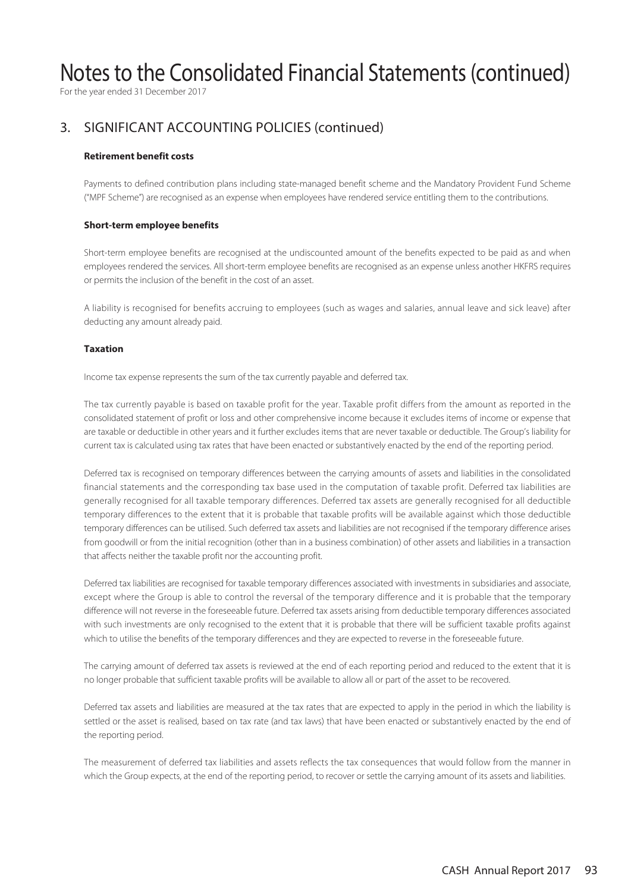# Notes to the Consolidated Financial Statements (continued)

For the year ended 31 December 2017

## 3. SIGNIFICANT ACCOUNTING POLICIES (continued)

### Retirement benefit costs

Payments to defined contribution plans including state-managed benefit scheme and the Mandatory Provident Fund Scheme ("MPF Scheme") are recognised as an expense when employees have rendered service entitling them to the contributions.

### Short-term employee benefits

Short-term employee benefits are recognised at the undiscounted amount of the benefits expected to be paid as and when employees rendered the services. All short-term employee benefits are recognised as an expense unless another HKFRS requires or permits the inclusion of the benefit in the cost of an asset.

A liability is recognised for benefits accruing to employees (such as wages and salaries, annual leave and sick leave) after deducting any amount already paid.

### Taxation

Income tax expense represents the sum of the tax currently payable and deferred tax.

The tax currently payable is based on taxable profit for the year. Taxable profit differs from the amount as reported in the consolidated statement of profit or loss and other comprehensive income because it excludes items of income or expense that are taxable or deductible in other years and it further excludes items that are never taxable or deductible. The Group's liability for current tax is calculated using tax rates that have been enacted or substantively enacted by the end of the reporting period.

Deferred tax is recognised on temporary differences between the carrying amounts of assets and liabilities in the consolidated financial statements and the corresponding tax base used in the computation of taxable profit. Deferred tax liabilities are generally recognised for all taxable temporary differences. Deferred tax assets are generally recognised for all deductible temporary differences to the extent that it is probable that taxable profits will be available against which those deductible temporary differences can be utilised. Such deferred tax assets and liabilities are not recognised if the temporary difference arises from goodwill or from the initial recognition (other than in a business combination) of other assets and liabilities in a transaction that affects neither the taxable profit nor the accounting profit.

Deferred tax liabilities are recognised for taxable temporary differences associated with investments in subsidiaries and associate, except where the Group is able to control the reversal of the temporary difference and it is probable that the temporary difference will not reverse in the foreseeable future. Deferred tax assets arising from deductible temporary differences associated with such investments are only recognised to the extent that it is probable that there will be sufficient taxable profits against which to utilise the benefits of the temporary differences and they are expected to reverse in the foreseeable future.

The carrying amount of deferred tax assets is reviewed at the end of each reporting period and reduced to the extent that it is no longer probable that sufficient taxable profits will be available to allow all or part of the asset to be recovered.

Deferred tax assets and liabilities are measured at the tax rates that are expected to apply in the period in which the liability is settled or the asset is realised, based on tax rate (and tax laws) that have been enacted or substantively enacted by the end of the reporting period.

The measurement of deferred tax liabilities and assets reflects the tax consequences that would follow from the manner in which the Group expects, at the end of the reporting period, to recover or settle the carrying amount of its assets and liabilities.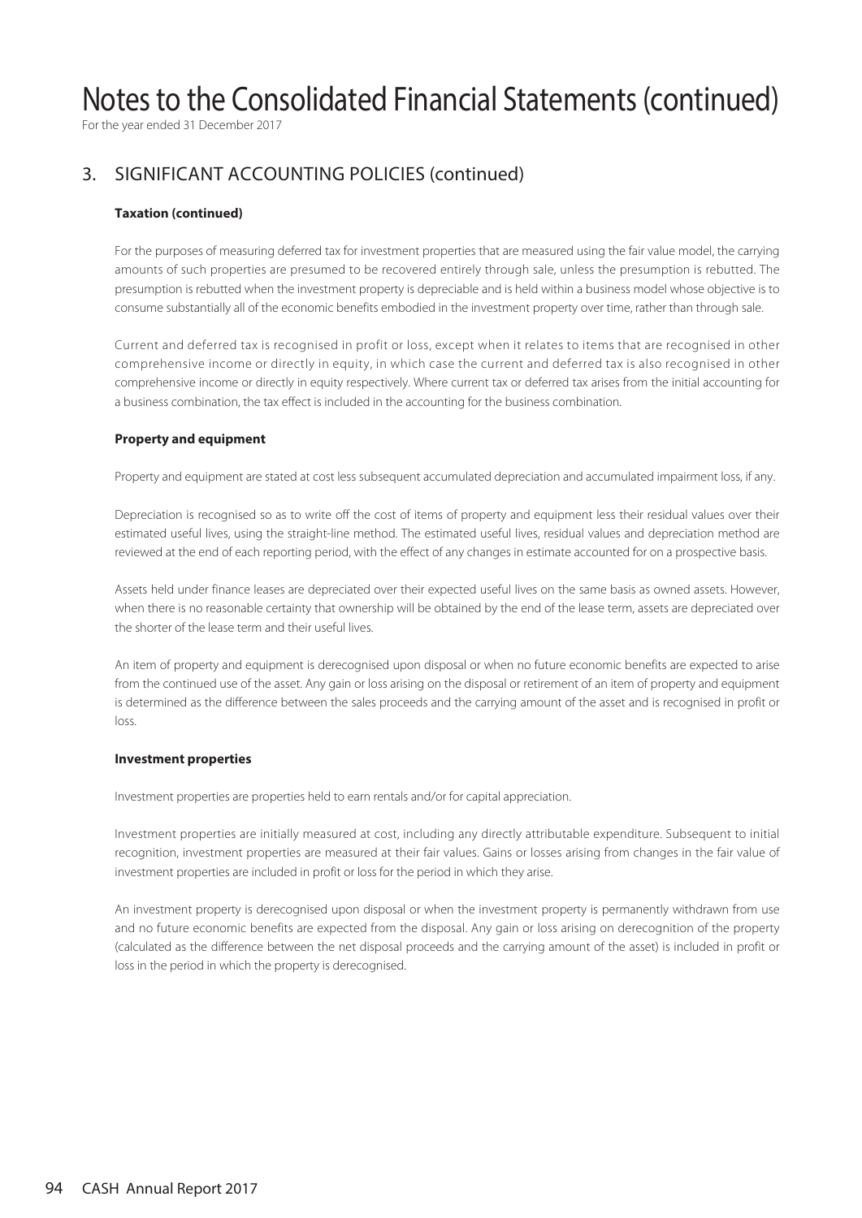## 3. SIGNIFICANT ACCOUNTING POLICIES (continued)

### Taxation (continued)

For the purposes of measuring deferred tax for investment properties that are measured using the fair value model, the carrying amounts of such properties are presumed to be recovered entirely through sale, unless the presumption is rebutted. The presumption is rebutted when the investment property is depreciable and is held within a business model whose objective is to consume substantially all of the economic benefits embodied in the investment property over time, rather than through sale.

Current and deferred tax is recognised in profit or loss, except when it relates to items that are recognised in other comprehensive income or directly in equity, in which case the current and deferred tax is also recognised in other comprehensive income or directly in equity respectively. Where current tax or deferred tax arises from the initial accounting for a business combination, the tax effect is included in the accounting for the business combination.

### Property and equipment

Property and equipment are stated at cost less subsequent accumulated depreciation and accumulated impairment loss, if any.

Depreciation is recognised so as to write off the cost of items of property and equipment less their residual values over their estimated useful lives, using the straight-line method. The estimated useful lives, residual values and depreciation method are reviewed at the end of each reporting period, with the effect of any changes in estimate accounted for on a prospective basis.

Assets held under finance leases are depreciated over their expected useful lives on the same basis as owned assets. However, when there is no reasonable certainty that ownership will be obtained by the end of the lease term, assets are depreciated over the shorter of the lease term and their useful lives.

An item of property and equipment is derecognised upon disposal or when no future economic benefits are expected to arise from the continued use of the asset. Any gain or loss arising on the disposal or retirement of an item of property and equipment is determined as the difference between the sales proceeds and the carrying amount of the asset and is recognised in profit or loss.

### Investment properties

Investment properties are properties held to earn rentals and/or for capital appreciation.

Investment properties are initially measured at cost, including any directly attributable expenditure. Subsequent to initial recognition, investment properties are measured at their fair values. Gains or losses arising from changes in the fair value of investment properties are included in profit or loss for the period in which they arise.

An investment property is derecognised upon disposal or when the investment property is permanently withdrawn from use and no future economic benefits are expected from the disposal. Any gain or loss arising on derecognition of the property (calculated as the difference between the net disposal proceeds and the carrying amount of the asset) is included in profit or loss in the period in which the property is derecognised.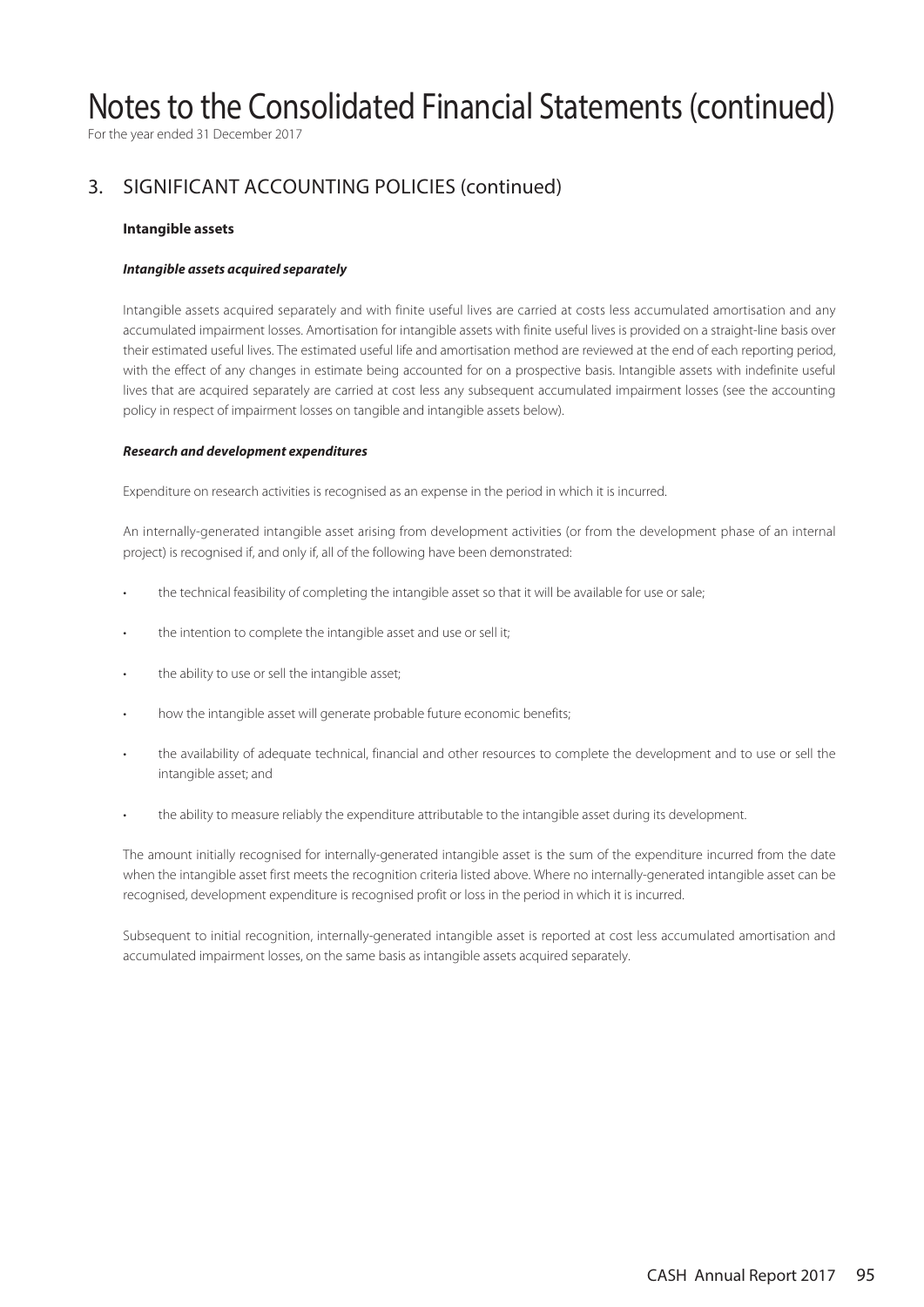# Notes to the Consolidated Financial Statements (continued)

For the year ended 31 December 2017

## 3. SIGNIFICANT ACCOUNTING POLICIES (continued)

### Intangible assets

***Intangible assets acquired separately***

Intangible assets acquired separately and with finite useful lives are carried at costs less accumulated amortisation and any accumulated impairment losses. Amortisation for intangible assets with finite useful lives is provided on a straight-line basis over their estimated useful lives. The estimated useful life and amortisation method are reviewed at the end of each reporting period, with the effect of any changes in estimate being accounted for on a prospective basis. Intangible assets with indefinite useful lives that are acquired separately are carried at cost less any subsequent accumulated impairment losses (see the accounting policy in respect of impairment losses on tangible and intangible assets below).

***Research and development expenditures***

Expenditure on research activities is recognised as an expense in the period in which it is incurred.

An internally-generated intangible asset arising from development activities (or from the development phase of an internal project) is recognised if, and only if, all of the following have been demonstrated:

- the technical feasibility of completing the intangible asset so that it will be available for use or sale;
- the intention to complete the intangible asset and use or sell it;
- the ability to use or sell the intangible asset;
- how the intangible asset will generate probable future economic benefits;
- the availability of adequate technical, financial and other resources to complete the development and to use or sell the intangible asset; and
- the ability to measure reliably the expenditure attributable to the intangible asset during its development.

The amount initially recognised for internally-generated intangible asset is the sum of the expenditure incurred from the date when the intangible asset first meets the recognition criteria listed above. Where no internally-generated intangible asset can be recognised, development expenditure is recognised profit or loss in the period in which it is incurred.

Subsequent to initial recognition, internally-generated intangible asset is reported at cost less accumulated amortisation and accumulated impairment losses, on the same basis as intangible assets acquired separately.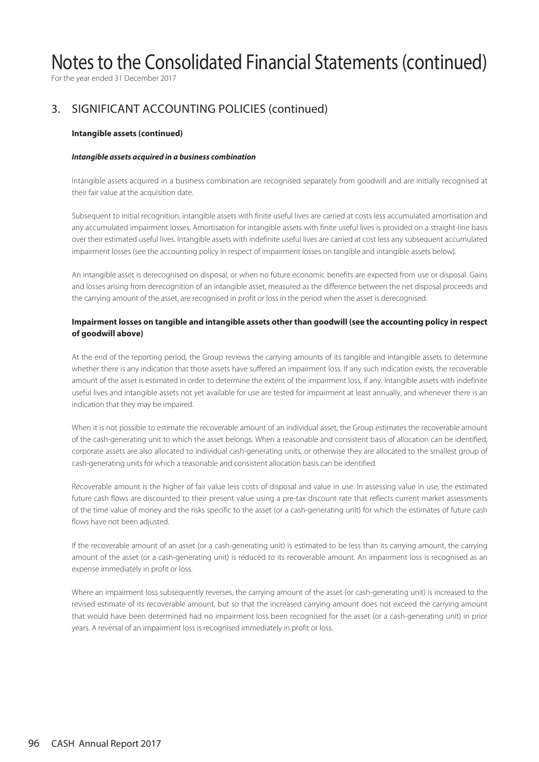## 3. SIGNIFICANT ACCOUNTING POLICIES (continued)

**Intangible assets (continued)**

***Intangible assets acquired in a business combination***

Intangible assets acquired in a business combination are recognised separately from goodwill and are initially recognised at their fair value at the acquisition date.

Subsequent to initial recognition, intangible assets with finite useful lives are carried at costs less accumulated amortisation and any accumulated impairment losses. Amortisation for intangible assets with finite useful lives is provided on a straight-line basis over their estimated useful lives. Intangible assets with indefinite useful lives are carried at cost less any subsequent accumulated impairment losses (see the accounting policy in respect of impairment losses on tangible and intangible assets below).

An intangible asset is derecognised on disposal, or when no future economic benefits are expected from use or disposal. Gains and losses arising from derecognition of an intangible asset, measured as the difference between the net disposal proceeds and the carrying amount of the asset, are recognised in profit or loss in the period when the asset is derecognised.

**Impairment losses on tangible and intangible assets other than goodwill (see the accounting policy in respect of goodwill above)**

At the end of the reporting period, the Group reviews the carrying amounts of its tangible and intangible assets to determine whether there is any indication that those assets have suffered an impairment loss. If any such indication exists, the recoverable amount of the asset is estimated in order to determine the extent of the impairment loss, if any. Intangible assets with indefinite useful lives and intangible assets not yet available for use are tested for impairment at least annually, and whenever there is an indication that they may be impaired.

When it is not possible to estimate the recoverable amount of an individual asset, the Group estimates the recoverable amount of the cash-generating unit to which the asset belongs. When a reasonable and consistent basis of allocation can be identified, corporate assets are also allocated to individual cash-generating units, or otherwise they are allocated to the smallest group of cash-generating units for which a reasonable and consistent allocation basis can be identified.

Recoverable amount is the higher of fair value less costs of disposal and value in use. In assessing value in use, the estimated future cash flows are discounted to their present value using a pre-tax discount rate that reflects current market assessments of the time value of money and the risks specific to the asset (or a cash-generating unit) for which the estimates of future cash flows have not been adjusted.

If the recoverable amount of an asset (or a cash-generating unit) is estimated to be less than its carrying amount, the carrying amount of the asset (or a cash-generating unit) is reduced to its recoverable amount. An impairment loss is recognised as an expense immediately in profit or loss.

Where an impairment loss subsequently reverses, the carrying amount of the asset (or cash-generating unit) is increased to the revised estimate of its recoverable amount, but so that the increased carrying amount does not exceed the carrying amount that would have been determined had no impairment loss been recognised for the asset (or a cash-generating unit) in prior years. A reversal of an impairment loss is recognised immediately in profit or loss.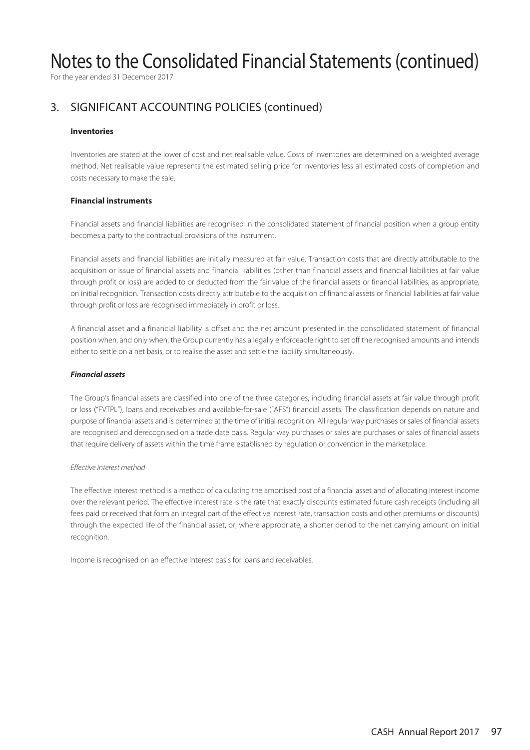## 3. SIGNIFICANT ACCOUNTING POLICIES (continued)

### Inventories

Inventories are stated at the lower of cost and net realisable value. Costs of inventories are determined on a weighted average method. Net realisable value represents the estimated selling price for inventories less all estimated costs of completion and costs necessary to make the sale.

### Financial instruments

Financial assets and financial liabilities are recognised in the consolidated statement of financial position when a group entity becomes a party to the contractual provisions of the instrument.

Financial assets and financial liabilities are initially measured at fair value. Transaction costs that are directly attributable to the acquisition or issue of financial assets and financial liabilities (other than financial assets and financial liabilities at fair value through profit or loss) are added to or deducted from the fair value of the financial assets or financial liabilities, as appropriate, on initial recognition. Transaction costs directly attributable to the acquisition of financial assets or financial liabilities at fair value through profit or loss are recognised immediately in profit or loss.

A financial asset and a financial liability is offset and the net amount presented in the consolidated statement of financial position when, and only when, the Group currently has a legally enforceable right to set off the recognised amounts and intends either to settle on a net basis, or to realise the asset and settle the liability simultaneously.

#### *Financial assets*

The Group's financial assets are classified into one of the three categories, including financial assets at fair value through profit or loss ("FVTPL"), loans and receivables and available-for-sale ("AFS") financial assets. The classification depends on nature and purpose of financial assets and is determined at the time of initial recognition. All regular way purchases or sales of financial assets are recognised and derecognised on a trade date basis. Regular way purchases or sales are purchases or sales of financial assets that require delivery of assets within the time frame established by regulation or convention in the marketplace.

*Effective interest method*

The effective interest method is a method of calculating the amortised cost of a financial asset and of allocating interest income over the relevant period. The effective interest rate is the rate that exactly discounts estimated future cash receipts (including all fees paid or received that form an integral part of the effective interest rate, transaction costs and other premiums or discounts) through the expected life of the financial asset, or, where appropriate, a shorter period to the net carrying amount on initial recognition.

Income is recognised on an effective interest basis for loans and receivables.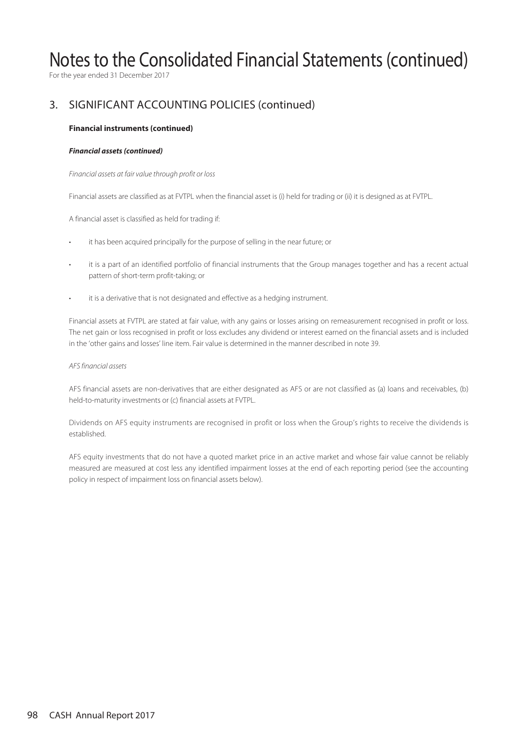# Notes to the Consolidated Financial Statements (continued)

For the year ended 31 December 2017

## 3. SIGNIFICANT ACCOUNTING POLICIES (continued)

**Financial instruments (continued)**

***Financial assets (continued)***

*Financial assets at fair value through profit or loss*

Financial assets are classified as at FVTPL when the financial asset is (i) held for trading or (ii) it is designed as at FVTPL.

A financial asset is classified as held for trading if:

- it has been acquired principally for the purpose of selling in the near future; or
- it is a part of an identified portfolio of financial instruments that the Group manages together and has a recent actual pattern of short-term profit-taking; or
- it is a derivative that is not designated and effective as a hedging instrument.

Financial assets at FVTPL are stated at fair value, with any gains or losses arising on remeasurement recognised in profit or loss. The net gain or loss recognised in profit or loss excludes any dividend or interest earned on the financial assets and is included in the 'other gains and losses' line item. Fair value is determined in the manner described in note 39.

*AFS financial assets*

AFS financial assets are non-derivatives that are either designated as AFS or are not classified as (a) loans and receivables, (b) held-to-maturity investments or (c) financial assets at FVTPL.

Dividends on AFS equity instruments are recognised in profit or loss when the Group's rights to receive the dividends is established.

AFS equity investments that do not have a quoted market price in an active market and whose fair value cannot be reliably measured are measured at cost less any identified impairment losses at the end of each reporting period (see the accounting policy in respect of impairment loss on financial assets below).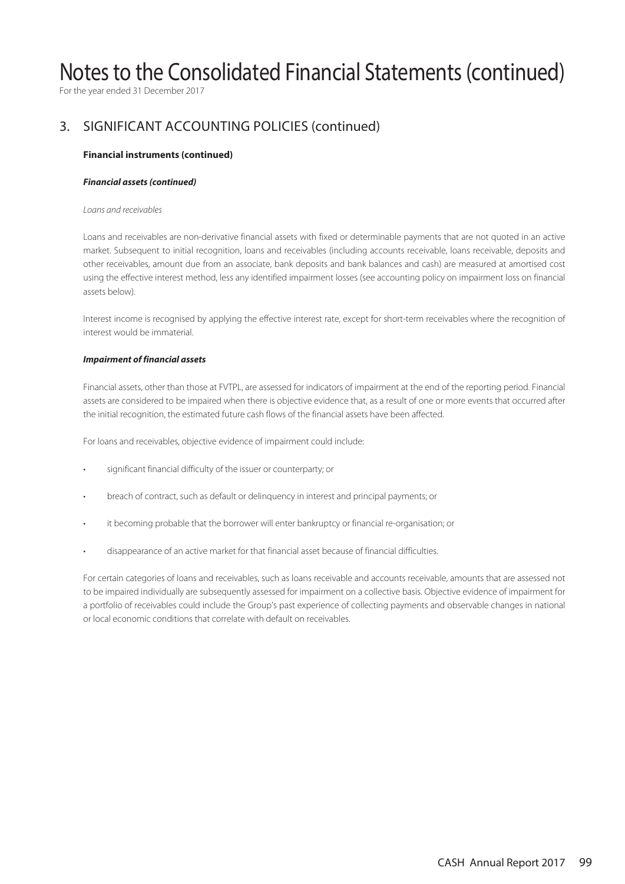# Notes to the Consolidated Financial Statements (continued)

For the year ended 31 December 2017

## 3. SIGNIFICANT ACCOUNTING POLICIES (continued)

### Financial instruments (continued)

***Financial assets (continued)***

*Loans and receivables*

Loans and receivables are non-derivative financial assets with fixed or determinable payments that are not quoted in an active market. Subsequent to initial recognition, loans and receivables (including accounts receivable, loans receivable, deposits and other receivables, amount due from an associate, bank deposits and bank balances and cash) are measured at amortised cost using the effective interest method, less any identified impairment losses (see accounting policy on impairment loss on financial assets below).

Interest income is recognised by applying the effective interest rate, except for short-term receivables where the recognition of interest would be immaterial.

***Impairment of financial assets***

Financial assets, other than those at FVTPL, are assessed for indicators of impairment at the end of the reporting period. Financial assets are considered to be impaired when there is objective evidence that, as a result of one or more events that occurred after the initial recognition, the estimated future cash flows of the financial assets have been affected.

For loans and receivables, objective evidence of impairment could include:

- significant financial difficulty of the issuer or counterparty; or
- breach of contract, such as default or delinquency in interest and principal payments; or
- it becoming probable that the borrower will enter bankruptcy or financial re-organisation; or
- disappearance of an active market for that financial asset because of financial difficulties.

For certain categories of loans and receivables, such as loans receivable and accounts receivable, amounts that are assessed not to be impaired individually are subsequently assessed for impairment on a collective basis. Objective evidence of impairment for a portfolio of receivables could include the Group's past experience of collecting payments and observable changes in national or local economic conditions that correlate with default on receivables.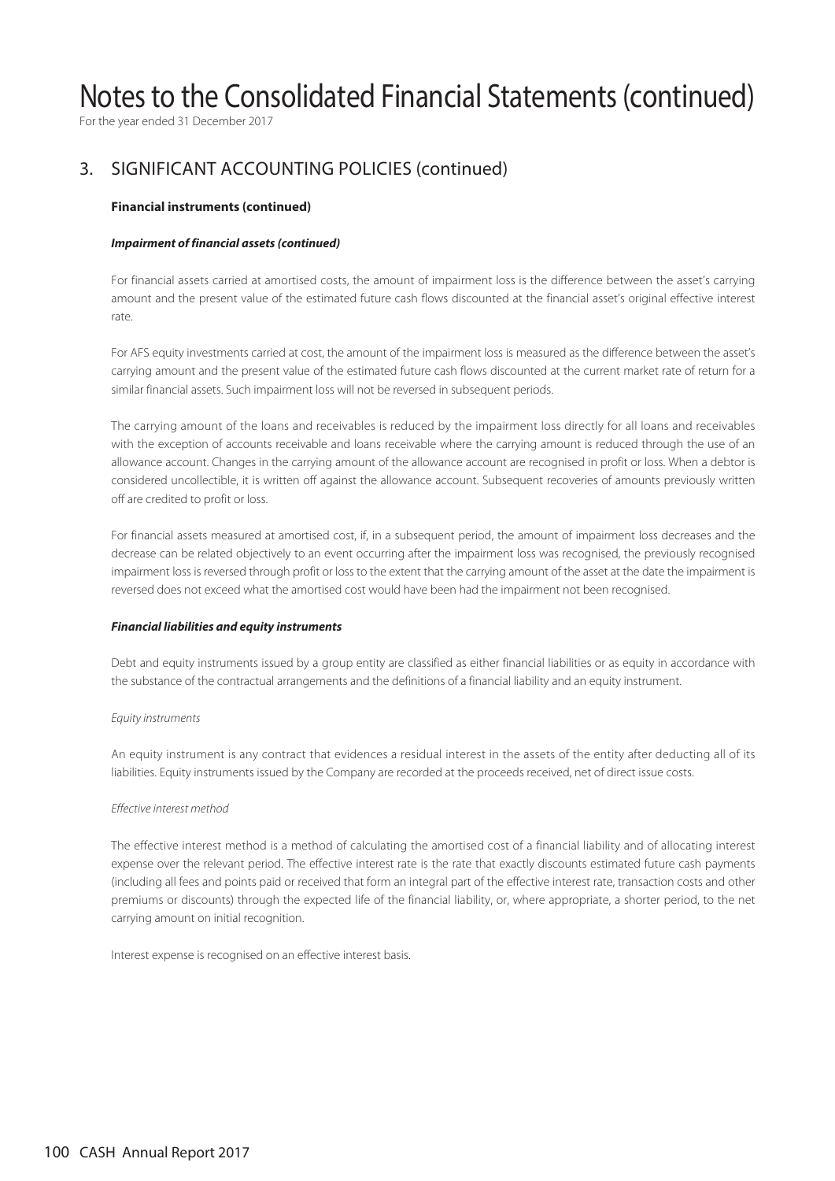# Notes to the Consolidated Financial Statements (continued)

For the year ended 31 December 2017

## 3. SIGNIFICANT ACCOUNTING POLICIES (continued)

**Financial instruments (continued)**

***Impairment of financial assets (continued)***

For financial assets carried at amortised costs, the amount of impairment loss is the difference between the asset's carrying amount and the present value of the estimated future cash flows discounted at the financial asset's original effective interest rate.

For AFS equity investments carried at cost, the amount of the impairment loss is measured as the difference between the asset's carrying amount and the present value of the estimated future cash flows discounted at the current market rate of return for a similar financial assets. Such impairment loss will not be reversed in subsequent periods.

The carrying amount of the loans and receivables is reduced by the impairment loss directly for all loans and receivables with the exception of accounts receivable and loans receivable where the carrying amount is reduced through the use of an allowance account. Changes in the carrying amount of the allowance account are recognised in profit or loss. When a debtor is considered uncollectible, it is written off against the allowance account. Subsequent recoveries of amounts previously written off are credited to profit or loss.

For financial assets measured at amortised cost, if, in a subsequent period, the amount of impairment loss decreases and the decrease can be related objectively to an event occurring after the impairment loss was recognised, the previously recognised impairment loss is reversed through profit or loss to the extent that the carrying amount of the asset at the date the impairment is reversed does not exceed what the amortised cost would have been had the impairment not been recognised.

***Financial liabilities and equity instruments***

Debt and equity instruments issued by a group entity are classified as either financial liabilities or as equity in accordance with the substance of the contractual arrangements and the definitions of a financial liability and an equity instrument.

*Equity instruments*

An equity instrument is any contract that evidences a residual interest in the assets of the entity after deducting all of its liabilities. Equity instruments issued by the Company are recorded at the proceeds received, net of direct issue costs.

*Effective interest method*

The effective interest method is a method of calculating the amortised cost of a financial liability and of allocating interest expense over the relevant period. The effective interest rate is the rate that exactly discounts estimated future cash payments (including all fees and points paid or received that form an integral part of the effective interest rate, transaction costs and other premiums or discounts) through the expected life of the financial liability, or, where appropriate, a shorter period, to the net carrying amount on initial recognition.

Interest expense is recognised on an effective interest basis.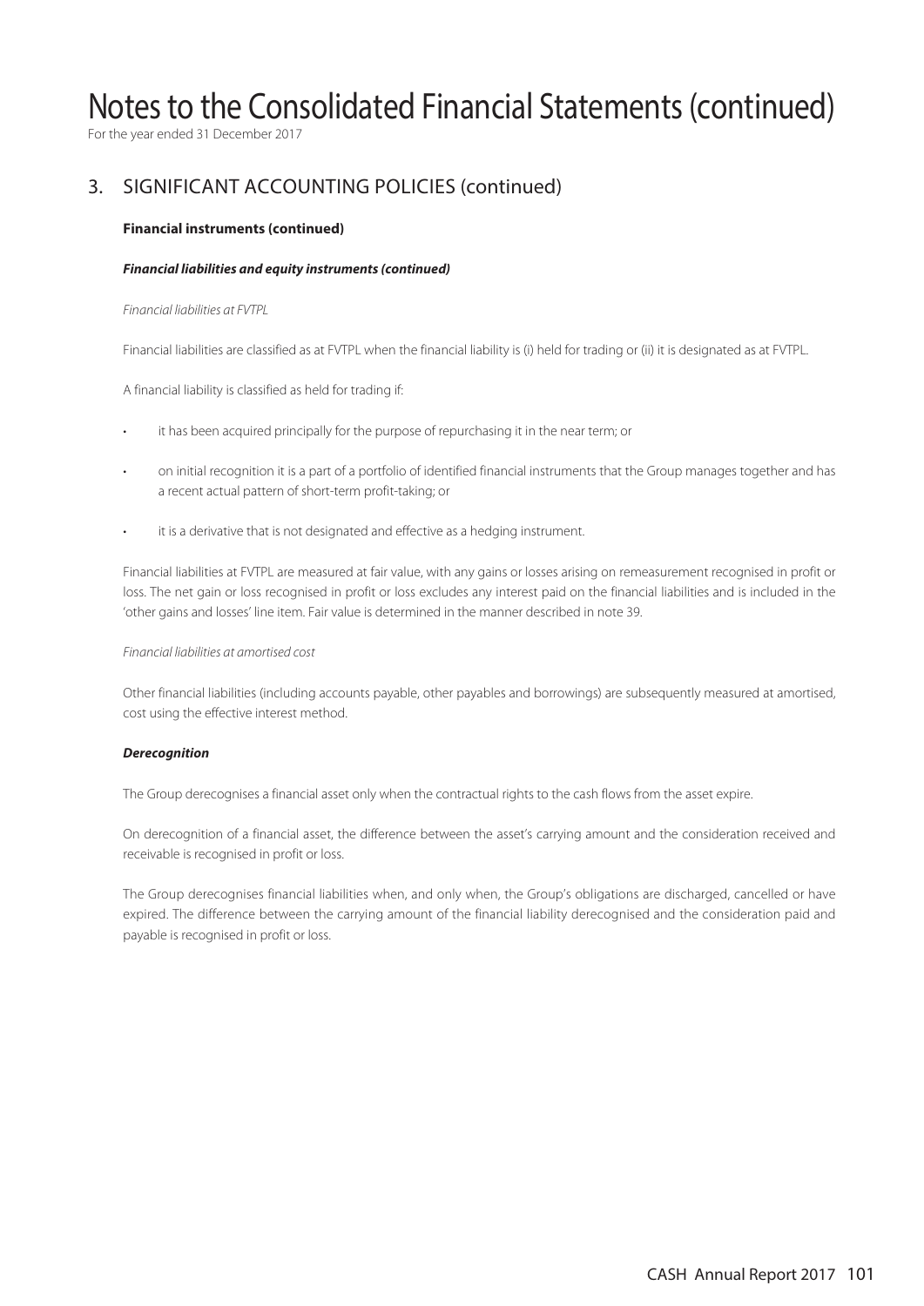# Notes to the Consolidated Financial Statements (continued)

For the year ended 31 December 2017

## 3. SIGNIFICANT ACCOUNTING POLICIES (continued)

### Financial instruments (continued)

***Financial liabilities and equity instruments (continued)***

*Financial liabilities at FVTPL*

Financial liabilities are classified as at FVTPL when the financial liability is (i) held for trading or (ii) it is designated as at FVTPL.

A financial liability is classified as held for trading if:

- it has been acquired principally for the purpose of repurchasing it in the near term; or
- on initial recognition it is a part of a portfolio of identified financial instruments that the Group manages together and has a recent actual pattern of short-term profit-taking; or
- it is a derivative that is not designated and effective as a hedging instrument.

Financial liabilities at FVTPL are measured at fair value, with any gains or losses arising on remeasurement recognised in profit or loss. The net gain or loss recognised in profit or loss excludes any interest paid on the financial liabilities and is included in the 'other gains and losses' line item. Fair value is determined in the manner described in note 39.

*Financial liabilities at amortised cost*

Other financial liabilities (including accounts payable, other payables and borrowings) are subsequently measured at amortised, cost using the effective interest method.

***Derecognition***

The Group derecognises a financial asset only when the contractual rights to the cash flows from the asset expire.

On derecognition of a financial asset, the difference between the asset's carrying amount and the consideration received and receivable is recognised in profit or loss.

The Group derecognises financial liabilities when, and only when, the Group's obligations are discharged, cancelled or have expired. The difference between the carrying amount of the financial liability derecognised and the consideration paid and payable is recognised in profit or loss.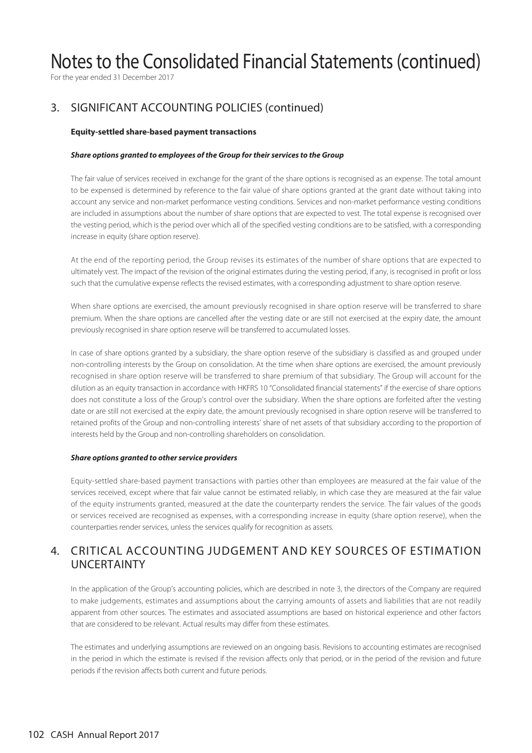# Notes to the Consolidated Financial Statements (continued)

For the year ended 31 December 2017

## 3. SIGNIFICANT ACCOUNTING POLICIES (continued)

**Equity-settled share-based payment transactions**

***Share options granted to employees of the Group for their services to the Group***

The fair value of services received in exchange for the grant of the share options is recognised as an expense. The total amount to be expensed is determined by reference to the fair value of share options granted at the grant date without taking into account any service and non-market performance vesting conditions. Services and non-market performance vesting conditions are included in assumptions about the number of share options that are expected to vest. The total expense is recognised over the vesting period, which is the period over which all of the specified vesting conditions are to be satisfied, with a corresponding increase in equity (share option reserve).

At the end of the reporting period, the Group revises its estimates of the number of share options that are expected to ultimately vest. The impact of the revision of the original estimates during the vesting period, if any, is recognised in profit or loss such that the cumulative expense reflects the revised estimates, with a corresponding adjustment to share option reserve.

When share options are exercised, the amount previously recognised in share option reserve will be transferred to share premium. When the share options are cancelled after the vesting date or are still not exercised at the expiry date, the amount previously recognised in share option reserve will be transferred to accumulated losses.

In case of share options granted by a subsidiary, the share option reserve of the subsidiary is classified as and grouped under non-controlling interests by the Group on consolidation. At the time when share options are exercised, the amount previously recognised in share option reserve will be transferred to share premium of that subsidiary. The Group will account for the dilution as an equity transaction in accordance with HKFRS 10 "Consolidated financial statements" if the exercise of share options does not constitute a loss of the Group's control over the subsidiary. When the share options are forfeited after the vesting date or are still not exercised at the expiry date, the amount previously recognised in share option reserve will be transferred to retained profits of the Group and non-controlling interests' share of net assets of that subsidiary according to the proportion of interests held by the Group and non-controlling shareholders on consolidation.

***Share options granted to other service providers***

Equity-settled share-based payment transactions with parties other than employees are measured at the fair value of the services received, except where that fair value cannot be estimated reliably, in which case they are measured at the fair value of the equity instruments granted, measured at the date the counterparty renders the service. The fair values of the goods or services received are recognised as expenses, with a corresponding increase in equity (share option reserve), when the counterparties render services, unless the services qualify for recognition as assets.

## 4. CRITICAL ACCOUNTING JUDGEMENT AND KEY SOURCES OF ESTIMATION UNCERTAINTY

In the application of the Group's accounting policies, which are described in note 3, the directors of the Company are required to make judgements, estimates and assumptions about the carrying amounts of assets and liabilities that are not readily apparent from other sources. The estimates and associated assumptions are based on historical experience and other factors that are considered to be relevant. Actual results may differ from these estimates.

The estimates and underlying assumptions are reviewed on an ongoing basis. Revisions to accounting estimates are recognised in the period in which the estimate is revised if the revision affects only that period, or in the period of the revision and future periods if the revision affects both current and future periods.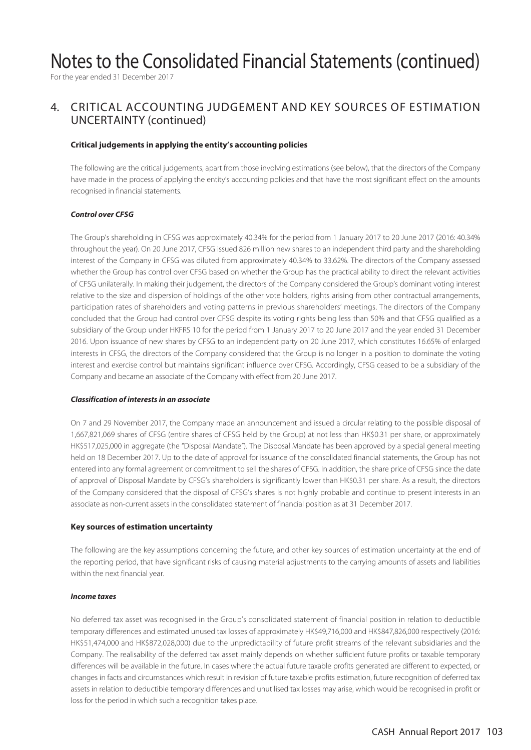## 4. CRITICAL ACCOUNTING JUDGEMENT AND KEY SOURCES OF ESTIMATION UNCERTAINTY (continued)

### Critical judgements in applying the entity's accounting policies

The following are the critical judgements, apart from those involving estimations (see below), that the directors of the Company have made in the process of applying the entity's accounting policies and that have the most significant effect on the amounts recognised in financial statements.

#### *Control over CFSG*

The Group's shareholding in CFSG was approximately 40.34% for the period from 1 January 2017 to 20 June 2017 (2016: 40.34% throughout the year). On 20 June 2017, CFSG issued 826 million new shares to an independent third party and the shareholding interest of the Company in CFSG was diluted from approximately 40.34% to 33.62%. The directors of the Company assessed whether the Group has control over CFSG based on whether the Group has the practical ability to direct the relevant activities of CFSG unilaterally. In making their judgement, the directors of the Company considered the Group's dominant voting interest relative to the size and dispersion of holdings of the other vote holders, rights arising from other contractual arrangements, participation rates of shareholders and voting patterns in previous shareholders' meetings. The directors of the Company concluded that the Group had control over CFSG despite its voting rights being less than 50% and that CFSG qualified as a subsidiary of the Group under HKFRS 10 for the period from 1 January 2017 to 20 June 2017 and the year ended 31 December 2016. Upon issuance of new shares by CFSG to an independent party on 20 June 2017, which constitutes 16.65% of enlarged interests in CFSG, the directors of the Company considered that the Group is no longer in a position to dominate the voting interest and exercise control but maintains significant influence over CFSG. Accordingly, CFSG ceased to be a subsidiary of the Company and became an associate of the Company with effect from 20 June 2017.

#### *Classification of interests in an associate*

On 7 and 29 November 2017, the Company made an announcement and issued a circular relating to the possible disposal of 1,667,821,069 shares of CFSG (entire shares of CFSG held by the Group) at not less than HK$0.31 per share, or approximately HK$517,025,000 in aggregate (the "Disposal Mandate"). The Disposal Mandate has been approved by a special general meeting held on 18 December 2017. Up to the date of approval for issuance of the consolidated financial statements, the Group has not entered into any formal agreement or commitment to sell the shares of CFSG. In addition, the share price of CFSG since the date of approval of Disposal Mandate by CFSG's shareholders is significantly lower than HK$0.31 per share. As a result, the directors of the Company considered that the disposal of CFSG's shares is not highly probable and continue to present interests in an associate as non-current assets in the consolidated statement of financial position as at 31 December 2017.

### Key sources of estimation uncertainty

The following are the key assumptions concerning the future, and other key sources of estimation uncertainty at the end of the reporting period, that have significant risks of causing material adjustments to the carrying amounts of assets and liabilities within the next financial year.

#### *Income taxes*

No deferred tax asset was recognised in the Group's consolidated statement of financial position in relation to deductible temporary differences and estimated unused tax losses of approximately HK$49,716,000 and HK$847,826,000 respectively (2016: HK$51,474,000 and HK$872,028,000) due to the unpredictability of future profit streams of the relevant subsidiaries and the Company. The realisability of the deferred tax asset mainly depends on whether sufficient future profits or taxable temporary differences will be available in the future. In cases where the actual future taxable profits generated are different to expected, or changes in facts and circumstances which result in revision of future taxable profits estimation, future recognition of deferred tax assets in relation to deductible temporary differences and unutilised tax losses may arise, which would be recognised in profit or loss for the period in which such a recognition takes place.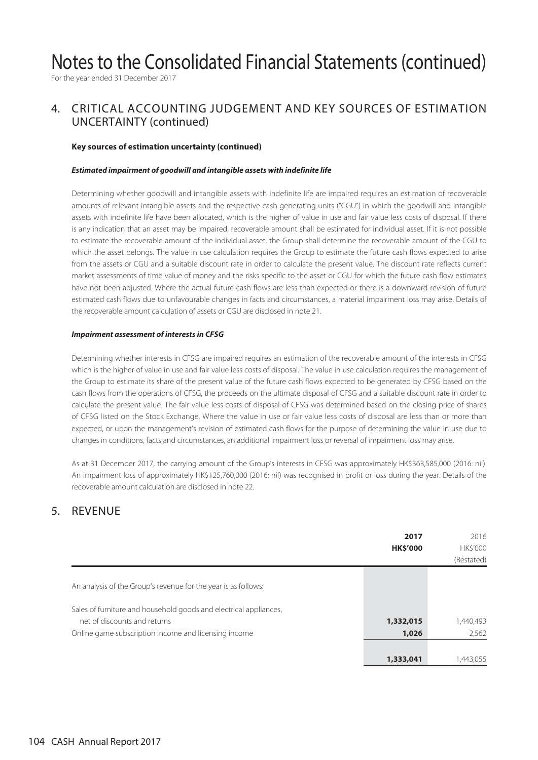# Notes to the Consolidated Financial Statements (continued)

For the year ended 31 December 2017

## 4. CRITICAL ACCOUNTING JUDGEMENT AND KEY SOURCES OF ESTIMATION UNCERTAINTY (continued)

**Key sources of estimation uncertainty (continued)**

***Estimated impairment of goodwill and intangible assets with indefinite life***

Determining whether goodwill and intangible assets with indefinite life are impaired requires an estimation of recoverable amounts of relevant intangible assets and the respective cash generating units ("CGU") in which the goodwill and intangible assets with indefinite life have been allocated, which is the higher of value in use and fair value less costs of disposal. If there is any indication that an asset may be impaired, recoverable amount shall be estimated for individual asset. If it is not possible to estimate the recoverable amount of the individual asset, the Group shall determine the recoverable amount of the CGU to which the asset belongs. The value in use calculation requires the Group to estimate the future cash flows expected to arise from the assets or CGU and a suitable discount rate in order to calculate the present value. The discount rate reflects current market assessments of time value of money and the risks specific to the asset or CGU for which the future cash flow estimates have not been adjusted. Where the actual future cash flows are less than expected or there is a downward revision of future estimated cash flows due to unfavourable changes in facts and circumstances, a material impairment loss may arise. Details of the recoverable amount calculation of assets or CGU are disclosed in note 21.

***Impairment assessment of interests in CFSG***

Determining whether interests in CFSG are impaired requires an estimation of the recoverable amount of the interests in CFSG which is the higher of value in use and fair value less costs of disposal. The value in use calculation requires the management of the Group to estimate its share of the present value of the future cash flows expected to be generated by CFSG based on the cash flows from the operations of CFSG, the proceeds on the ultimate disposal of CFSG and a suitable discount rate in order to calculate the present value. The fair value less costs of disposal of CFSG was determined based on the closing price of shares of CFSG listed on the Stock Exchange. Where the value in use or fair value less costs of disposal are less than or more than expected, or upon the management's revision of estimated cash flows for the purpose of determining the value in use due to changes in conditions, facts and circumstances, an additional impairment loss or reversal of impairment loss may arise.

As at 31 December 2017, the carrying amount of the Group's interests in CFSG was approximately HK$363,585,000 (2016: nil). An impairment loss of approximately HK$125,760,000 (2016: nil) was recognised in profit or loss during the year. Details of the recoverable amount calculation are disclosed in note 22.

## 5. REVENUE

| | **2017** | 2016 |
|---|---|---|
| | **HK$'000** | HK$'000 |
| | | (Restated) |
| An analysis of the Group's revenue for the year is as follows: | | |
| Sales of furniture and household goods and electrical appliances, net of discounts and returns | **1,332,015** | 1,440,493 |
| Online game subscription income and licensing income | **1,026** | 2,562 |
| | **1,333,041** | 1,443,055 |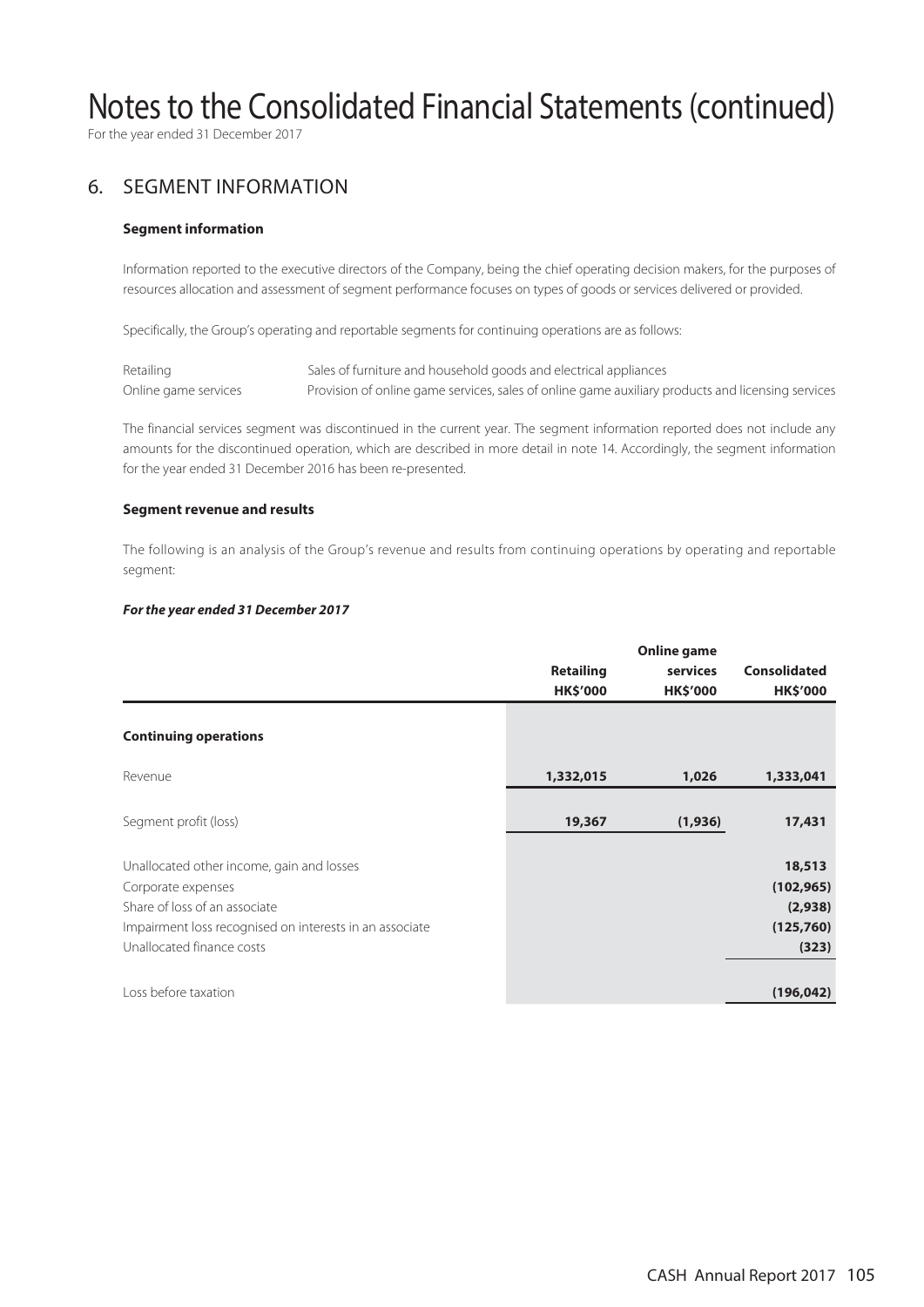# Notes to the Consolidated Financial Statements (continued)

For the year ended 31 December 2017

## 6. SEGMENT INFORMATION

### Segment information

Information reported to the executive directors of the Company, being the chief operating decision makers, for the purposes of resources allocation and assessment of segment performance focuses on types of goods or services delivered or provided.

Specifically, the Group's operating and reportable segments for continuing operations are as follows:

| | |
|---|---|
| Retailing | Sales of furniture and household goods and electrical appliances |
| Online game services | Provision of online game services, sales of online game auxiliary products and licensing services |

The financial services segment was discontinued in the current year. The segment information reported does not include any amounts for the discontinued operation, which are described in more detail in note 14. Accordingly, the segment information for the year ended 31 December 2016 has been re-presented.

### Segment revenue and results

The following is an analysis of the Group's revenue and results from continuing operations by operating and reportable segment:

***For the year ended 31 December 2017***

| | Retailing HK$'000 | Online game services HK$'000 | Consolidated HK$'000 |
|---|---|---|---|
| **Continuing operations** | | | |
| Revenue | **1,332,015** | **1,026** | **1,333,041** |
| Segment profit (loss) | **19,367** | **(1,936)** | **17,431** |
| Unallocated other income, gain and losses | | | **18,513** |
| Corporate expenses | | | **(102,965)** |
| Share of loss of an associate | | | **(2,938)** |
| Impairment loss recognised on interests in an associate | | | **(125,760)** |
| Unallocated finance costs | | | **(323)** |
| Loss before taxation | | | **(196,042)** |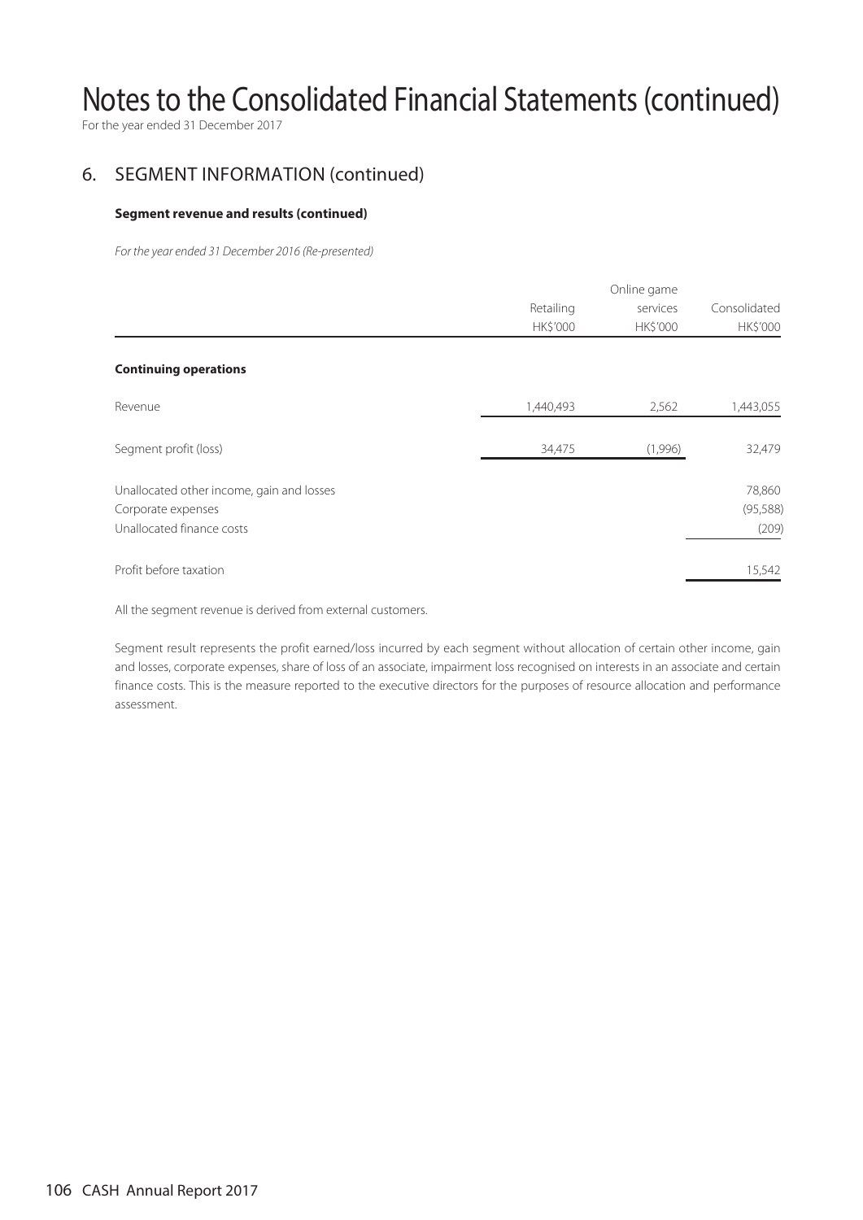# Notes to the Consolidated Financial Statements (continued)

For the year ended 31 December 2017

## 6. SEGMENT INFORMATION (continued)

### Segment revenue and results (continued)

*For the year ended 31 December 2016 (Re-presented)*

| | Retailing HK$'000 | Online game services HK$'000 | Consolidated HK$'000 |
|---|---|---|---|
| **Continuing operations** | | | |
| Revenue | 1,440,493 | 2,562 | 1,443,055 |
| Segment profit (loss) | 34,475 | (1,996) | 32,479 |
| Unallocated other income, gain and losses | | | 78,860 |
| Corporate expenses | | | (95,588) |
| Unallocated finance costs | | | (209) |
| Profit before taxation | | | 15,542 |

All the segment revenue is derived from external customers.

Segment result represents the profit earned/loss incurred by each segment without allocation of certain other income, gain and losses, corporate expenses, share of loss of an associate, impairment loss recognised on interests in an associate and certain finance costs. This is the measure reported to the executive directors for the purposes of resource allocation and performance assessment.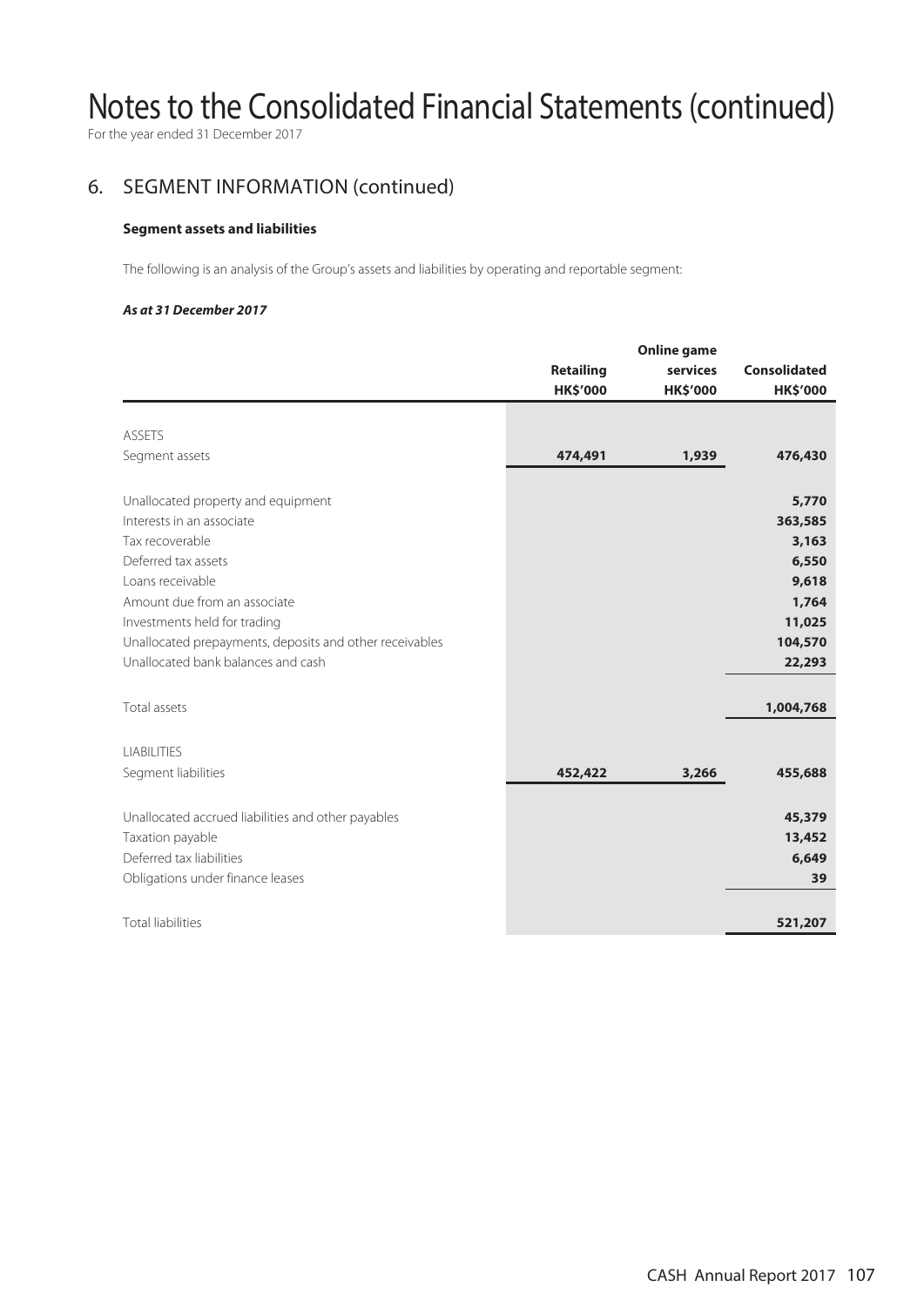# Notes to the Consolidated Financial Statements (continued)

For the year ended 31 December 2017

## 6. SEGMENT INFORMATION (continued)

### Segment assets and liabilities

The following is an analysis of the Group's assets and liabilities by operating and reportable segment:

***As at 31 December 2017***

| | Retailing HK$'000 | Online game services HK$'000 | Consolidated HK$'000 |
|---|---|---|---|
| ASSETS | | | |
| Segment assets | **474,491** | **1,939** | **476,430** |
| Unallocated property and equipment | | | **5,770** |
| Interests in an associate | | | **363,585** |
| Tax recoverable | | | **3,163** |
| Deferred tax assets | | | **6,550** |
| Loans receivable | | | **9,618** |
| Amount due from an associate | | | **1,764** |
| Investments held for trading | | | **11,025** |
| Unallocated prepayments, deposits and other receivables | | | **104,570** |
| Unallocated bank balances and cash | | | **22,293** |
| Total assets | | | **1,004,768** |
| LIABILITIES | | | |
| Segment liabilities | **452,422** | **3,266** | **455,688** |
| Unallocated accrued liabilities and other payables | | | **45,379** |
| Taxation payable | | | **13,452** |
| Deferred tax liabilities | | | **6,649** |
| Obligations under finance leases | | | **39** |
| Total liabilities | | | **521,207** |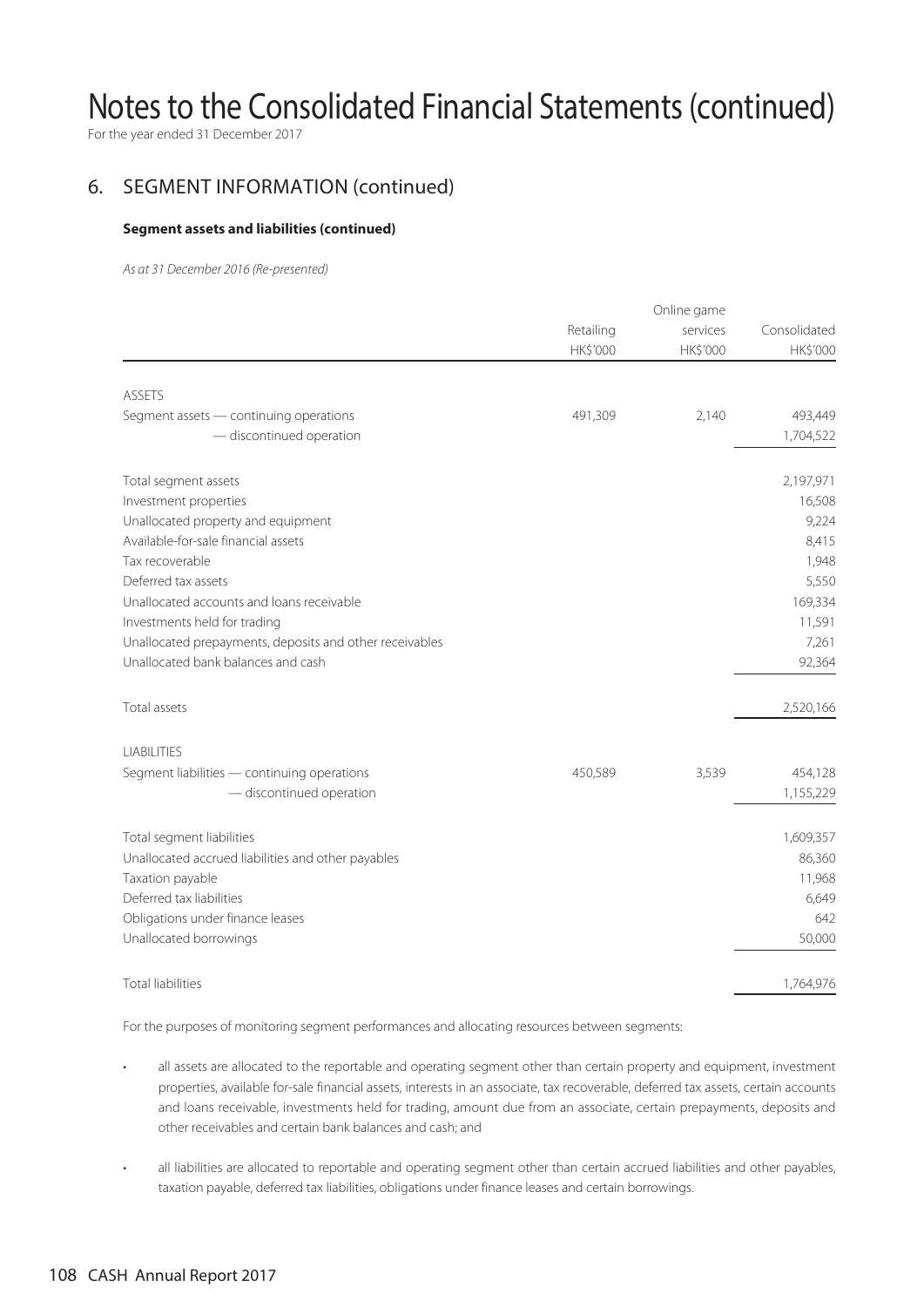# Notes to the Consolidated Financial Statements (continued)

For the year ended 31 December 2017

## 6. SEGMENT INFORMATION (continued)

### Segment assets and liabilities (continued)

*As at 31 December 2016 (Re-presented)*

| | Retailing HK$'000 | Online game services HK$'000 | Consolidated HK$'000 |
|---|---|---|---|
| ASSETS | | | |
| Segment assets — continuing operations | 491,309 | 2,140 | 493,449 |
| — discontinued operation | | | 1,704,522 |
| Total segment assets | | | 2,197,971 |
| Investment properties | | | 16,508 |
| Unallocated property and equipment | | | 9,224 |
| Available-for-sale financial assets | | | 8,415 |
| Tax recoverable | | | 1,948 |
| Deferred tax assets | | | 5,550 |
| Unallocated accounts and loans receivable | | | 169,334 |
| Investments held for trading | | | 11,591 |
| Unallocated prepayments, deposits and other receivables | | | 7,261 |
| Unallocated bank balances and cash | | | 92,364 |
| Total assets | | | 2,520,166 |
| LIABILITIES | | | |
| Segment liabilities — continuing operations | 450,589 | 3,539 | 454,128 |
| — discontinued operation | | | 1,155,229 |
| Total segment liabilities | | | 1,609,357 |
| Unallocated accrued liabilities and other payables | | | 86,360 |
| Taxation payable | | | 11,968 |
| Deferred tax liabilities | | | 6,649 |
| Obligations under finance leases | | | 642 |
| Unallocated borrowings | | | 50,000 |
| Total liabilities | | | 1,764,976 |

For the purposes of monitoring segment performances and allocating resources between segments:

- all assets are allocated to the reportable and operating segment other than certain property and equipment, investment properties, available for-sale financial assets, interests in an associate, tax recoverable, deferred tax assets, certain accounts and loans receivable, investments held for trading, amount due from an associate, certain prepayments, deposits and other receivables and certain bank balances and cash; and

- all liabilities are allocated to reportable and operating segment other than certain accrued liabilities and other payables, taxation payable, deferred tax liabilities, obligations under finance leases and certain borrowings.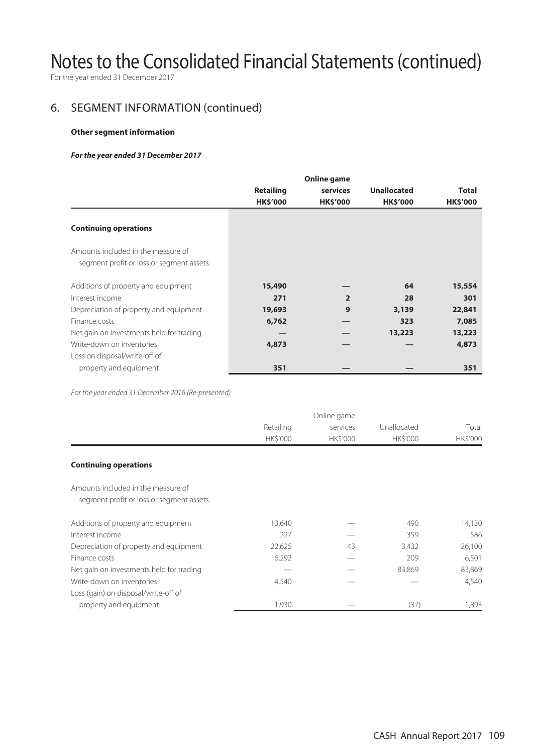# Notes to the Consolidated Financial Statements (continued)

For the year ended 31 December 2017

## 6. SEGMENT INFORMATION (continued)

**Other segment information**

***For the year ended 31 December 2017***

| | **Retailing** | **Online game services** | **Unallocated** | **Total** |
|---|---|---|---|---|
| | **HK$'000** | **HK$'000** | **HK$'000** | **HK$'000** |
| **Continuing operations** | | | | |
| Amounts included in the measure of segment profit or loss or segment assets: | | | | |
| Additions of property and equipment | **15,490** | **—** | **64** | **15,554** |
| Interest income | **271** | **2** | **28** | **301** |
| Depreciation of property and equipment | **19,693** | **9** | **3,139** | **22,841** |
| Finance costs | **6,762** | **—** | **323** | **7,085** |
| Net gain on investments held for trading | **—** | **—** | **13,223** | **13,223** |
| Write-down on inventories | **4,873** | **—** | **—** | **4,873** |
| Loss on disposal/write-off of property and equipment | **351** | **—** | **—** | **351** |

*For the year ended 31 December 2016 (Re-presented)*

| | Retailing | Online game services | Unallocated | Total |
|---|---|---|---|---|
| | HK$'000 | HK$'000 | HK$'000 | HK$'000 |
| **Continuing operations** | | | | |
| Amounts included in the measure of segment profit or loss or segment assets: | | | | |
| Additions of property and equipment | 13,640 | — | 490 | 14,130 |
| Interest income | 227 | — | 359 | 586 |
| Depreciation of property and equipment | 22,625 | 43 | 3,432 | 26,100 |
| Finance costs | 6,292 | — | 209 | 6,501 |
| Net gain on investments held for trading | — | — | 83,869 | 83,869 |
| Write-down on inventories | 4,540 | — | — | 4,540 |
| Loss (gain) on disposal/write-off of property and equipment | 1,930 | — | (37) | 1,893 |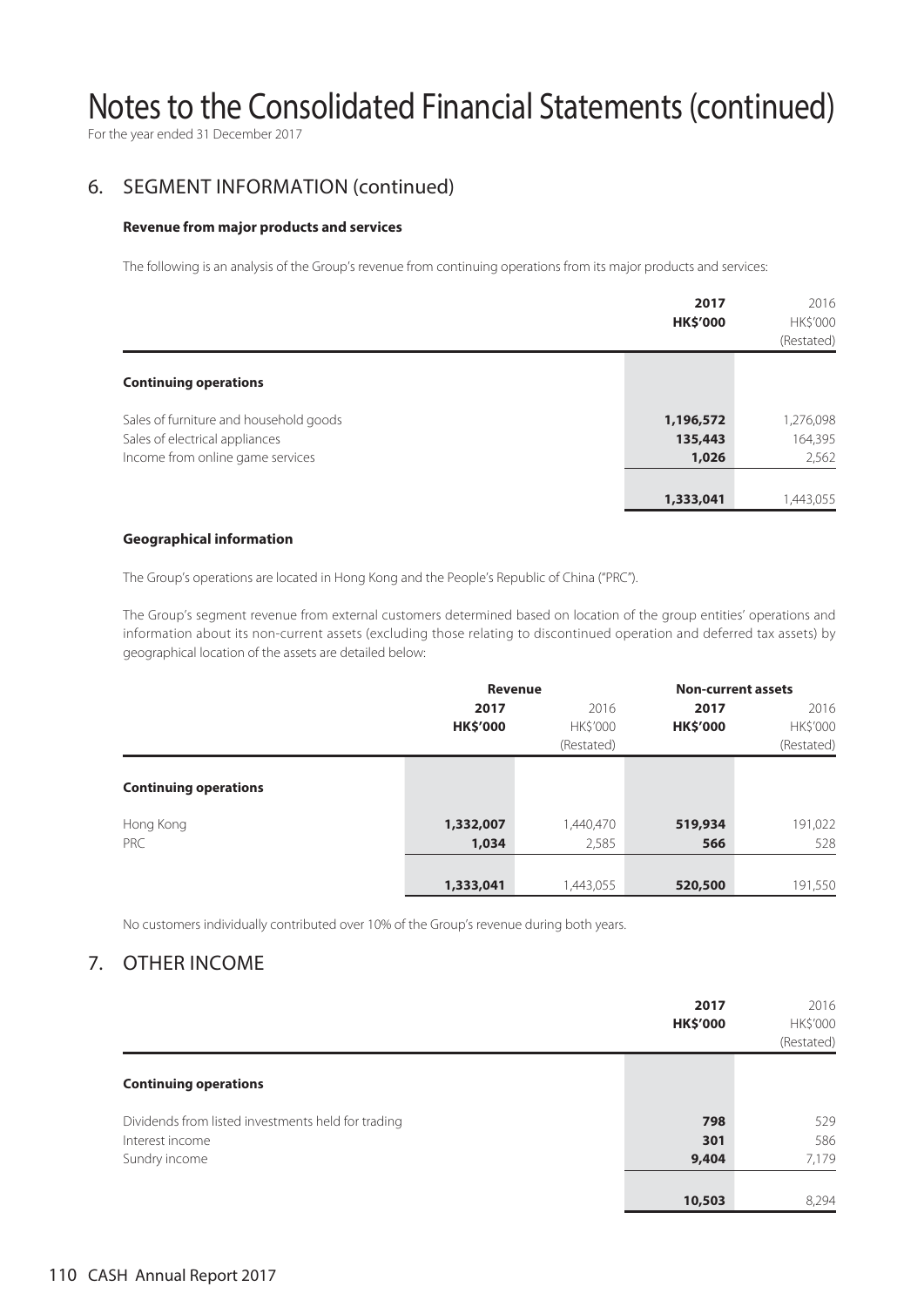# Notes to the Consolidated Financial Statements (continued)

For the year ended 31 December 2017

## 6. SEGMENT INFORMATION (continued)

### Revenue from major products and services

The following is an analysis of the Group's revenue from continuing operations from its major products and services:

| | **2017** **HK$'000** | 2016 HK$'000 (Restated) |
|---|---|---|
| **Continuing operations** | | |
| Sales of furniture and household goods | **1,196,572** | 1,276,098 |
| Sales of electrical appliances | **135,443** | 164,395 |
| Income from online game services | **1,026** | 2,562 |
| | **1,333,041** | 1,443,055 |

### Geographical information

The Group's operations are located in Hong Kong and the People's Republic of China ("PRC").

The Group's segment revenue from external customers determined based on location of the group entities' operations and information about its non-current assets (excluding those relating to discontinued operation and deferred tax assets) by geographical location of the assets are detailed below:

| | **Revenue** | | **Non-current assets** | |
|---|---|---|---|---|
| | **2017** **HK$'000** | 2016 HK$'000 (Restated) | **2017** **HK$'000** | 2016 HK$'000 (Restated) |
| **Continuing operations** | | | | |
| Hong Kong | **1,332,007** | 1,440,470 | **519,934** | 191,022 |
| PRC | **1,034** | 2,585 | **566** | 528 |
| | **1,333,041** | 1,443,055 | **520,500** | 191,550 |

No customers individually contributed over 10% of the Group's revenue during both years.

## 7. OTHER INCOME

| | **2017** **HK$'000** | 2016 HK$'000 (Restated) |
|---|---|---|
| **Continuing operations** | | |
| Dividends from listed investments held for trading | **798** | 529 |
| Interest income | **301** | 586 |
| Sundry income | **9,404** | 7,179 |
| | **10,503** | 8,294 |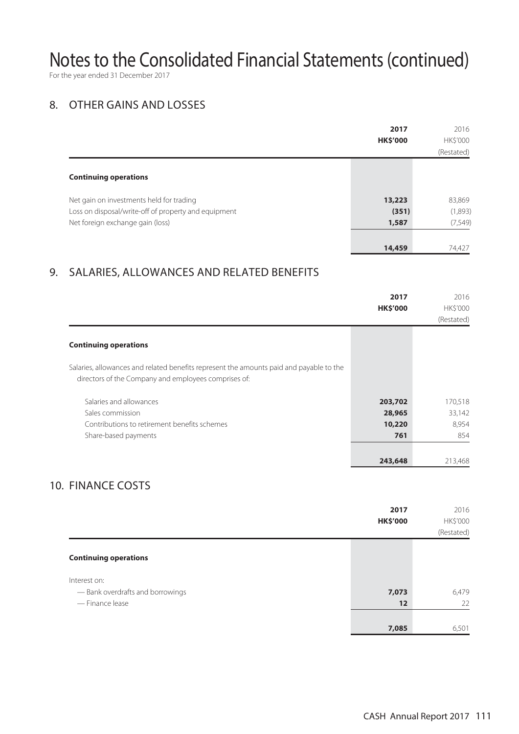# Notes to the Consolidated Financial Statements (continued)

For the year ended 31 December 2017

## 8. OTHER GAINS AND LOSSES

| | 2017<br>HK$'000 | 2016<br>HK$'000<br>(Restated) |
|---|---|---|
| **Continuing operations** | | |
| Net gain on investments held for trading | **13,223** | 83,869 |
| Loss on disposal/write-off of property and equipment | **(351)** | (1,893) |
| Net foreign exchange gain (loss) | **1,587** | (7,549) |
| | **14,459** | 74,427 |

## 9. SALARIES, ALLOWANCES AND RELATED BENEFITS

| | 2017<br>HK$'000 | 2016<br>HK$'000<br>(Restated) |
|---|---|---|
| **Continuing operations** | | |
| Salaries, allowances and related benefits represent the amounts paid and payable to the directors of the Company and employees comprises of: | | |
| Salaries and allowances | **203,702** | 170,518 |
| Sales commission | **28,965** | 33,142 |
| Contributions to retirement benefits schemes | **10,220** | 8,954 |
| Share-based payments | **761** | 854 |
| | **243,648** | 213,468 |

## 10. FINANCE COSTS

| | 2017<br>HK$'000 | 2016<br>HK$'000<br>(Restated) |
|---|---|---|
| **Continuing operations** | | |
| Interest on: | | |
| — Bank overdrafts and borrowings | **7,073** | 6,479 |
| — Finance lease | **12** | 22 |
| | **7,085** | 6,501 |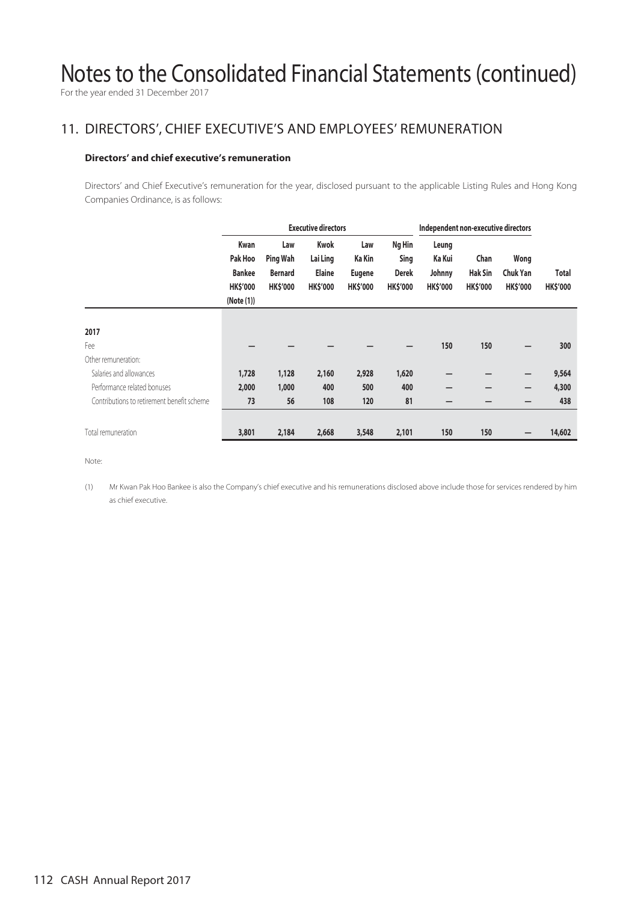# Notes to the Consolidated Financial Statements (continued)

For the year ended 31 December 2017

## 11. DIRECTORS', CHIEF EXECUTIVE'S AND EMPLOYEES' REMUNERATION

### Directors' and chief executive's remuneration

Directors' and Chief Executive's remuneration for the year, disclosed pursuant to the applicable Listing Rules and Hong Kong Companies Ordinance, is as follows:

| | Executive directors | | | | | Independent non-executive directors | | | |
|---|---|---|---|---|---|---|---|---|---|
| | Kwan Pak Hoo Bankee HK$'000 (Note (1)) | Law Ping Wah Bernard HK$'000 | Kwok Lai Ling Elaine HK$'000 | Law Ka Kin Eugene HK$'000 | Ng Hin Sing Derek HK$'000 | Leung Ka Kui Johnny HK$'000 | Chan Hak Sin HK$'000 | Wong Chuk Yan HK$'000 | Total HK$'000 |
| **2017** | | | | | | | | | |
| Fee | — | — | — | — | — | 150 | 150 | — | 300 |
| Other remuneration: | | | | | | | | | |
| Salaries and allowances | 1,728 | 1,128 | 2,160 | 2,928 | 1,620 | — | — | — | 9,564 |
| Performance related bonuses | 2,000 | 1,000 | 400 | 500 | 400 | — | — | — | 4,300 |
| Contributions to retirement benefit scheme | 73 | 56 | 108 | 120 | 81 | — | — | — | 438 |
| Total remuneration | 3,801 | 2,184 | 2,668 | 3,548 | 2,101 | 150 | 150 | — | 14,602 |

Note:

(1) Mr Kwan Pak Hoo Bankee is also the Company's chief executive and his remunerations disclosed above include those for services rendered by him as chief executive.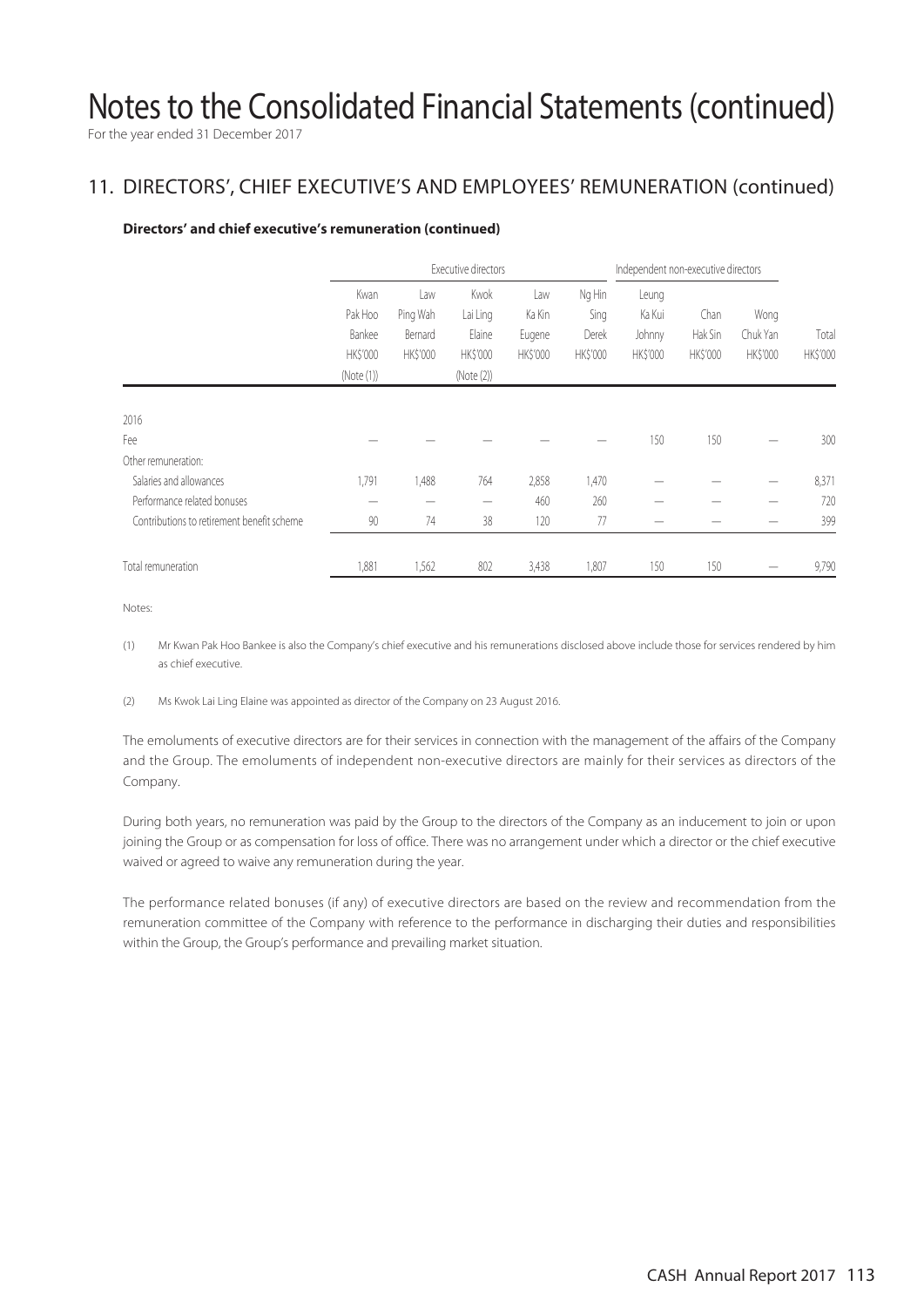# Notes to the Consolidated Financial Statements (continued)

For the year ended 31 December 2017

## 11. DIRECTORS', CHIEF EXECUTIVE'S AND EMPLOYEES' REMUNERATION (continued)

**Directors' and chief executive's remuneration (continued)**

| | Executive directors | | | | | Independent non-executive directors | | | |
|---|---|---|---|---|---|---|---|---|---|
| | Kwan Pak Hoo Bankee HK$'000 (Note (1)) | Law Ping Wah Bernard HK$'000 | Kwok Lai Ling Elaine HK$'000 (Note (2)) | Law Ka Kin Eugene HK$'000 | Ng Hin Sing Derek HK$'000 | Leung Ka Kui Johnny HK$'000 | Chan Hak Sin HK$'000 | Wong Chuk Yan HK$'000 | Total HK$'000 |
| 2016 | | | | | | | | | |
| Fee | — | — | — | — | — | 150 | 150 | — | 300 |
| Other remuneration: | | | | | | | | | |
| Salaries and allowances | 1,791 | 1,488 | 764 | 2,858 | 1,470 | — | — | — | 8,371 |
| Performance related bonuses | — | — | — | 460 | 260 | — | — | — | 720 |
| Contributions to retirement benefit scheme | 90 | 74 | 38 | 120 | 77 | — | — | — | 399 |
| Total remuneration | 1,881 | 1,562 | 802 | 3,438 | 1,807 | 150 | 150 | — | 9,790 |

Notes:

(1) Mr Kwan Pak Hoo Bankee is also the Company's chief executive and his remunerations disclosed above include those for services rendered by him as chief executive.

(2) Ms Kwok Lai Ling Elaine was appointed as director of the Company on 23 August 2016.

The emoluments of executive directors are for their services in connection with the management of the affairs of the Company and the Group. The emoluments of independent non-executive directors are mainly for their services as directors of the Company.

During both years, no remuneration was paid by the Group to the directors of the Company as an inducement to join or upon joining the Group or as compensation for loss of office. There was no arrangement under which a director or the chief executive waived or agreed to waive any remuneration during the year.

The performance related bonuses (if any) of executive directors are based on the review and recommendation from the remuneration committee of the Company with reference to the performance in discharging their duties and responsibilities within the Group, the Group's performance and prevailing market situation.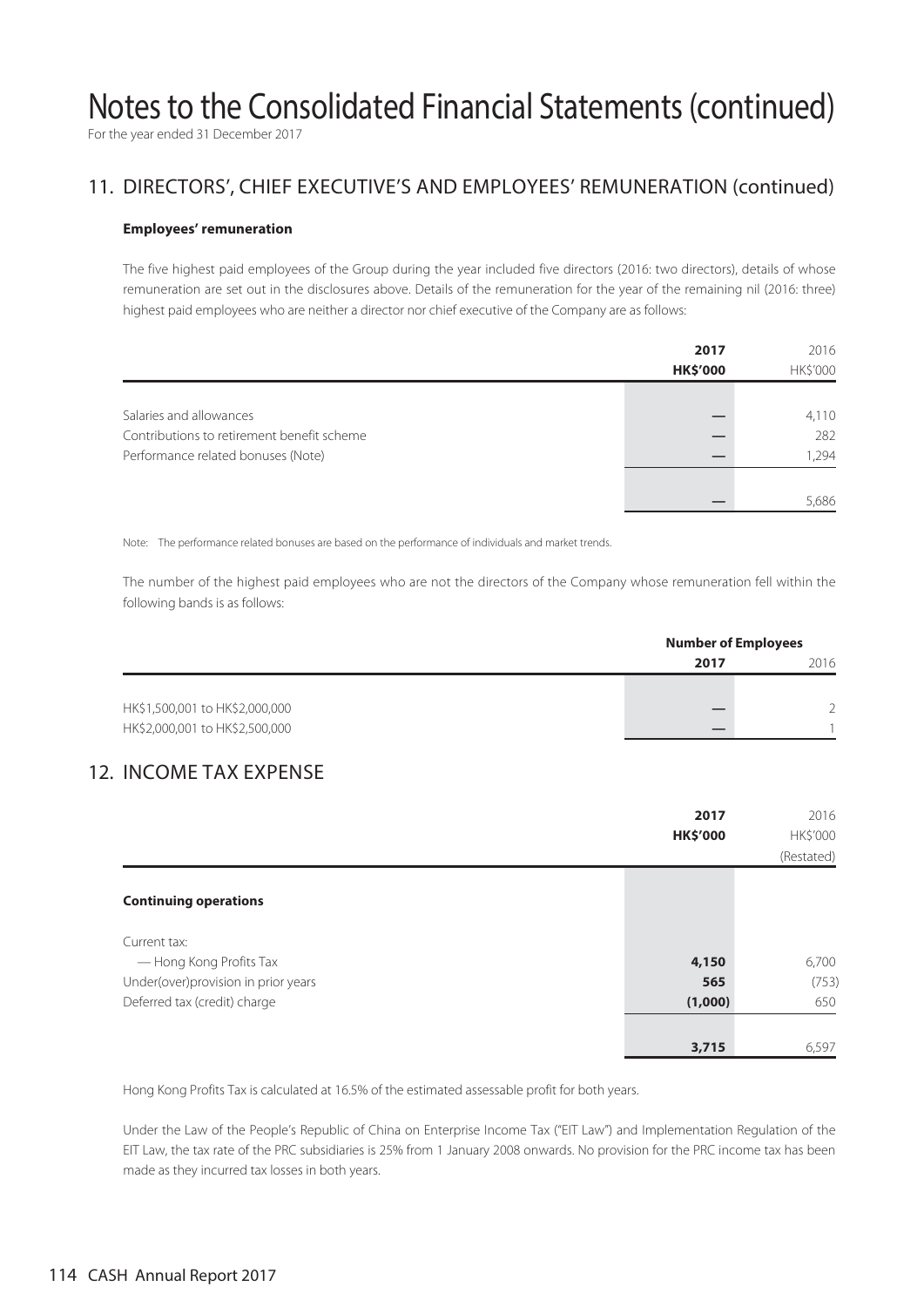# Notes to the Consolidated Financial Statements (continued)

For the year ended 31 December 2017

## 11. DIRECTORS', CHIEF EXECUTIVE'S AND EMPLOYEES' REMUNERATION (continued)

### Employees' remuneration

The five highest paid employees of the Group during the year included five directors (2016: two directors), details of whose remuneration are set out in the disclosures above. Details of the remuneration for the year of the remaining nil (2016: three) highest paid employees who are neither a director nor chief executive of the Company are as follows:

| | 2017 HK$'000 | 2016 HK$'000 |
|---|---|---|
| Salaries and allowances | — | 4,110 |
| Contributions to retirement benefit scheme | — | 282 |
| Performance related bonuses (Note) | — | 1,294 |
| | — | 5,686 |

Note: The performance related bonuses are based on the performance of individuals and market trends.

The number of the highest paid employees who are not the directors of the Company whose remuneration fell within the following bands is as follows:

| | Number of Employees | |
|---|---|---|
| | 2017 | 2016 |
| HK$1,500,001 to HK$2,000,000 | — | 2 |
| HK$2,000,001 to HK$2,500,000 | — | 1 |

## 12. INCOME TAX EXPENSE

| | 2017 HK$'000 | 2016 HK$'000 (Restated) |
|---|---|---|
| **Continuing operations** | | |
| Current tax: | | |
| — Hong Kong Profits Tax | 4,150 | 6,700 |
| Under(over)provision in prior years | 565 | (753) |
| Deferred tax (credit) charge | (1,000) | 650 |
| | 3,715 | 6,597 |

Hong Kong Profits Tax is calculated at 16.5% of the estimated assessable profit for both years.

Under the Law of the People's Republic of China on Enterprise Income Tax ("EIT Law") and Implementation Regulation of the EIT Law, the tax rate of the PRC subsidiaries is 25% from 1 January 2008 onwards. No provision for the PRC income tax has been made as they incurred tax losses in both years.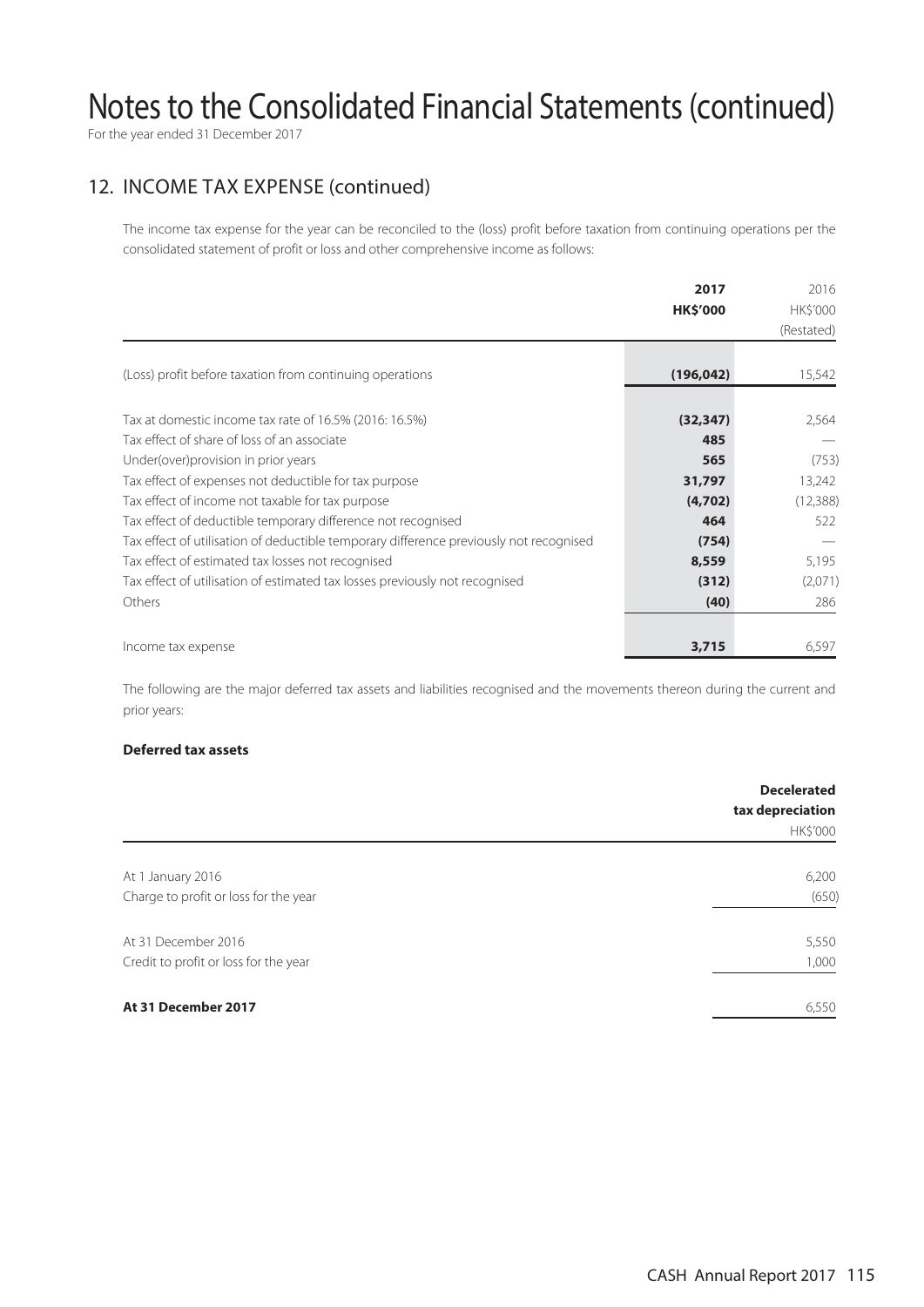# Notes to the Consolidated Financial Statements (continued)

For the year ended 31 December 2017

## 12. INCOME TAX EXPENSE (continued)

The income tax expense for the year can be reconciled to the (loss) profit before taxation from continuing operations per the consolidated statement of profit or loss and other comprehensive income as follows:

| | **2017** | 2016 |
|---|---|---|
| | **HK$'000** | HK$'000 |
| | | (Restated) |
| (Loss) profit before taxation from continuing operations | **(196,042)** | 15,542 |
| Tax at domestic income tax rate of 16.5% (2016: 16.5%) | **(32,347)** | 2,564 |
| Tax effect of share of loss of an associate | **485** | — |
| Under(over)provision in prior years | **565** | (753) |
| Tax effect of expenses not deductible for tax purpose | **31,797** | 13,242 |
| Tax effect of income not taxable for tax purpose | **(4,702)** | (12,388) |
| Tax effect of deductible temporary difference not recognised | **464** | 522 |
| Tax effect of utilisation of deductible temporary difference previously not recognised | **(754)** | — |
| Tax effect of estimated tax losses not recognised | **8,559** | 5,195 |
| Tax effect of utilisation of estimated tax losses previously not recognised | **(312)** | (2,071) |
| Others | **(40)** | 286 |
| Income tax expense | **3,715** | 6,597 |

The following are the major deferred tax assets and liabilities recognised and the movements thereon during the current and prior years:

**Deferred tax assets**

| | **Decelerated tax depreciation** |
|---|---|
| | HK$'000 |
| At 1 January 2016 | 6,200 |
| Charge to profit or loss for the year | (650) |
| At 31 December 2016 | 5,550 |
| Credit to profit or loss for the year | 1,000 |
| **At 31 December 2017** | 6,550 |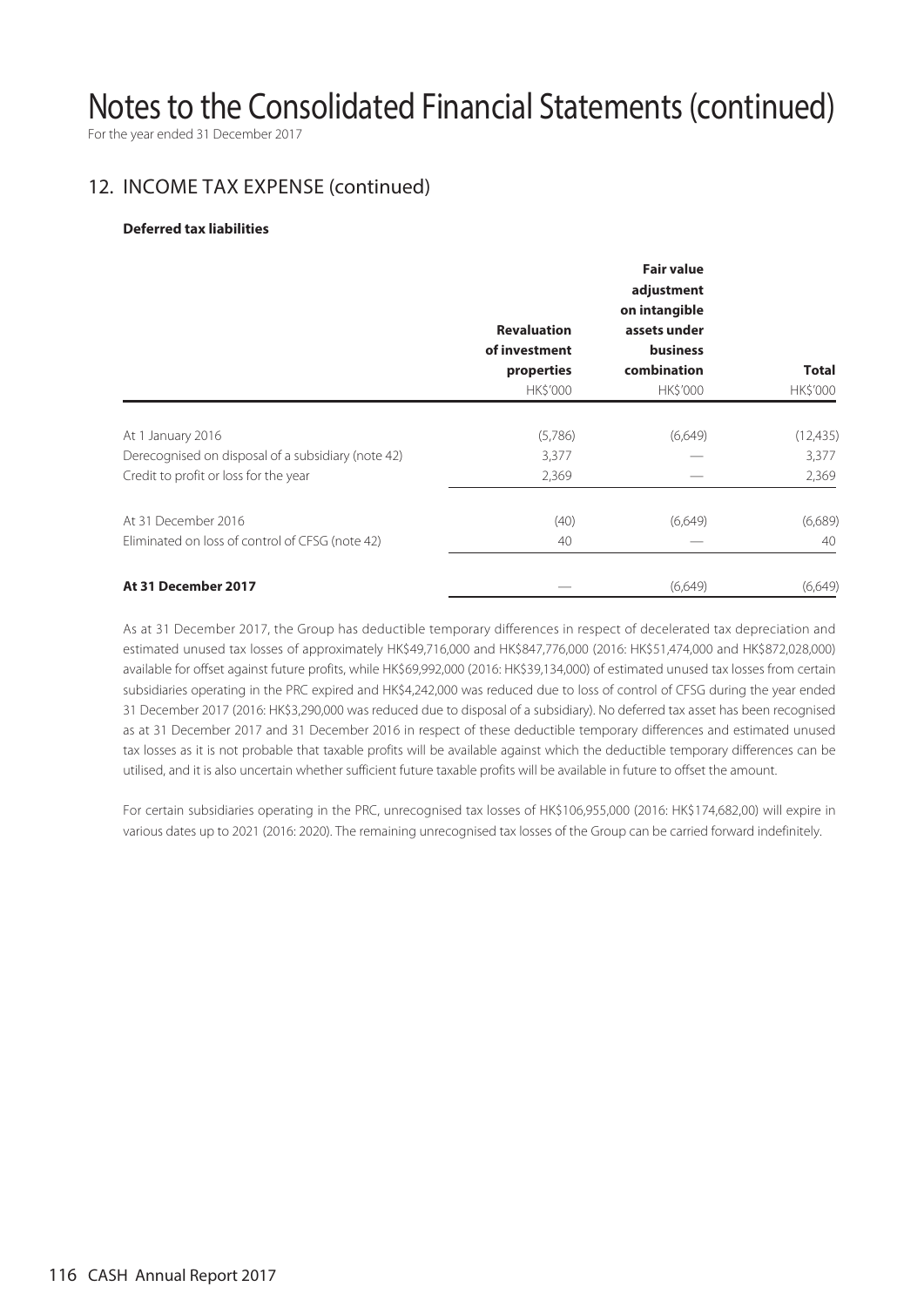# Notes to the Consolidated Financial Statements (continued)

For the year ended 31 December 2017

## 12. INCOME TAX EXPENSE (continued)

**Deferred tax liabilities**

| | Revaluation of investment properties HK$'000 | Fair value adjustment on intangible assets under business combination HK$'000 | Total HK$'000 |
|---|---|---|---|
| At 1 January 2016 | (5,786) | (6,649) | (12,435) |
| Derecognised on disposal of a subsidiary (note 42) | 3,377 | — | 3,377 |
| Credit to profit or loss for the year | 2,369 | — | 2,369 |
| At 31 December 2016 | (40) | (6,649) | (6,689) |
| Eliminated on loss of control of CFSG (note 42) | 40 | — | 40 |
| **At 31 December 2017** | — | (6,649) | (6,649) |

As at 31 December 2017, the Group has deductible temporary differences in respect of decelerated tax depreciation and estimated unused tax losses of approximately HK$49,716,000 and HK$847,776,000 (2016: HK$51,474,000 and HK$872,028,000) available for offset against future profits, while HK$69,992,000 (2016: HK$39,134,000) of estimated unused tax losses from certain subsidiaries operating in the PRC expired and HK$4,242,000 was reduced due to loss of control of CFSG during the year ended 31 December 2017 (2016: HK$3,290,000 was reduced due to disposal of a subsidiary). No deferred tax asset has been recognised as at 31 December 2017 and 31 December 2016 in respect of these deductible temporary differences and estimated unused tax losses as it is not probable that taxable profits will be available against which the deductible temporary differences can be utilised, and it is also uncertain whether sufficient future taxable profits will be available in future to offset the amount.

For certain subsidiaries operating in the PRC, unrecognised tax losses of HK$106,955,000 (2016: HK$174,682,00) will expire in various dates up to 2021 (2016: 2020). The remaining unrecognised tax losses of the Group can be carried forward indefinitely.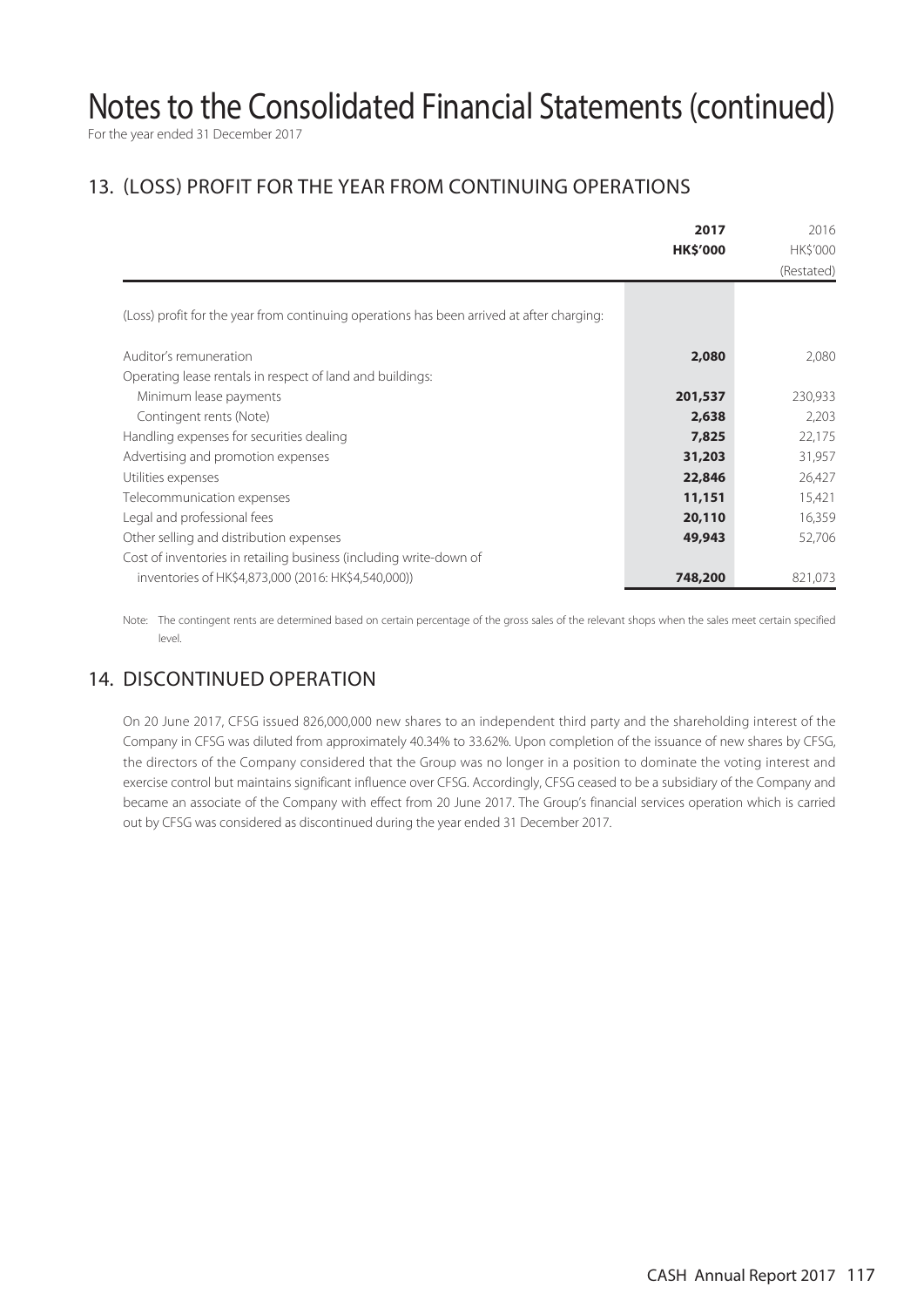# Notes to the Consolidated Financial Statements (continued)

For the year ended 31 December 2017

## 13. (LOSS) PROFIT FOR THE YEAR FROM CONTINUING OPERATIONS

| | **2017** | 2016 |
|---|---|---|
| | **HK$'000** | HK$'000 |
| | | (Restated) |
| (Loss) profit for the year from continuing operations has been arrived at after charging: | | |
| Auditor's remuneration | **2,080** | 2,080 |
| Operating lease rentals in respect of land and buildings: | | |
| Minimum lease payments | **201,537** | 230,933 |
| Contingent rents (Note) | **2,638** | 2,203 |
| Handling expenses for securities dealing | **7,825** | 22,175 |
| Advertising and promotion expenses | **31,203** | 31,957 |
| Utilities expenses | **22,846** | 26,427 |
| Telecommunication expenses | **11,151** | 15,421 |
| Legal and professional fees | **20,110** | 16,359 |
| Other selling and distribution expenses | **49,943** | 52,706 |
| Cost of inventories in retailing business (including write-down of inventories of HK$4,873,000 (2016: HK$4,540,000)) | **748,200** | 821,073 |

Note: The contingent rents are determined based on certain percentage of the gross sales of the relevant shops when the sales meet certain specified level.

## 14. DISCONTINUED OPERATION

On 20 June 2017, CFSG issued 826,000,000 new shares to an independent third party and the shareholding interest of the Company in CFSG was diluted from approximately 40.34% to 33.62%. Upon completion of the issuance of new shares by CFSG, the directors of the Company considered that the Group was no longer in a position to dominate the voting interest and exercise control but maintains significant influence over CFSG. Accordingly, CFSG ceased to be a subsidiary of the Company and became an associate of the Company with effect from 20 June 2017. The Group's financial services operation which is carried out by CFSG was considered as discontinued during the year ended 31 December 2017.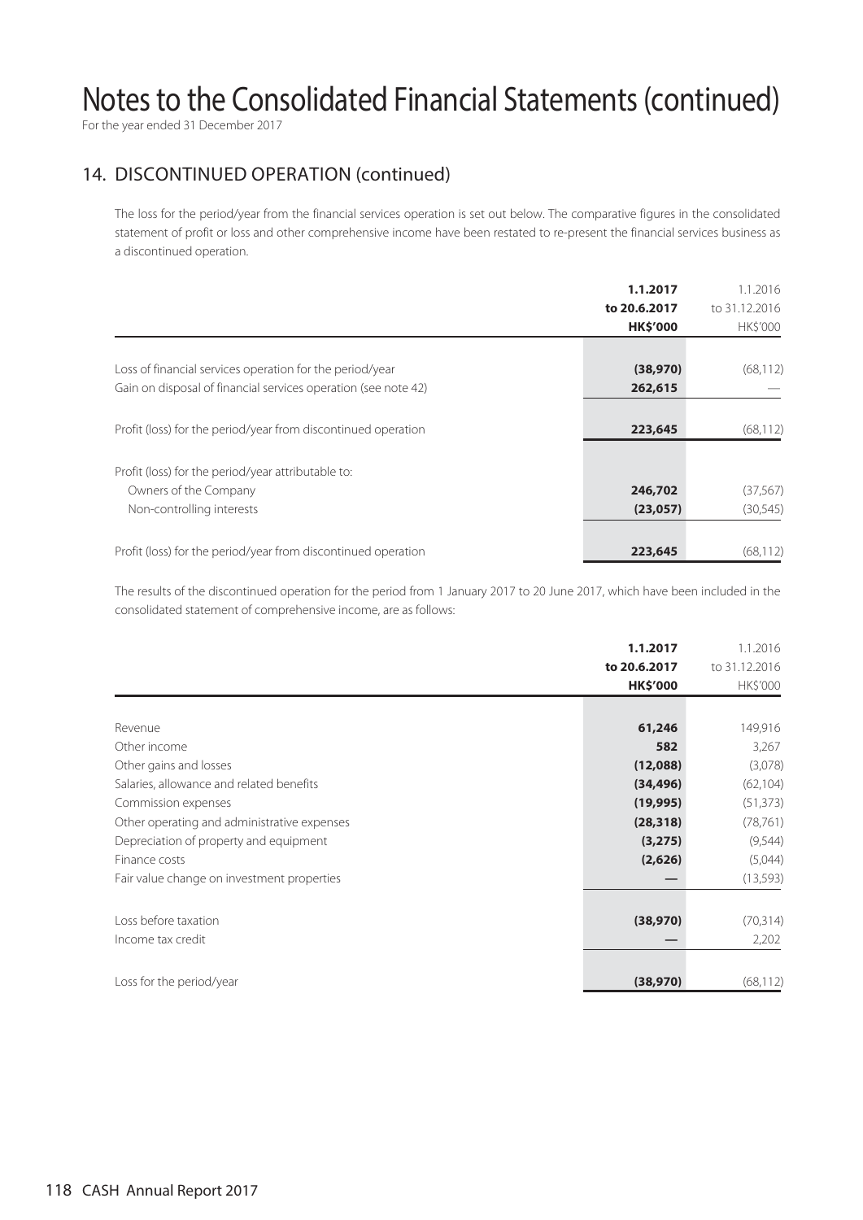# Notes to the Consolidated Financial Statements (continued)

For the year ended 31 December 2017

## 14. DISCONTINUED OPERATION (continued)

The loss for the period/year from the financial services operation is set out below. The comparative figures in the consolidated statement of profit or loss and other comprehensive income have been restated to re-present the financial services business as a discontinued operation.

| | **1.1.2017 to 20.6.2017 HK$'000** | 1.1.2016 to 31.12.2016 HK$'000 |
|---|---|---|
| Loss of financial services operation for the period/year | **(38,970)** | (68,112) |
| Gain on disposal of financial services operation (see note 42) | **262,615** | — |
| Profit (loss) for the period/year from discontinued operation | **223,645** | (68,112) |
| Profit (loss) for the period/year attributable to: | | |
| Owners of the Company | **246,702** | (37,567) |
| Non-controlling interests | **(23,057)** | (30,545) |
| Profit (loss) for the period/year from discontinued operation | **223,645** | (68,112) |

The results of the discontinued operation for the period from 1 January 2017 to 20 June 2017, which have been included in the consolidated statement of comprehensive income, are as follows:

| | **1.1.2017 to 20.6.2017 HK$'000** | 1.1.2016 to 31.12.2016 HK$'000 |
|---|---|---|
| Revenue | **61,246** | 149,916 |
| Other income | **582** | 3,267 |
| Other gains and losses | **(12,088)** | (3,078) |
| Salaries, allowance and related benefits | **(34,496)** | (62,104) |
| Commission expenses | **(19,995)** | (51,373) |
| Other operating and administrative expenses | **(28,318)** | (78,761) |
| Depreciation of property and equipment | **(3,275)** | (9,544) |
| Finance costs | **(2,626)** | (5,044) |
| Fair value change on investment properties | **—** | (13,593) |
| Loss before taxation | **(38,970)** | (70,314) |
| Income tax credit | **—** | 2,202 |
| Loss for the period/year | **(38,970)** | (68,112) |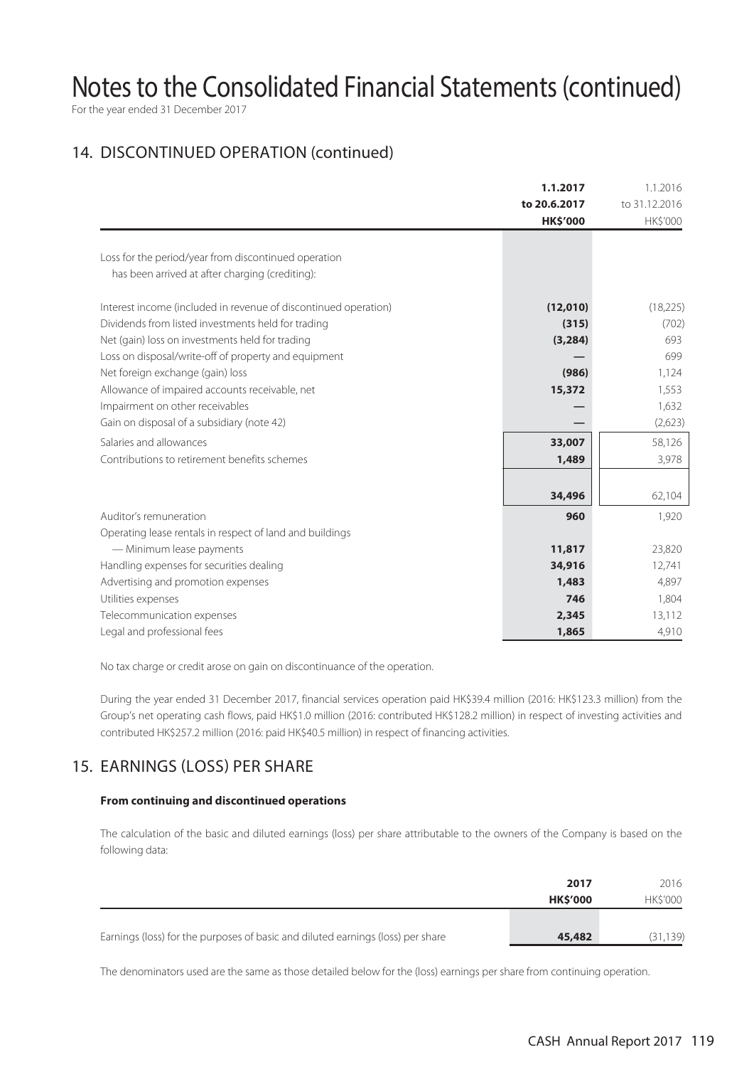# Notes to the Consolidated Financial Statements (continued)

For the year ended 31 December 2017

## 14. DISCONTINUED OPERATION (continued)

| | 1.1.2017 to 20.6.2017 HK$'000 | 1.1.2016 to 31.12.2016 HK$'000 |
|---|---|---|
| Loss for the period/year from discontinued operation has been arrived at after charging (crediting): | | |
| Interest income (included in revenue of discontinued operation) | (12,010) | (18,225) |
| Dividends from listed investments held for trading | (315) | (702) |
| Net (gain) loss on investments held for trading | (3,284) | 693 |
| Loss on disposal/write-off of property and equipment | — | 699 |
| Net foreign exchange (gain) loss | (986) | 1,124 |
| Allowance of impaired accounts receivable, net | 15,372 | 1,553 |
| Impairment on other receivables | — | 1,632 |
| Gain on disposal of a subsidiary (note 42) | — | (2,623) |
| Salaries and allowances | 33,007 | 58,126 |
| Contributions to retirement benefits schemes | 1,489 | 3,978 |
| | 34,496 | 62,104 |
| Auditor's remuneration | 960 | 1,920 |
| Operating lease rentals in respect of land and buildings | | |
| — Minimum lease payments | 11,817 | 23,820 |
| Handling expenses for securities dealing | 34,916 | 12,741 |
| Advertising and promotion expenses | 1,483 | 4,897 |
| Utilities expenses | 746 | 1,804 |
| Telecommunication expenses | 2,345 | 13,112 |
| Legal and professional fees | 1,865 | 4,910 |

No tax charge or credit arose on gain on discontinuance of the operation.

During the year ended 31 December 2017, financial services operation paid HK$39.4 million (2016: HK$123.3 million) from the Group's net operating cash flows, paid HK$1.0 million (2016: contributed HK$128.2 million) in respect of investing activities and contributed HK$257.2 million (2016: paid HK$40.5 million) in respect of financing activities.

## 15. EARNINGS (LOSS) PER SHARE

**From continuing and discontinued operations**

The calculation of the basic and diluted earnings (loss) per share attributable to the owners of the Company is based on the following data:

| | 2017 HK$'000 | 2016 HK$'000 |
|---|---|---|
| Earnings (loss) for the purposes of basic and diluted earnings (loss) per share | 45,482 | (31,139) |

The denominators used are the same as those detailed below for the (loss) earnings per share from continuing operation.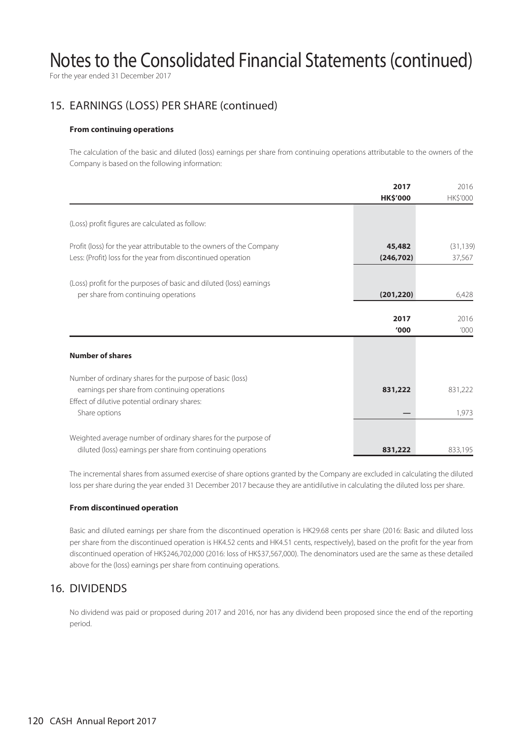# Notes to the Consolidated Financial Statements (continued)

For the year ended 31 December 2017

## 15. EARNINGS (LOSS) PER SHARE (continued)

### From continuing operations

The calculation of the basic and diluted (loss) earnings per share from continuing operations attributable to the owners of the Company is based on the following information:

| | 2017<br>HK$'000 | 2016<br>HK$'000 |
|---|---|---|
| (Loss) profit figures are calculated as follow: | | |
| Profit (loss) for the year attributable to the owners of the Company | **45,482** | (31,139) |
| Less: (Profit) loss for the year from discontinued operation | **(246,702)** | 37,567 |
| (Loss) profit for the purposes of basic and diluted (loss) earnings per share from continuing operations | **(201,220)** | 6,428 |

| | 2017<br>'000 | 2016<br>'000 |
|---|---|---|
| **Number of shares** | | |
| Number of ordinary shares for the purpose of basic (loss) earnings per share from continuing operations | **831,222** | 831,222 |
| Effect of dilutive potential ordinary shares: | | |
| Share options | **—** | 1,973 |
| Weighted average number of ordinary shares for the purpose of diluted (loss) earnings per share from continuing operations | **831,222** | 833,195 |

The incremental shares from assumed exercise of share options granted by the Company are excluded in calculating the diluted loss per share during the year ended 31 December 2017 because they are antidilutive in calculating the diluted loss per share.

### From discontinued operation

Basic and diluted earnings per share from the discontinued operation is HK29.68 cents per share (2016: Basic and diluted loss per share from the discontinued operation is HK4.52 cents and HK4.51 cents, respectively), based on the profit for the year from discontinued operation of HK$246,702,000 (2016: loss of HK$37,567,000). The denominators used are the same as these detailed above for the (loss) earnings per share from continuing operations.

## 16. DIVIDENDS

No dividend was paid or proposed during 2017 and 2016, nor has any dividend been proposed since the end of the reporting period.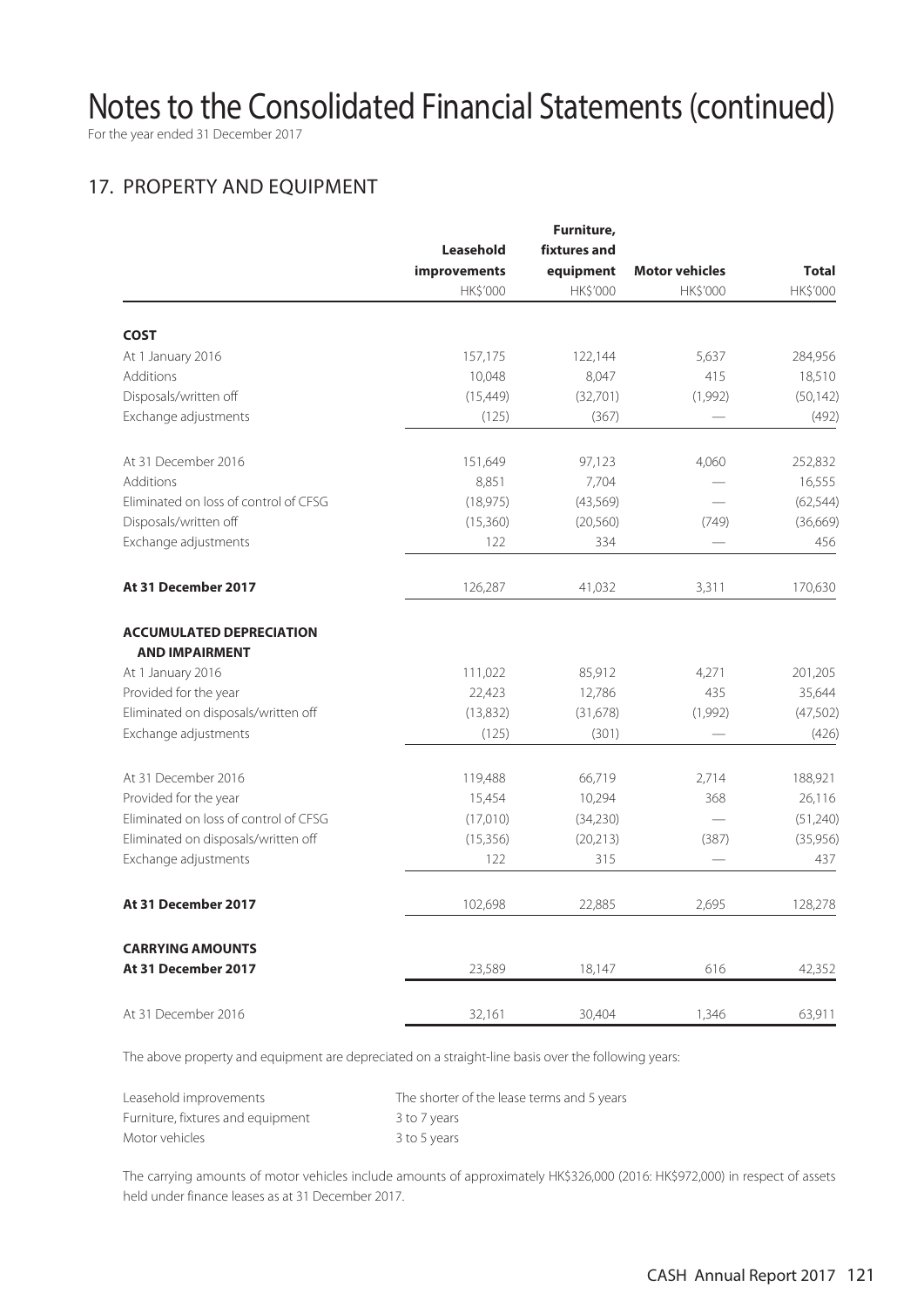# Notes to the Consolidated Financial Statements (continued)

For the year ended 31 December 2017

## 17. PROPERTY AND EQUIPMENT

| | Leasehold improvements | Furniture, fixtures and equipment | Motor vehicles | Total |
|---|---|---|---|---|
| | HK$'000 | HK$'000 | HK$'000 | HK$'000 |
| **COST** | | | | |
| At 1 January 2016 | 157,175 | 122,144 | 5,637 | 284,956 |
| Additions | 10,048 | 8,047 | 415 | 18,510 |
| Disposals/written off | (15,449) | (32,701) | (1,992) | (50,142) |
| Exchange adjustments | (125) | (367) | — | (492) |
| At 31 December 2016 | 151,649 | 97,123 | 4,060 | 252,832 |
| Additions | 8,851 | 7,704 | — | 16,555 |
| Eliminated on loss of control of CFSG | (18,975) | (43,569) | — | (62,544) |
| Disposals/written off | (15,360) | (20,560) | (749) | (36,669) |
| Exchange adjustments | 122 | 334 | — | 456 |
| **At 31 December 2017** | 126,287 | 41,032 | 3,311 | 170,630 |
| **ACCUMULATED DEPRECIATION AND IMPAIRMENT** | | | | |
| At 1 January 2016 | 111,022 | 85,912 | 4,271 | 201,205 |
| Provided for the year | 22,423 | 12,786 | 435 | 35,644 |
| Eliminated on disposals/written off | (13,832) | (31,678) | (1,992) | (47,502) |
| Exchange adjustments | (125) | (301) | — | (426) |
| At 31 December 2016 | 119,488 | 66,719 | 2,714 | 188,921 |
| Provided for the year | 15,454 | 10,294 | 368 | 26,116 |
| Eliminated on loss of control of CFSG | (17,010) | (34,230) | — | (51,240) |
| Eliminated on disposals/written off | (15,356) | (20,213) | (387) | (35,956) |
| Exchange adjustments | 122 | 315 | — | 437 |
| **At 31 December 2017** | 102,698 | 22,885 | 2,695 | 128,278 |
| **CARRYING AMOUNTS** | | | | |
| **At 31 December 2017** | 23,589 | 18,147 | 616 | 42,352 |
| At 31 December 2016 | 32,161 | 30,404 | 1,346 | 63,911 |

The above property and equipment are depreciated on a straight-line basis over the following years:

| | |
|---|---|
| Leasehold improvements | The shorter of the lease terms and 5 years |
| Furniture, fixtures and equipment | 3 to 7 years |
| Motor vehicles | 3 to 5 years |

The carrying amounts of motor vehicles include amounts of approximately HK$326,000 (2016: HK$972,000) in respect of assets held under finance leases as at 31 December 2017.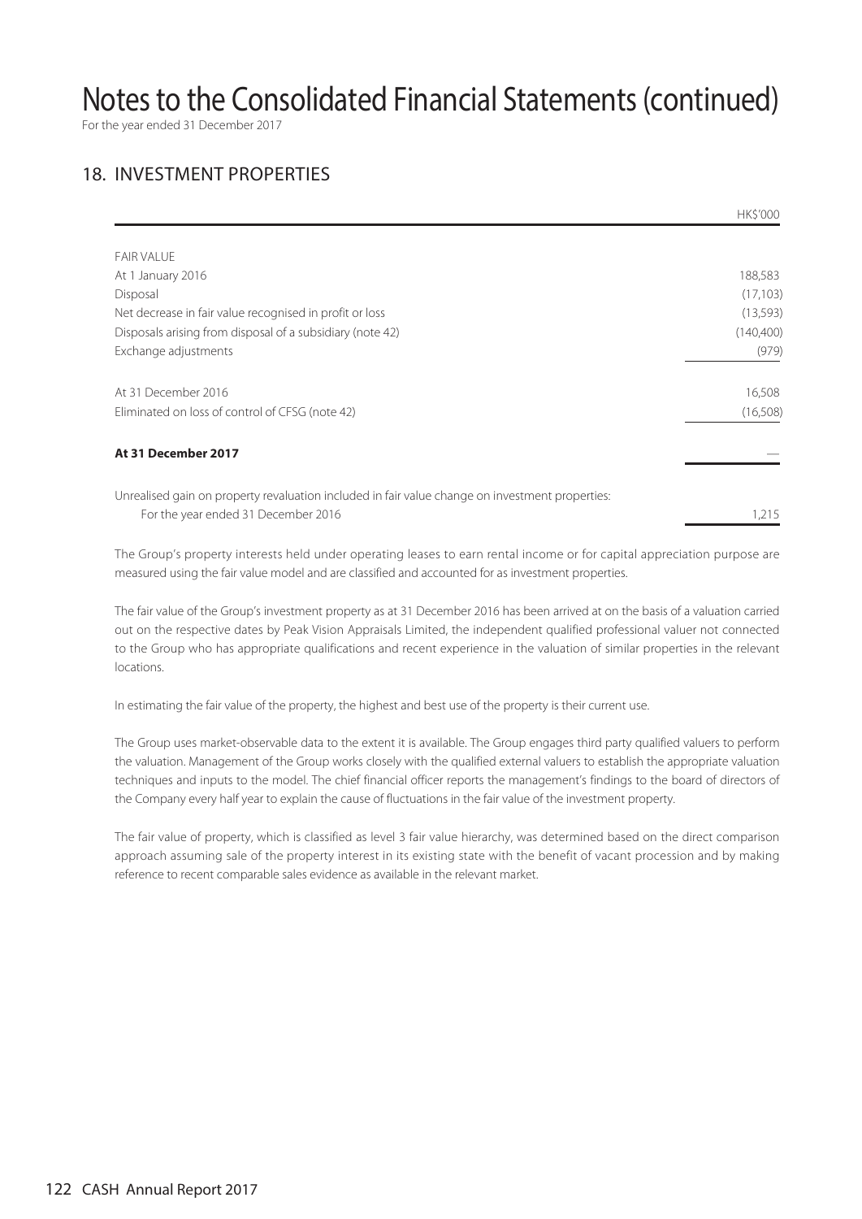# Notes to the Consolidated Financial Statements (continued)

For the year ended 31 December 2017

## 18. INVESTMENT PROPERTIES

| | HK$'000 |
|---|---|
| FAIR VALUE | |
| At 1 January 2016 | 188,583 |
| Disposal | (17,103) |
| Net decrease in fair value recognised in profit or loss | (13,593) |
| Disposals arising from disposal of a subsidiary (note 42) | (140,400) |
| Exchange adjustments | (979) |
| At 31 December 2016 | 16,508 |
| Eliminated on loss of control of CFSG (note 42) | (16,508) |
| **At 31 December 2017** | — |
| Unrealised gain on property revaluation included in fair value change on investment properties: | |
| For the year ended 31 December 2016 | 1,215 |

The Group's property interests held under operating leases to earn rental income or for capital appreciation purpose are measured using the fair value model and are classified and accounted for as investment properties.

The fair value of the Group's investment property as at 31 December 2016 has been arrived at on the basis of a valuation carried out on the respective dates by Peak Vision Appraisals Limited, the independent qualified professional valuer not connected to the Group who has appropriate qualifications and recent experience in the valuation of similar properties in the relevant locations.

In estimating the fair value of the property, the highest and best use of the property is their current use.

The Group uses market-observable data to the extent it is available. The Group engages third party qualified valuers to perform the valuation. Management of the Group works closely with the qualified external valuers to establish the appropriate valuation techniques and inputs to the model. The chief financial officer reports the management's findings to the board of directors of the Company every half year to explain the cause of fluctuations in the fair value of the investment property.

The fair value of property, which is classified as level 3 fair value hierarchy, was determined based on the direct comparison approach assuming sale of the property interest in its existing state with the benefit of vacant procession and by making reference to recent comparable sales evidence as available in the relevant market.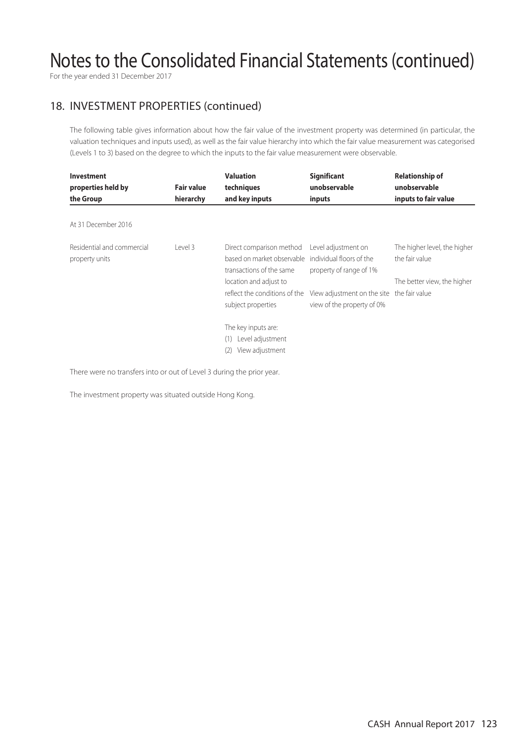# Notes to the Consolidated Financial Statements (continued)

For the year ended 31 December 2017

## 18. INVESTMENT PROPERTIES (continued)

The following table gives information about how the fair value of the investment property was determined (in particular, the valuation techniques and inputs used), as well as the fair value hierarchy into which the fair value measurement was categorised (Levels 1 to 3) based on the degree to which the inputs to the fair value measurement were observable.

| Investment properties held by the Group | Fair value hierarchy | Valuation techniques and key inputs | Significant unobservable inputs | Relationship of unobservable inputs to fair value |
|---|---|---|---|---|
| At 31 December 2016 | | | | |
| Residential and commercial property units | Level 3 | Direct comparison method based on market observable transactions of the same location and adjust to reflect the conditions of the subject properties<br><br>The key inputs are:<br>(1) Level adjustment<br>(2) View adjustment | Level adjustment on individual floors of the property of range of 1%<br><br>View adjustment on the site view of the property of 0% | The higher level, the higher the fair value<br><br>The better view, the higher the fair value |

There were no transfers into or out of Level 3 during the prior year.

The investment property was situated outside Hong Kong.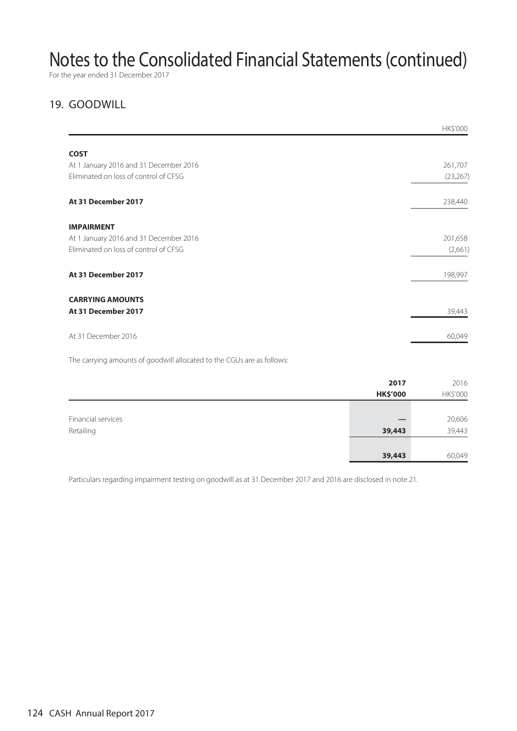# Notes to the Consolidated Financial Statements (continued)

For the year ended 31 December 2017

## 19. GOODWILL

| | HK$'000 |
|---|---|
| **COST** | |
| At 1 January 2016 and 31 December 2016 | 261,707 |
| Eliminated on loss of control of CFSG | (23,267) |
| **At 31 December 2017** | 238,440 |
| **IMPAIRMENT** | |
| At 1 January 2016 and 31 December 2016 | 201,658 |
| Eliminated on loss of control of CFSG | (2,661) |
| **At 31 December 2017** | 198,997 |
| **CARRYING AMOUNTS** | |
| **At 31 December 2017** | 39,443 |
| At 31 December 2016 | 60,049 |

The carrying amounts of goodwill allocated to the CGUs are as follows:

| | **2017** **HK$'000** | 2016 HK$'000 |
|---|---|---|
| Financial services | — | 20,606 |
| Retailing | **39,443** | 39,443 |
| | **39,443** | 60,049 |

Particulars regarding impairment testing on goodwill as at 31 December 2017 and 2016 are disclosed in note 21.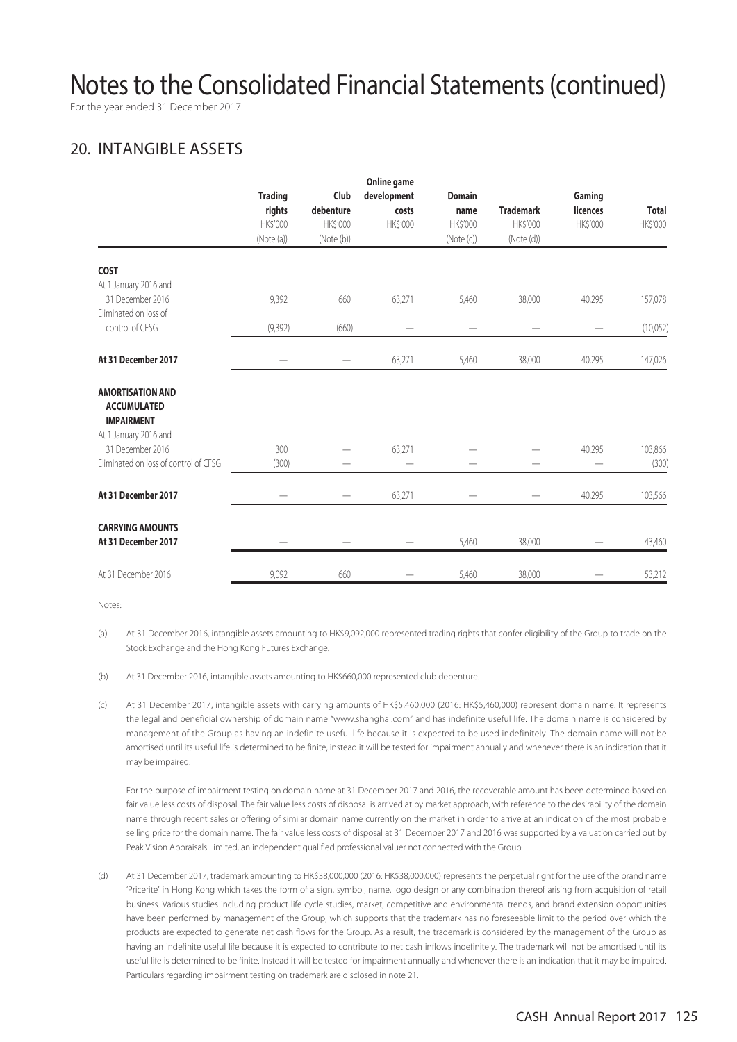# Notes to the Consolidated Financial Statements (continued)

For the year ended 31 December 2017

## 20. INTANGIBLE ASSETS

| | Trading rights HK$'000 (Note (a)) | Club debenture HK$'000 (Note (b)) | Online game development costs HK$'000 | Domain name HK$'000 (Note (c)) | Trademark HK$'000 (Note (d)) | Gaming licences HK$'000 | Total HK$'000 |
|---|---|---|---|---|---|---|---|
| **COST** | | | | | | | |
| At 1 January 2016 and 31 December 2016 | 9,392 | 660 | 63,271 | 5,460 | 38,000 | 40,295 | 157,078 |
| Eliminated on loss of control of CFSG | (9,392) | (660) | — | — | — | — | (10,052) |
| **At 31 December 2017** | — | — | 63,271 | 5,460 | 38,000 | 40,295 | 147,026 |
| **AMORTISATION AND ACCUMULATED IMPAIRMENT** | | | | | | | |
| At 1 January 2016 and 31 December 2016 | 300 | — | 63,271 | — | — | 40,295 | 103,866 |
| Eliminated on loss of control of CFSG | (300) | — | — | — | — | — | (300) |
| **At 31 December 2017** | — | — | 63,271 | — | — | 40,295 | 103,566 |
| **CARRYING AMOUNTS** | | | | | | | |
| **At 31 December 2017** | — | — | — | 5,460 | 38,000 | — | 43,460 |
| At 31 December 2016 | 9,092 | 660 | — | 5,460 | 38,000 | — | 53,212 |

Notes:

(a) At 31 December 2016, intangible assets amounting to HK$9,092,000 represented trading rights that confer eligibility of the Group to trade on the Stock Exchange and the Hong Kong Futures Exchange.

(b) At 31 December 2016, intangible assets amounting to HK$660,000 represented club debenture.

(c) At 31 December 2017, intangible assets with carrying amounts of HK$5,460,000 (2016: HK$5,460,000) represent domain name. It represents the legal and beneficial ownership of domain name "www.shanghai.com" and has indefinite useful life. The domain name is considered by management of the Group as having an indefinite useful life because it is expected to be used indefinitely. The domain name will not be amortised until its useful life is determined to be finite, instead it will be tested for impairment annually and whenever there is an indication that it may be impaired.

For the purpose of impairment testing on domain name at 31 December 2017 and 2016, the recoverable amount has been determined based on fair value less costs of disposal. The fair value less costs of disposal is arrived at by market approach, with reference to the desirability of the domain name through recent sales or offering of similar domain name currently on the market in order to arrive at an indication of the most probable selling price for the domain name. The fair value less costs of disposal at 31 December 2017 and 2016 was supported by a valuation carried out by Peak Vision Appraisals Limited, an independent qualified professional valuer not connected with the Group.

(d) At 31 December 2017, trademark amounting to HK$38,000,000 (2016: HK$38,000,000) represents the perpetual right for the use of the brand name 'Pricerite' in Hong Kong which takes the form of a sign, symbol, name, logo design or any combination thereof arising from acquisition of retail business. Various studies including product life cycle studies, market, competitive and environmental trends, and brand extension opportunities have been performed by management of the Group, which supports that the trademark has no foreseeable limit to the period over which the products are expected to generate net cash flows for the Group. As a result, the trademark is considered by the management of the Group as having an indefinite useful life because it is expected to contribute to net cash inflows indefinitely. The trademark will not be amortised until its useful life is determined to be finite. Instead it will be tested for impairment annually and whenever there is an indication that it may be impaired. Particulars regarding impairment testing on trademark are disclosed in note 21.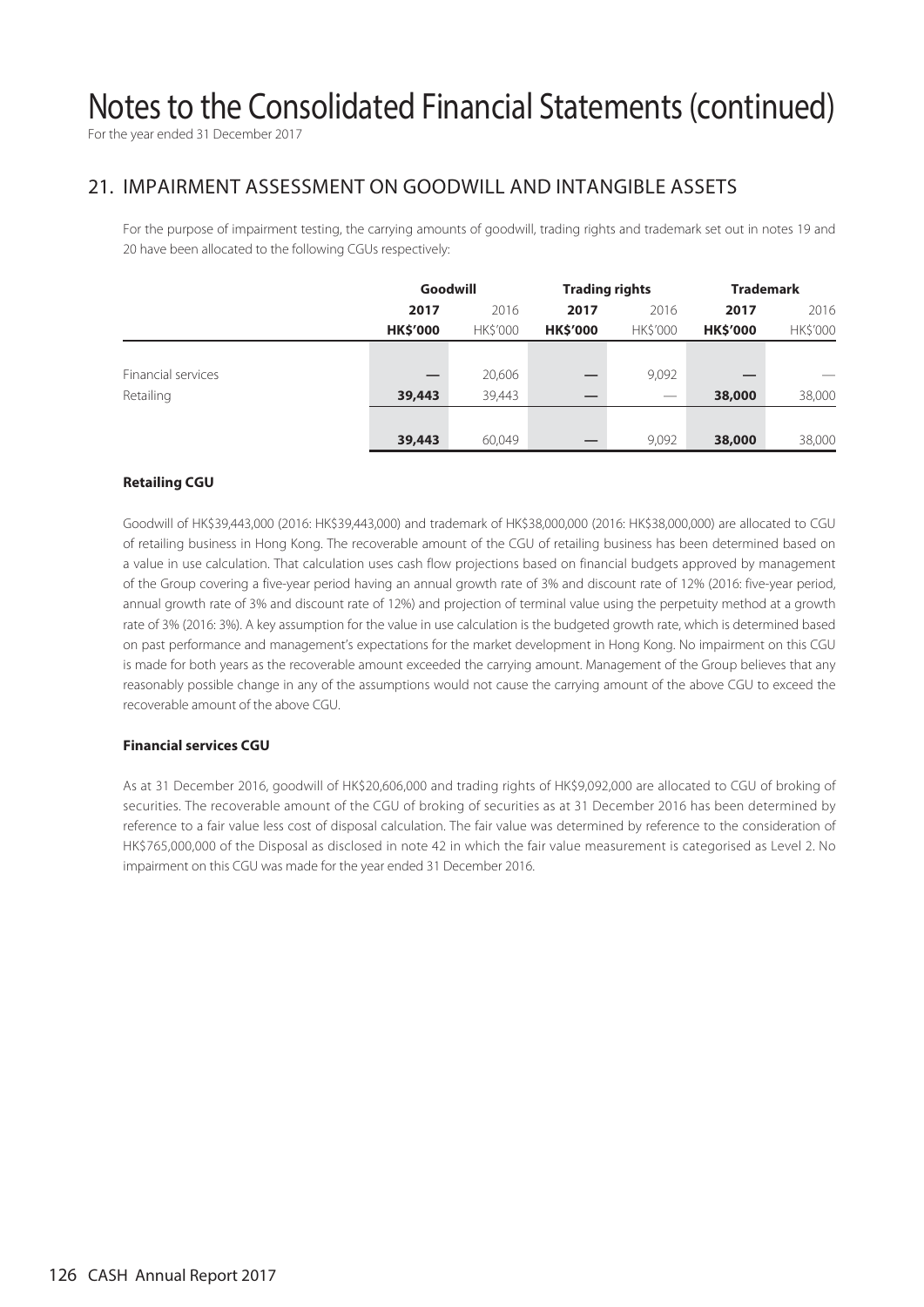# Notes to the Consolidated Financial Statements (continued)

For the year ended 31 December 2017

## 21. IMPAIRMENT ASSESSMENT ON GOODWILL AND INTANGIBLE ASSETS

For the purpose of impairment testing, the carrying amounts of goodwill, trading rights and trademark set out in notes 19 and 20 have been allocated to the following CGUs respectively:

| | Goodwill | | Trading rights | | Trademark | |
|---|---|---|---|---|---|---|
| | **2017** | 2016 | **2017** | 2016 | **2017** | 2016 |
| | **HK$'000** | HK$'000 | **HK$'000** | HK$'000 | **HK$'000** | HK$'000 |
| Financial services | **—** | 20,606 | **—** | 9,092 | **—** | — |
| Retailing | **39,443** | 39,443 | **—** | — | **38,000** | 38,000 |
| | **39,443** | 60,049 | **—** | 9,092 | **38,000** | 38,000 |

### Retailing CGU

Goodwill of HK$39,443,000 (2016: HK$39,443,000) and trademark of HK$38,000,000 (2016: HK$38,000,000) are allocated to CGU of retailing business in Hong Kong. The recoverable amount of the CGU of retailing business has been determined based on a value in use calculation. That calculation uses cash flow projections based on financial budgets approved by management of the Group covering a five-year period having an annual growth rate of 3% and discount rate of 12% (2016: five-year period, annual growth rate of 3% and discount rate of 12%) and projection of terminal value using the perpetuity method at a growth rate of 3% (2016: 3%). A key assumption for the value in use calculation is the budgeted growth rate, which is determined based on past performance and management's expectations for the market development in Hong Kong. No impairment on this CGU is made for both years as the recoverable amount exceeded the carrying amount. Management of the Group believes that any reasonably possible change in any of the assumptions would not cause the carrying amount of the above CGU to exceed the recoverable amount of the above CGU.

### Financial services CGU

As at 31 December 2016, goodwill of HK$20,606,000 and trading rights of HK$9,092,000 are allocated to CGU of broking of securities. The recoverable amount of the CGU of broking of securities as at 31 December 2016 has been determined by reference to a fair value less cost of disposal calculation. The fair value was determined by reference to the consideration of HK$765,000,000 of the Disposal as disclosed in note 42 in which the fair value measurement is categorised as Level 2. No impairment on this CGU was made for the year ended 31 December 2016.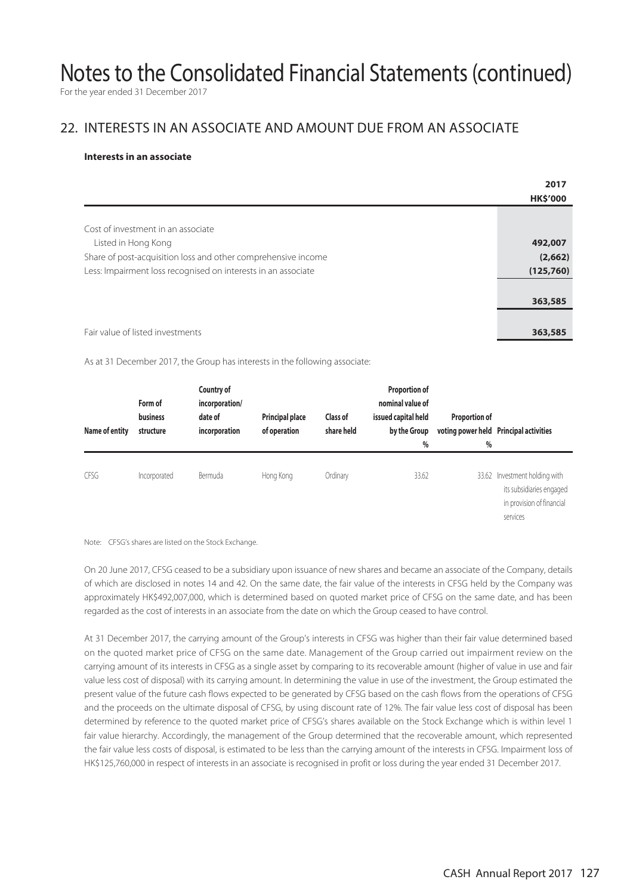# Notes to the Consolidated Financial Statements (continued)

For the year ended 31 December 2017

## 22. INTERESTS IN AN ASSOCIATE AND AMOUNT DUE FROM AN ASSOCIATE

### Interests in an associate

| | 2017 HK$'000 |
|---|---|
| Cost of investment in an associate | |
| Listed in Hong Kong | 492,007 |
| Share of post-acquisition loss and other comprehensive income | (2,662) |
| Less: Impairment loss recognised on interests in an associate | (125,760) |
| | 363,585 |
| Fair value of listed investments | 363,585 |

As at 31 December 2017, the Group has interests in the following associate:

| Name of entity | Form of business structure | Country of incorporation/ date of incorporation | Principal place of operation | Class of share held | Proportion of nominal value of issued capital held by the Group % | Proportion of voting power held % | Principal activities |
|---|---|---|---|---|---|---|---|
| CFSG | Incorporated | Bermuda | Hong Kong | Ordinary | 33.62 | 33.62 | Investment holding with its subsidiaries engaged in provision of financial services |

Note: CFSG's shares are listed on the Stock Exchange.

On 20 June 2017, CFSG ceased to be a subsidiary upon issuance of new shares and became an associate of the Company, details of which are disclosed in notes 14 and 42. On the same date, the fair value of the interests in CFSG held by the Company was approximately HK$492,007,000, which is determined based on quoted market price of CFSG on the same date, and has been regarded as the cost of interests in an associate from the date on which the Group ceased to have control.

At 31 December 2017, the carrying amount of the Group's interests in CFSG was higher than their fair value determined based on the quoted market price of CFSG on the same date. Management of the Group carried out impairment review on the carrying amount of its interests in CFSG as a single asset by comparing to its recoverable amount (higher of value in use and fair value less cost of disposal) with its carrying amount. In determining the value in use of the investment, the Group estimated the present value of the future cash flows expected to be generated by CFSG based on the cash flows from the operations of CFSG and the proceeds on the ultimate disposal of CFSG, by using discount rate of 12%. The fair value less cost of disposal has been determined by reference to the quoted market price of CFSG's shares available on the Stock Exchange which is within level 1 fair value hierarchy. Accordingly, the management of the Group determined that the recoverable amount, which represented the fair value less costs of disposal, is estimated to be less than the carrying amount of the interests in CFSG. Impairment loss of HK$125,760,000 in respect of interests in an associate is recognised in profit or loss during the year ended 31 December 2017.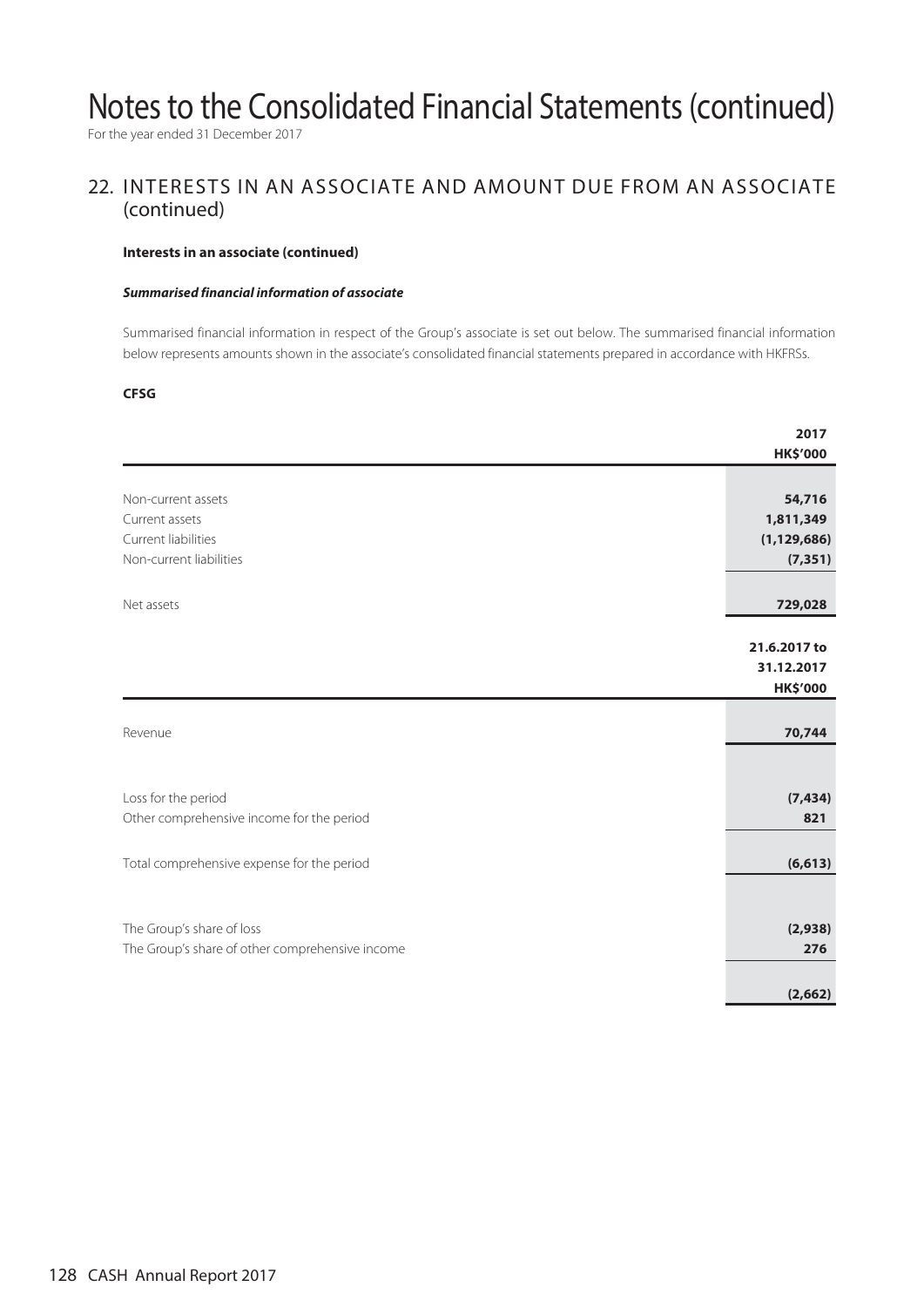# Notes to the Consolidated Financial Statements (continued)

For the year ended 31 December 2017

## 22. INTERESTS IN AN ASSOCIATE AND AMOUNT DUE FROM AN ASSOCIATE (continued)

**Interests in an associate (continued)**

***Summarised financial information of associate***

Summarised financial information in respect of the Group's associate is set out below. The summarised financial information below represents amounts shown in the associate's consolidated financial statements prepared in accordance with HKFRSs.

**CFSG**

| | 2017 HK$'000 |
|---|---|
| Non-current assets | 54,716 |
| Current assets | 1,811,349 |
| Current liabilities | (1,129,686) |
| Non-current liabilities | (7,351) |
| Net assets | 729,028 |

| | 21.6.2017 to 31.12.2017 HK$'000 |
|---|---|
| Revenue | 70,744 |
| Loss for the period | (7,434) |
| Other comprehensive income for the period | 821 |
| Total comprehensive expense for the period | (6,613) |
| The Group's share of loss | (2,938) |
| The Group's share of other comprehensive income | 276 |
| | (2,662) |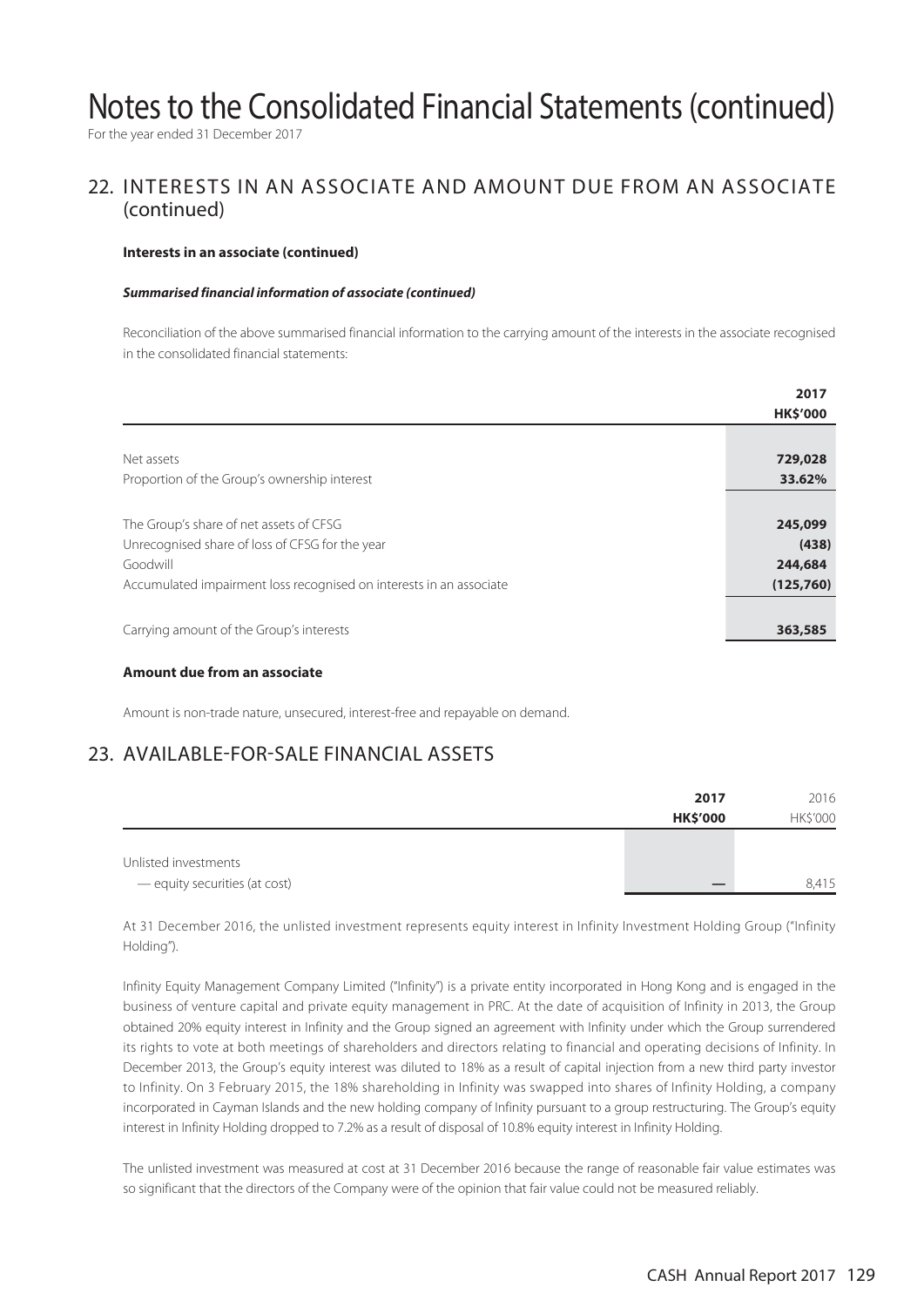# Notes to the Consolidated Financial Statements (continued)

For the year ended 31 December 2017

## 22. INTERESTS IN AN ASSOCIATE AND AMOUNT DUE FROM AN ASSOCIATE (continued)

**Interests in an associate (continued)**

***Summarised financial information of associate (continued)***

Reconciliation of the above summarised financial information to the carrying amount of the interests in the associate recognised in the consolidated financial statements:

| | 2017<br>HK$'000 |
|---|---|
| Net assets | 729,028 |
| Proportion of the Group's ownership interest | 33.62% |
| | |
| The Group's share of net assets of CFSG | 245,099 |
| Unrecognised share of loss of CFSG for the year | (438) |
| Goodwill | 244,684 |
| Accumulated impairment loss recognised on interests in an associate | (125,760) |
| | |
| Carrying amount of the Group's interests | 363,585 |

**Amount due from an associate**

Amount is non-trade nature, unsecured, interest-free and repayable on demand.

## 23. AVAILABLE-FOR-SALE FINANCIAL ASSETS

| | 2017<br>HK$'000 | 2016<br>HK$'000 |
|---|---|---|
| Unlisted investments | | |
| — equity securities (at cost) | — | 8,415 |

At 31 December 2016, the unlisted investment represents equity interest in Infinity Investment Holding Group ("Infinity Holding").

Infinity Equity Management Company Limited ("Infinity") is a private entity incorporated in Hong Kong and is engaged in the business of venture capital and private equity management in PRC. At the date of acquisition of Infinity in 2013, the Group obtained 20% equity interest in Infinity and the Group signed an agreement with Infinity under which the Group surrendered its rights to vote at both meetings of shareholders and directors relating to financial and operating decisions of Infinity. In December 2013, the Group's equity interest was diluted to 18% as a result of capital injection from a new third party investor to Infinity. On 3 February 2015, the 18% shareholding in Infinity was swapped into shares of Infinity Holding, a company incorporated in Cayman Islands and the new holding company of Infinity pursuant to a group restructuring. The Group's equity interest in Infinity Holding dropped to 7.2% as a result of disposal of 10.8% equity interest in Infinity Holding.

The unlisted investment was measured at cost at 31 December 2016 because the range of reasonable fair value estimates was so significant that the directors of the Company were of the opinion that fair value could not be measured reliably.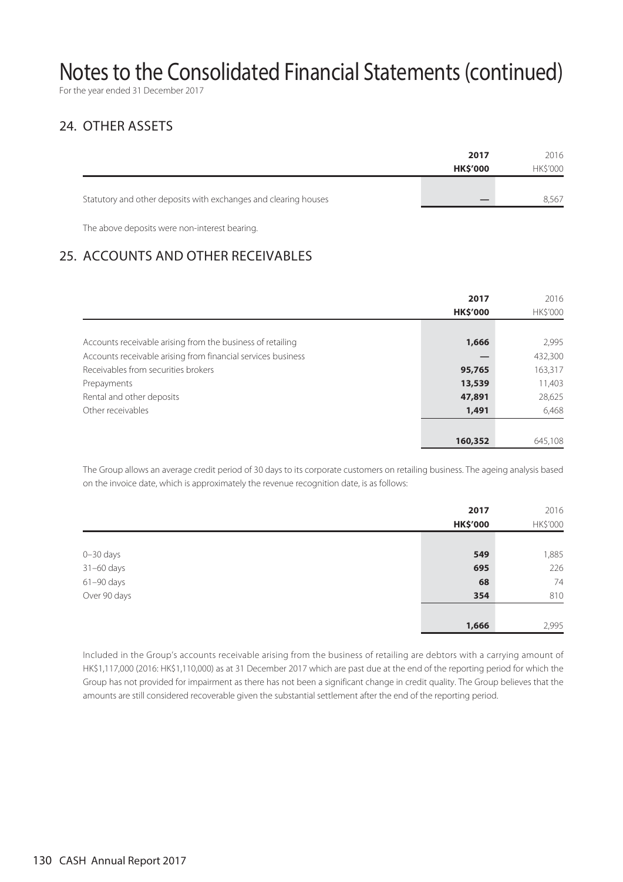# Notes to the Consolidated Financial Statements (continued)

For the year ended 31 December 2017

## 24. OTHER ASSETS

| | 2017 HK$'000 | 2016 HK$'000 |
|---|---|---|
| Statutory and other deposits with exchanges and clearing houses | — | 8,567 |

The above deposits were non-interest bearing.

## 25. ACCOUNTS AND OTHER RECEIVABLES

| | 2017 HK$'000 | 2016 HK$'000 |
|---|---|---|
| Accounts receivable arising from the business of retailing | 1,666 | 2,995 |
| Accounts receivable arising from financial services business | — | 432,300 |
| Receivables from securities brokers | 95,765 | 163,317 |
| Prepayments | 13,539 | 11,403 |
| Rental and other deposits | 47,891 | 28,625 |
| Other receivables | 1,491 | 6,468 |
| | 160,352 | 645,108 |

The Group allows an average credit period of 30 days to its corporate customers on retailing business. The ageing analysis based on the invoice date, which is approximately the revenue recognition date, is as follows:

| | 2017 HK$'000 | 2016 HK$'000 |
|---|---|---|
| 0–30 days | 549 | 1,885 |
| 31–60 days | 695 | 226 |
| 61–90 days | 68 | 74 |
| Over 90 days | 354 | 810 |
| | 1,666 | 2,995 |

Included in the Group's accounts receivable arising from the business of retailing are debtors with a carrying amount of HK$1,117,000 (2016: HK$1,110,000) as at 31 December 2017 which are past due at the end of the reporting period for which the Group has not provided for impairment as there has not been a significant change in credit quality. The Group believes that the amounts are still considered recoverable given the substantial settlement after the end of the reporting period.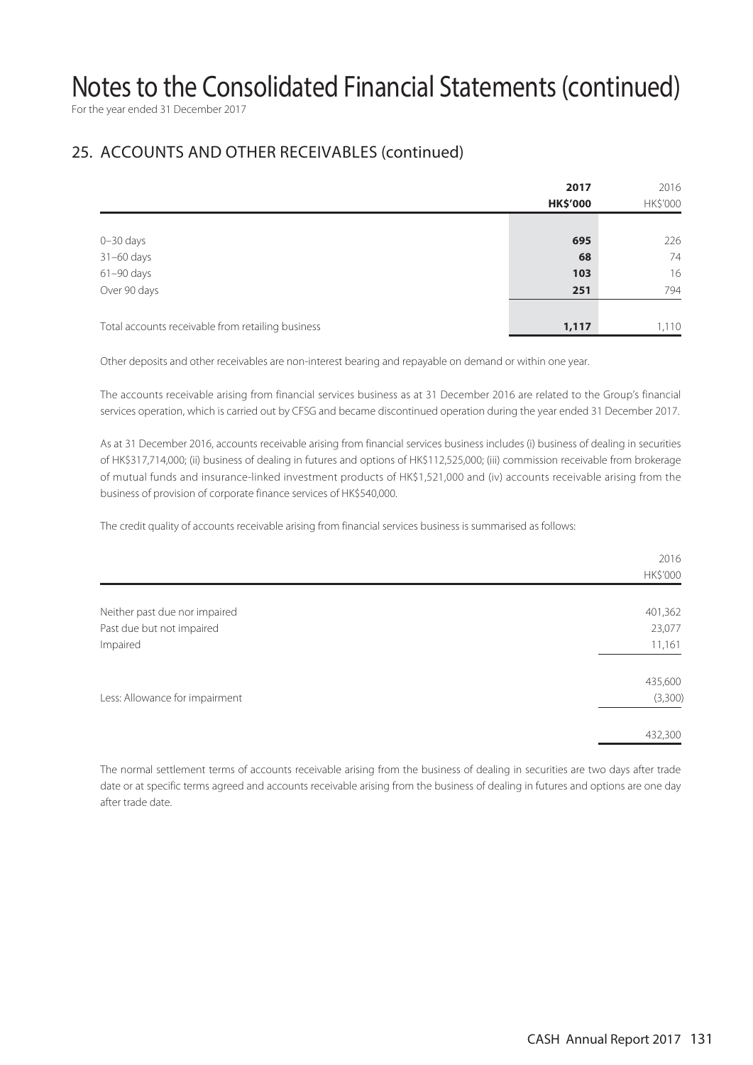# Notes to the Consolidated Financial Statements (continued)

For the year ended 31 December 2017

## 25. ACCOUNTS AND OTHER RECEIVABLES (continued)

| | **2017** | 2016 |
|---|---|---|
| | **HK$'000** | HK$'000 |
| 0–30 days | **695** | 226 |
| 31–60 days | **68** | 74 |
| 61–90 days | **103** | 16 |
| Over 90 days | **251** | 794 |
| Total accounts receivable from retailing business | **1,117** | 1,110 |

Other deposits and other receivables are non-interest bearing and repayable on demand or within one year.

The accounts receivable arising from financial services business as at 31 December 2016 are related to the Group's financial services operation, which is carried out by CFSG and became discontinued operation during the year ended 31 December 2017.

As at 31 December 2016, accounts receivable arising from financial services business includes (i) business of dealing in securities of HK$317,714,000; (ii) business of dealing in futures and options of HK$112,525,000; (iii) commission receivable from brokerage of mutual funds and insurance-linked investment products of HK$1,521,000 and (iv) accounts receivable arising from the business of provision of corporate finance services of HK$540,000.

The credit quality of accounts receivable arising from financial services business is summarised as follows:

| | 2016 |
|---|---|
| | HK$'000 |
| Neither past due nor impaired | 401,362 |
| Past due but not impaired | 23,077 |
| Impaired | 11,161 |
| | 435,600 |
| Less: Allowance for impairment | (3,300) |
| | 432,300 |

The normal settlement terms of accounts receivable arising from the business of dealing in securities are two days after trade date or at specific terms agreed and accounts receivable arising from the business of dealing in futures and options are one day after trade date.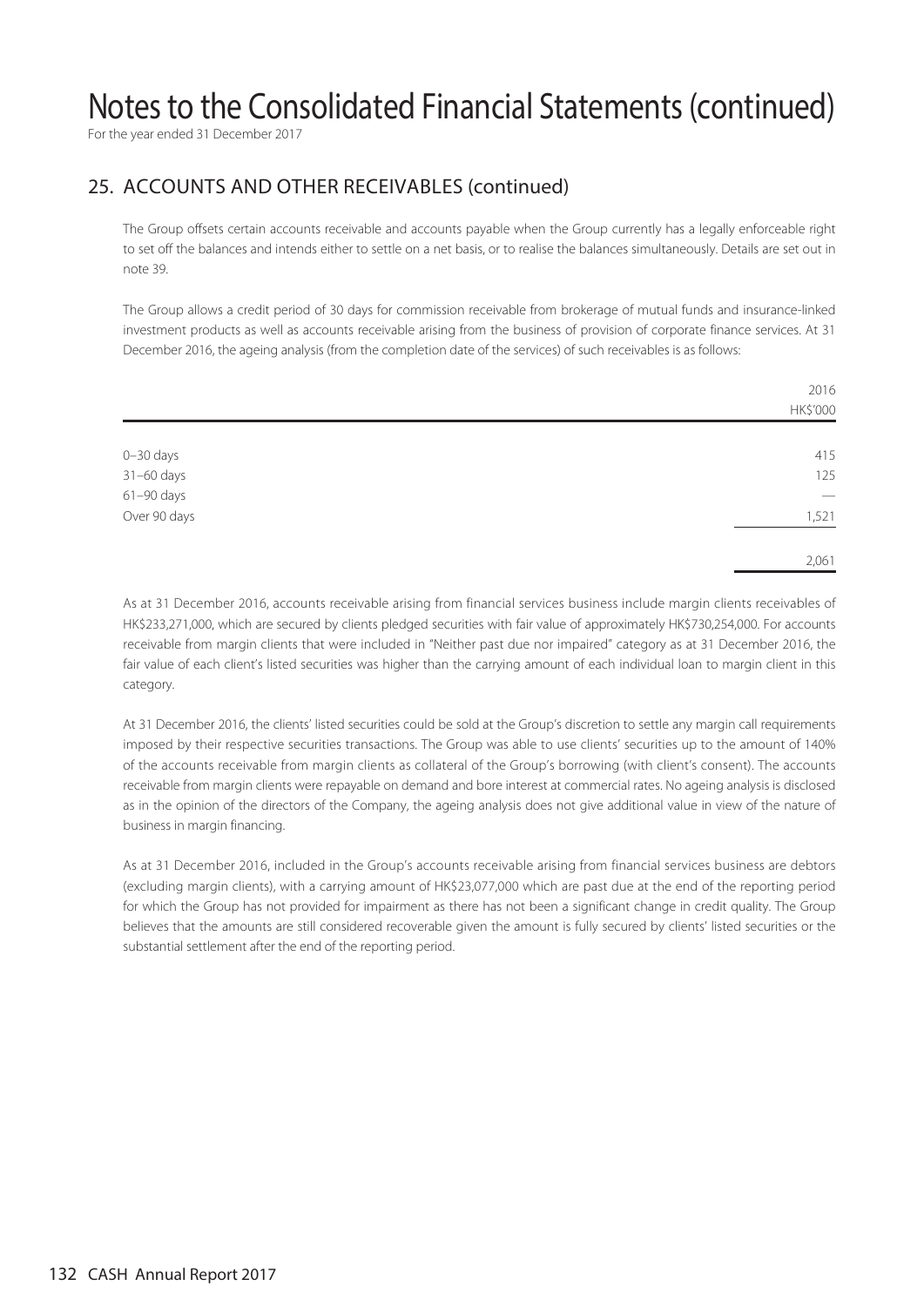# Notes to the Consolidated Financial Statements (continued)

For the year ended 31 December 2017

## 25. ACCOUNTS AND OTHER RECEIVABLES (continued)

The Group offsets certain accounts receivable and accounts payable when the Group currently has a legally enforceable right to set off the balances and intends either to settle on a net basis, or to realise the balances simultaneously. Details are set out in note 39.

The Group allows a credit period of 30 days for commission receivable from brokerage of mutual funds and insurance-linked investment products as well as accounts receivable arising from the business of provision of corporate finance services. At 31 December 2016, the ageing analysis (from the completion date of the services) of such receivables is as follows:

| | 2016<br>HK$'000 |
|---|---|
| 0–30 days | 415 |
| 31–60 days | 125 |
| 61–90 days | — |
| Over 90 days | 1,521 |
| | 2,061 |

As at 31 December 2016, accounts receivable arising from financial services business include margin clients receivables of HK$233,271,000, which are secured by clients pledged securities with fair value of approximately HK$730,254,000. For accounts receivable from margin clients that were included in "Neither past due nor impaired" category as at 31 December 2016, the fair value of each client's listed securities was higher than the carrying amount of each individual loan to margin client in this category.

At 31 December 2016, the clients' listed securities could be sold at the Group's discretion to settle any margin call requirements imposed by their respective securities transactions. The Group was able to use clients' securities up to the amount of 140% of the accounts receivable from margin clients as collateral of the Group's borrowing (with client's consent). The accounts receivable from margin clients were repayable on demand and bore interest at commercial rates. No ageing analysis is disclosed as in the opinion of the directors of the Company, the ageing analysis does not give additional value in view of the nature of business in margin financing.

As at 31 December 2016, included in the Group's accounts receivable arising from financial services business are debtors (excluding margin clients), with a carrying amount of HK$23,077,000 which are past due at the end of the reporting period for which the Group has not provided for impairment as there has not been a significant change in credit quality. The Group believes that the amounts are still considered recoverable given the amount is fully secured by clients' listed securities or the substantial settlement after the end of the reporting period.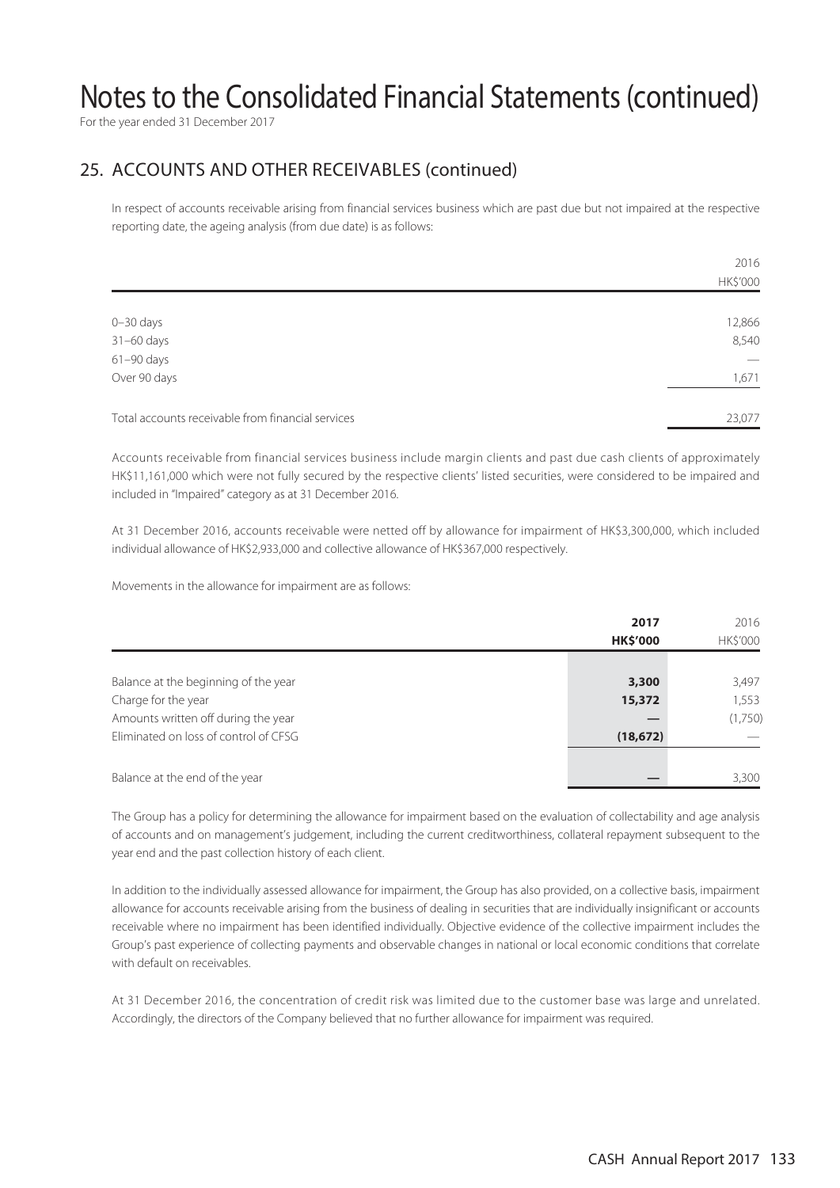# Notes to the Consolidated Financial Statements (continued)

For the year ended 31 December 2017

## 25. ACCOUNTS AND OTHER RECEIVABLES (continued)

In respect of accounts receivable arising from financial services business which are past due but not impaired at the respective reporting date, the ageing analysis (from due date) is as follows:

| | 2016 |
|---|---|
| | HK$'000 |
| 0–30 days | 12,866 |
| 31–60 days | 8,540 |
| 61–90 days | — |
| Over 90 days | 1,671 |
| Total accounts receivable from financial services | 23,077 |

Accounts receivable from financial services business include margin clients and past due cash clients of approximately HK$11,161,000 which were not fully secured by the respective clients' listed securities, were considered to be impaired and included in "Impaired" category as at 31 December 2016.

At 31 December 2016, accounts receivable were netted off by allowance for impairment of HK$3,300,000, which included individual allowance of HK$2,933,000 and collective allowance of HK$367,000 respectively.

Movements in the allowance for impairment are as follows:

| | **2017** | 2016 |
|---|---|---|
| | **HK$'000** | HK$'000 |
| Balance at the beginning of the year | **3,300** | 3,497 |
| Charge for the year | **15,372** | 1,553 |
| Amounts written off during the year | **—** | (1,750) |
| Eliminated on loss of control of CFSG | **(18,672)** | — |
| Balance at the end of the year | **—** | 3,300 |

The Group has a policy for determining the allowance for impairment based on the evaluation of collectability and age analysis of accounts and on management's judgement, including the current creditworthiness, collateral repayment subsequent to the year end and the past collection history of each client.

In addition to the individually assessed allowance for impairment, the Group has also provided, on a collective basis, impairment allowance for accounts receivable arising from the business of dealing in securities that are individually insignificant or accounts receivable where no impairment has been identified individually. Objective evidence of the collective impairment includes the Group's past experience of collecting payments and observable changes in national or local economic conditions that correlate with default on receivables.

At 31 December 2016, the concentration of credit risk was limited due to the customer base was large and unrelated. Accordingly, the directors of the Company believed that no further allowance for impairment was required.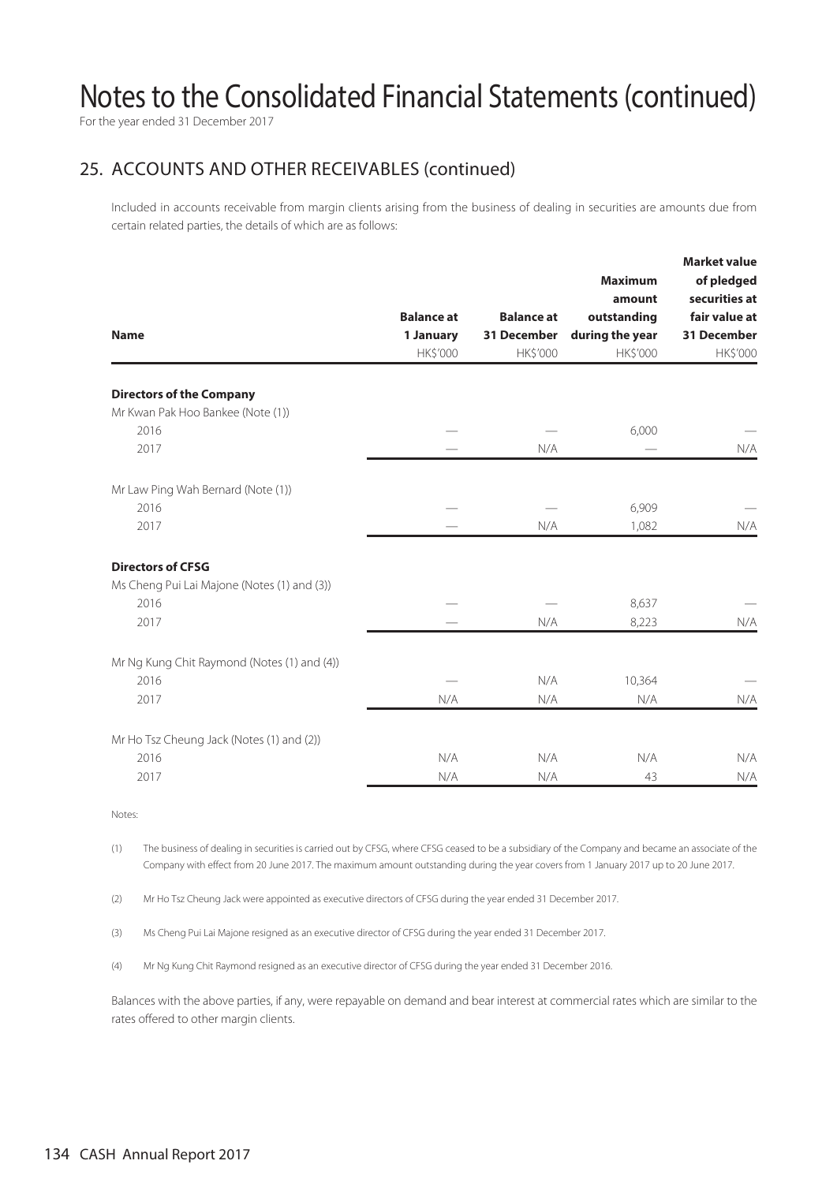# Notes to the Consolidated Financial Statements (continued)

For the year ended 31 December 2017

## 25. ACCOUNTS AND OTHER RECEIVABLES (continued)

Included in accounts receivable from margin clients arising from the business of dealing in securities are amounts due from certain related parties, the details of which are as follows:

| Name | Balance at 1 January HK$'000 | Balance at 31 December HK$'000 | Maximum amount outstanding during the year HK$'000 | Market value of pledged securities at fair value at 31 December HK$'000 |
|---|---|---|---|---|
| **Directors of the Company** | | | | |
| Mr Kwan Pak Hoo Bankee (Note (1)) | | | | |
| 2016 | — | — | 6,000 | — |
| 2017 | — | N/A | — | N/A |
| Mr Law Ping Wah Bernard (Note (1)) | | | | |
| 2016 | — | — | 6,909 | — |
| 2017 | — | N/A | 1,082 | N/A |
| **Directors of CFSG** | | | | |
| Ms Cheng Pui Lai Majone (Notes (1) and (3)) | | | | |
| 2016 | — | — | 8,637 | — |
| 2017 | — | N/A | 8,223 | N/A |
| Mr Ng Kung Chit Raymond (Notes (1) and (4)) | | | | |
| 2016 | — | N/A | 10,364 | — |
| 2017 | N/A | N/A | N/A | N/A |
| Mr Ho Tsz Cheung Jack (Notes (1) and (2)) | | | | |
| 2016 | N/A | N/A | N/A | N/A |
| 2017 | N/A | N/A | 43 | N/A |

Notes:

(1) The business of dealing in securities is carried out by CFSG, where CFSG ceased to be a subsidiary of the Company and became an associate of the Company with effect from 20 June 2017. The maximum amount outstanding during the year covers from 1 January 2017 up to 20 June 2017.

(2) Mr Ho Tsz Cheung Jack were appointed as executive directors of CFSG during the year ended 31 December 2017.

(3) Ms Cheng Pui Lai Majone resigned as an executive director of CFSG during the year ended 31 December 2017.

(4) Mr Ng Kung Chit Raymond resigned as an executive director of CFSG during the year ended 31 December 2016.

Balances with the above parties, if any, were repayable on demand and bear interest at commercial rates which are similar to the rates offered to other margin clients.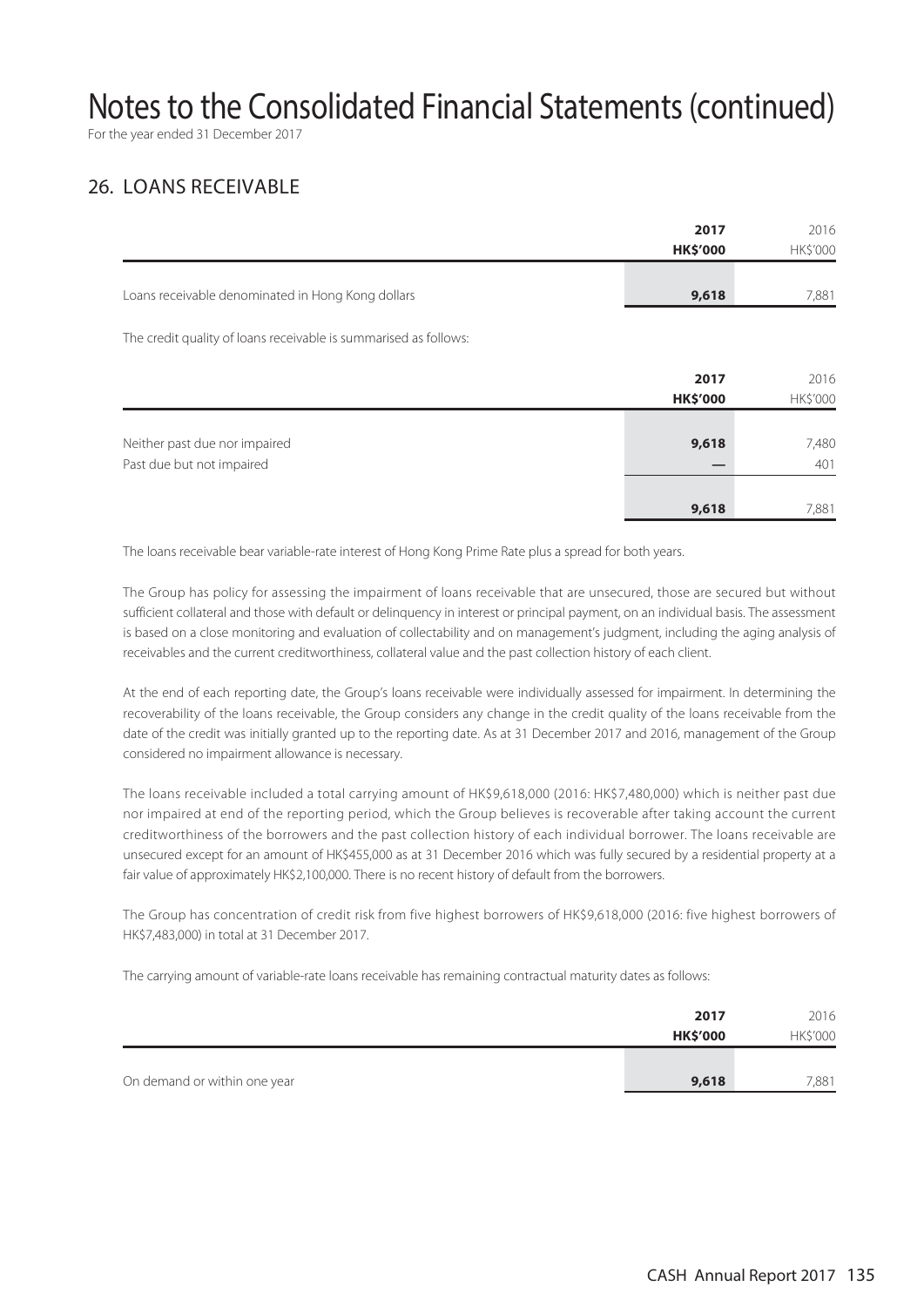# Notes to the Consolidated Financial Statements (continued)

For the year ended 31 December 2017

## 26. LOANS RECEIVABLE

| | 2017 HK$'000 | 2016 HK$'000 |
|---|---|---|
| Loans receivable denominated in Hong Kong dollars | 9,618 | 7,881 |

The credit quality of loans receivable is summarised as follows:

| | 2017 HK$'000 | 2016 HK$'000 |
|---|---|---|
| Neither past due nor impaired | 9,618 | 7,480 |
| Past due but not impaired | — | 401 |
| | 9,618 | 7,881 |

The loans receivable bear variable-rate interest of Hong Kong Prime Rate plus a spread for both years.

The Group has policy for assessing the impairment of loans receivable that are unsecured, those are secured but without sufficient collateral and those with default or delinquency in interest or principal payment, on an individual basis. The assessment is based on a close monitoring and evaluation of collectability and on management's judgment, including the aging analysis of receivables and the current creditworthiness, collateral value and the past collection history of each client.

At the end of each reporting date, the Group's loans receivable were individually assessed for impairment. In determining the recoverability of the loans receivable, the Group considers any change in the credit quality of the loans receivable from the date of the credit was initially granted up to the reporting date. As at 31 December 2017 and 2016, management of the Group considered no impairment allowance is necessary.

The loans receivable included a total carrying amount of HK$9,618,000 (2016: HK$7,480,000) which is neither past due nor impaired at end of the reporting period, which the Group believes is recoverable after taking account the current creditworthiness of the borrowers and the past collection history of each individual borrower. The loans receivable are unsecured except for an amount of HK$455,000 as at 31 December 2016 which was fully secured by a residential property at a fair value of approximately HK$2,100,000. There is no recent history of default from the borrowers.

The Group has concentration of credit risk from five highest borrowers of HK$9,618,000 (2016: five highest borrowers of HK$7,483,000) in total at 31 December 2017.

The carrying amount of variable-rate loans receivable has remaining contractual maturity dates as follows:

| | 2017 HK$'000 | 2016 HK$'000 |
|---|---|---|
| On demand or within one year | 9,618 | 7,881 |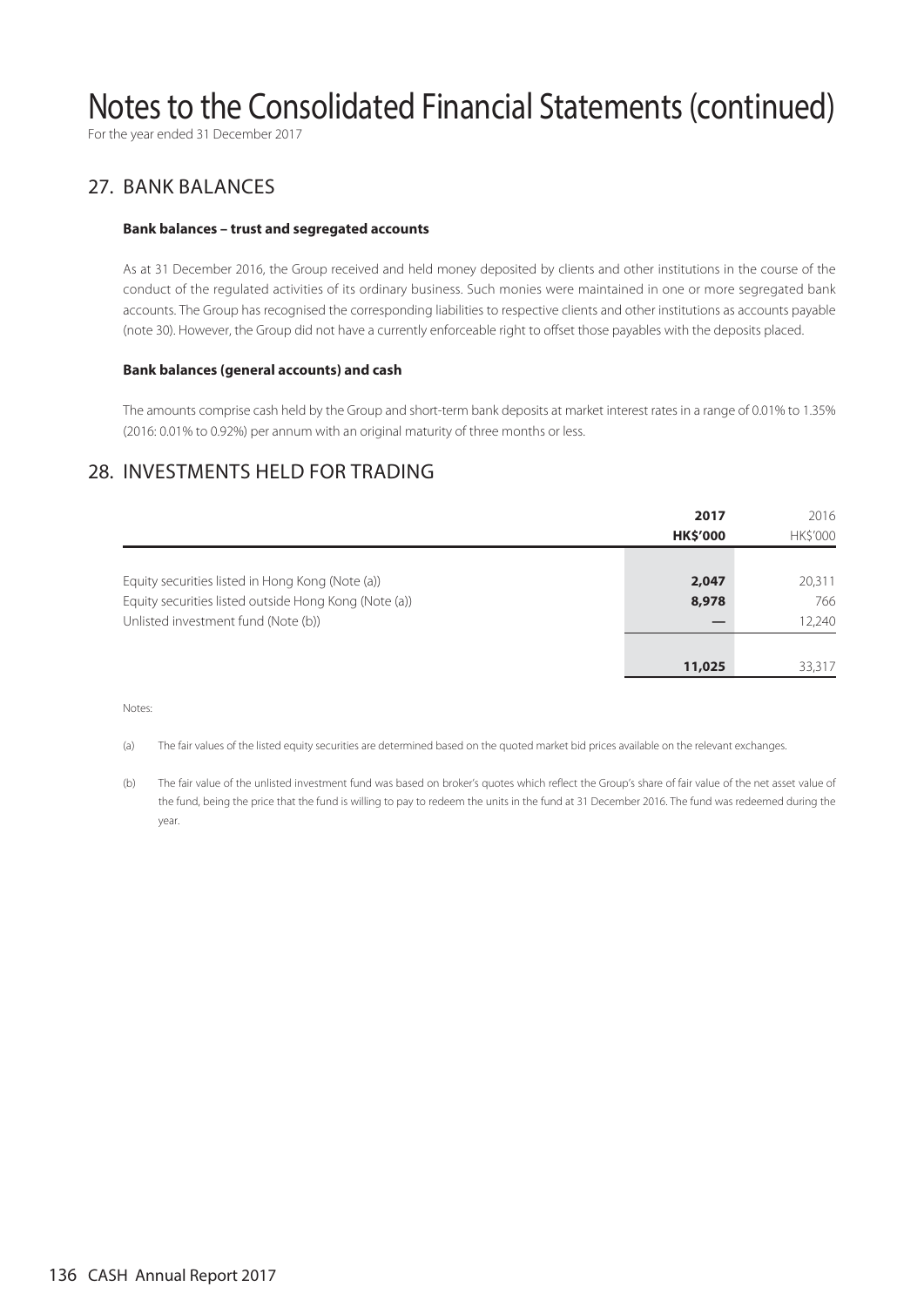# Notes to the Consolidated Financial Statements (continued)

For the year ended 31 December 2017

## 27. BANK BALANCES

### Bank balances – trust and segregated accounts

As at 31 December 2016, the Group received and held money deposited by clients and other institutions in the course of the conduct of the regulated activities of its ordinary business. Such monies were maintained in one or more segregated bank accounts. The Group has recognised the corresponding liabilities to respective clients and other institutions as accounts payable (note 30). However, the Group did not have a currently enforceable right to offset those payables with the deposits placed.

### Bank balances (general accounts) and cash

The amounts comprise cash held by the Group and short-term bank deposits at market interest rates in a range of 0.01% to 1.35% (2016: 0.01% to 0.92%) per annum with an original maturity of three months or less.

## 28. INVESTMENTS HELD FOR TRADING

| | 2017<br>HK$'000 | 2016<br>HK$'000 |
|---|---|---|
| Equity securities listed in Hong Kong (Note (a)) | 2,047 | 20,311 |
| Equity securities listed outside Hong Kong (Note (a)) | 8,978 | 766 |
| Unlisted investment fund (Note (b)) | — | 12,240 |
| | 11,025 | 33,317 |

Notes:

(a) The fair values of the listed equity securities are determined based on the quoted market bid prices available on the relevant exchanges.

(b) The fair value of the unlisted investment fund was based on broker's quotes which reflect the Group's share of fair value of the net asset value of the fund, being the price that the fund is willing to pay to redeem the units in the fund at 31 December 2016. The fund was redeemed during the year.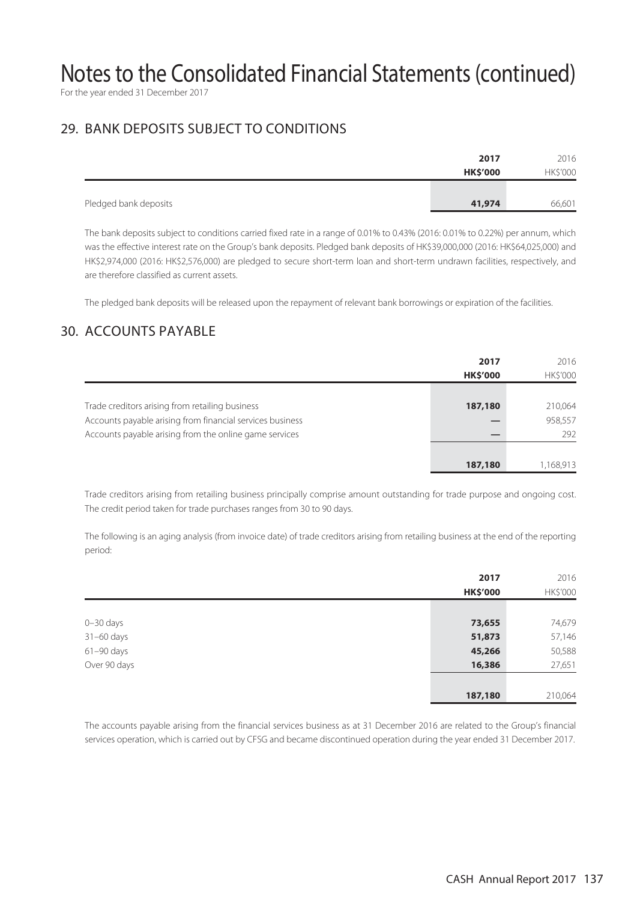# Notes to the Consolidated Financial Statements (continued)

For the year ended 31 December 2017

## 29. BANK DEPOSITS SUBJECT TO CONDITIONS

| | 2017<br>HK$'000 | 2016<br>HK$'000 |
|---|---|---|
| Pledged bank deposits | **41,974** | 66,601 |

The bank deposits subject to conditions carried fixed rate in a range of 0.01% to 0.43% (2016: 0.01% to 0.22%) per annum, which was the effective interest rate on the Group's bank deposits. Pledged bank deposits of HK$39,000,000 (2016: HK$64,025,000) and HK$2,974,000 (2016: HK$2,576,000) are pledged to secure short-term loan and short-term undrawn facilities, respectively, and are therefore classified as current assets.

The pledged bank deposits will be released upon the repayment of relevant bank borrowings or expiration of the facilities.

## 30. ACCOUNTS PAYABLE

| | 2017<br>HK$'000 | 2016<br>HK$'000 |
|---|---|---|
| Trade creditors arising from retailing business | **187,180** | 210,064 |
| Accounts payable arising from financial services business | **—** | 958,557 |
| Accounts payable arising from the online game services | **—** | 292 |
| | **187,180** | 1,168,913 |

Trade creditors arising from retailing business principally comprise amount outstanding for trade purpose and ongoing cost. The credit period taken for trade purchases ranges from 30 to 90 days.

The following is an aging analysis (from invoice date) of trade creditors arising from retailing business at the end of the reporting period:

| | 2017<br>HK$'000 | 2016<br>HK$'000 |
|---|---|---|
| 0–30 days | **73,655** | 74,679 |
| 31–60 days | **51,873** | 57,146 |
| 61–90 days | **45,266** | 50,588 |
| Over 90 days | **16,386** | 27,651 |
| | **187,180** | 210,064 |

The accounts payable arising from the financial services business as at 31 December 2016 are related to the Group's financial services operation, which is carried out by CFSG and became discontinued operation during the year ended 31 December 2017.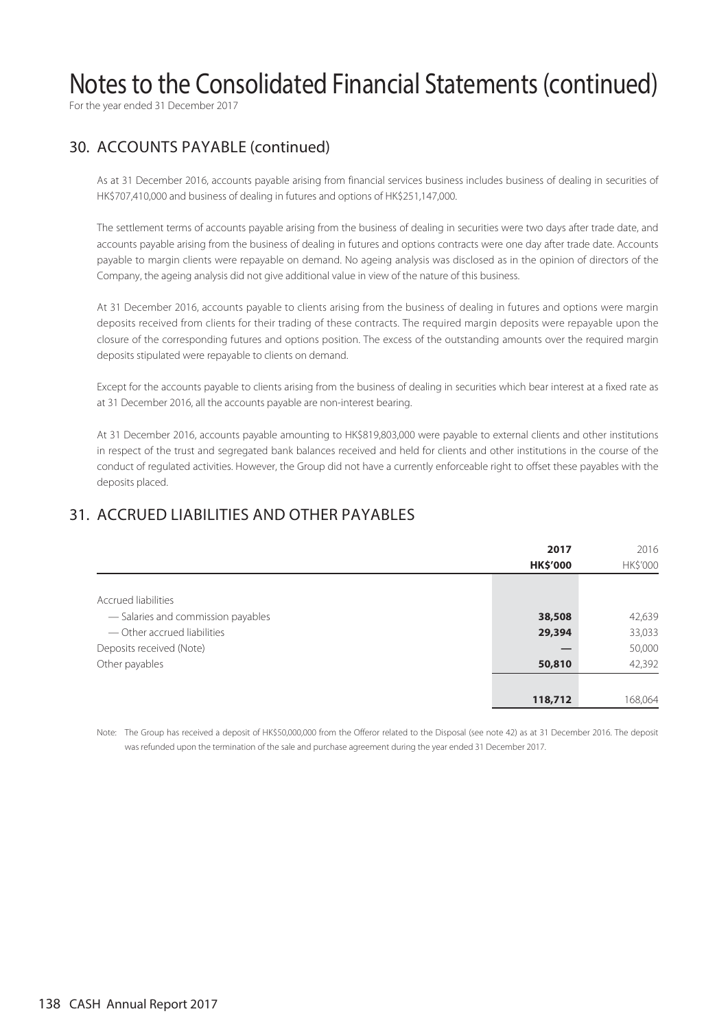# Notes to the Consolidated Financial Statements (continued)

For the year ended 31 December 2017

## 30. ACCOUNTS PAYABLE (continued)

As at 31 December 2016, accounts payable arising from financial services business includes business of dealing in securities of HK$707,410,000 and business of dealing in futures and options of HK$251,147,000.

The settlement terms of accounts payable arising from the business of dealing in securities were two days after trade date, and accounts payable arising from the business of dealing in futures and options contracts were one day after trade date. Accounts payable to margin clients were repayable on demand. No ageing analysis was disclosed as in the opinion of directors of the Company, the ageing analysis did not give additional value in view of the nature of this business.

At 31 December 2016, accounts payable to clients arising from the business of dealing in futures and options were margin deposits received from clients for their trading of these contracts. The required margin deposits were repayable upon the closure of the corresponding futures and options position. The excess of the outstanding amounts over the required margin deposits stipulated were repayable to clients on demand.

Except for the accounts payable to clients arising from the business of dealing in securities which bear interest at a fixed rate as at 31 December 2016, all the accounts payable are non-interest bearing.

At 31 December 2016, accounts payable amounting to HK$819,803,000 were payable to external clients and other institutions in respect of the trust and segregated bank balances received and held for clients and other institutions in the course of the conduct of regulated activities. However, the Group did not have a currently enforceable right to offset these payables with the deposits placed.

## 31. ACCRUED LIABILITIES AND OTHER PAYABLES

| | **2017** | 2016 |
|---|---|---|
| | **HK$'000** | HK$'000 |
| Accrued liabilities | | |
| — Salaries and commission payables | **38,508** | 42,639 |
| — Other accrued liabilities | **29,394** | 33,033 |
| Deposits received (Note) | **—** | 50,000 |
| Other payables | **50,810** | 42,392 |
| | **118,712** | 168,064 |

Note: The Group has received a deposit of HK$50,000,000 from the Offeror related to the Disposal (see note 42) as at 31 December 2016. The deposit was refunded upon the termination of the sale and purchase agreement during the year ended 31 December 2017.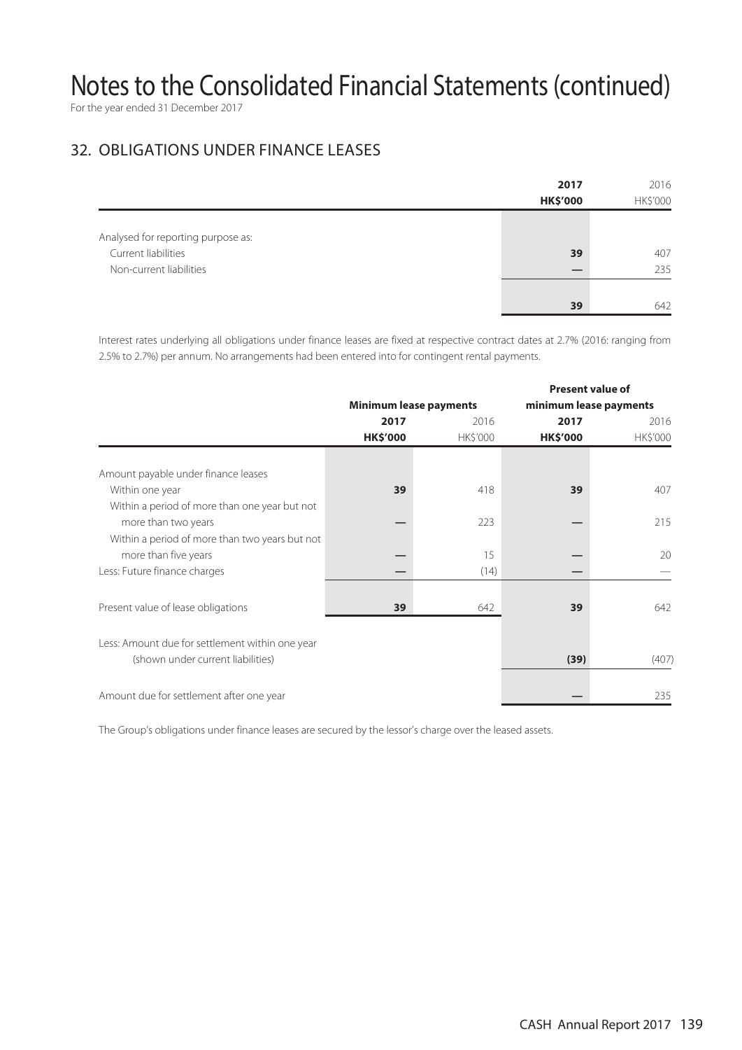# Notes to the Consolidated Financial Statements (continued)

For the year ended 31 December 2017

## 32. OBLIGATIONS UNDER FINANCE LEASES

| | **2017** | 2016 |
|---|---|---|
| | **HK$'000** | HK$'000 |
| Analysed for reporting purpose as: | | |
| Current liabilities | **39** | 407 |
| Non-current liabilities | **—** | 235 |
| | **39** | 642 |

Interest rates underlying all obligations under finance leases are fixed at respective contract dates at 2.7% (2016: ranging from 2.5% to 2.7%) per annum. No arrangements had been entered into for contingent rental payments.

| | **Minimum lease payments** | | **Present value of minimum lease payments** | |
|---|---|---|---|---|
| | **2017** | 2016 | **2017** | 2016 |
| | **HK$'000** | HK$'000 | **HK$'000** | HK$'000 |
| Amount payable under finance leases | | | | |
| Within one year | **39** | 418 | **39** | 407 |
| Within a period of more than one year but not more than two years | **—** | 223 | **—** | 215 |
| Within a period of more than two years but not more than five years | **—** | 15 | **—** | 20 |
| Less: Future finance charges | **—** | (14) | **—** | — |
| Present value of lease obligations | **39** | 642 | **39** | 642 |
| Less: Amount due for settlement within one year (shown under current liabilities) | | | **(39)** | (407) |
| Amount due for settlement after one year | | | **—** | 235 |

The Group's obligations under finance leases are secured by the lessor's charge over the leased assets.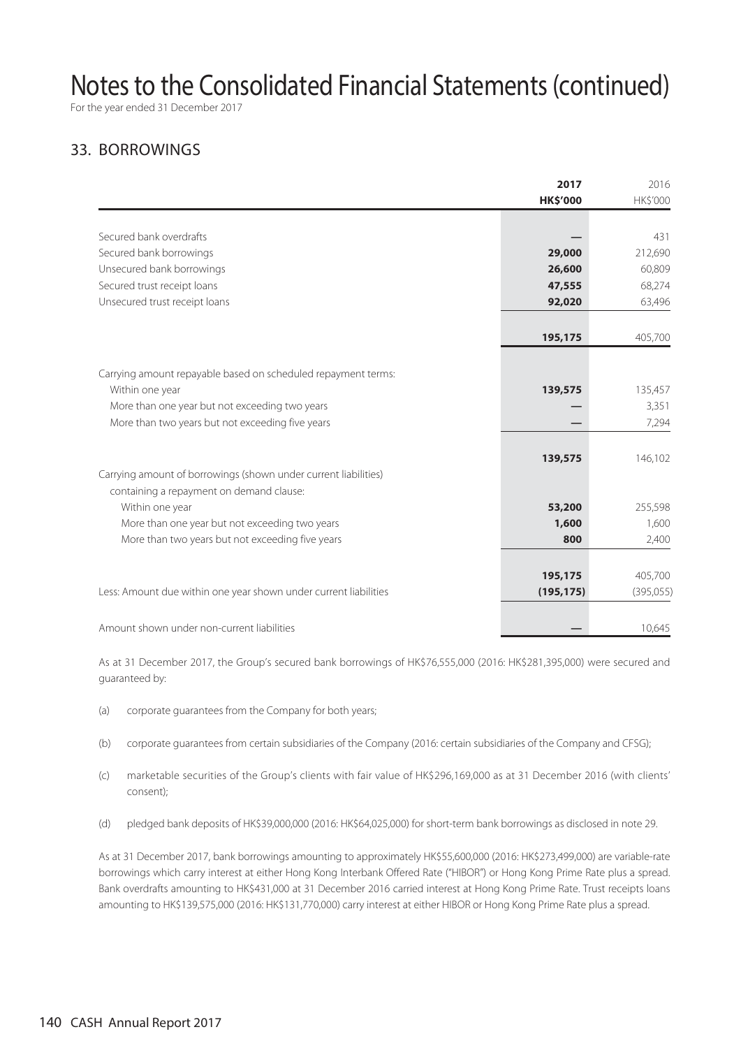# Notes to the Consolidated Financial Statements (continued)

For the year ended 31 December 2017

## 33. BORROWINGS

| | **2017** | 2016 |
|---|---|---|
| | **HK$'000** | HK$'000 |
| Secured bank overdrafts | **—** | 431 |
| Secured bank borrowings | **29,000** | 212,690 |
| Unsecured bank borrowings | **26,600** | 60,809 |
| Secured trust receipt loans | **47,555** | 68,274 |
| Unsecured trust receipt loans | **92,020** | 63,496 |
| | **195,175** | 405,700 |
| Carrying amount repayable based on scheduled repayment terms: | | |
| Within one year | **139,575** | 135,457 |
| More than one year but not exceeding two years | **—** | 3,351 |
| More than two years but not exceeding five years | **—** | 7,294 |
| | **139,575** | 146,102 |
| Carrying amount of borrowings (shown under current liabilities) containing a repayment on demand clause: | | |
| Within one year | **53,200** | 255,598 |
| More than one year but not exceeding two years | **1,600** | 1,600 |
| More than two years but not exceeding five years | **800** | 2,400 |
| | **195,175** | 405,700 |
| Less: Amount due within one year shown under current liabilities | **(195,175)** | (395,055) |
| Amount shown under non-current liabilities | **—** | 10,645 |

As at 31 December 2017, the Group's secured bank borrowings of HK$76,555,000 (2016: HK$281,395,000) were secured and guaranteed by:

(a) corporate guarantees from the Company for both years;

(b) corporate guarantees from certain subsidiaries of the Company (2016: certain subsidiaries of the Company and CFSG);

(c) marketable securities of the Group's clients with fair value of HK$296,169,000 as at 31 December 2016 (with clients' consent);

(d) pledged bank deposits of HK$39,000,000 (2016: HK$64,025,000) for short-term bank borrowings as disclosed in note 29.

As at 31 December 2017, bank borrowings amounting to approximately HK$55,600,000 (2016: HK$273,499,000) are variable-rate borrowings which carry interest at either Hong Kong Interbank Offered Rate ("HIBOR") or Hong Kong Prime Rate plus a spread. Bank overdrafts amounting to HK$431,000 at 31 December 2016 carried interest at Hong Kong Prime Rate. Trust receipts loans amounting to HK$139,575,000 (2016: HK$131,770,000) carry interest at either HIBOR or Hong Kong Prime Rate plus a spread.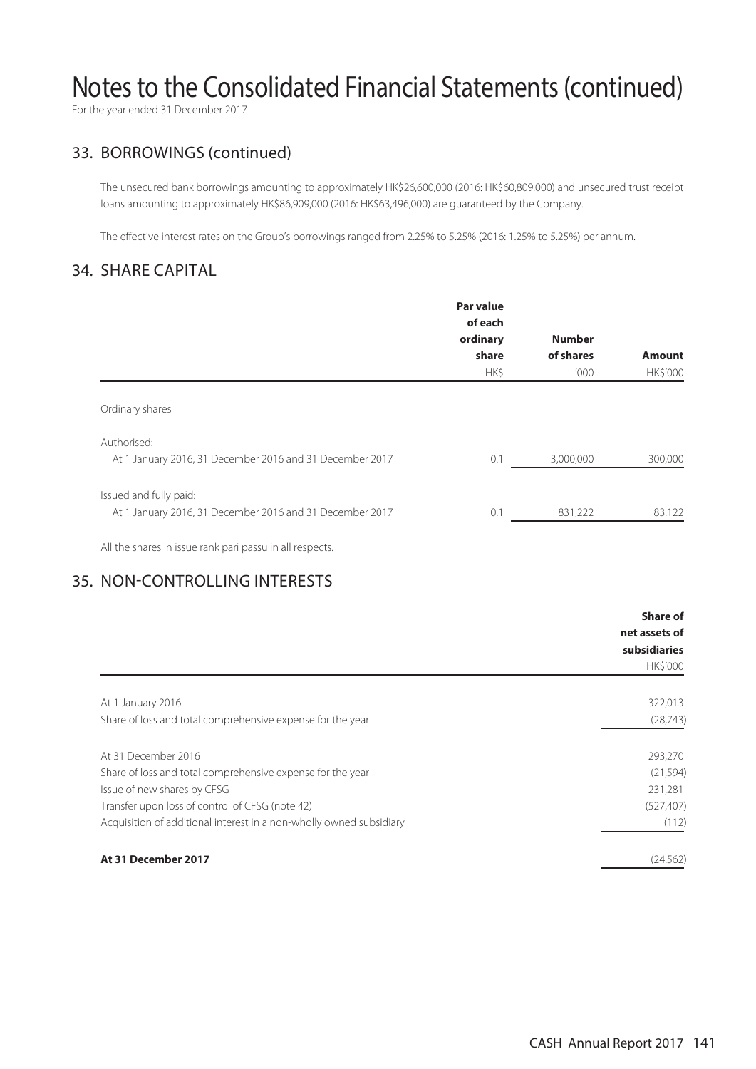# Notes to the Consolidated Financial Statements (continued)

For the year ended 31 December 2017

## 33. BORROWINGS (continued)

The unsecured bank borrowings amounting to approximately HK$26,600,000 (2016: HK$60,809,000) and unsecured trust receipt loans amounting to approximately HK$86,909,000 (2016: HK$63,496,000) are guaranteed by the Company.

The effective interest rates on the Group's borrowings ranged from 2.25% to 5.25% (2016: 1.25% to 5.25%) per annum.

## 34. SHARE CAPITAL

| | Par value of each ordinary share | Number of shares | Amount |
|---|---|---|---|
| | HK$ | '000 | HK$'000 |
| Ordinary shares | | | |
| Authorised: | | | |
| At 1 January 2016, 31 December 2016 and 31 December 2017 | 0.1 | 3,000,000 | 300,000 |
| Issued and fully paid: | | | |
| At 1 January 2016, 31 December 2016 and 31 December 2017 | 0.1 | 831,222 | 83,122 |

All the shares in issue rank pari passu in all respects.

## 35. NON-CONTROLLING INTERESTS

| | Share of net assets of subsidiaries |
|---|---|
| | HK$'000 |
| At 1 January 2016 | 322,013 |
| Share of loss and total comprehensive expense for the year | (28,743) |
| At 31 December 2016 | 293,270 |
| Share of loss and total comprehensive expense for the year | (21,594) |
| Issue of new shares by CFSG | 231,281 |
| Transfer upon loss of control of CFSG (note 42) | (527,407) |
| Acquisition of additional interest in a non-wholly owned subsidiary | (112) |
| **At 31 December 2017** | (24,562) |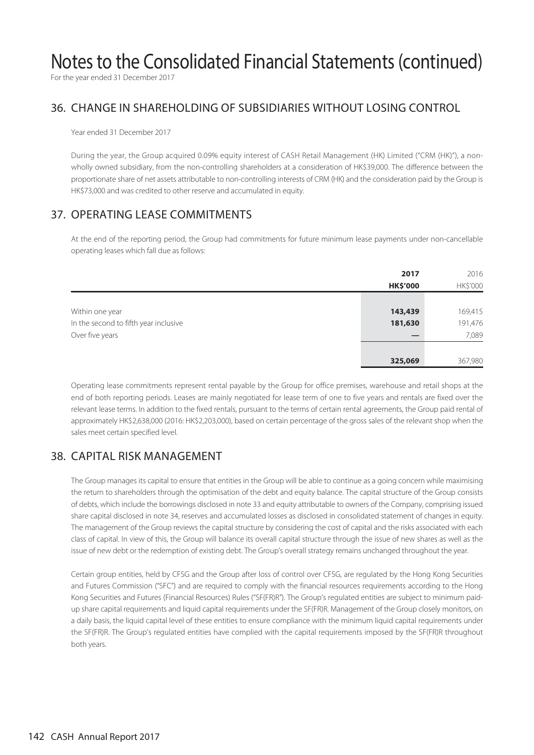# Notes to the Consolidated Financial Statements (continued)

For the year ended 31 December 2017

## 36. CHANGE IN SHAREHOLDING OF SUBSIDIARIES WITHOUT LOSING CONTROL

Year ended 31 December 2017

During the year, the Group acquired 0.09% equity interest of CASH Retail Management (HK) Limited ("CRM (HK)"), a non-wholly owned subsidiary, from the non-controlling shareholders at a consideration of HK$39,000. The difference between the proportionate share of net assets attributable to non-controlling interests of CRM (HK) and the consideration paid by the Group is HK$73,000 and was credited to other reserve and accumulated in equity.

## 37. OPERATING LEASE COMMITMENTS

At the end of the reporting period, the Group had commitments for future minimum lease payments under non-cancellable operating leases which fall due as follows:

| | **2017** | 2016 |
|---|---|---|
| | **HK$'000** | HK$'000 |
| Within one year | **143,439** | 169,415 |
| In the second to fifth year inclusive | **181,630** | 191,476 |
| Over five years | **—** | 7,089 |
| | **325,069** | 367,980 |

Operating lease commitments represent rental payable by the Group for office premises, warehouse and retail shops at the end of both reporting periods. Leases are mainly negotiated for lease term of one to five years and rentals are fixed over the relevant lease terms. In addition to the fixed rentals, pursuant to the terms of certain rental agreements, the Group paid rental of approximately HK$2,638,000 (2016: HK$2,203,000), based on certain percentage of the gross sales of the relevant shop when the sales meet certain specified level.

## 38. CAPITAL RISK MANAGEMENT

The Group manages its capital to ensure that entities in the Group will be able to continue as a going concern while maximising the return to shareholders through the optimisation of the debt and equity balance. The capital structure of the Group consists of debts, which include the borrowings disclosed in note 33 and equity attributable to owners of the Company, comprising issued share capital disclosed in note 34, reserves and accumulated losses as disclosed in consolidated statement of changes in equity. The management of the Group reviews the capital structure by considering the cost of capital and the risks associated with each class of capital. In view of this, the Group will balance its overall capital structure through the issue of new shares as well as the issue of new debt or the redemption of existing debt. The Group's overall strategy remains unchanged throughout the year.

Certain group entities, held by CFSG and the Group after loss of control over CFSG, are regulated by the Hong Kong Securities and Futures Commission ("SFC") and are required to comply with the financial resources requirements according to the Hong Kong Securities and Futures (Financial Resources) Rules ("SF(FR)R"). The Group's regulated entities are subject to minimum paid-up share capital requirements and liquid capital requirements under the SF(FR)R. Management of the Group closely monitors, on a daily basis, the liquid capital level of these entities to ensure compliance with the minimum liquid capital requirements under the SF(FR)R. The Group's regulated entities have complied with the capital requirements imposed by the SF(FR)R throughout both years.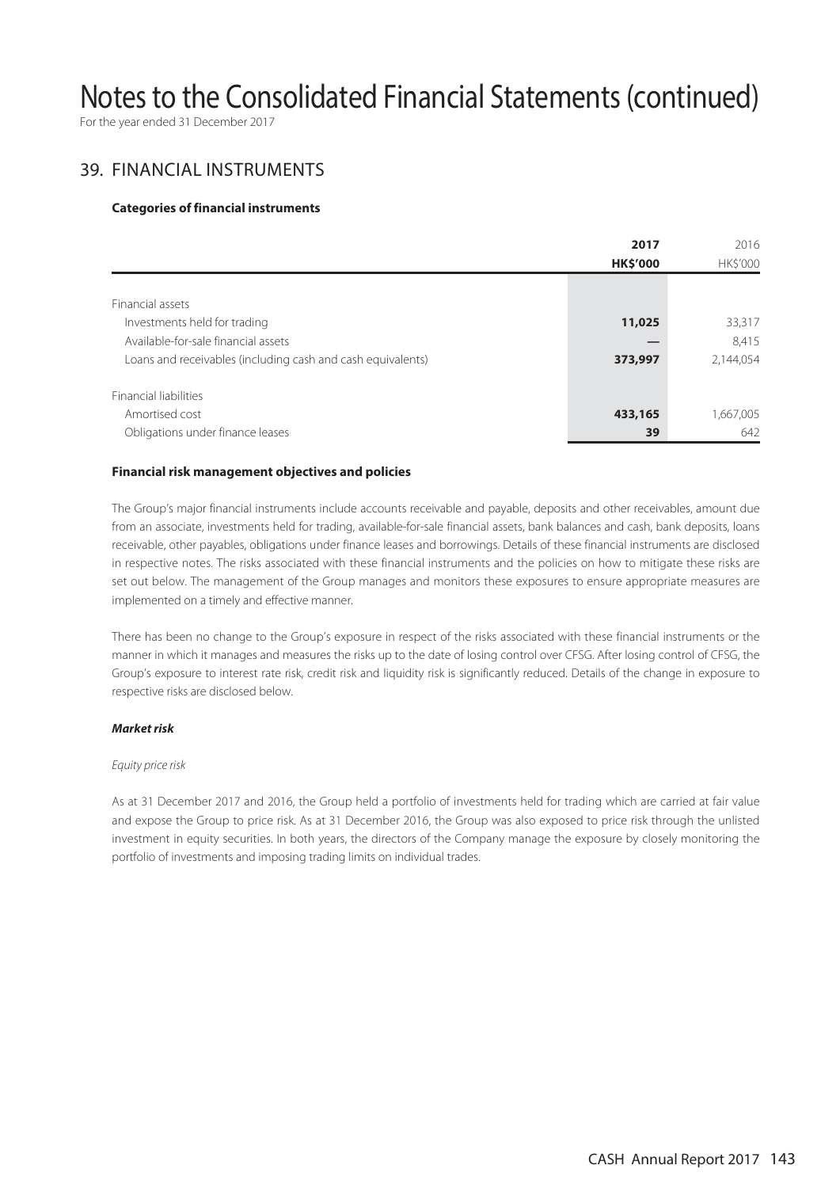# Notes to the Consolidated Financial Statements (continued)

For the year ended 31 December 2017

## 39. FINANCIAL INSTRUMENTS

**Categories of financial instruments**

| | 2017 | 2016 |
|---|---|---|
| | HK$'000 | HK$'000 |
| Financial assets | | |
| Investments held for trading | 11,025 | 33,317 |
| Available-for-sale financial assets | — | 8,415 |
| Loans and receivables (including cash and cash equivalents) | 373,997 | 2,144,054 |
| Financial liabilities | | |
| Amortised cost | 433,165 | 1,667,005 |
| Obligations under finance leases | 39 | 642 |

**Financial risk management objectives and policies**

The Group's major financial instruments include accounts receivable and payable, deposits and other receivables, amount due from an associate, investments held for trading, available-for-sale financial assets, bank balances and cash, bank deposits, loans receivable, other payables, obligations under finance leases and borrowings. Details of these financial instruments are disclosed in respective notes. The risks associated with these financial instruments and the policies on how to mitigate these risks are set out below. The management of the Group manages and monitors these exposures to ensure appropriate measures are implemented on a timely and effective manner.

There has been no change to the Group's exposure in respect of the risks associated with these financial instruments or the manner in which it manages and measures the risks up to the date of losing control over CFSG. After losing control of CFSG, the Group's exposure to interest rate risk, credit risk and liquidity risk is significantly reduced. Details of the change in exposure to respective risks are disclosed below.

***Market risk***

*Equity price risk*

As at 31 December 2017 and 2016, the Group held a portfolio of investments held for trading which are carried at fair value and expose the Group to price risk. As at 31 December 2016, the Group was also exposed to price risk through the unlisted investment in equity securities. In both years, the directors of the Company manage the exposure by closely monitoring the portfolio of investments and imposing trading limits on individual trades.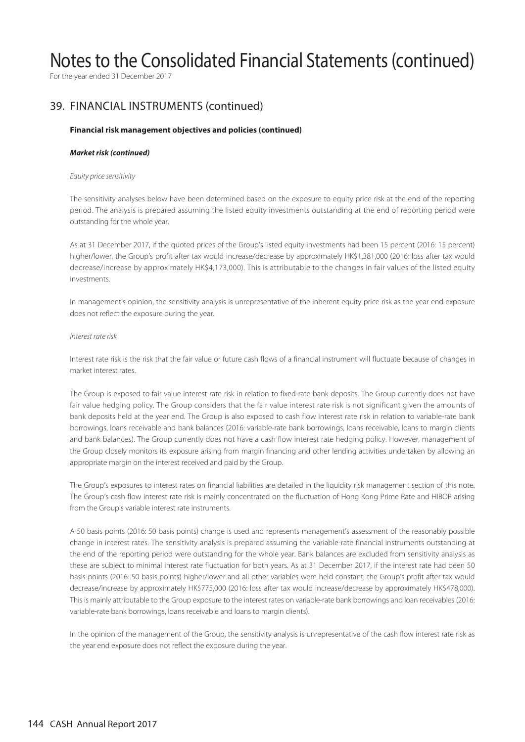# Notes to the Consolidated Financial Statements (continued)

For the year ended 31 December 2017

## 39. FINANCIAL INSTRUMENTS (continued)

**Financial risk management objectives and policies (continued)**

***Market risk (continued)***

*Equity price sensitivity*

The sensitivity analyses below have been determined based on the exposure to equity price risk at the end of the reporting period. The analysis is prepared assuming the listed equity investments outstanding at the end of reporting period were outstanding for the whole year.

As at 31 December 2017, if the quoted prices of the Group's listed equity investments had been 15 percent (2016: 15 percent) higher/lower, the Group's profit after tax would increase/decrease by approximately HK$1,381,000 (2016: loss after tax would decrease/increase by approximately HK$4,173,000). This is attributable to the changes in fair values of the listed equity investments.

In management's opinion, the sensitivity analysis is unrepresentative of the inherent equity price risk as the year end exposure does not reflect the exposure during the year.

*Interest rate risk*

Interest rate risk is the risk that the fair value or future cash flows of a financial instrument will fluctuate because of changes in market interest rates.

The Group is exposed to fair value interest rate risk in relation to fixed-rate bank deposits. The Group currently does not have fair value hedging policy. The Group considers that the fair value interest rate risk is not significant given the amounts of bank deposits held at the year end. The Group is also exposed to cash flow interest rate risk in relation to variable-rate bank borrowings, loans receivable and bank balances (2016: variable-rate bank borrowings, loans receivable, loans to margin clients and bank balances). The Group currently does not have a cash flow interest rate hedging policy. However, management of the Group closely monitors its exposure arising from margin financing and other lending activities undertaken by allowing an appropriate margin on the interest received and paid by the Group.

The Group's exposures to interest rates on financial liabilities are detailed in the liquidity risk management section of this note. The Group's cash flow interest rate risk is mainly concentrated on the fluctuation of Hong Kong Prime Rate and HIBOR arising from the Group's variable interest rate instruments.

A 50 basis points (2016: 50 basis points) change is used and represents management's assessment of the reasonably possible change in interest rates. The sensitivity analysis is prepared assuming the variable-rate financial instruments outstanding at the end of the reporting period were outstanding for the whole year. Bank balances are excluded from sensitivity analysis as these are subject to minimal interest rate fluctuation for both years. As at 31 December 2017, if the interest rate had been 50 basis points (2016: 50 basis points) higher/lower and all other variables were held constant, the Group's profit after tax would decrease/increase by approximately HK$775,000 (2016: loss after tax would increase/decrease by approximately HK$478,000). This is mainly attributable to the Group exposure to the interest rates on variable-rate bank borrowings and loan receivables (2016: variable-rate bank borrowings, loans receivable and loans to margin clients).

In the opinion of the management of the Group, the sensitivity analysis is unrepresentative of the cash flow interest rate risk as the year end exposure does not reflect the exposure during the year.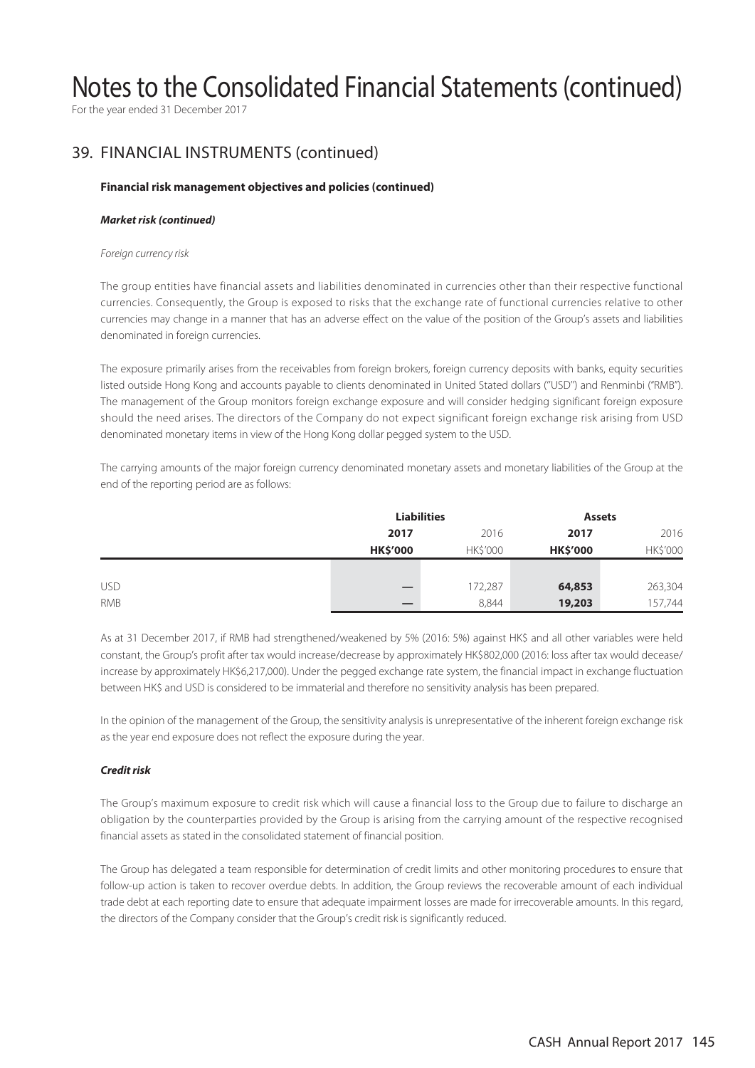# Notes to the Consolidated Financial Statements (continued)

For the year ended 31 December 2017

## 39. FINANCIAL INSTRUMENTS (continued)

**Financial risk management objectives and policies (continued)**

***Market risk (continued)***

*Foreign currency risk*

The group entities have financial assets and liabilities denominated in currencies other than their respective functional currencies. Consequently, the Group is exposed to risks that the exchange rate of functional currencies relative to other currencies may change in a manner that has an adverse effect on the value of the position of the Group's assets and liabilities denominated in foreign currencies.

The exposure primarily arises from the receivables from foreign brokers, foreign currency deposits with banks, equity securities listed outside Hong Kong and accounts payable to clients denominated in United Stated dollars ("USD") and Renminbi ("RMB"). The management of the Group monitors foreign exchange exposure and will consider hedging significant foreign exposure should the need arises. The directors of the Company do not expect significant foreign exchange risk arising from USD denominated monetary items in view of the Hong Kong dollar pegged system to the USD.

The carrying amounts of the major foreign currency denominated monetary assets and monetary liabilities of the Group at the end of the reporting period are as follows:

| | Liabilities | | Assets | |
|---|---|---|---|---|
| | **2017** | 2016 | **2017** | 2016 |
| | **HK$'000** | HK$'000 | **HK$'000** | HK$'000 |
| USD | **—** | 172,287 | **64,853** | 263,304 |
| RMB | **—** | 8,844 | **19,203** | 157,744 |

As at 31 December 2017, if RMB had strengthened/weakened by 5% (2016: 5%) against HK$ and all other variables were held constant, the Group's profit after tax would increase/decrease by approximately HK$802,000 (2016: loss after tax would decease/increase by approximately HK$6,217,000). Under the pegged exchange rate system, the financial impact in exchange fluctuation between HK$ and USD is considered to be immaterial and therefore no sensitivity analysis has been prepared.

In the opinion of the management of the Group, the sensitivity analysis is unrepresentative of the inherent foreign exchange risk as the year end exposure does not reflect the exposure during the year.

***Credit risk***

The Group's maximum exposure to credit risk which will cause a financial loss to the Group due to failure to discharge an obligation by the counterparties provided by the Group is arising from the carrying amount of the respective recognised financial assets as stated in the consolidated statement of financial position.

The Group has delegated a team responsible for determination of credit limits and other monitoring procedures to ensure that follow-up action is taken to recover overdue debts. In addition, the Group reviews the recoverable amount of each individual trade debt at each reporting date to ensure that adequate impairment losses are made for irrecoverable amounts. In this regard, the directors of the Company consider that the Group's credit risk is significantly reduced.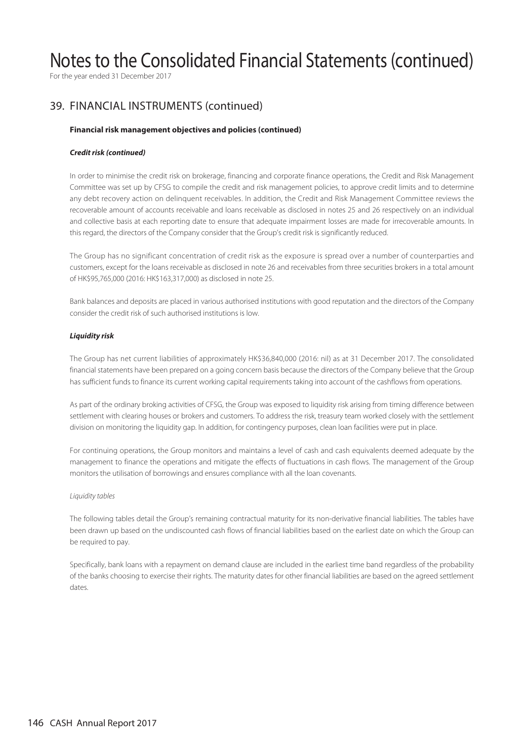# 39. FINANCIAL INSTRUMENTS (continued)

**Financial risk management objectives and policies (continued)**

***Credit risk (continued)***

In order to minimise the credit risk on brokerage, financing and corporate finance operations, the Credit and Risk Management Committee was set up by CFSG to compile the credit and risk management policies, to approve credit limits and to determine any debt recovery action on delinquent receivables. In addition, the Credit and Risk Management Committee reviews the recoverable amount of accounts receivable and loans receivable as disclosed in notes 25 and 26 respectively on an individual and collective basis at each reporting date to ensure that adequate impairment losses are made for irrecoverable amounts. In this regard, the directors of the Company consider that the Group's credit risk is significantly reduced.

The Group has no significant concentration of credit risk as the exposure is spread over a number of counterparties and customers, except for the loans receivable as disclosed in note 26 and receivables from three securities brokers in a total amount of HK$95,765,000 (2016: HK$163,317,000) as disclosed in note 25.

Bank balances and deposits are placed in various authorised institutions with good reputation and the directors of the Company consider the credit risk of such authorised institutions is low.

***Liquidity risk***

The Group has net current liabilities of approximately HK$36,840,000 (2016: nil) as at 31 December 2017. The consolidated financial statements have been prepared on a going concern basis because the directors of the Company believe that the Group has sufficient funds to finance its current working capital requirements taking into account of the cashflows from operations.

As part of the ordinary broking activities of CFSG, the Group was exposed to liquidity risk arising from timing difference between settlement with clearing houses or brokers and customers. To address the risk, treasury team worked closely with the settlement division on monitoring the liquidity gap. In addition, for contingency purposes, clean loan facilities were put in place.

For continuing operations, the Group monitors and maintains a level of cash and cash equivalents deemed adequate by the management to finance the operations and mitigate the effects of fluctuations in cash flows. The management of the Group monitors the utilisation of borrowings and ensures compliance with all the loan covenants.

*Liquidity tables*

The following tables detail the Group's remaining contractual maturity for its non-derivative financial liabilities. The tables have been drawn up based on the undiscounted cash flows of financial liabilities based on the earliest date on which the Group can be required to pay.

Specifically, bank loans with a repayment on demand clause are included in the earliest time band regardless of the probability of the banks choosing to exercise their rights. The maturity dates for other financial liabilities are based on the agreed settlement dates.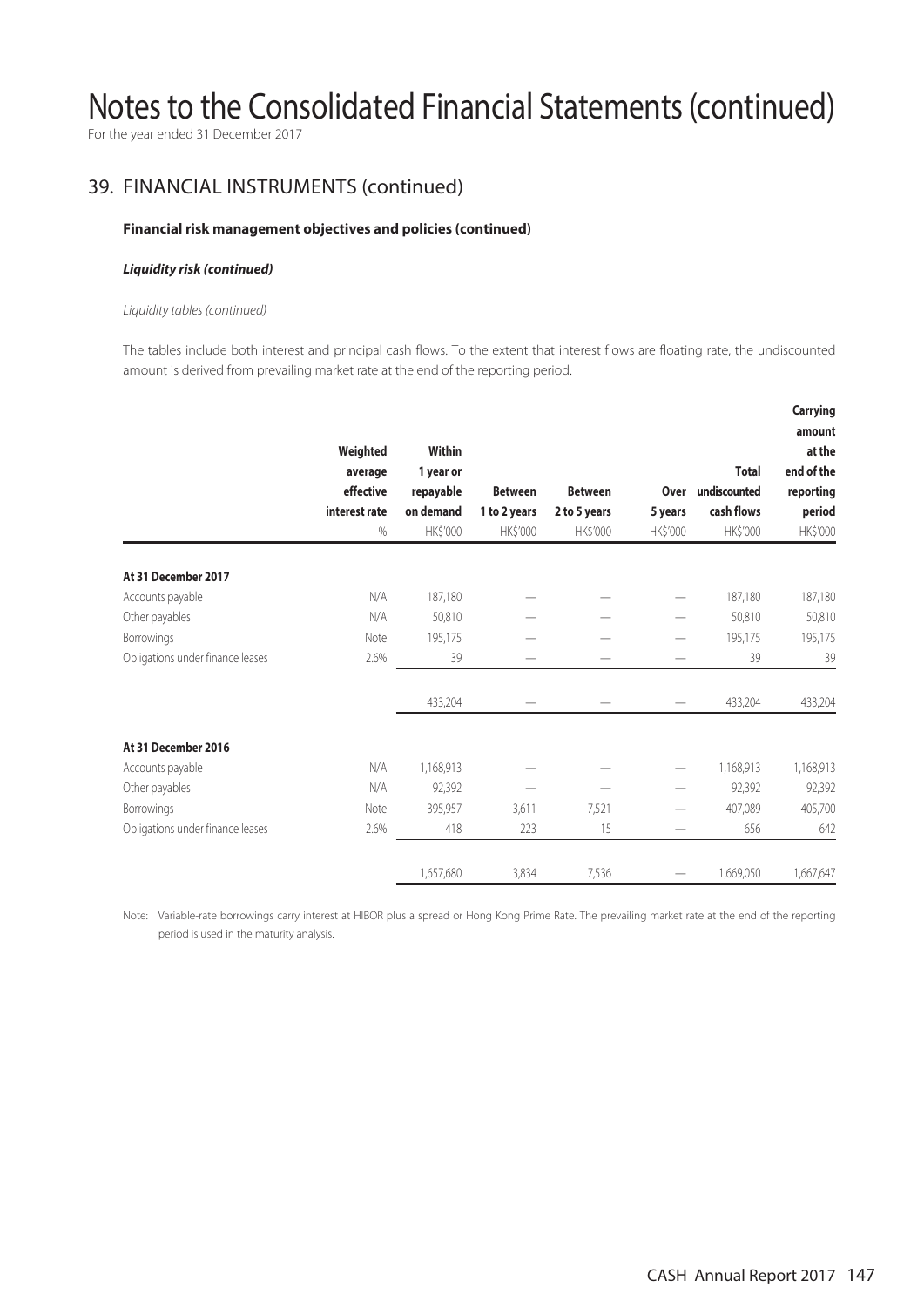# Notes to the Consolidated Financial Statements (continued)

For the year ended 31 December 2017

## 39. FINANCIAL INSTRUMENTS (continued)

### Financial risk management objectives and policies (continued)

***Liquidity risk (continued)***

*Liquidity tables (continued)*

The tables include both interest and principal cash flows. To the extent that interest flows are floating rate, the undiscounted amount is derived from prevailing market rate at the end of the reporting period.

| | Weighted average effective interest rate | Within 1 year or repayable on demand | Between 1 to 2 years | Between 2 to 5 years | Over 5 years | Total undiscounted cash flows | Carrying amount at the end of the reporting period |
|---|---|---|---|---|---|---|---|
| | % | HK$'000 | HK$'000 | HK$'000 | HK$'000 | HK$'000 | HK$'000 |
| **At 31 December 2017** | | | | | | | |
| Accounts payable | N/A | 187,180 | — | — | — | 187,180 | 187,180 |
| Other payables | N/A | 50,810 | — | — | — | 50,810 | 50,810 |
| Borrowings | Note | 195,175 | — | — | — | 195,175 | 195,175 |
| Obligations under finance leases | 2.6% | 39 | — | — | — | 39 | 39 |
| | | 433,204 | — | — | — | 433,204 | 433,204 |
| **At 31 December 2016** | | | | | | | |
| Accounts payable | N/A | 1,168,913 | — | — | — | 1,168,913 | 1,168,913 |
| Other payables | N/A | 92,392 | — | — | — | 92,392 | 92,392 |
| Borrowings | Note | 395,957 | 3,611 | 7,521 | — | 407,089 | 405,700 |
| Obligations under finance leases | 2.6% | 418 | 223 | 15 | — | 656 | 642 |
| | | 1,657,680 | 3,834 | 7,536 | — | 1,669,050 | 1,667,647 |

Note: Variable-rate borrowings carry interest at HIBOR plus a spread or Hong Kong Prime Rate. The prevailing market rate at the end of the reporting period is used in the maturity analysis.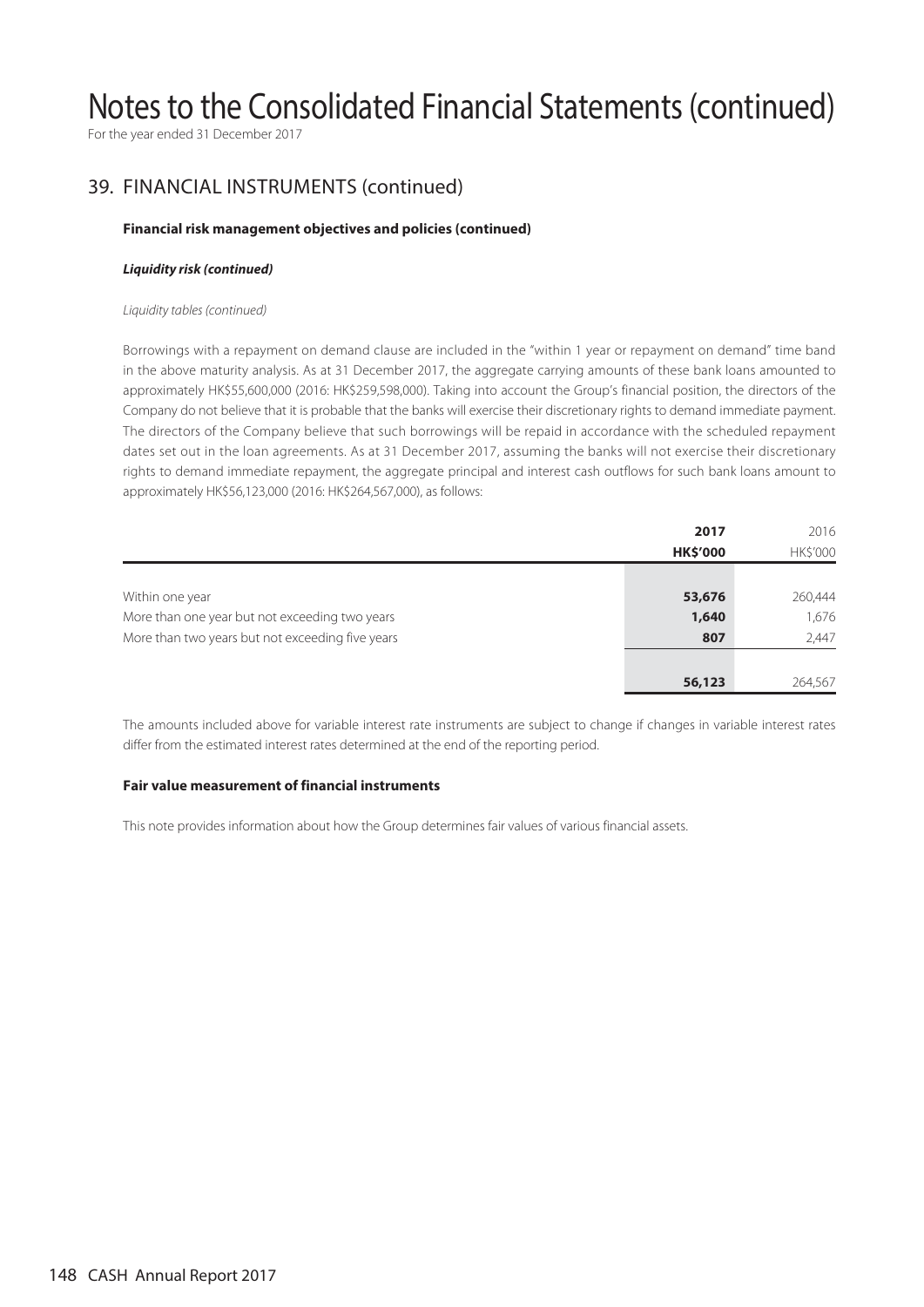# Notes to the Consolidated Financial Statements (continued)

For the year ended 31 December 2017

## 39. FINANCIAL INSTRUMENTS (continued)

**Financial risk management objectives and policies (continued)**

***Liquidity risk (continued)***

*Liquidity tables (continued)*

Borrowings with a repayment on demand clause are included in the "within 1 year or repayment on demand" time band in the above maturity analysis. As at 31 December 2017, the aggregate carrying amounts of these bank loans amounted to approximately HK$55,600,000 (2016: HK$259,598,000). Taking into account the Group's financial position, the directors of the Company do not believe that it is probable that the banks will exercise their discretionary rights to demand immediate payment. The directors of the Company believe that such borrowings will be repaid in accordance with the scheduled repayment dates set out in the loan agreements. As at 31 December 2017, assuming the banks will not exercise their discretionary rights to demand immediate repayment, the aggregate principal and interest cash outflows for such bank loans amount to approximately HK$56,123,000 (2016: HK$264,567,000), as follows:

| | **2017** | 2016 |
|---|---|---|
| | **HK$'000** | HK$'000 |
| Within one year | **53,676** | 260,444 |
| More than one year but not exceeding two years | **1,640** | 1,676 |
| More than two years but not exceeding five years | **807** | 2,447 |
| | **56,123** | 264,567 |

The amounts included above for variable interest rate instruments are subject to change if changes in variable interest rates differ from the estimated interest rates determined at the end of the reporting period.

**Fair value measurement of financial instruments**

This note provides information about how the Group determines fair values of various financial assets.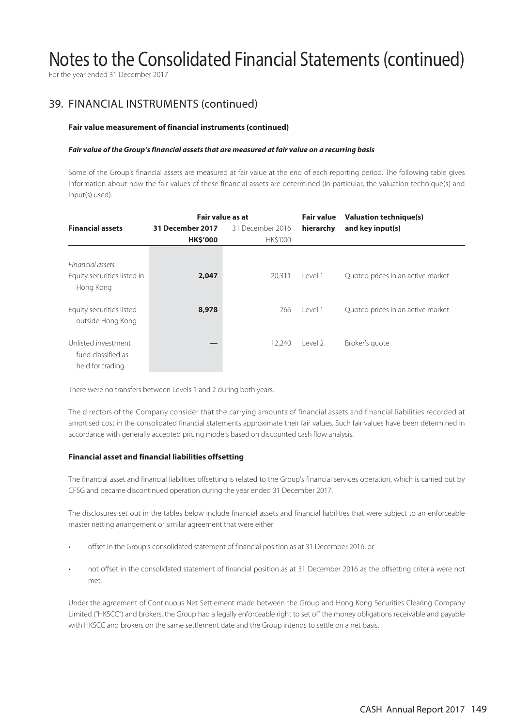# Notes to the Consolidated Financial Statements (continued)

For the year ended 31 December 2017

## 39. FINANCIAL INSTRUMENTS (continued)

**Fair value measurement of financial instruments (continued)**

***Fair value of the Group's financial assets that are measured at fair value on a recurring basis***

Some of the Group's financial assets are measured at fair value at the end of each reporting period. The following table gives information about how the fair values of these financial assets are determined (in particular, the valuation technique(s) and input(s) used).

| Financial assets | Fair value as at 31 December 2017 HK$'000 | Fair value as at 31 December 2016 HK$'000 | Fair value hierarchy | Valuation technique(s) and key input(s) |
|---|---|---|---|---|
| *Financial assets* | | | | |
| Equity securities listed in Hong Kong | **2,047** | 20,311 | Level 1 | Quoted prices in an active market |
| Equity securities listed outside Hong Kong | **8,978** | 766 | Level 1 | Quoted prices in an active market |
| Unlisted investment fund classified as held for trading | **—** | 12,240 | Level 2 | Broker's quote |

There were no transfers between Levels 1 and 2 during both years.

The directors of the Company consider that the carrying amounts of financial assets and financial liabilities recorded at amortised cost in the consolidated financial statements approximate their fair values. Such fair values have been determined in accordance with generally accepted pricing models based on discounted cash flow analysis.

**Financial asset and financial liabilities offsetting**

The financial asset and financial liabilities offsetting is related to the Group's financial services operation, which is carried out by CFSG and became discontinued operation during the year ended 31 December 2017.

The disclosures set out in the tables below include financial assets and financial liabilities that were subject to an enforceable master netting arrangement or similar agreement that were either:

- offset in the Group's consolidated statement of financial position as at 31 December 2016; or
- not offset in the consolidated statement of financial position as at 31 December 2016 as the offsetting criteria were not met.

Under the agreement of Continuous Net Settlement made between the Group and Hong Kong Securities Clearing Company Limited ("HKSCC") and brokers, the Group had a legally enforceable right to set off the money obligations receivable and payable with HKSCC and brokers on the same settlement date and the Group intends to settle on a net basis.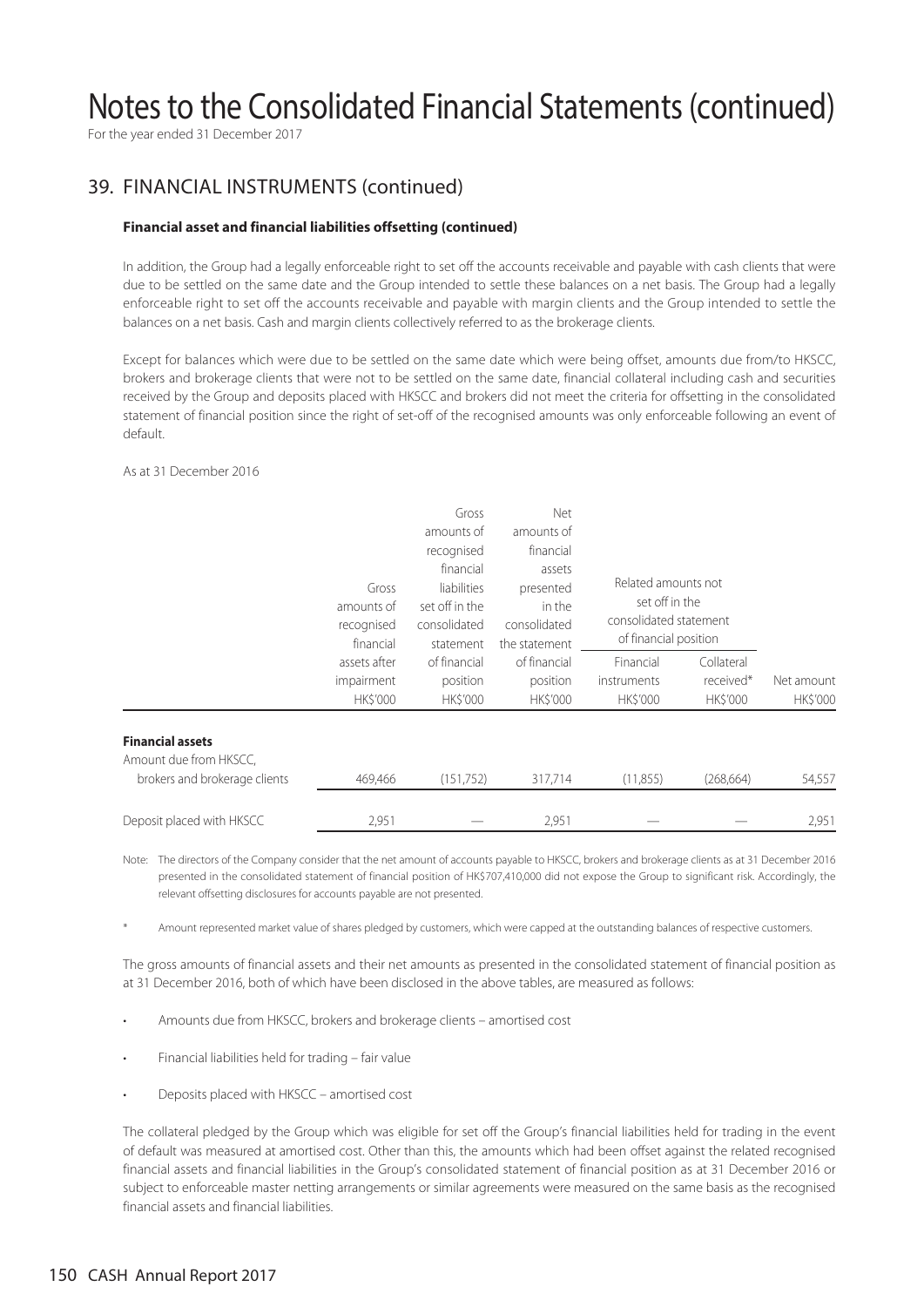# Notes to the Consolidated Financial Statements (continued)

For the year ended 31 December 2017

## 39. FINANCIAL INSTRUMENTS (continued)

### Financial asset and financial liabilities offsetting (continued)

In addition, the Group had a legally enforceable right to set off the accounts receivable and payable with cash clients that were due to be settled on the same date and the Group intended to settle these balances on a net basis. The Group had a legally enforceable right to set off the accounts receivable and payable with margin clients and the Group intended to settle the balances on a net basis. Cash and margin clients collectively referred to as the brokerage clients.

Except for balances which were due to be settled on the same date which were being offset, amounts due from/to HKSCC, brokers and brokerage clients that were not to be settled on the same date, financial collateral including cash and securities received by the Group and deposits placed with HKSCC and brokers did not meet the criteria for offsetting in the consolidated statement of financial position since the right of set-off of the recognised amounts was only enforceable following an event of default.

As at 31 December 2016

| | Gross amounts of recognised financial assets after impairment HK$'000 | Gross amounts of recognised financial liabilities set off in the consolidated statement of financial position HK$'000 | Net amounts of financial assets presented in the consolidated the statement of financial position HK$'000 | Related amounts not set off in the consolidated statement of financial position | | Net amount HK$'000 |
|---|---|---|---|---|---|---|
| | | | | Financial instruments HK$'000 | Collateral received* HK$'000 | |
| **Financial assets** | | | | | | |
| Amount due from HKSCC, brokers and brokerage clients | 469,466 | (151,752) | 317,714 | (11,855) | (268,664) | 54,557 |
| Deposit placed with HKSCC | 2,951 | — | 2,951 | — | — | 2,951 |

Note: The directors of the Company consider that the net amount of accounts payable to HKSCC, brokers and brokerage clients as at 31 December 2016 presented in the consolidated statement of financial position of HK$707,410,000 did not expose the Group to significant risk. Accordingly, the relevant offsetting disclosures for accounts payable are not presented.

\* Amount represented market value of shares pledged by customers, which were capped at the outstanding balances of respective customers.

The gross amounts of financial assets and their net amounts as presented in the consolidated statement of financial position as at 31 December 2016, both of which have been disclosed in the above tables, are measured as follows:

- Amounts due from HKSCC, brokers and brokerage clients – amortised cost
- Financial liabilities held for trading – fair value
- Deposits placed with HKSCC – amortised cost

The collateral pledged by the Group which was eligible for set off the Group's financial liabilities held for trading in the event of default was measured at amortised cost. Other than this, the amounts which had been offset against the related recognised financial assets and financial liabilities in the Group's consolidated statement of financial position as at 31 December 2016 or subject to enforceable master netting arrangements or similar agreements were measured on the same basis as the recognised financial assets and financial liabilities.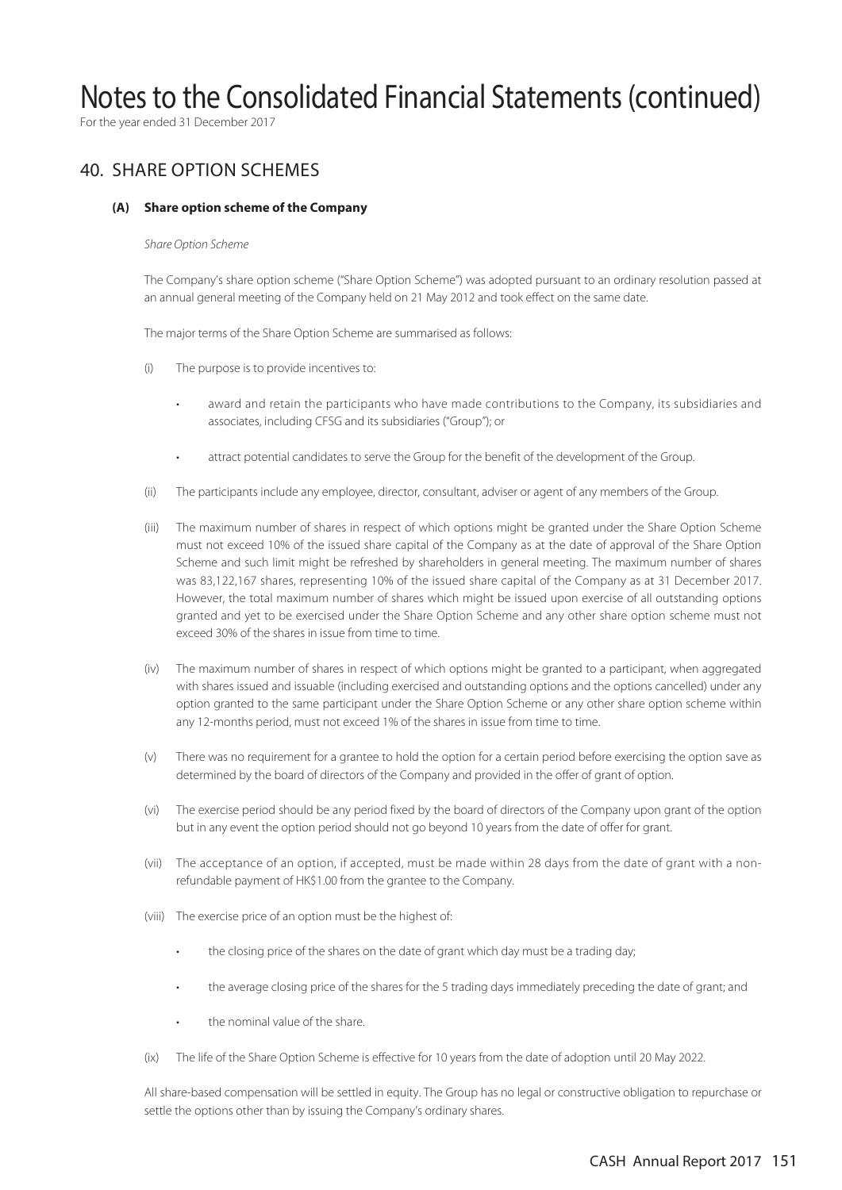# Notes to the Consolidated Financial Statements (continued)

For the year ended 31 December 2017

## 40. SHARE OPTION SCHEMES

### (A) Share option scheme of the Company

*Share Option Scheme*

The Company's share option scheme ("Share Option Scheme") was adopted pursuant to an ordinary resolution passed at an annual general meeting of the Company held on 21 May 2012 and took effect on the same date.

The major terms of the Share Option Scheme are summarised as follows:

(i) The purpose is to provide incentives to:

- award and retain the participants who have made contributions to the Company, its subsidiaries and associates, including CFSG and its subsidiaries ("Group"); or
- attract potential candidates to serve the Group for the benefit of the development of the Group.

(ii) The participants include any employee, director, consultant, adviser or agent of any members of the Group.

(iii) The maximum number of shares in respect of which options might be granted under the Share Option Scheme must not exceed 10% of the issued share capital of the Company as at the date of approval of the Share Option Scheme and such limit might be refreshed by shareholders in general meeting. The maximum number of shares was 83,122,167 shares, representing 10% of the issued share capital of the Company as at 31 December 2017. However, the total maximum number of shares which might be issued upon exercise of all outstanding options granted and yet to be exercised under the Share Option Scheme and any other share option scheme must not exceed 30% of the shares in issue from time to time.

(iv) The maximum number of shares in respect of which options might be granted to a participant, when aggregated with shares issued and issuable (including exercised and outstanding options and the options cancelled) under any option granted to the same participant under the Share Option Scheme or any other share option scheme within any 12-months period, must not exceed 1% of the shares in issue from time to time.

(v) There was no requirement for a grantee to hold the option for a certain period before exercising the option save as determined by the board of directors of the Company and provided in the offer of grant of option.

(vi) The exercise period should be any period fixed by the board of directors of the Company upon grant of the option but in any event the option period should not go beyond 10 years from the date of offer for grant.

(vii) The acceptance of an option, if accepted, must be made within 28 days from the date of grant with a non-refundable payment of HK$1.00 from the grantee to the Company.

(viii) The exercise price of an option must be the highest of:

- the closing price of the shares on the date of grant which day must be a trading day;
- the average closing price of the shares for the 5 trading days immediately preceding the date of grant; and
- the nominal value of the share.

(ix) The life of the Share Option Scheme is effective for 10 years from the date of adoption until 20 May 2022.

All share-based compensation will be settled in equity. The Group has no legal or constructive obligation to repurchase or settle the options other than by issuing the Company's ordinary shares.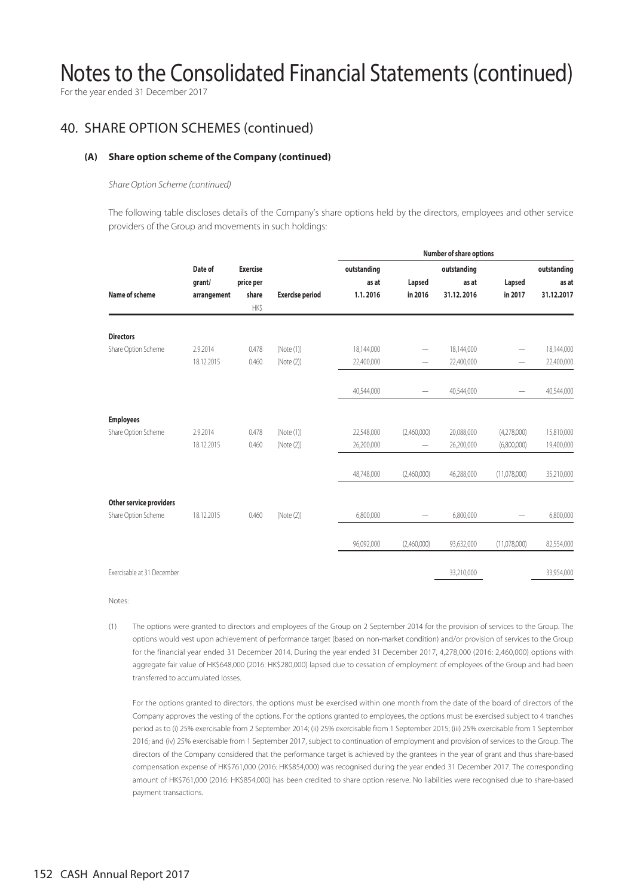# Notes to the Consolidated Financial Statements (continued)

For the year ended 31 December 2017

## 40. SHARE OPTION SCHEMES (continued)

### (A) Share option scheme of the Company (continued)

*Share Option Scheme (continued)*

The following table discloses details of the Company's share options held by the directors, employees and other service providers of the Group and movements in such holdings:

| Name of scheme | Date of grant/ arrangement | Exercise price per share HK$ | Exercise period | Number of share options: outstanding as at 1.1.2016 | Lapsed in 2016 | outstanding as at 31.12.2016 | Lapsed in 2017 | outstanding as at 31.12.2017 |
|---|---|---|---|---|---|---|---|---|
| **Directors** | | | | | | | | |
| Share Option Scheme | 2.9.2014 | 0.478 | (Note (1)) | 18,144,000 | — | 18,144,000 | — | 18,144,000 |
| | 18.12.2015 | 0.460 | (Note (2)) | 22,400,000 | — | 22,400,000 | — | 22,400,000 |
| | | | | 40,544,000 | — | 40,544,000 | — | 40,544,000 |
| **Employees** | | | | | | | | |
| Share Option Scheme | 2.9.2014 | 0.478 | (Note (1)) | 22,548,000 | (2,460,000) | 20,088,000 | (4,278,000) | 15,810,000 |
| | 18.12.2015 | 0.460 | (Note (2)) | 26,200,000 | — | 26,200,000 | (6,800,000) | 19,400,000 |
| | | | | 48,748,000 | (2,460,000) | 46,288,000 | (11,078,000) | 35,210,000 |
| **Other service providers** | | | | | | | | |
| Share Option Scheme | 18.12.2015 | 0.460 | (Note (2)) | 6,800,000 | — | 6,800,000 | — | 6,800,000 |
| | | | | 96,092,000 | (2,460,000) | 93,632,000 | (11,078,000) | 82,554,000 |
| Exercisable at 31 December | | | | | | 33,210,000 | | 33,954,000 |

Notes:

(1) The options were granted to directors and employees of the Group on 2 September 2014 for the provision of services to the Group. The options would vest upon achievement of performance target (based on non-market condition) and/or provision of services to the Group for the financial year ended 31 December 2014. During the year ended 31 December 2017, 4,278,000 (2016: 2,460,000) options with aggregate fair value of HK$648,000 (2016: HK$280,000) lapsed due to cessation of employment of employees of the Group and had been transferred to accumulated losses.

For the options granted to directors, the options must be exercised within one month from the date of the board of directors of the Company approves the vesting of the options. For the options granted to employees, the options must be exercised subject to 4 tranches period as to (i) 25% exercisable from 2 September 2014; (ii) 25% exercisable from 1 September 2015; (iii) 25% exercisable from 1 September 2016; and (iv) 25% exercisable from 1 September 2017, subject to continuation of employment and provision of services to the Group. The directors of the Company considered that the performance target is achieved by the grantees in the year of grant and thus share-based compensation expense of HK$761,000 (2016: HK$854,000) was recognised during the year ended 31 December 2017. The corresponding amount of HK$761,000 (2016: HK$854,000) has been credited to share option reserve. No liabilities were recognised due to share-based payment transactions.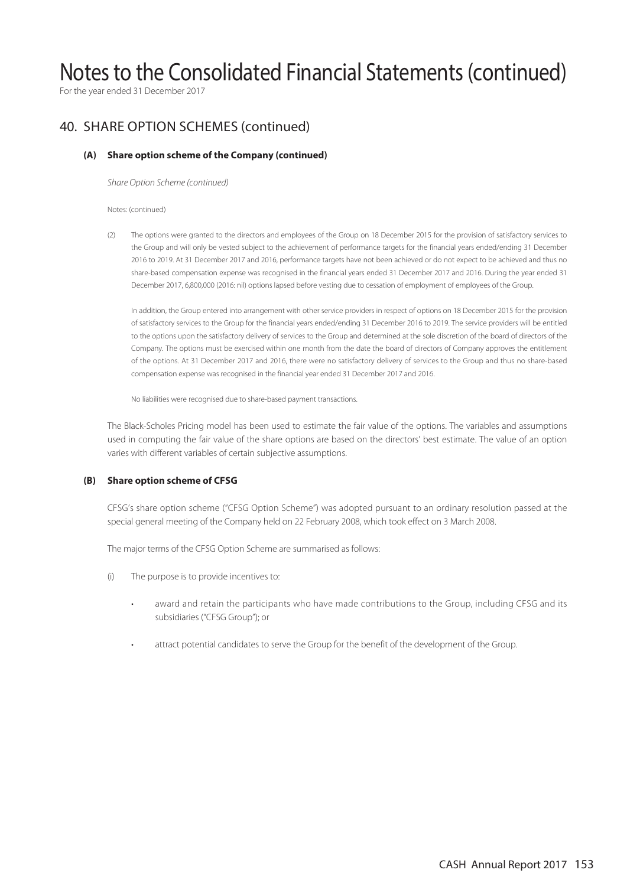# Notes to the Consolidated Financial Statements (continued)

For the year ended 31 December 2017

## 40. SHARE OPTION SCHEMES (continued)

### (A) Share option scheme of the Company (continued)

*Share Option Scheme (continued)*

Notes: (continued)

(2) The options were granted to the directors and employees of the Group on 18 December 2015 for the provision of satisfactory services to the Group and will only be vested subject to the achievement of performance targets for the financial years ended/ending 31 December 2016 to 2019. At 31 December 2017 and 2016, performance targets have not been achieved or do not expect to be achieved and thus no share-based compensation expense was recognised in the financial years ended 31 December 2017 and 2016. During the year ended 31 December 2017, 6,800,000 (2016: nil) options lapsed before vesting due to cessation of employment of employees of the Group.

In addition, the Group entered into arrangement with other service providers in respect of options on 18 December 2015 for the provision of satisfactory services to the Group for the financial years ended/ending 31 December 2016 to 2019. The service providers will be entitled to the options upon the satisfactory delivery of services to the Group and determined at the sole discretion of the board of directors of the Company. The options must be exercised within one month from the date the board of directors of Company approves the entitlement of the options. At 31 December 2017 and 2016, there were no satisfactory delivery of services to the Group and thus no share-based compensation expense was recognised in the financial year ended 31 December 2017 and 2016.

No liabilities were recognised due to share-based payment transactions.

The Black-Scholes Pricing model has been used to estimate the fair value of the options. The variables and assumptions used in computing the fair value of the share options are based on the directors' best estimate. The value of an option varies with different variables of certain subjective assumptions.

### (B) Share option scheme of CFSG

CFSG's share option scheme ("CFSG Option Scheme") was adopted pursuant to an ordinary resolution passed at the special general meeting of the Company held on 22 February 2008, which took effect on 3 March 2008.

The major terms of the CFSG Option Scheme are summarised as follows:

(i) The purpose is to provide incentives to:

- award and retain the participants who have made contributions to the Group, including CFSG and its subsidiaries ("CFSG Group"); or
- attract potential candidates to serve the Group for the benefit of the development of the Group.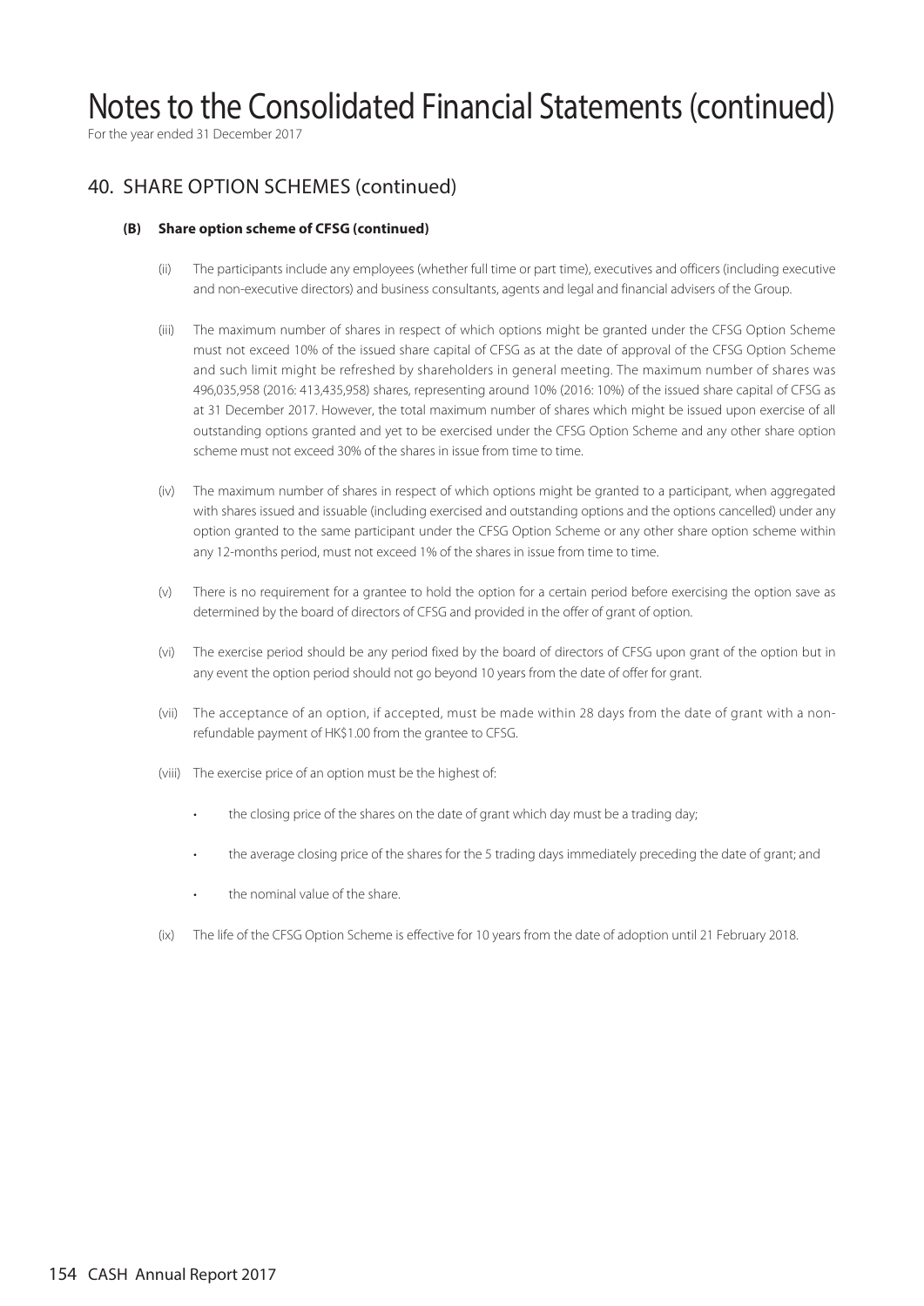# Notes to the Consolidated Financial Statements (continued)

For the year ended 31 December 2017

## 40. SHARE OPTION SCHEMES (continued)

### (B) Share option scheme of CFSG (continued)

(ii) The participants include any employees (whether full time or part time), executives and officers (including executive and non-executive directors) and business consultants, agents and legal and financial advisers of the Group.

(iii) The maximum number of shares in respect of which options might be granted under the CFSG Option Scheme must not exceed 10% of the issued share capital of CFSG as at the date of approval of the CFSG Option Scheme and such limit might be refreshed by shareholders in general meeting. The maximum number of shares was 496,035,958 (2016: 413,435,958) shares, representing around 10% (2016: 10%) of the issued share capital of CFSG as at 31 December 2017. However, the total maximum number of shares which might be issued upon exercise of all outstanding options granted and yet to be exercised under the CFSG Option Scheme and any other share option scheme must not exceed 30% of the shares in issue from time to time.

(iv) The maximum number of shares in respect of which options might be granted to a participant, when aggregated with shares issued and issuable (including exercised and outstanding options and the options cancelled) under any option granted to the same participant under the CFSG Option Scheme or any other share option scheme within any 12-months period, must not exceed 1% of the shares in issue from time to time.

(v) There is no requirement for a grantee to hold the option for a certain period before exercising the option save as determined by the board of directors of CFSG and provided in the offer of grant of option.

(vi) The exercise period should be any period fixed by the board of directors of CFSG upon grant of the option but in any event the option period should not go beyond 10 years from the date of offer for grant.

(vii) The acceptance of an option, if accepted, must be made within 28 days from the date of grant with a non-refundable payment of HK$1.00 from the grantee to CFSG.

(viii) The exercise price of an option must be the highest of:

- the closing price of the shares on the date of grant which day must be a trading day;
- the average closing price of the shares for the 5 trading days immediately preceding the date of grant; and
- the nominal value of the share.

(ix) The life of the CFSG Option Scheme is effective for 10 years from the date of adoption until 21 February 2018.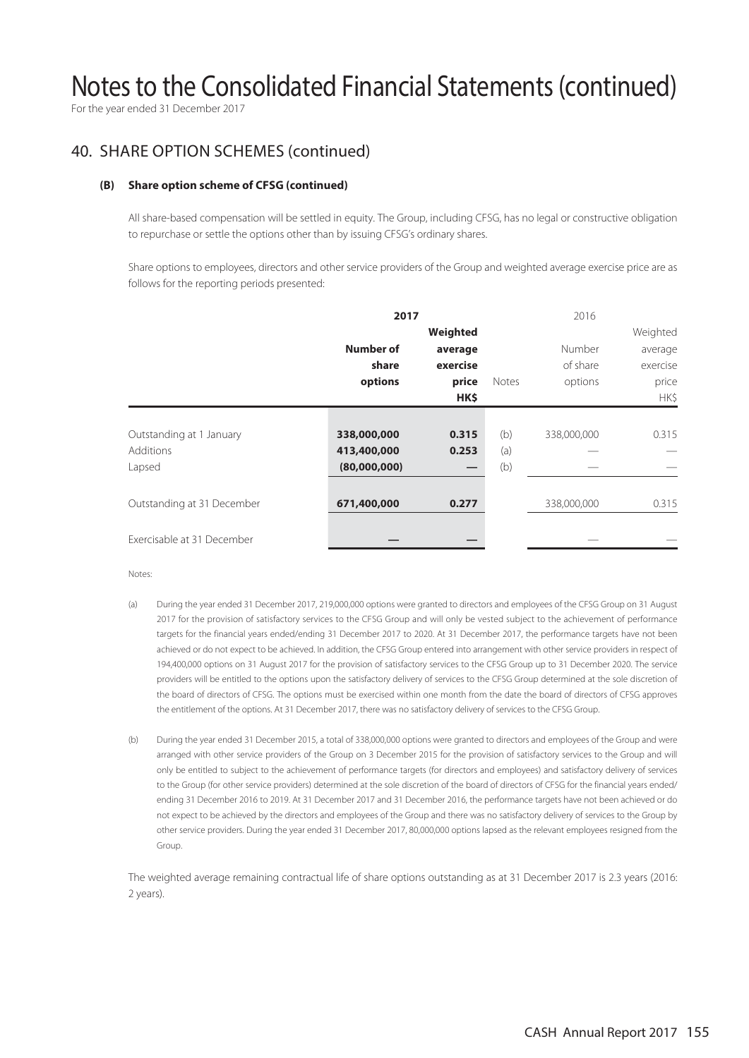# Notes to the Consolidated Financial Statements (continued)

For the year ended 31 December 2017

## 40. SHARE OPTION SCHEMES (continued)

### (B) Share option scheme of CFSG (continued)

All share-based compensation will be settled in equity. The Group, including CFSG, has no legal or constructive obligation to repurchase or settle the options other than by issuing CFSG's ordinary shares.

Share options to employees, directors and other service providers of the Group and weighted average exercise price are as follows for the reporting periods presented:

| | **2017** | | | 2016 | |
|---|---|---|---|---|---|
| | **Number of share options** | **Weighted average exercise price HK$** | Notes | Number of share options | Weighted average exercise price HK$ |
| Outstanding at 1 January | **338,000,000** | **0.315** | (b) | 338,000,000 | 0.315 |
| Additions | **413,400,000** | **0.253** | (a) | — | — |
| Lapsed | **(80,000,000)** | **—** | (b) | — | — |
| Outstanding at 31 December | **671,400,000** | **0.277** | | 338,000,000 | 0.315 |
| Exercisable at 31 December | **—** | **—** | | — | — |

Notes:

(a) During the year ended 31 December 2017, 219,000,000 options were granted to directors and employees of the CFSG Group on 31 August 2017 for the provision of satisfactory services to the CFSG Group and will only be vested subject to the achievement of performance targets for the financial years ended/ending 31 December 2017 to 2020. At 31 December 2017, the performance targets have not been achieved or do not expect to be achieved. In addition, the CFSG Group entered into arrangement with other service providers in respect of 194,400,000 options on 31 August 2017 for the provision of satisfactory services to the CFSG Group up to 31 December 2020. The service providers will be entitled to the options upon the satisfactory delivery of services to the CFSG Group determined at the sole discretion of the board of directors of CFSG. The options must be exercised within one month from the date the board of directors of CFSG approves the entitlement of the options. At 31 December 2017, there was no satisfactory delivery of services to the CFSG Group.

(b) During the year ended 31 December 2015, a total of 338,000,000 options were granted to directors and employees of the Group and were arranged with other service providers of the Group on 3 December 2015 for the provision of satisfactory services to the Group and will only be entitled to subject to the achievement of performance targets (for directors and employees) and satisfactory delivery of services to the Group (for other service providers) determined at the sole discretion of the board of directors of CFSG for the financial years ended/ending 31 December 2016 to 2019. At 31 December 2017 and 31 December 2016, the performance targets have not been achieved or do not expect to be achieved by the directors and employees of the Group and there was no satisfactory delivery of services to the Group by other service providers. During the year ended 31 December 2017, 80,000,000 options lapsed as the relevant employees resigned from the Group.

The weighted average remaining contractual life of share options outstanding as at 31 December 2017 is 2.3 years (2016: 2 years).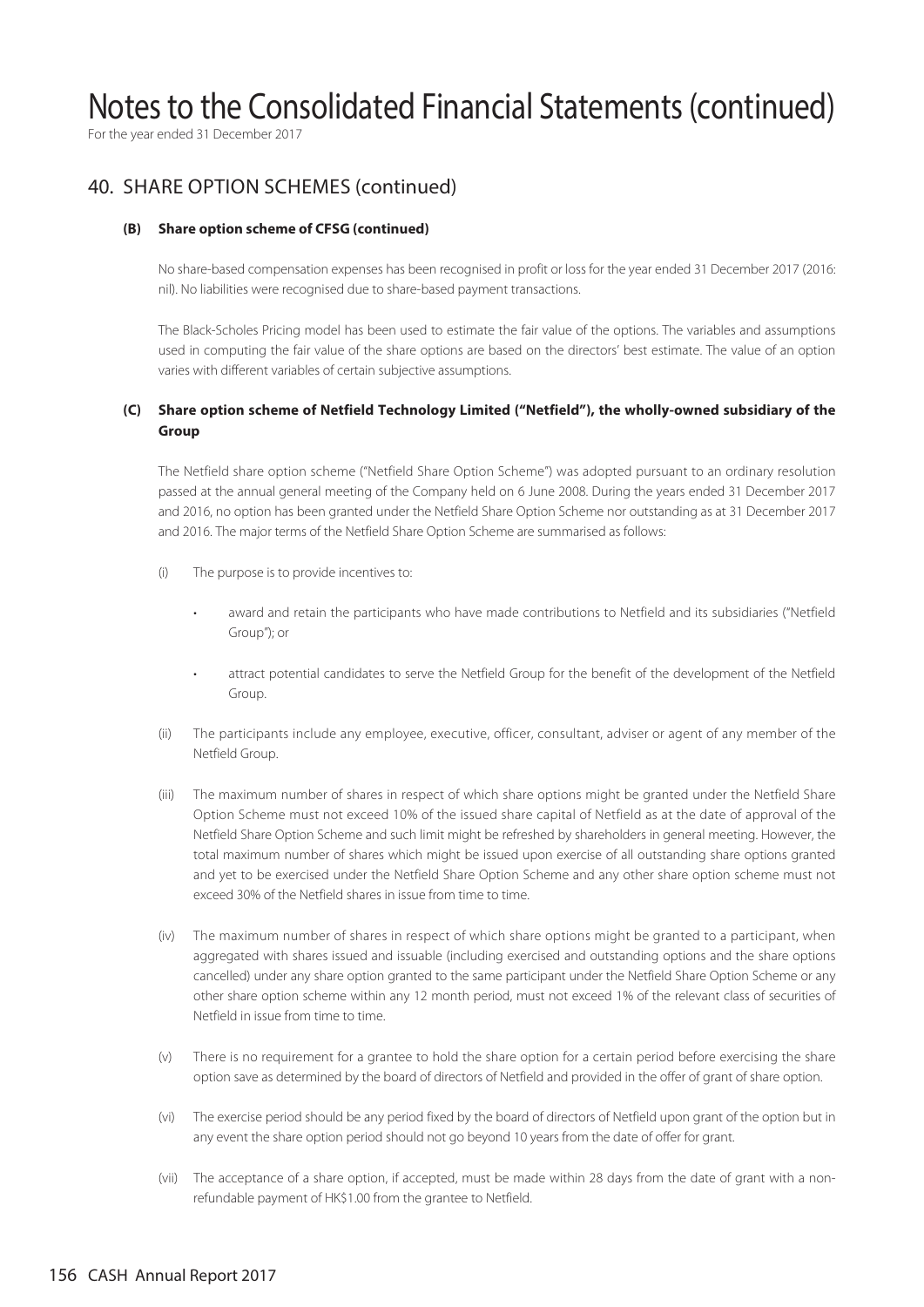# Notes to the Consolidated Financial Statements (continued)

For the year ended 31 December 2017

## 40. SHARE OPTION SCHEMES (continued)

### (B) Share option scheme of CFSG (continued)

No share-based compensation expenses has been recognised in profit or loss for the year ended 31 December 2017 (2016: nil). No liabilities were recognised due to share-based payment transactions.

The Black-Scholes Pricing model has been used to estimate the fair value of the options. The variables and assumptions used in computing the fair value of the share options are based on the directors' best estimate. The value of an option varies with different variables of certain subjective assumptions.

### (C) Share option scheme of Netfield Technology Limited ("Netfield"), the wholly-owned subsidiary of the Group

The Netfield share option scheme ("Netfield Share Option Scheme") was adopted pursuant to an ordinary resolution passed at the annual general meeting of the Company held on 6 June 2008. During the years ended 31 December 2017 and 2016, no option has been granted under the Netfield Share Option Scheme nor outstanding as at 31 December 2017 and 2016. The major terms of the Netfield Share Option Scheme are summarised as follows:

(i) The purpose is to provide incentives to:

- award and retain the participants who have made contributions to Netfield and its subsidiaries ("Netfield Group"); or
- attract potential candidates to serve the Netfield Group for the benefit of the development of the Netfield Group.

(ii) The participants include any employee, executive, officer, consultant, adviser or agent of any member of the Netfield Group.

(iii) The maximum number of shares in respect of which share options might be granted under the Netfield Share Option Scheme must not exceed 10% of the issued share capital of Netfield as at the date of approval of the Netfield Share Option Scheme and such limit might be refreshed by shareholders in general meeting. However, the total maximum number of shares which might be issued upon exercise of all outstanding share options granted and yet to be exercised under the Netfield Share Option Scheme and any other share option scheme must not exceed 30% of the Netfield shares in issue from time to time.

(iv) The maximum number of shares in respect of which share options might be granted to a participant, when aggregated with shares issued and issuable (including exercised and outstanding options and the share options cancelled) under any share option granted to the same participant under the Netfield Share Option Scheme or any other share option scheme within any 12 month period, must not exceed 1% of the relevant class of securities of Netfield in issue from time to time.

(v) There is no requirement for a grantee to hold the share option for a certain period before exercising the share option save as determined by the board of directors of Netfield and provided in the offer of grant of share option.

(vi) The exercise period should be any period fixed by the board of directors of Netfield upon grant of the option but in any event the share option period should not go beyond 10 years from the date of offer for grant.

(vii) The acceptance of a share option, if accepted, must be made within 28 days from the date of grant with a non-refundable payment of HK$1.00 from the grantee to Netfield.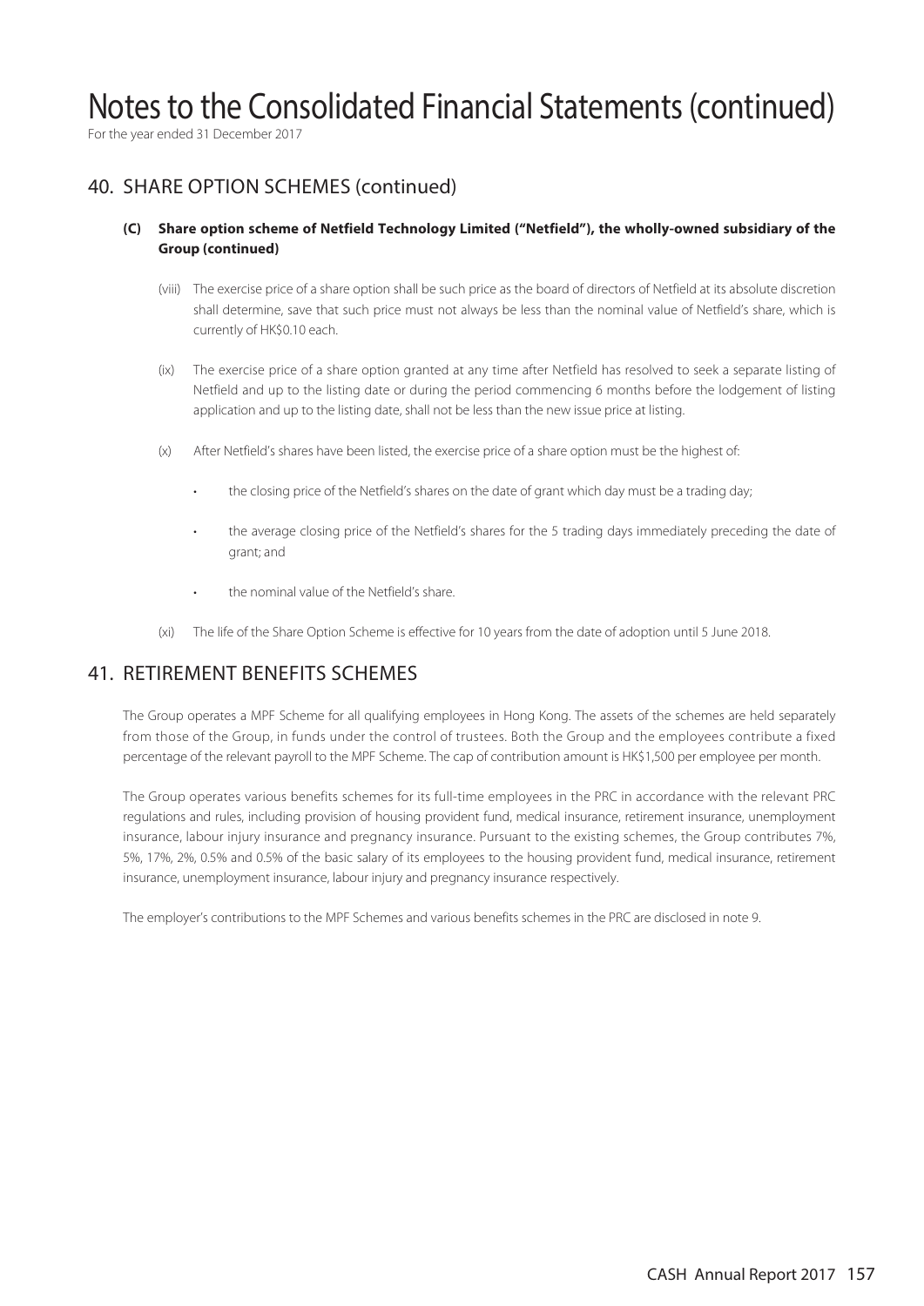# Notes to the Consolidated Financial Statements (continued)

For the year ended 31 December 2017

## 40. SHARE OPTION SCHEMES (continued)

### (C) Share option scheme of Netfield Technology Limited ("Netfield"), the wholly-owned subsidiary of the Group (continued)

(viii) The exercise price of a share option shall be such price as the board of directors of Netfield at its absolute discretion shall determine, save that such price must not always be less than the nominal value of Netfield's share, which is currently of HK$0.10 each.

(ix) The exercise price of a share option granted at any time after Netfield has resolved to seek a separate listing of Netfield and up to the listing date or during the period commencing 6 months before the lodgement of listing application and up to the listing date, shall not be less than the new issue price at listing.

(x) After Netfield's shares have been listed, the exercise price of a share option must be the highest of:

- the closing price of the Netfield's shares on the date of grant which day must be a trading day;
- the average closing price of the Netfield's shares for the 5 trading days immediately preceding the date of grant; and
- the nominal value of the Netfield's share.

(xi) The life of the Share Option Scheme is effective for 10 years from the date of adoption until 5 June 2018.

## 41. RETIREMENT BENEFITS SCHEMES

The Group operates a MPF Scheme for all qualifying employees in Hong Kong. The assets of the schemes are held separately from those of the Group, in funds under the control of trustees. Both the Group and the employees contribute a fixed percentage of the relevant payroll to the MPF Scheme. The cap of contribution amount is HK$1,500 per employee per month.

The Group operates various benefits schemes for its full-time employees in the PRC in accordance with the relevant PRC regulations and rules, including provision of housing provident fund, medical insurance, retirement insurance, unemployment insurance, labour injury insurance and pregnancy insurance. Pursuant to the existing schemes, the Group contributes 7%, 5%, 17%, 2%, 0.5% and 0.5% of the basic salary of its employees to the housing provident fund, medical insurance, retirement insurance, unemployment insurance, labour injury and pregnancy insurance respectively.

The employer's contributions to the MPF Schemes and various benefits schemes in the PRC are disclosed in note 9.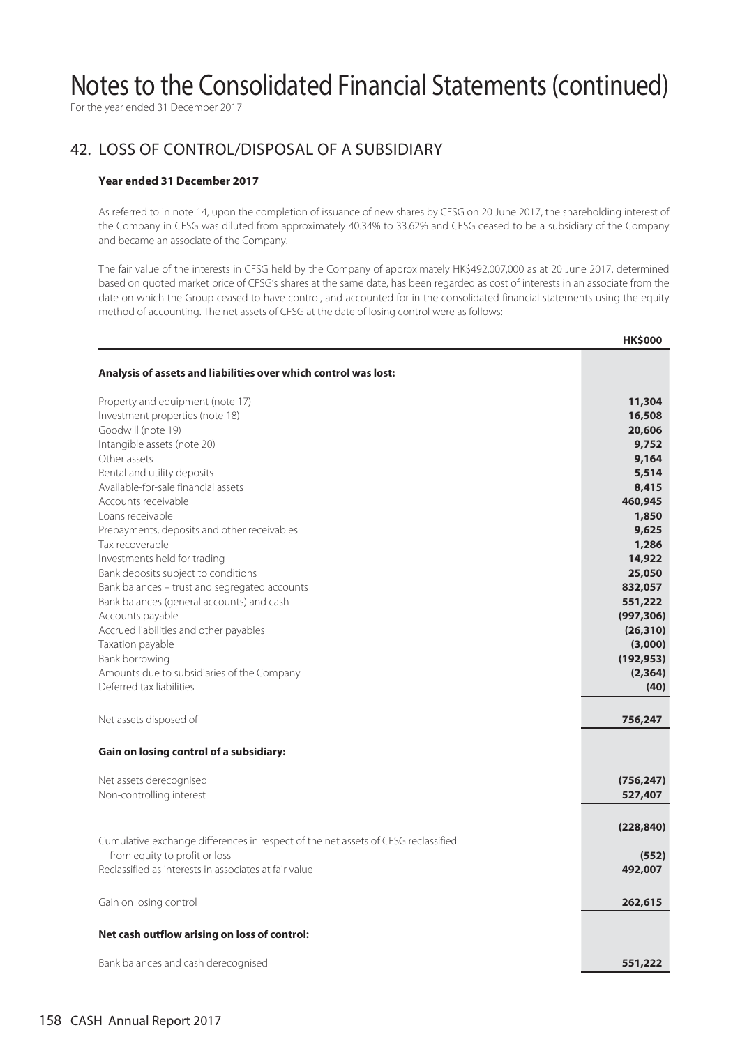# Notes to the Consolidated Financial Statements (continued)

For the year ended 31 December 2017

## 42. LOSS OF CONTROL/DISPOSAL OF A SUBSIDIARY

### Year ended 31 December 2017

As referred to in note 14, upon the completion of issuance of new shares by CFSG on 20 June 2017, the shareholding interest of the Company in CFSG was diluted from approximately 40.34% to 33.62% and CFSG ceased to be a subsidiary of the Company and became an associate of the Company.

The fair value of the interests in CFSG held by the Company of approximately HK$492,007,000 as at 20 June 2017, determined based on quoted market price of CFSG's shares at the same date, has been regarded as cost of interests in an associate from the date on which the Group ceased to have control, and accounted for in the consolidated financial statements using the equity method of accounting. The net assets of CFSG at the date of losing control were as follows:

| | HK$000 |
|---|---|
| **Analysis of assets and liabilities over which control was lost:** | |
| Property and equipment (note 17) | **11,304** |
| Investment properties (note 18) | **16,508** |
| Goodwill (note 19) | **20,606** |
| Intangible assets (note 20) | **9,752** |
| Other assets | **9,164** |
| Rental and utility deposits | **5,514** |
| Available-for-sale financial assets | **8,415** |
| Accounts receivable | **460,945** |
| Loans receivable | **1,850** |
| Prepayments, deposits and other receivables | **9,625** |
| Tax recoverable | **1,286** |
| Investments held for trading | **14,922** |
| Bank deposits subject to conditions | **25,050** |
| Bank balances – trust and segregated accounts | **832,057** |
| Bank balances (general accounts) and cash | **551,222** |
| Accounts payable | **(997,306)** |
| Accrued liabilities and other payables | **(26,310)** |
| Taxation payable | **(3,000)** |
| Bank borrowing | **(192,953)** |
| Amounts due to subsidiaries of the Company | **(2,364)** |
| Deferred tax liabilities | **(40)** |
| Net assets disposed of | **756,247** |
| **Gain on losing control of a subsidiary:** | |
| Net assets derecognised | **(756,247)** |
| Non-controlling interest | **527,407** |
| | **(228,840)** |
| Cumulative exchange differences in respect of the net assets of CFSG reclassified from equity to profit or loss | **(552)** |
| Reclassified as interests in associates at fair value | **492,007** |
| Gain on losing control | **262,615** |
| **Net cash outflow arising on loss of control:** | |
| Bank balances and cash derecognised | **551,222** |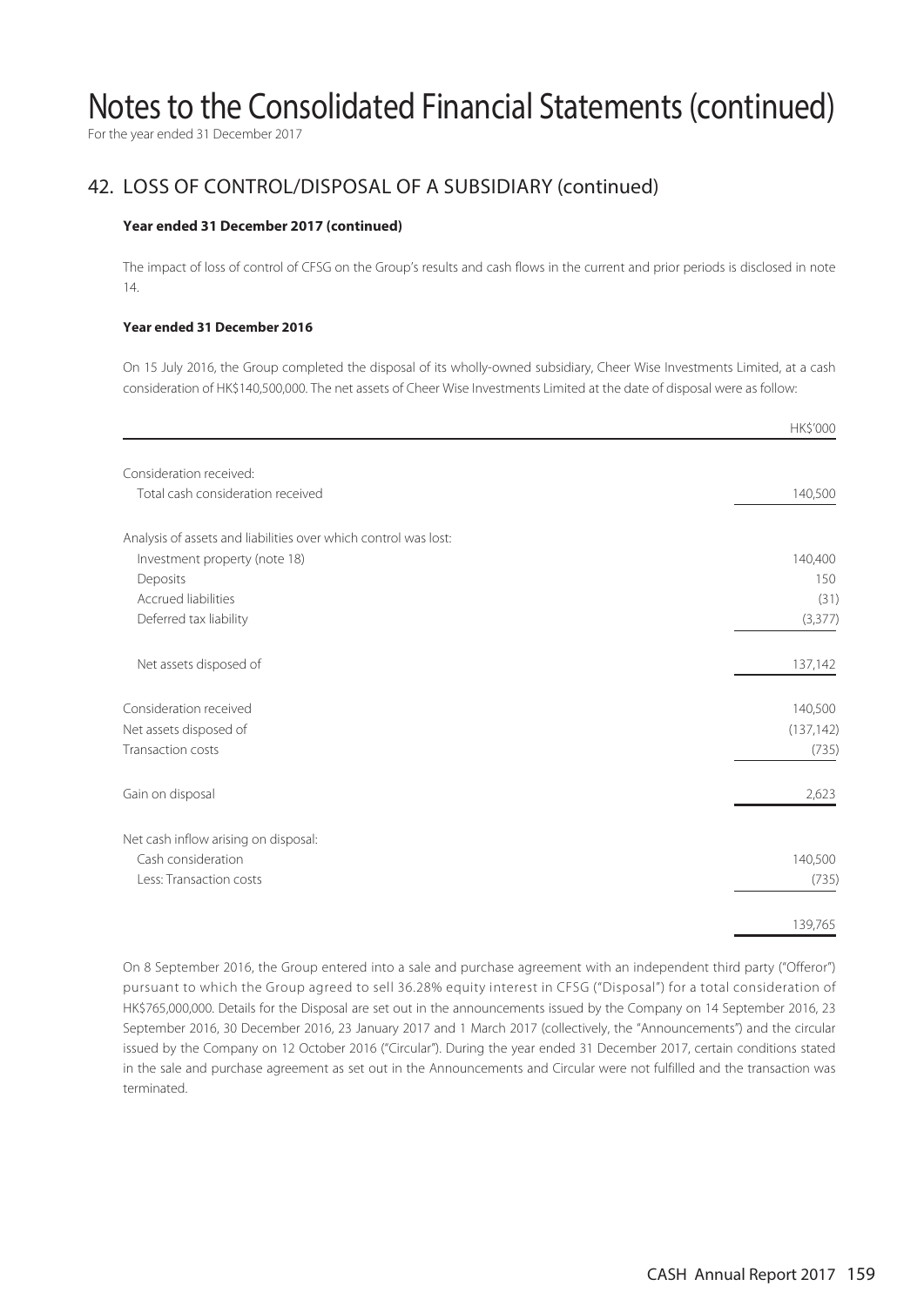# Notes to the Consolidated Financial Statements (continued)

For the year ended 31 December 2017

## 42. LOSS OF CONTROL/DISPOSAL OF A SUBSIDIARY (continued)

**Year ended 31 December 2017 (continued)**

The impact of loss of control of CFSG on the Group's results and cash flows in the current and prior periods is disclosed in note 14.

**Year ended 31 December 2016**

On 15 July 2016, the Group completed the disposal of its wholly-owned subsidiary, Cheer Wise Investments Limited, at a cash consideration of HK$140,500,000. The net assets of Cheer Wise Investments Limited at the date of disposal were as follow:

| | HK$'000 |
|---|---|
| Consideration received: | |
| Total cash consideration received | 140,500 |
| Analysis of assets and liabilities over which control was lost: | |
| Investment property (note 18) | 140,400 |
| Deposits | 150 |
| Accrued liabilities | (31) |
| Deferred tax liability | (3,377) |
| Net assets disposed of | 137,142 |
| Consideration received | 140,500 |
| Net assets disposed of | (137,142) |
| Transaction costs | (735) |
| Gain on disposal | 2,623 |
| Net cash inflow arising on disposal: | |
| Cash consideration | 140,500 |
| Less: Transaction costs | (735) |
| | 139,765 |

On 8 September 2016, the Group entered into a sale and purchase agreement with an independent third party ("Offeror") pursuant to which the Group agreed to sell 36.28% equity interest in CFSG ("Disposal") for a total consideration of HK$765,000,000. Details for the Disposal are set out in the announcements issued by the Company on 14 September 2016, 23 September 2016, 30 December 2016, 23 January 2017 and 1 March 2017 (collectively, the "Announcements") and the circular issued by the Company on 12 October 2016 ("Circular"). During the year ended 31 December 2017, certain conditions stated in the sale and purchase agreement as set out in the Announcements and Circular were not fulfilled and the transaction was terminated.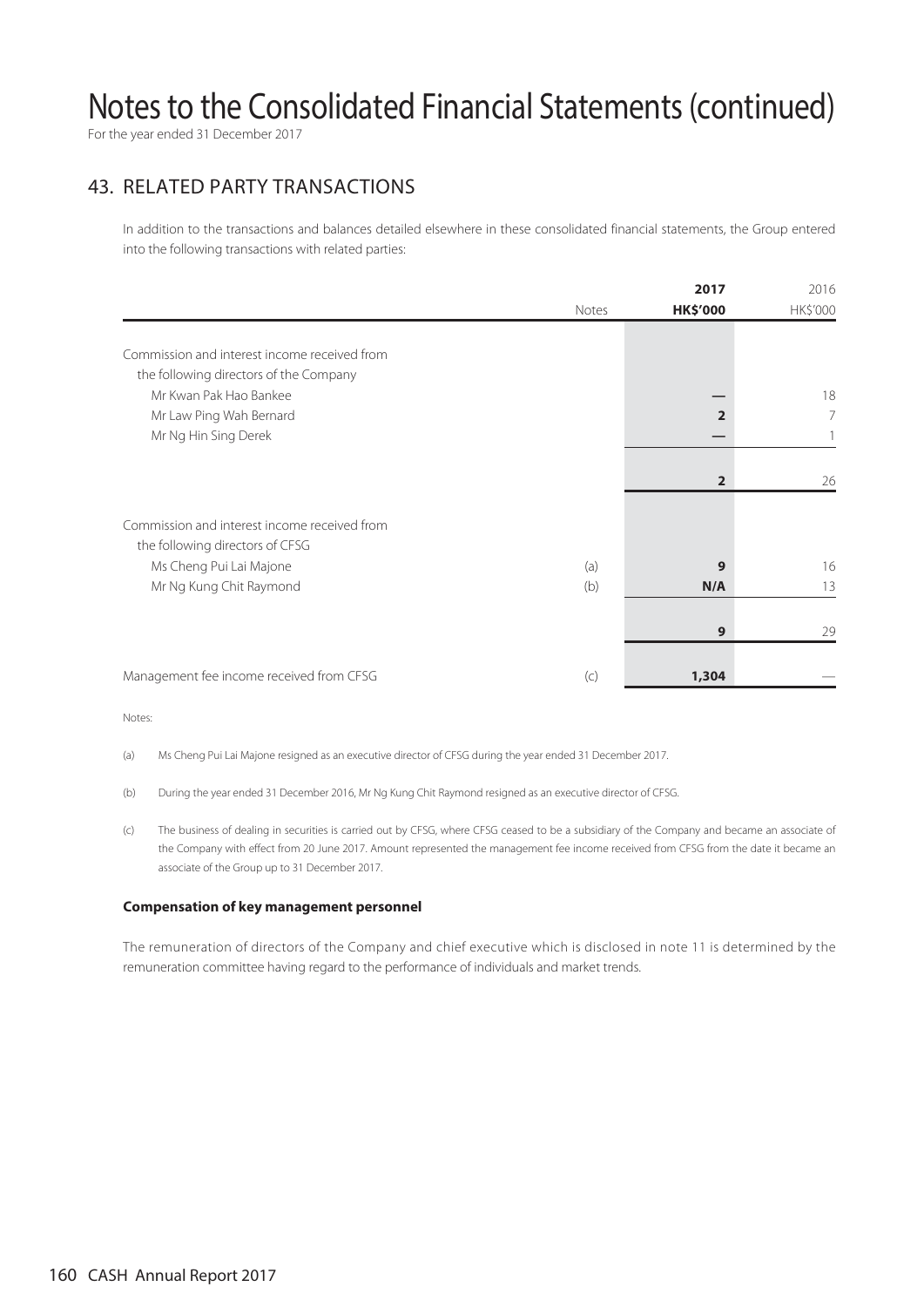# Notes to the Consolidated Financial Statements (continued)

For the year ended 31 December 2017

## 43. RELATED PARTY TRANSACTIONS

In addition to the transactions and balances detailed elsewhere in these consolidated financial statements, the Group entered into the following transactions with related parties:

| | Notes | 2017<br>HK$'000 | 2016<br>HK$'000 |
|---|---|---|---|
| Commission and interest income received from the following directors of the Company | | | |
| Mr Kwan Pak Hao Bankee | | — | 18 |
| Mr Law Ping Wah Bernard | | **2** | 7 |
| Mr Ng Hin Sing Derek | | — | 1 |
| | | **2** | 26 |
| Commission and interest income received from the following directors of CFSG | | | |
| Ms Cheng Pui Lai Majone | (a) | **9** | 16 |
| Mr Ng Kung Chit Raymond | (b) | **N/A** | 13 |
| | | **9** | 29 |
| Management fee income received from CFSG | (c) | **1,304** | — |

Notes:

(a) Ms Cheng Pui Lai Majone resigned as an executive director of CFSG during the year ended 31 December 2017.

(b) During the year ended 31 December 2016, Mr Ng Kung Chit Raymond resigned as an executive director of CFSG.

(c) The business of dealing in securities is carried out by CFSG, where CFSG ceased to be a subsidiary of the Company and became an associate of the Company with effect from 20 June 2017. Amount represented the management fee income received from CFSG from the date it became an associate of the Group up to 31 December 2017.

**Compensation of key management personnel**

The remuneration of directors of the Company and chief executive which is disclosed in note 11 is determined by the remuneration committee having regard to the performance of individuals and market trends.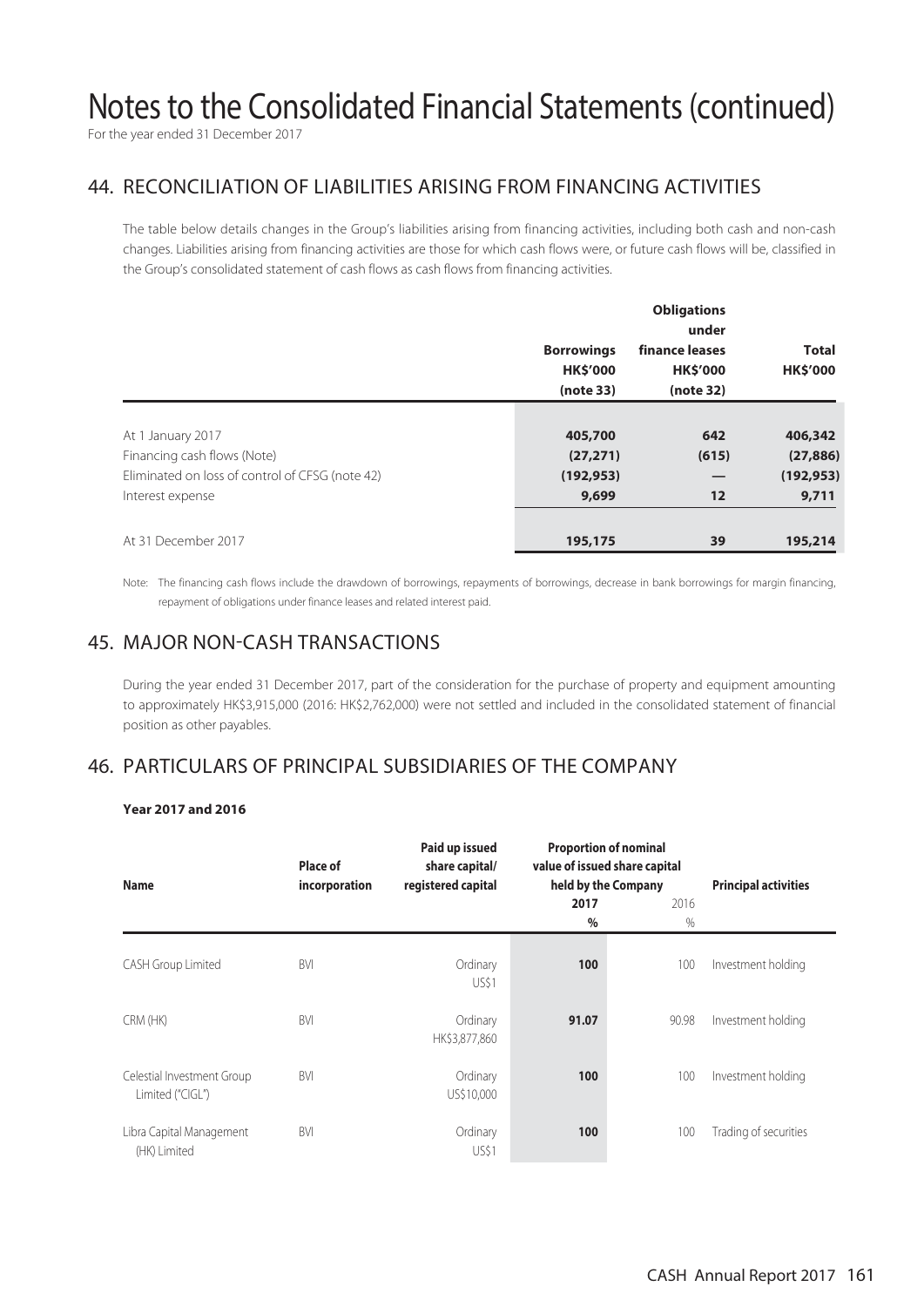# Notes to the Consolidated Financial Statements (continued)

For the year ended 31 December 2017

## 44. RECONCILIATION OF LIABILITIES ARISING FROM FINANCING ACTIVITIES

The table below details changes in the Group's liabilities arising from financing activities, including both cash and non-cash changes. Liabilities arising from financing activities are those for which cash flows were, or future cash flows will be, classified in the Group's consolidated statement of cash flows as cash flows from financing activities.

| | Borrowings HK$'000 (note 33) | Obligations under finance leases HK$'000 (note 32) | Total HK$'000 |
|---|---|---|---|
| At 1 January 2017 | 405,700 | 642 | 406,342 |
| Financing cash flows (Note) | (27,271) | (615) | (27,886) |
| Eliminated on loss of control of CFSG (note 42) | (192,953) | — | (192,953) |
| Interest expense | 9,699 | 12 | 9,711 |
| At 31 December 2017 | 195,175 | 39 | 195,214 |

Note: The financing cash flows include the drawdown of borrowings, repayments of borrowings, decrease in bank borrowings for margin financing, repayment of obligations under finance leases and related interest paid.

## 45. MAJOR NON-CASH TRANSACTIONS

During the year ended 31 December 2017, part of the consideration for the purchase of property and equipment amounting to approximately HK$3,915,000 (2016: HK$2,762,000) were not settled and included in the consolidated statement of financial position as other payables.

## 46. PARTICULARS OF PRINCIPAL SUBSIDIARIES OF THE COMPANY

**Year 2017 and 2016**

| Name | Place of incorporation | Paid up issued share capital/ registered capital | Proportion of nominal value of issued share capital held by the Company 2017 % | 2016 % | Principal activities |
|---|---|---|---|---|---|
| CASH Group Limited | BVI | Ordinary US$1 | 100 | 100 | Investment holding |
| CRM (HK) | BVI | Ordinary HK$3,877,860 | 91.07 | 90.98 | Investment holding |
| Celestial Investment Group Limited ("CIGL") | BVI | Ordinary US$10,000 | 100 | 100 | Investment holding |
| Libra Capital Management (HK) Limited | BVI | Ordinary US$1 | 100 | 100 | Trading of securities |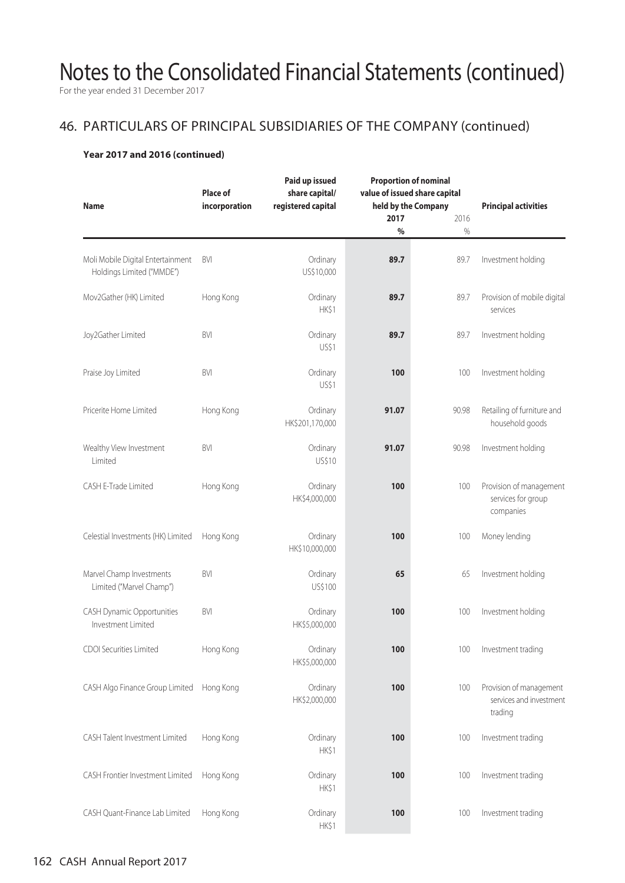# Notes to the Consolidated Financial Statements (continued)

For the year ended 31 December 2017

## 46. PARTICULARS OF PRINCIPAL SUBSIDIARIES OF THE COMPANY (continued)

### Year 2017 and 2016 (continued)

| Name | Place of incorporation | Paid up issued share capital/ registered capital | Proportion of nominal value of issued share capital held by the Company | | Principal activities |
|---|---|---|---|---|---|
| | | | **2017** | 2016 | |
| | | | **%** | % | |
| Moli Mobile Digital Entertainment Holdings Limited ("MMDE") | BVI | Ordinary US$10,000 | **89.7** | 89.7 | Investment holding |
| Mov2Gather (HK) Limited | Hong Kong | Ordinary HK$1 | **89.7** | 89.7 | Provision of mobile digital services |
| Joy2Gather Limited | BVI | Ordinary US$1 | **89.7** | 89.7 | Investment holding |
| Praise Joy Limited | BVI | Ordinary US$1 | **100** | 100 | Investment holding |
| Pricerite Home Limited | Hong Kong | Ordinary HK$201,170,000 | **91.07** | 90.98 | Retailing of furniture and household goods |
| Wealthy View Investment Limited | BVI | Ordinary US$10 | **91.07** | 90.98 | Investment holding |
| CASH E-Trade Limited | Hong Kong | Ordinary HK$4,000,000 | **100** | 100 | Provision of management services for group companies |
| Celestial Investments (HK) Limited | Hong Kong | Ordinary HK$10,000,000 | **100** | 100 | Money lending |
| Marvel Champ Investments Limited ("Marvel Champ") | BVI | Ordinary US$100 | **65** | 65 | Investment holding |
| CASH Dynamic Opportunities Investment Limited | BVI | Ordinary HK$5,000,000 | **100** | 100 | Investment holding |
| CDOI Securities Limited | Hong Kong | Ordinary HK$5,000,000 | **100** | 100 | Investment trading |
| CASH Algo Finance Group Limited | Hong Kong | Ordinary HK$2,000,000 | **100** | 100 | Provision of management services and investment trading |
| CASH Talent Investment Limited | Hong Kong | Ordinary HK$1 | **100** | 100 | Investment trading |
| CASH Frontier Investment Limited | Hong Kong | Ordinary HK$1 | **100** | 100 | Investment trading |
| CASH Quant-Finance Lab Limited | Hong Kong | Ordinary HK$1 | **100** | 100 | Investment trading |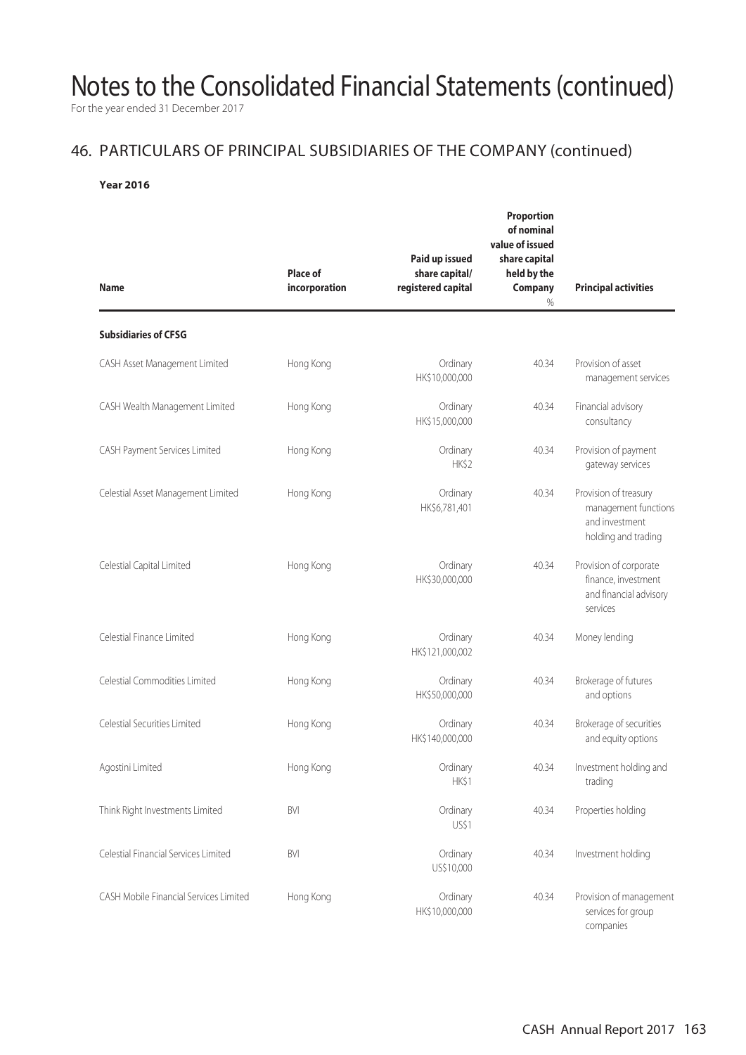# Notes to the Consolidated Financial Statements (continued)

For the year ended 31 December 2017

## 46. PARTICULARS OF PRINCIPAL SUBSIDIARIES OF THE COMPANY (continued)

**Year 2016**

| Name | Place of incorporation | Paid up issued share capital/ registered capital | Proportion of nominal value of issued share capital held by the Company % | Principal activities |
|---|---|---|---|---|
| **Subsidiaries of CFSG** | | | | |
| CASH Asset Management Limited | Hong Kong | Ordinary HK$10,000,000 | 40.34 | Provision of asset management services |
| CASH Wealth Management Limited | Hong Kong | Ordinary HK$15,000,000 | 40.34 | Financial advisory consultancy |
| CASH Payment Services Limited | Hong Kong | Ordinary HK$2 | 40.34 | Provision of payment gateway services |
| Celestial Asset Management Limited | Hong Kong | Ordinary HK$6,781,401 | 40.34 | Provision of treasury management functions and investment holding and trading |
| Celestial Capital Limited | Hong Kong | Ordinary HK$30,000,000 | 40.34 | Provision of corporate finance, investment and financial advisory services |
| Celestial Finance Limited | Hong Kong | Ordinary HK$121,000,002 | 40.34 | Money lending |
| Celestial Commodities Limited | Hong Kong | Ordinary HK$50,000,000 | 40.34 | Brokerage of futures and options |
| Celestial Securities Limited | Hong Kong | Ordinary HK$140,000,000 | 40.34 | Brokerage of securities and equity options |
| Agostini Limited | Hong Kong | Ordinary HK$1 | 40.34 | Investment holding and trading |
| Think Right Investments Limited | BVI | Ordinary US$1 | 40.34 | Properties holding |
| Celestial Financial Services Limited | BVI | Ordinary US$10,000 | 40.34 | Investment holding |
| CASH Mobile Financial Services Limited | Hong Kong | Ordinary HK$10,000,000 | 40.34 | Provision of management services for group companies |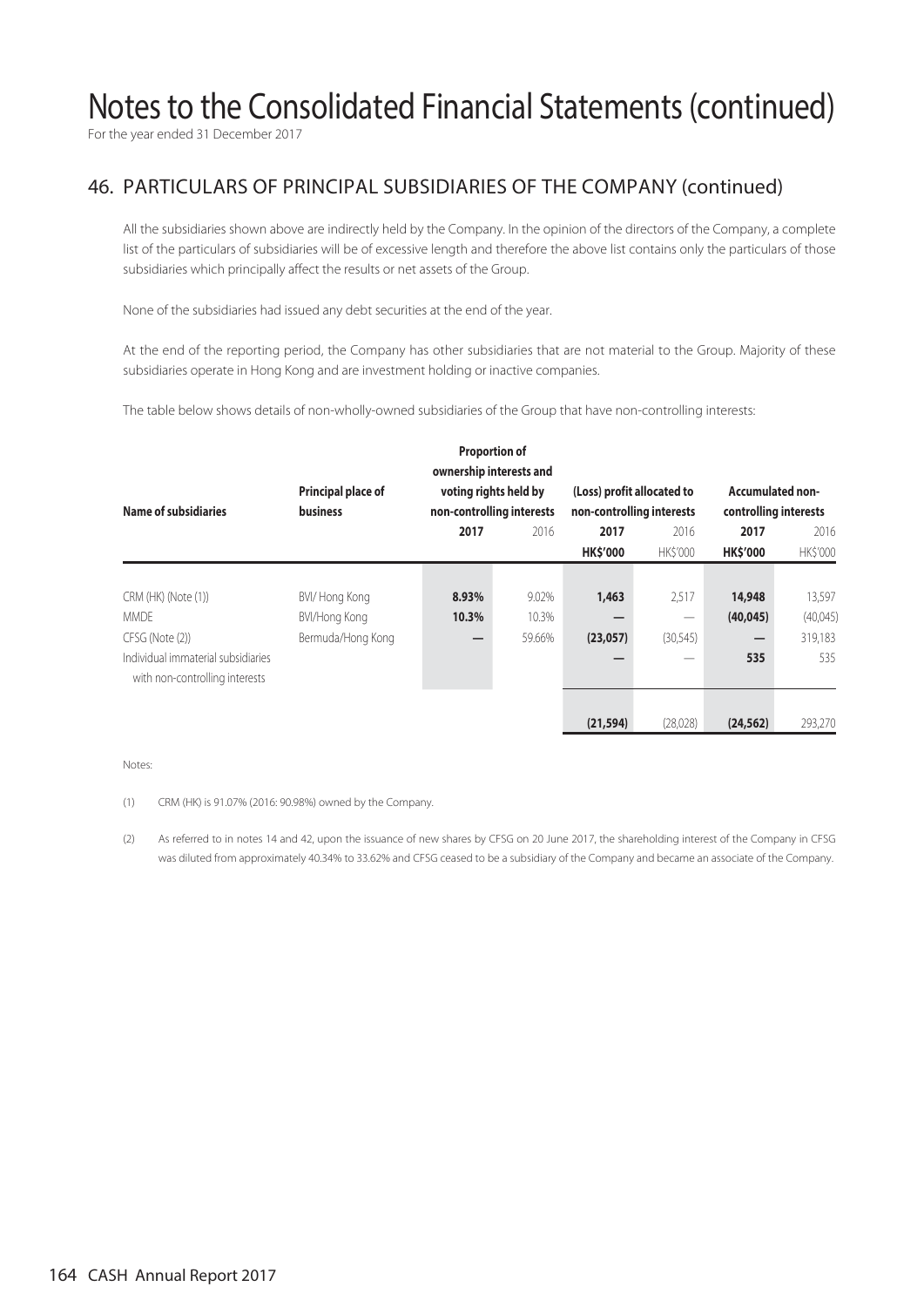# Notes to the Consolidated Financial Statements (continued)

For the year ended 31 December 2017

## 46. PARTICULARS OF PRINCIPAL SUBSIDIARIES OF THE COMPANY (continued)

All the subsidiaries shown above are indirectly held by the Company. In the opinion of the directors of the Company, a complete list of the particulars of subsidiaries will be of excessive length and therefore the above list contains only the particulars of those subsidiaries which principally affect the results or net assets of the Group.

None of the subsidiaries had issued any debt securities at the end of the year.

At the end of the reporting period, the Company has other subsidiaries that are not material to the Group. Majority of these subsidiaries operate in Hong Kong and are investment holding or inactive companies.

The table below shows details of non-wholly-owned subsidiaries of the Group that have non-controlling interests:

| Name of subsidiaries | Principal place of business | Proportion of ownership interests and voting rights held by non-controlling interests | | (Loss) profit allocated to non-controlling interests | | Accumulated non-controlling interests | |
|---|---|---|---|---|---|---|---|
| | | **2017** | 2016 | **2017** | 2016 | **2017** | 2016 |
| | | | | **HK$'000** | HK$'000 | **HK$'000** | HK$'000 |
| CRM (HK) (Note (1)) | BVI/ Hong Kong | **8.93%** | 9.02% | **1,463** | 2,517 | **14,948** | 13,597 |
| MMDE | BVI/Hong Kong | **10.3%** | 10.3% | **—** | — | **(40,045)** | (40,045) |
| CFSG (Note (2)) | Bermuda/Hong Kong | **—** | 59.66% | **(23,057)** | (30,545) | **—** | 319,183 |
| Individual immaterial subsidiaries with non-controlling interests | | | | **—** | — | **535** | 535 |
| | | | | **(21,594)** | (28,028) | **(24,562)** | 293,270 |

Notes:

(1) CRM (HK) is 91.07% (2016: 90.98%) owned by the Company.

(2) As referred to in notes 14 and 42, upon the issuance of new shares by CFSG on 20 June 2017, the shareholding interest of the Company in CFSG was diluted from approximately 40.34% to 33.62% and CFSG ceased to be a subsidiary of the Company and became an associate of the Company.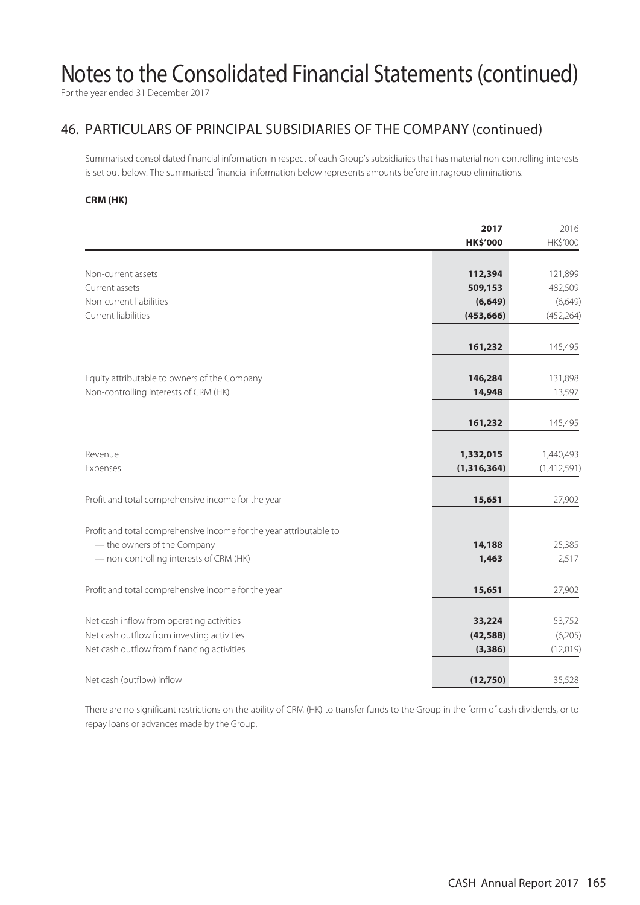# Notes to the Consolidated Financial Statements (continued)

For the year ended 31 December 2017

## 46. PARTICULARS OF PRINCIPAL SUBSIDIARIES OF THE COMPANY (continued)

Summarised consolidated financial information in respect of each Group's subsidiaries that has material non-controlling interests is set out below. The summarised financial information below represents amounts before intragroup eliminations.

**CRM (HK)**

| | **2017** | 2016 |
|---|---|---|
| | **HK$'000** | HK$'000 |
| Non-current assets | **112,394** | 121,899 |
| Current assets | **509,153** | 482,509 |
| Non-current liabilities | **(6,649)** | (6,649) |
| Current liabilities | **(453,666)** | (452,264) |
| | **161,232** | 145,495 |
| Equity attributable to owners of the Company | **146,284** | 131,898 |
| Non-controlling interests of CRM (HK) | **14,948** | 13,597 |
| | **161,232** | 145,495 |
| Revenue | **1,332,015** | 1,440,493 |
| Expenses | **(1,316,364)** | (1,412,591) |
| Profit and total comprehensive income for the year | **15,651** | 27,902 |
| Profit and total comprehensive income for the year attributable to | | |
| — the owners of the Company | **14,188** | 25,385 |
| — non-controlling interests of CRM (HK) | **1,463** | 2,517 |
| Profit and total comprehensive income for the year | **15,651** | 27,902 |
| Net cash inflow from operating activities | **33,224** | 53,752 |
| Net cash outflow from investing activities | **(42,588)** | (6,205) |
| Net cash outflow from financing activities | **(3,386)** | (12,019) |
| Net cash (outflow) inflow | **(12,750)** | 35,528 |

There are no significant restrictions on the ability of CRM (HK) to transfer funds to the Group in the form of cash dividends, or to repay loans or advances made by the Group.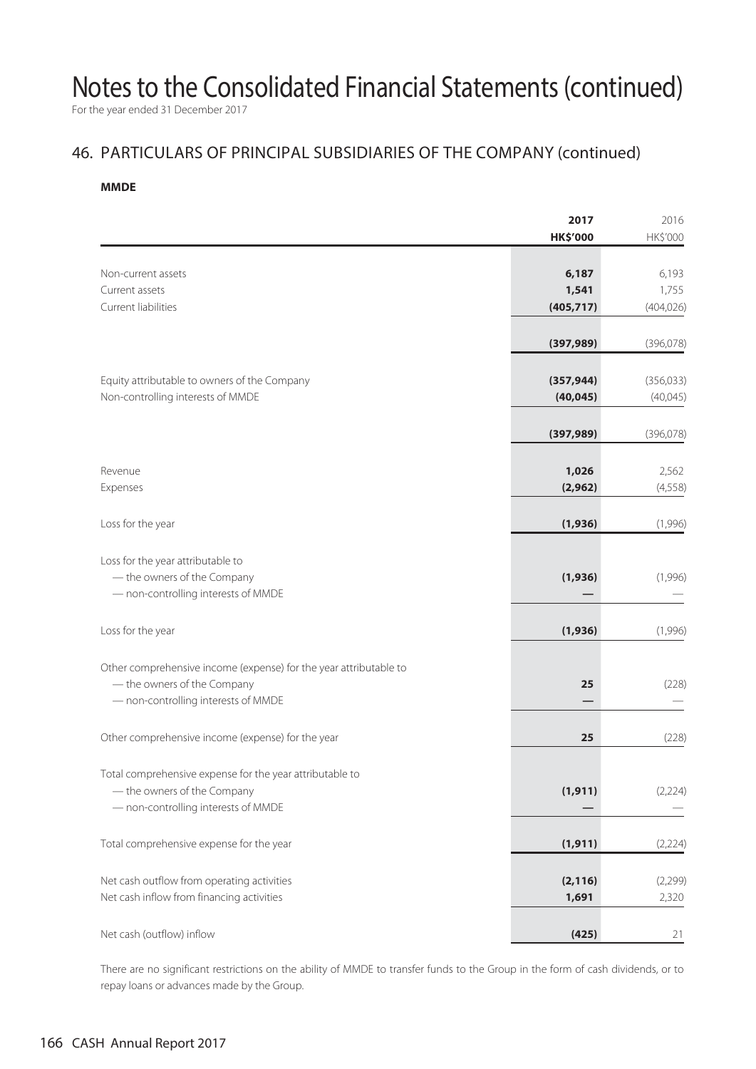# Notes to the Consolidated Financial Statements (continued)

For the year ended 31 December 2017

## 46. PARTICULARS OF PRINCIPAL SUBSIDIARIES OF THE COMPANY (continued)

**MMDE**

| | **2017** | 2016 |
|---|---|---|
| | **HK$'000** | HK$'000 |
| Non-current assets | **6,187** | 6,193 |
| Current assets | **1,541** | 1,755 |
| Current liabilities | **(405,717)** | (404,026) |
| | **(397,989)** | (396,078) |
| Equity attributable to owners of the Company | **(357,944)** | (356,033) |
| Non-controlling interests of MMDE | **(40,045)** | (40,045) |
| | **(397,989)** | (396,078) |
| Revenue | **1,026** | 2,562 |
| Expenses | **(2,962)** | (4,558) |
| Loss for the year | **(1,936)** | (1,996) |
| Loss for the year attributable to | | |
| — the owners of the Company | **(1,936)** | (1,996) |
| — non-controlling interests of MMDE | **—** | — |
| Loss for the year | **(1,936)** | (1,996) |
| Other comprehensive income (expense) for the year attributable to | | |
| — the owners of the Company | **25** | (228) |
| — non-controlling interests of MMDE | **—** | — |
| Other comprehensive income (expense) for the year | **25** | (228) |
| Total comprehensive expense for the year attributable to | | |
| — the owners of the Company | **(1,911)** | (2,224) |
| — non-controlling interests of MMDE | **—** | — |
| Total comprehensive expense for the year | **(1,911)** | (2,224) |
| Net cash outflow from operating activities | **(2,116)** | (2,299) |
| Net cash inflow from financing activities | **1,691** | 2,320 |
| Net cash (outflow) inflow | **(425)** | 21 |

There are no significant restrictions on the ability of MMDE to transfer funds to the Group in the form of cash dividends, or to repay loans or advances made by the Group.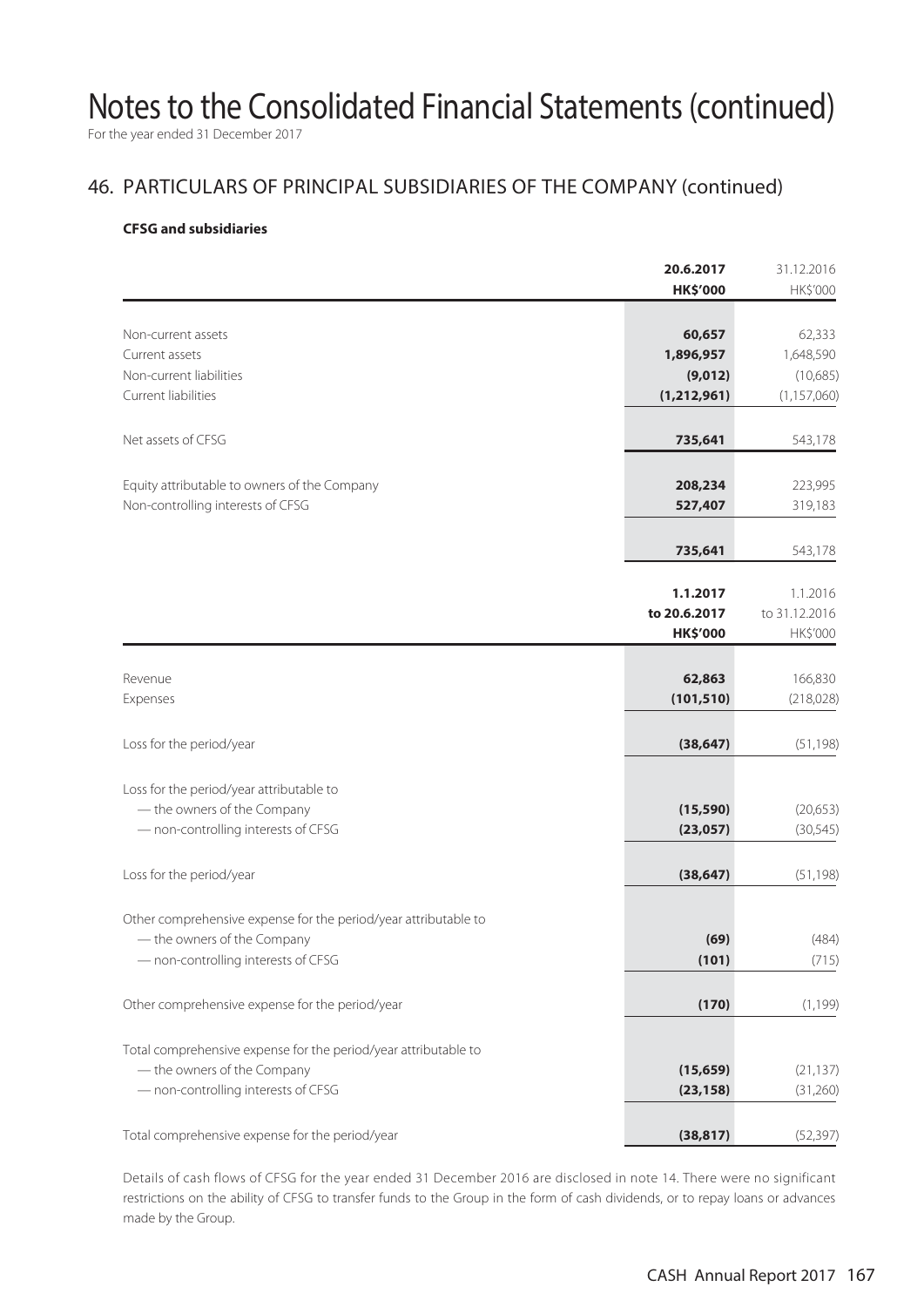# Notes to the Consolidated Financial Statements (continued)

For the year ended 31 December 2017

## 46. PARTICULARS OF PRINCIPAL SUBSIDIARIES OF THE COMPANY (continued)

**CFSG and subsidiaries**

| | **20.6.2017** **HK$'000** | 31.12.2016 HK$'000 |
|---|---|---|
| Non-current assets | **60,657** | 62,333 |
| Current assets | **1,896,957** | 1,648,590 |
| Non-current liabilities | **(9,012)** | (10,685) |
| Current liabilities | **(1,212,961)** | (1,157,060) |
| Net assets of CFSG | **735,641** | 543,178 |
| Equity attributable to owners of the Company | **208,234** | 223,995 |
| Non-controlling interests of CFSG | **527,407** | 319,183 |
| | **735,641** | 543,178 |

| | **1.1.2017 to 20.6.2017** **HK$'000** | 1.1.2016 to 31.12.2016 HK$'000 |
|---|---|---|
| Revenue | **62,863** | 166,830 |
| Expenses | **(101,510)** | (218,028) |
| Loss for the period/year | **(38,647)** | (51,198) |
| Loss for the period/year attributable to | | |
| — the owners of the Company | **(15,590)** | (20,653) |
| — non-controlling interests of CFSG | **(23,057)** | (30,545) |
| Loss for the period/year | **(38,647)** | (51,198) |
| Other comprehensive expense for the period/year attributable to | | |
| — the owners of the Company | **(69)** | (484) |
| — non-controlling interests of CFSG | **(101)** | (715) |
| Other comprehensive expense for the period/year | **(170)** | (1,199) |
| Total comprehensive expense for the period/year attributable to | | |
| — the owners of the Company | **(15,659)** | (21,137) |
| — non-controlling interests of CFSG | **(23,158)** | (31,260) |
| Total comprehensive expense for the period/year | **(38,817)** | (52,397) |

Details of cash flows of CFSG for the year ended 31 December 2016 are disclosed in note 14. There were no significant restrictions on the ability of CFSG to transfer funds to the Group in the form of cash dividends, or to repay loans or advances made by the Group.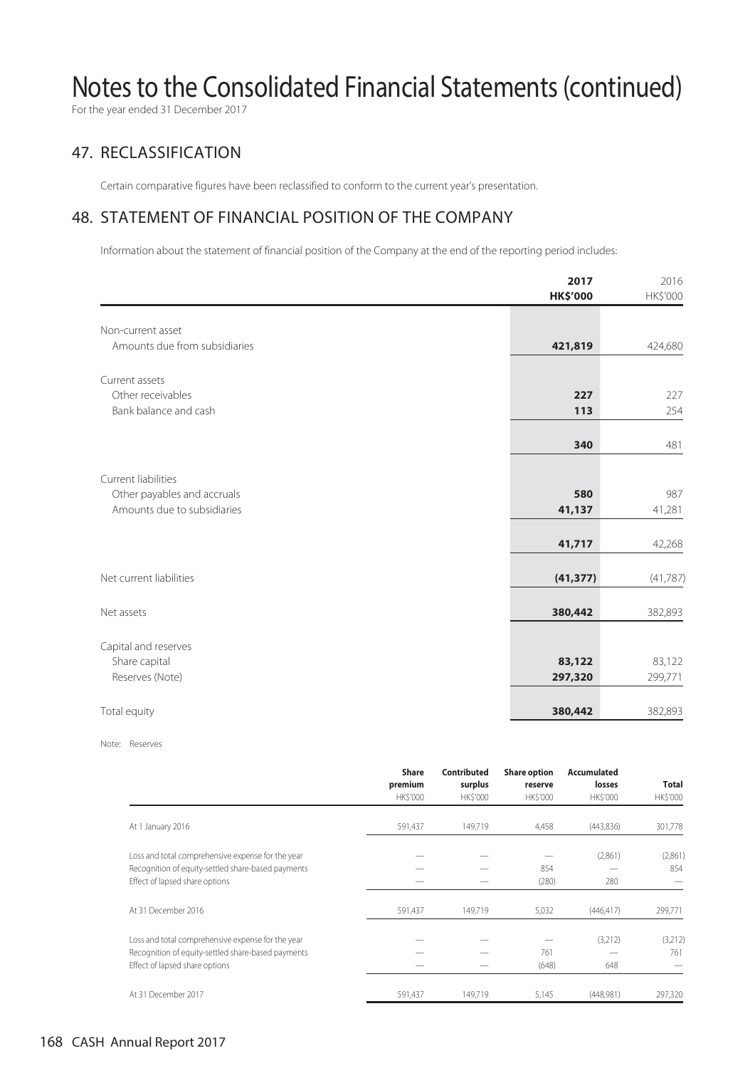# Notes to the Consolidated Financial Statements (continued)

For the year ended 31 December 2017

## 47. RECLASSIFICATION

Certain comparative figures have been reclassified to conform to the current year's presentation.

## 48. STATEMENT OF FINANCIAL POSITION OF THE COMPANY

Information about the statement of financial position of the Company at the end of the reporting period includes:

| | **2017** **HK$'000** | 2016 HK$'000 |
|---|---|---|
| Non-current asset | | |
| Amounts due from subsidiaries | **421,819** | 424,680 |
| Current assets | | |
| Other receivables | **227** | 227 |
| Bank balance and cash | **113** | 254 |
| | **340** | 481 |
| Current liabilities | | |
| Other payables and accruals | **580** | 987 |
| Amounts due to subsidiaries | **41,137** | 41,281 |
| | **41,717** | 42,268 |
| Net current liabilities | **(41,377)** | (41,787) |
| Net assets | **380,442** | 382,893 |
| Capital and reserves | | |
| Share capital | **83,122** | 83,122 |
| Reserves (Note) | **297,320** | 299,771 |
| Total equity | **380,442** | 382,893 |

Note: Reserves

| | **Share premium** HK$'000 | **Contributed surplus** HK$'000 | **Share option reserve** HK$'000 | **Accumulated losses** HK$'000 | **Total** HK$'000 |
|---|---|---|---|---|---|
| At 1 January 2016 | 591,437 | 149,719 | 4,458 | (443,836) | 301,778 |
| Loss and total comprehensive expense for the year | — | — | — | (2,861) | (2,861) |
| Recognition of equity-settled share-based payments | — | — | 854 | — | 854 |
| Effect of lapsed share options | — | — | (280) | 280 | — |
| At 31 December 2016 | 591,437 | 149,719 | 5,032 | (446,417) | 299,771 |
| Loss and total comprehensive expense for the year | — | — | — | (3,212) | (3,212) |
| Recognition of equity-settled share-based payments | — | — | 761 | — | 761 |
| Effect of lapsed share options | — | — | (648) | 648 | — |
| At 31 December 2017 | 591,437 | 149,719 | 5,145 | (448,981) | 297,320 |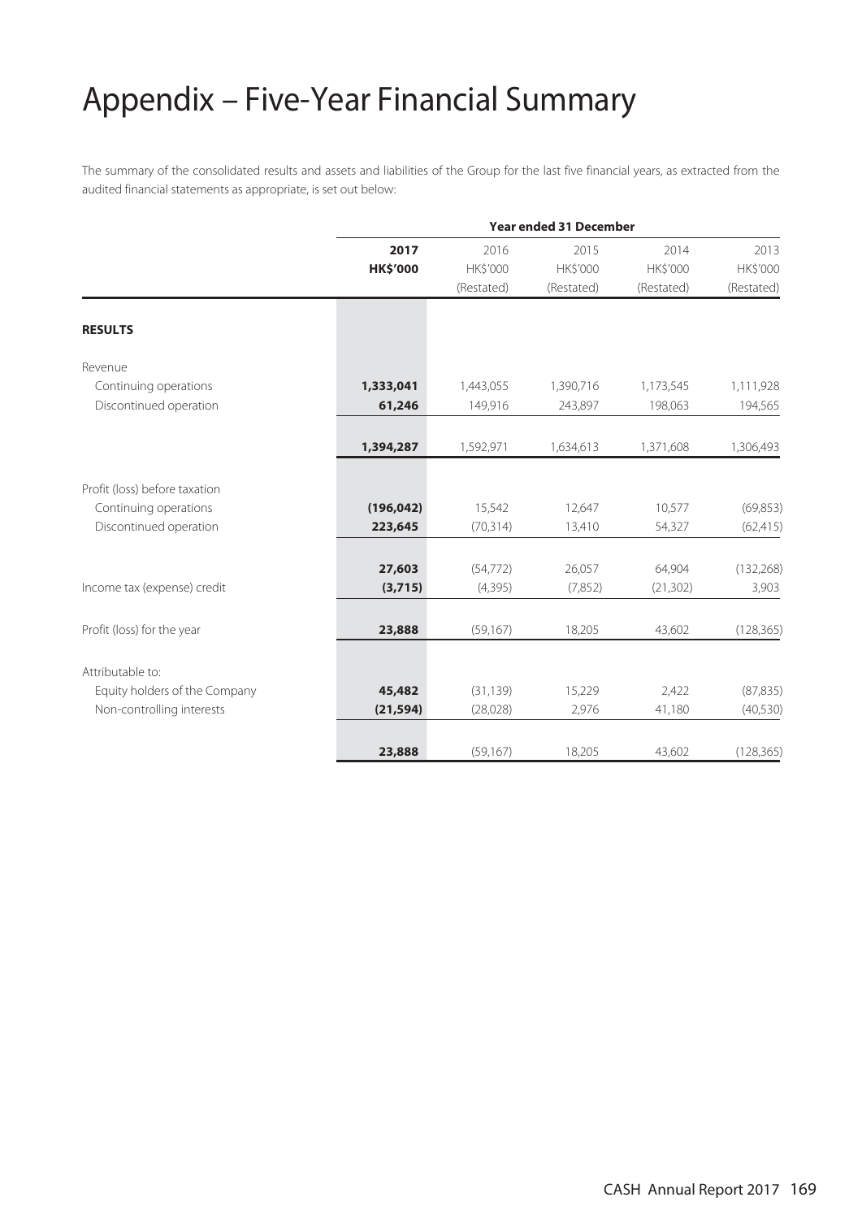# Appendix – Five-Year Financial Summary

The summary of the consolidated results and assets and liabilities of the Group for the last five financial years, as extracted from the audited financial statements as appropriate, is set out below:

| | Year ended 31 December | | | | |
|---|---|---|---|---|---|
| | **2017** | 2016 | 2015 | 2014 | 2013 |
| | **HK$'000** | HK$'000 | HK$'000 | HK$'000 | HK$'000 |
| | | (Restated) | (Restated) | (Restated) | (Restated) |
| **RESULTS** | | | | | |
| Revenue | | | | | |
| Continuing operations | **1,333,041** | 1,443,055 | 1,390,716 | 1,173,545 | 1,111,928 |
| Discontinued operation | **61,246** | 149,916 | 243,897 | 198,063 | 194,565 |
| | **1,394,287** | 1,592,971 | 1,634,613 | 1,371,608 | 1,306,493 |
| Profit (loss) before taxation | | | | | |
| Continuing operations | **(196,042)** | 15,542 | 12,647 | 10,577 | (69,853) |
| Discontinued operation | **223,645** | (70,314) | 13,410 | 54,327 | (62,415) |
| | **27,603** | (54,772) | 26,057 | 64,904 | (132,268) |
| Income tax (expense) credit | **(3,715)** | (4,395) | (7,852) | (21,302) | 3,903 |
| Profit (loss) for the year | **23,888** | (59,167) | 18,205 | 43,602 | (128,365) |
| Attributable to: | | | | | |
| Equity holders of the Company | **45,482** | (31,139) | 15,229 | 2,422 | (87,835) |
| Non-controlling interests | **(21,594)** | (28,028) | 2,976 | 41,180 | (40,530) |
| | **23,888** | (59,167) | 18,205 | 43,602 | (128,365) |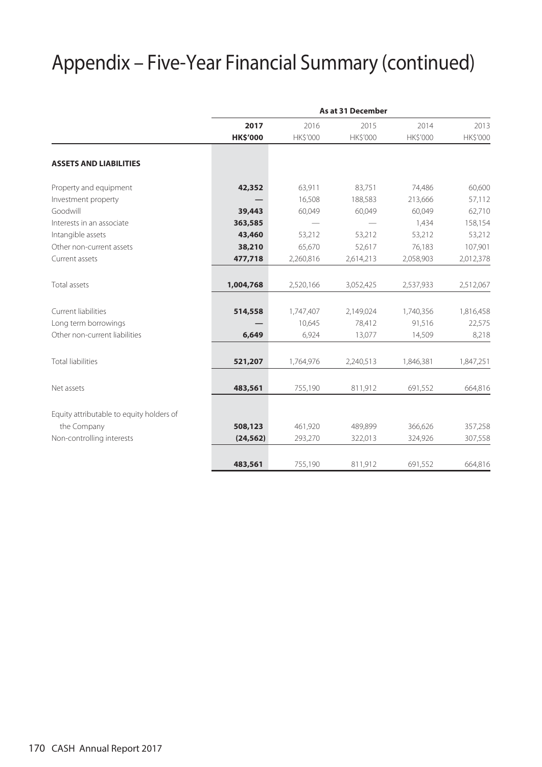# Appendix – Five-Year Financial Summary (continued)

| | As at 31 December | | | | |
|---|---|---|---|---|---|
| | **2017** | 2016 | 2015 | 2014 | 2013 |
| | **HK$'000** | HK$'000 | HK$'000 | HK$'000 | HK$'000 |
| **ASSETS AND LIABILITIES** | | | | | |
| Property and equipment | **42,352** | 63,911 | 83,751 | 74,486 | 60,600 |
| Investment property | **—** | 16,508 | 188,583 | 213,666 | 57,112 |
| Goodwill | **39,443** | 60,049 | 60,049 | 60,049 | 62,710 |
| Interests in an associate | **363,585** | — | — | 1,434 | 158,154 |
| Intangible assets | **43,460** | 53,212 | 53,212 | 53,212 | 53,212 |
| Other non-current assets | **38,210** | 65,670 | 52,617 | 76,183 | 107,901 |
| Current assets | **477,718** | 2,260,816 | 2,614,213 | 2,058,903 | 2,012,378 |
| Total assets | **1,004,768** | 2,520,166 | 3,052,425 | 2,537,933 | 2,512,067 |
| Current liabilities | **514,558** | 1,747,407 | 2,149,024 | 1,740,356 | 1,816,458 |
| Long term borrowings | **—** | 10,645 | 78,412 | 91,516 | 22,575 |
| Other non-current liabilities | **6,649** | 6,924 | 13,077 | 14,509 | 8,218 |
| Total liabilities | **521,207** | 1,764,976 | 2,240,513 | 1,846,381 | 1,847,251 |
| Net assets | **483,561** | 755,190 | 811,912 | 691,552 | 664,816 |
| Equity attributable to equity holders of the Company | **508,123** | 461,920 | 489,899 | 366,626 | 357,258 |
| Non-controlling interests | **(24,562)** | 293,270 | 322,013 | 324,926 | 307,558 |
| | **483,561** | 755,190 | 811,912 | 691,552 | 664,816 |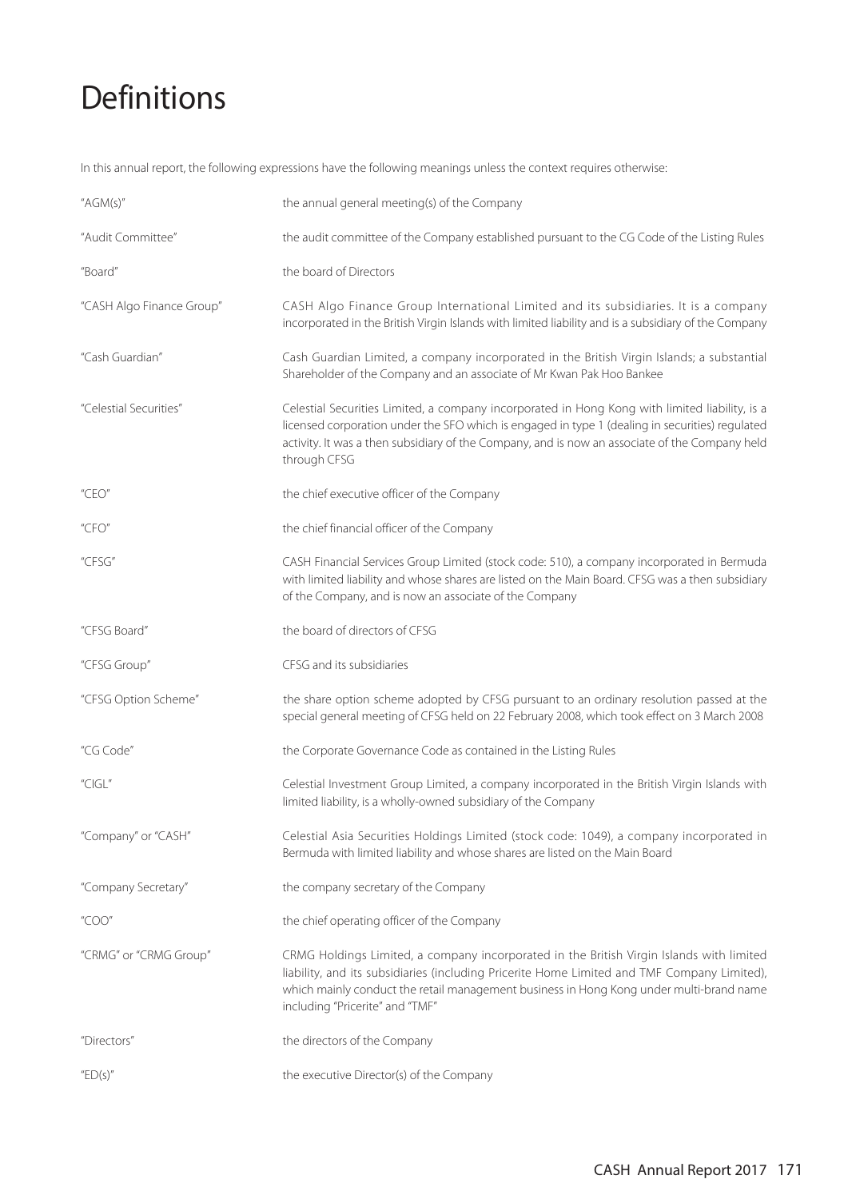# Definitions

In this annual report, the following expressions have the following meanings unless the context requires otherwise:

| | |
|---|---|
| "AGM(s)" | the annual general meeting(s) of the Company |
| "Audit Committee" | the audit committee of the Company established pursuant to the CG Code of the Listing Rules |
| "Board" | the board of Directors |
| "CASH Algo Finance Group" | CASH Algo Finance Group International Limited and its subsidiaries. It is a company incorporated in the British Virgin Islands with limited liability and is a subsidiary of the Company |
| "Cash Guardian" | Cash Guardian Limited, a company incorporated in the British Virgin Islands; a substantial Shareholder of the Company and an associate of Mr Kwan Pak Hoo Bankee |
| "Celestial Securities" | Celestial Securities Limited, a company incorporated in Hong Kong with limited liability, is a licensed corporation under the SFO which is engaged in type 1 (dealing in securities) regulated activity. It was a then subsidiary of the Company, and is now an associate of the Company held through CFSG |
| "CEO" | the chief executive officer of the Company |
| "CFO" | the chief financial officer of the Company |
| "CFSG" | CASH Financial Services Group Limited (stock code: 510), a company incorporated in Bermuda with limited liability and whose shares are listed on the Main Board. CFSG was a then subsidiary of the Company, and is now an associate of the Company |
| "CFSG Board" | the board of directors of CFSG |
| "CFSG Group" | CFSG and its subsidiaries |
| "CFSG Option Scheme" | the share option scheme adopted by CFSG pursuant to an ordinary resolution passed at the special general meeting of CFSG held on 22 February 2008, which took effect on 3 March 2008 |
| "CG Code" | the Corporate Governance Code as contained in the Listing Rules |
| "CIGL" | Celestial Investment Group Limited, a company incorporated in the British Virgin Islands with limited liability, is a wholly-owned subsidiary of the Company |
| "Company" or "CASH" | Celestial Asia Securities Holdings Limited (stock code: 1049), a company incorporated in Bermuda with limited liability and whose shares are listed on the Main Board |
| "Company Secretary" | the company secretary of the Company |
| "COO" | the chief operating officer of the Company |
| "CRMG" or "CRMG Group" | CRMG Holdings Limited, a company incorporated in the British Virgin Islands with limited liability, and its subsidiaries (including Pricerite Home Limited and TMF Company Limited), which mainly conduct the retail management business in Hong Kong under multi-brand name including "Pricerite" and "TMF" |
| "Directors" | the directors of the Company |
| "ED(s)" | the executive Director(s) of the Company |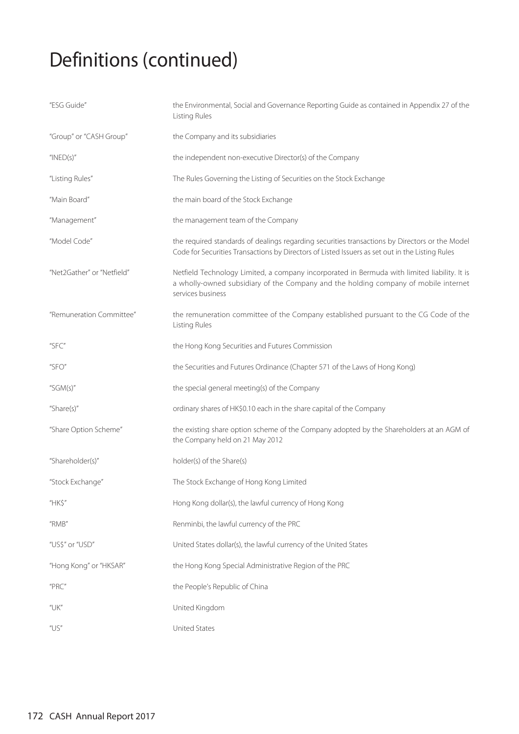# Definitions (continued)

| | |
|---|---|
| "ESG Guide" | the Environmental, Social and Governance Reporting Guide as contained in Appendix 27 of the Listing Rules |
| "Group" or "CASH Group" | the Company and its subsidiaries |
| "INED(s)" | the independent non-executive Director(s) of the Company |
| "Listing Rules" | The Rules Governing the Listing of Securities on the Stock Exchange |
| "Main Board" | the main board of the Stock Exchange |
| "Management" | the management team of the Company |
| "Model Code" | the required standards of dealings regarding securities transactions by Directors or the Model Code for Securities Transactions by Directors of Listed Issuers as set out in the Listing Rules |
| "Net2Gather" or "Netfield" | Netfield Technology Limited, a company incorporated in Bermuda with limited liability. It is a wholly-owned subsidiary of the Company and the holding company of mobile internet services business |
| "Remuneration Committee" | the remuneration committee of the Company established pursuant to the CG Code of the Listing Rules |
| "SFC" | the Hong Kong Securities and Futures Commission |
| "SFO" | the Securities and Futures Ordinance (Chapter 571 of the Laws of Hong Kong) |
| "SGM(s)" | the special general meeting(s) of the Company |
| "Share(s)" | ordinary shares of HK$0.10 each in the share capital of the Company |
| "Share Option Scheme" | the existing share option scheme of the Company adopted by the Shareholders at an AGM of the Company held on 21 May 2012 |
| "Shareholder(s)" | holder(s) of the Share(s) |
| "Stock Exchange" | The Stock Exchange of Hong Kong Limited |
| "HK$" | Hong Kong dollar(s), the lawful currency of Hong Kong |
| "RMB" | Renminbi, the lawful currency of the PRC |
| "US$" or "USD" | United States dollar(s), the lawful currency of the United States |
| "Hong Kong" or "HKSAR" | the Hong Kong Special Administrative Region of the PRC |
| "PRC" | the People's Republic of China |
| "UK" | United Kingdom |
| "US" | United States |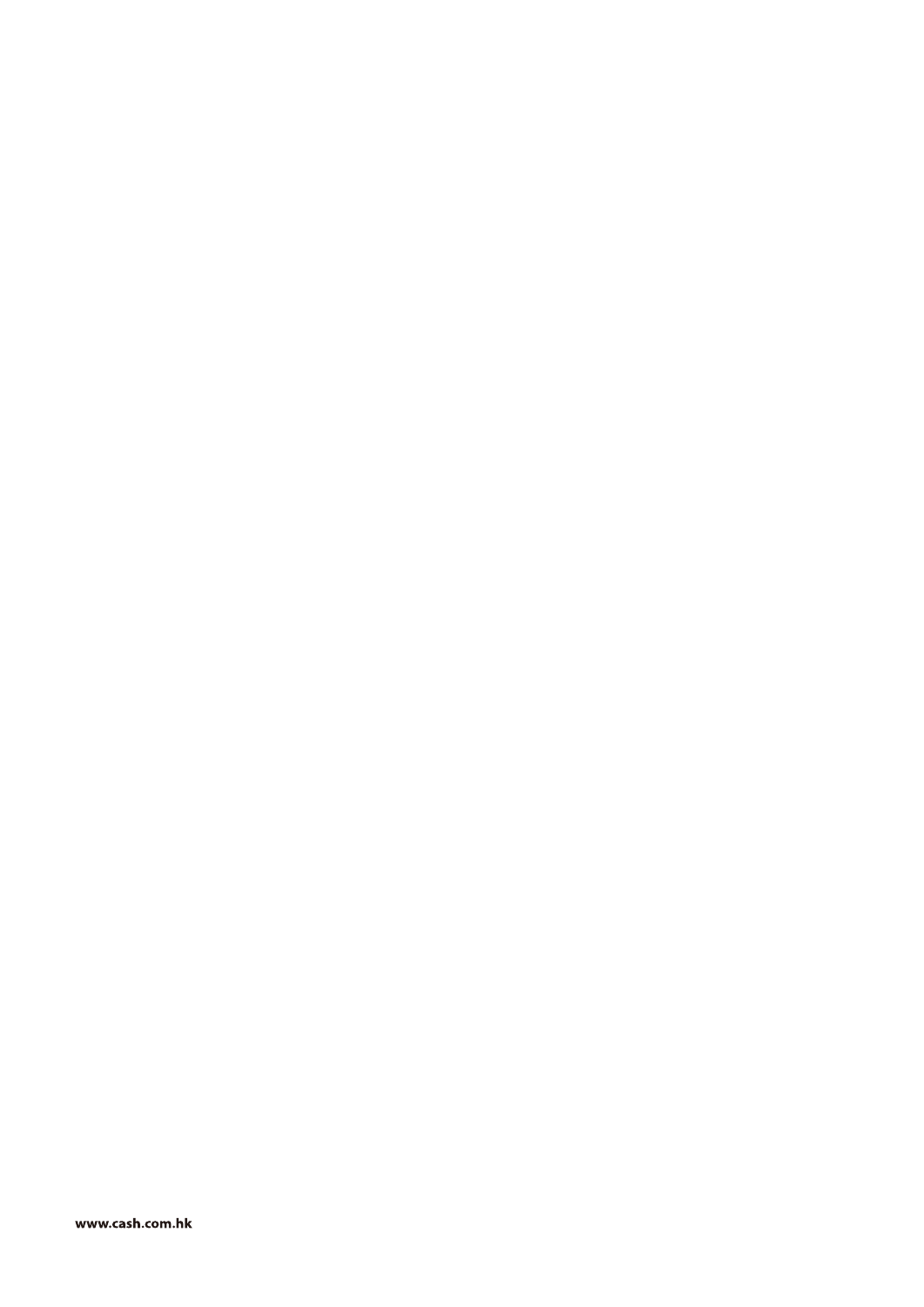**www.cash.com.hk**